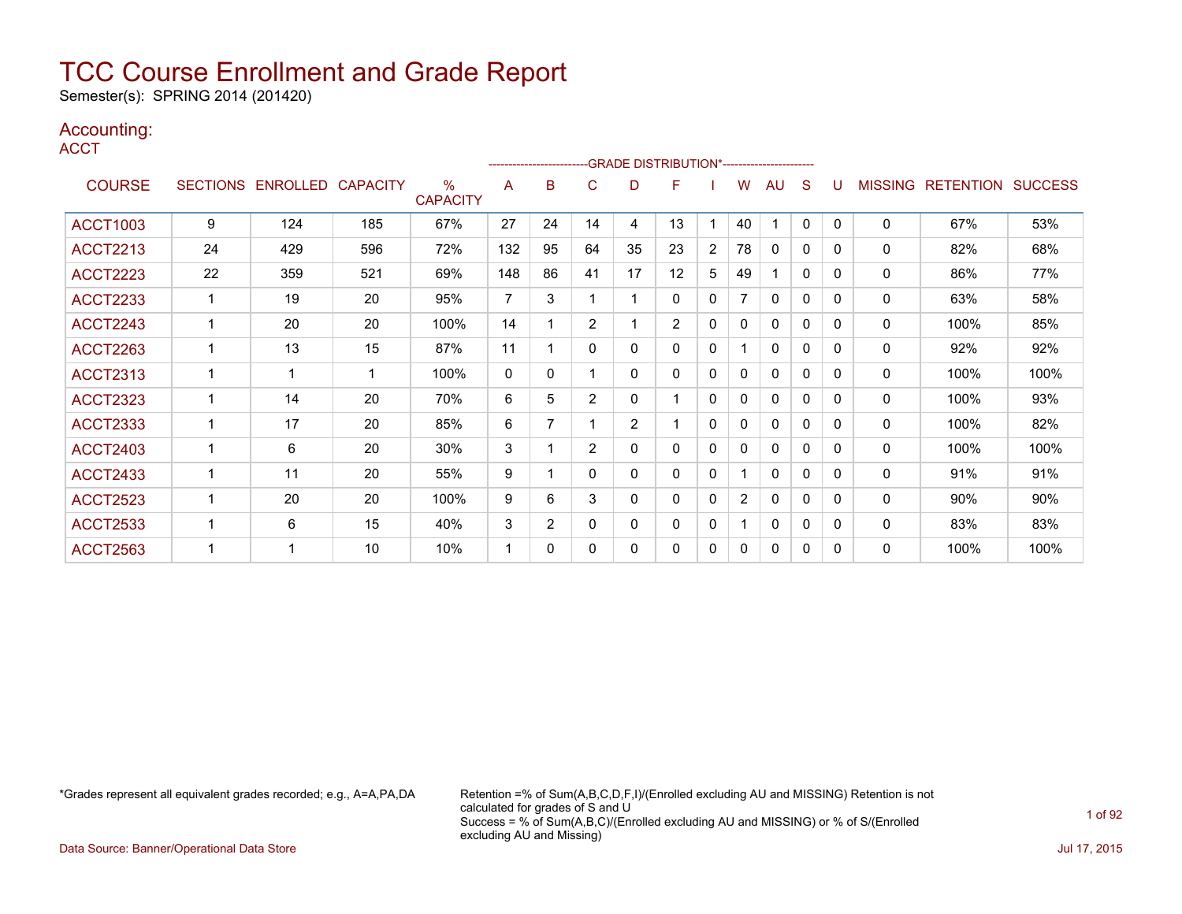# TCC Course Enrollment and Grade Report

Semester(s): SPRING 2014 (201420)

## Accounting:

### ACCT

| COURSE | SECTIONS | ENROLLED | CAPACITY | % CAPACITY | A | B | C | D | F | I | W | AU | S | U | MISSING | RETENTION | SUCCESS |
|---|---|---|---|---|---|---|---|---|---|---|---|---|---|---|---|---|---|
| | | | | | -------------------------GRADE DISTRIBUTION*----------------------- | | | | | | | | | | | | |
| ACCT1003 | 9 | 124 | 185 | 67% | 27 | 24 | 14 | 4 | 13 | 1 | 40 | 1 | 0 | 0 | 0 | 67% | 53% |
| ACCT2213 | 24 | 429 | 596 | 72% | 132 | 95 | 64 | 35 | 23 | 2 | 78 | 0 | 0 | 0 | 0 | 82% | 68% |
| ACCT2223 | 22 | 359 | 521 | 69% | 148 | 86 | 41 | 17 | 12 | 5 | 49 | 1 | 0 | 0 | 0 | 86% | 77% |
| ACCT2233 | 1 | 19 | 20 | 95% | 7 | 3 | 1 | 1 | 0 | 0 | 7 | 0 | 0 | 0 | 0 | 63% | 58% |
| ACCT2243 | 1 | 20 | 20 | 100% | 14 | 1 | 2 | 1 | 2 | 0 | 0 | 0 | 0 | 0 | 0 | 100% | 85% |
| ACCT2263 | 1 | 13 | 15 | 87% | 11 | 1 | 0 | 0 | 0 | 0 | 1 | 0 | 0 | 0 | 0 | 92% | 92% |
| ACCT2313 | 1 | 1 | 1 | 100% | 0 | 0 | 1 | 0 | 0 | 0 | 0 | 0 | 0 | 0 | 0 | 100% | 100% |
| ACCT2323 | 1 | 14 | 20 | 70% | 6 | 5 | 2 | 0 | 1 | 0 | 0 | 0 | 0 | 0 | 0 | 100% | 93% |
| ACCT2333 | 1 | 17 | 20 | 85% | 6 | 7 | 1 | 2 | 1 | 0 | 0 | 0 | 0 | 0 | 0 | 100% | 82% |
| ACCT2403 | 1 | 6 | 20 | 30% | 3 | 1 | 2 | 0 | 0 | 0 | 0 | 0 | 0 | 0 | 0 | 100% | 100% |
| ACCT2433 | 1 | 11 | 20 | 55% | 9 | 1 | 0 | 0 | 0 | 0 | 1 | 0 | 0 | 0 | 0 | 91% | 91% |
| ACCT2523 | 1 | 20 | 20 | 100% | 9 | 6 | 3 | 0 | 0 | 0 | 2 | 0 | 0 | 0 | 0 | 90% | 90% |
| ACCT2533 | 1 | 6 | 15 | 40% | 3 | 2 | 0 | 0 | 0 | 0 | 1 | 0 | 0 | 0 | 0 | 83% | 83% |
| ACCT2563 | 1 | 1 | 10 | 10% | 1 | 0 | 0 | 0 | 0 | 0 | 0 | 0 | 0 | 0 | 0 | 100% | 100% |

*Grades represent all equivalent grades recorded; e.g., A=A,PA,DA

Retention =% of Sum(A,B,C,D,F,I)/(Enrolled excluding AU and MISSING) Retention is not calculated for grades of S and U
Success = % of Sum(A,B,C)/(Enrolled excluding AU and MISSING) or % of S/(Enrolled excluding AU and Missing)

Data Source: Banner/Operational Data Store

Jul 17, 2015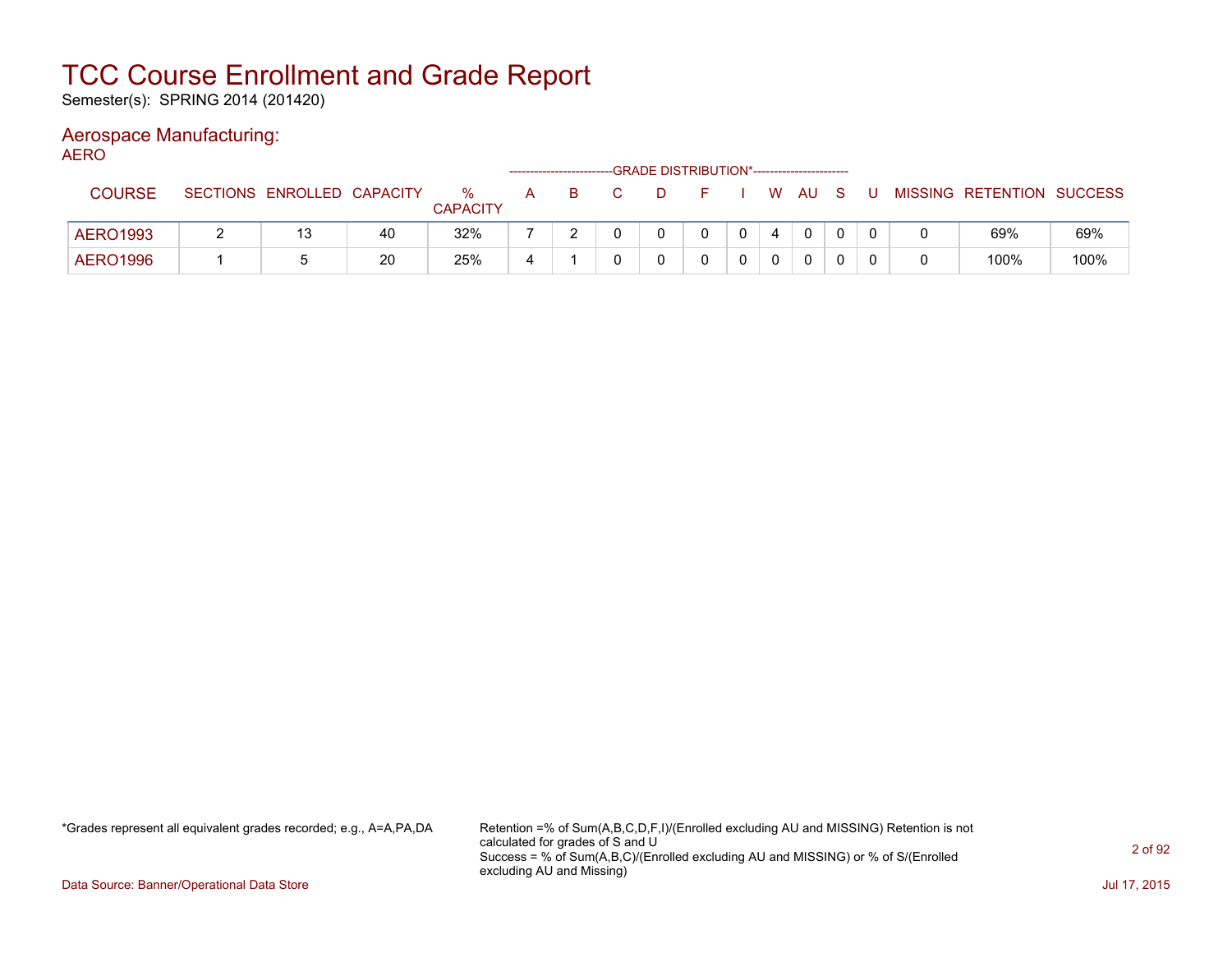# TCC Course Enrollment and Grade Report

Semester(s): SPRING 2014 (201420)

## Aerospace Manufacturing:

AERO

| COURSE | SECTIONS | ENROLLED | CAPACITY | % CAPACITY | A | B | C | D | F | I | W | AU | S | U | MISSING | RETENTION | SUCCESS |
|---|---|---|---|---|---|---|---|---|---|---|---|---|---|---|---|---|---|
| | | | | | GRADE DISTRIBUTION* | | | | | | | | | | | | |
| AERO1993 | 2 | 13 | 40 | 32% | 7 | 2 | 0 | 0 | 0 | 0 | 4 | 0 | 0 | 0 | 0 | 69% | 69% |
| AERO1996 | 1 | 5 | 20 | 25% | 4 | 1 | 0 | 0 | 0 | 0 | 0 | 0 | 0 | 0 | 0 | 100% | 100% |

*Grades represent all equivalent grades recorded; e.g., A=A,PA,DA

Retention =% of Sum(A,B,C,D,F,I)/(Enrolled excluding AU and MISSING) Retention is not calculated for grades of S and U
Success = % of Sum(A,B,C)/(Enrolled excluding AU and MISSING) or % of S/(Enrolled excluding AU and Missing)

Data Source: Banner/Operational Data Store

Jul 17, 2015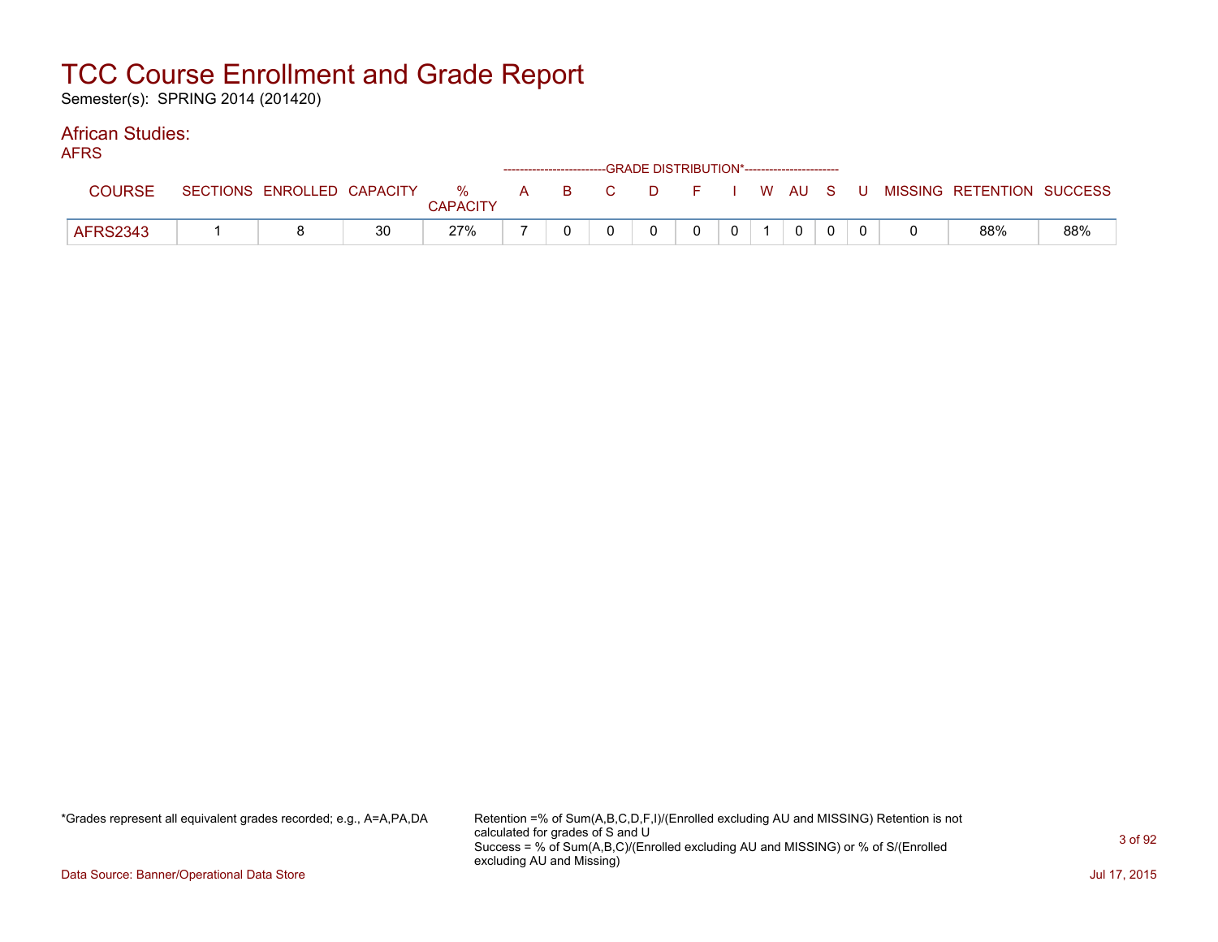# TCC Course Enrollment and Grade Report

Semester(s): SPRING 2014 (201420)

## African Studies:

AFRS

| COURSE | SECTIONS | ENROLLED | CAPACITY | % CAPACITY | A | B | C | D | F | I | W | AU | S | U | MISSING | RETENTION | SUCCESS |
|---|---|---|---|---|---|---|---|---|---|---|---|---|---|---|---|---|---|
| | | | | | GRADE DISTRIBUTION* | | | | | | | | | | | | |
| AFRS2343 | 1 | 8 | 30 | 27% | 7 | 0 | 0 | 0 | 0 | 0 | 1 | 0 | 0 | 0 | 0 | 88% | 88% |

*Grades represent all equivalent grades recorded; e.g., A=A,PA,DA

Retention =% of Sum(A,B,C,D,F,I)/(Enrolled excluding AU and MISSING) Retention is not calculated for grades of S and U
Success = % of Sum(A,B,C)/(Enrolled excluding AU and MISSING) or % of S/(Enrolled excluding AU and Missing)

Data Source: Banner/Operational Data Store

Jul 17, 2015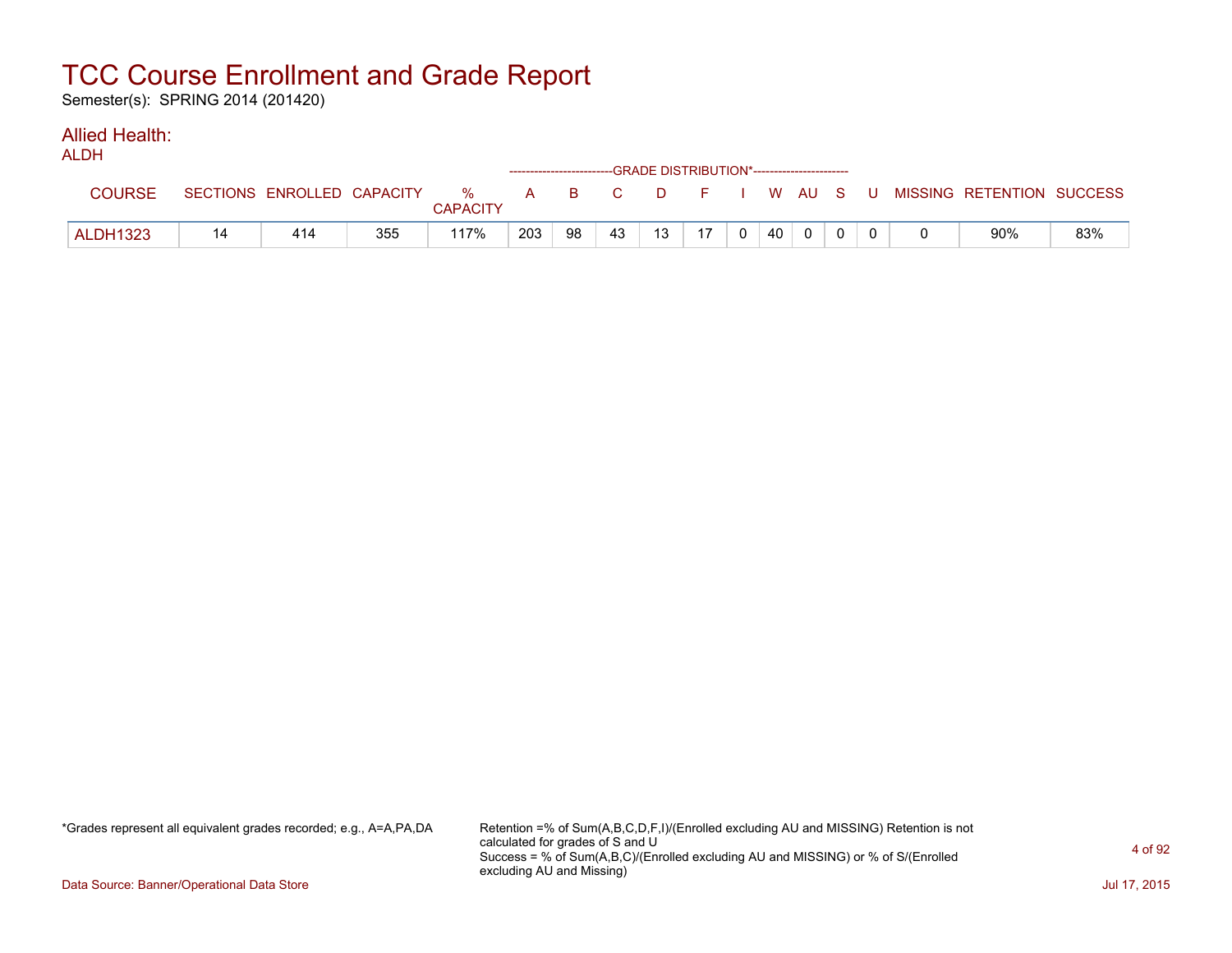# TCC Course Enrollment and Grade Report

Semester(s): SPRING 2014 (201420)

## Allied Health:

ALDH

| COURSE | SECTIONS | ENROLLED | CAPACITY | % CAPACITY | A | B | C | D | F | I | W | AU | S | U | MISSING | RETENTION | SUCCESS |
|---|---|---|---|---|---|---|---|---|---|---|---|---|---|---|---|---|---|
| | | | | | GRADE DISTRIBUTION* | | | | | | | | | | | | |
| ALDH1323 | 14 | 414 | 355 | 117% | 203 | 98 | 43 | 13 | 17 | 0 | 40 | 0 | 0 | 0 | 0 | 90% | 83% |

*Grades represent all equivalent grades recorded; e.g., A=A,PA,DA

Retention =% of Sum(A,B,C,D,F,I)/(Enrolled excluding AU and MISSING) Retention is not calculated for grades of S and U
Success = % of Sum(A,B,C)/(Enrolled excluding AU and MISSING) or % of S/(Enrolled excluding AU and Missing)

Data Source: Banner/Operational Data Store

Jul 17, 2015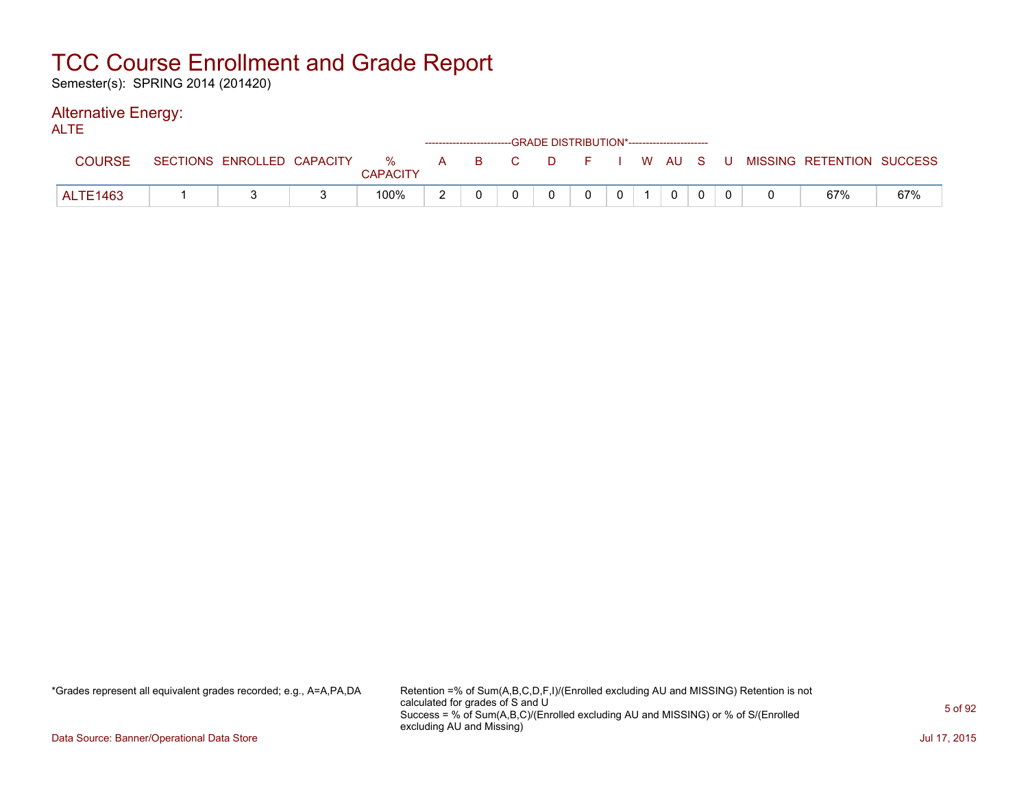# TCC Course Enrollment and Grade Report

Semester(s): SPRING 2014 (201420)

## Alternative Energy:

### ALTE

| COURSE | SECTIONS | ENROLLED | CAPACITY | % CAPACITY | A | B | C | D | F | I | W | AU | S | U | MISSING | RETENTION | SUCCESS |
|---|---|---|---|---|---|---|---|---|---|---|---|---|---|---|---|---|---|
| | | | | | GRADE DISTRIBUTION* | | | | | | | | | | | | |
| ALTE1463 | 1 | 3 | 3 | 100% | 2 | 0 | 0 | 0 | 0 | 0 | 1 | 0 | 0 | 0 | 0 | 67% | 67% |

*Grades represent all equivalent grades recorded; e.g., A=A,PA,DA

Retention =% of Sum(A,B,C,D,F,I)/(Enrolled excluding AU and MISSING) Retention is not calculated for grades of S and U
Success = % of Sum(A,B,C)/(Enrolled excluding AU and MISSING) or % of S/(Enrolled excluding AU and Missing)

Data Source: Banner/Operational Data Store

Jul 17, 2015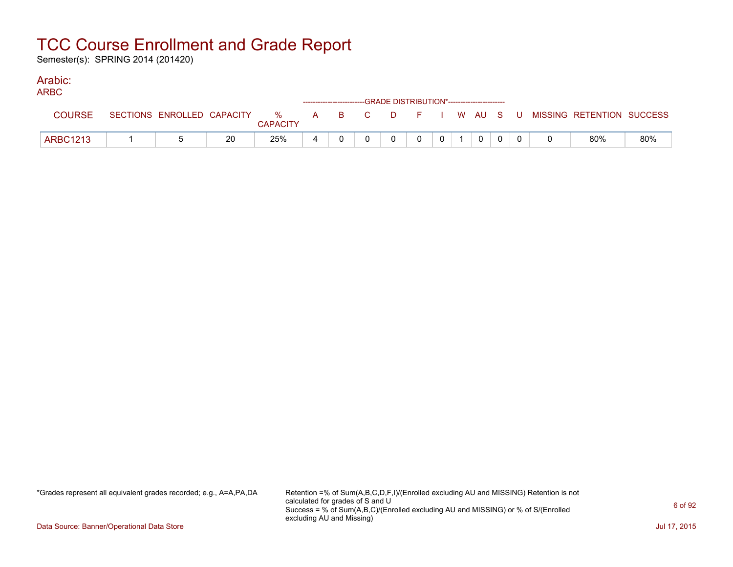# TCC Course Enrollment and Grade Report

Semester(s): SPRING 2014 (201420)

## Arabic:

### ARBC

| COURSE | SECTIONS | ENROLLED | CAPACITY | % CAPACITY | A | B | C | D | F | I | W | AU | S | U | MISSING | RETENTION | SUCCESS |
|---|---|---|---|---|---|---|---|---|---|---|---|---|---|---|---|---|---|
| | | | | | GRADE DISTRIBUTION* | | | | | | | | | | | | |
| ARBC1213 | 1 | 5 | 20 | 25% | 4 | 0 | 0 | 0 | 0 | 0 | 1 | 0 | 0 | 0 | 0 | 80% | 80% |

*Grades represent all equivalent grades recorded; e.g., A=A,PA,DA

Retention =% of Sum(A,B,C,D,F,I)/(Enrolled excluding AU and MISSING) Retention is not calculated for grades of S and U
Success = % of Sum(A,B,C)/(Enrolled excluding AU and MISSING) or % of S/(Enrolled excluding AU and Missing)

Data Source: Banner/Operational Data Store

Jul 17, 2015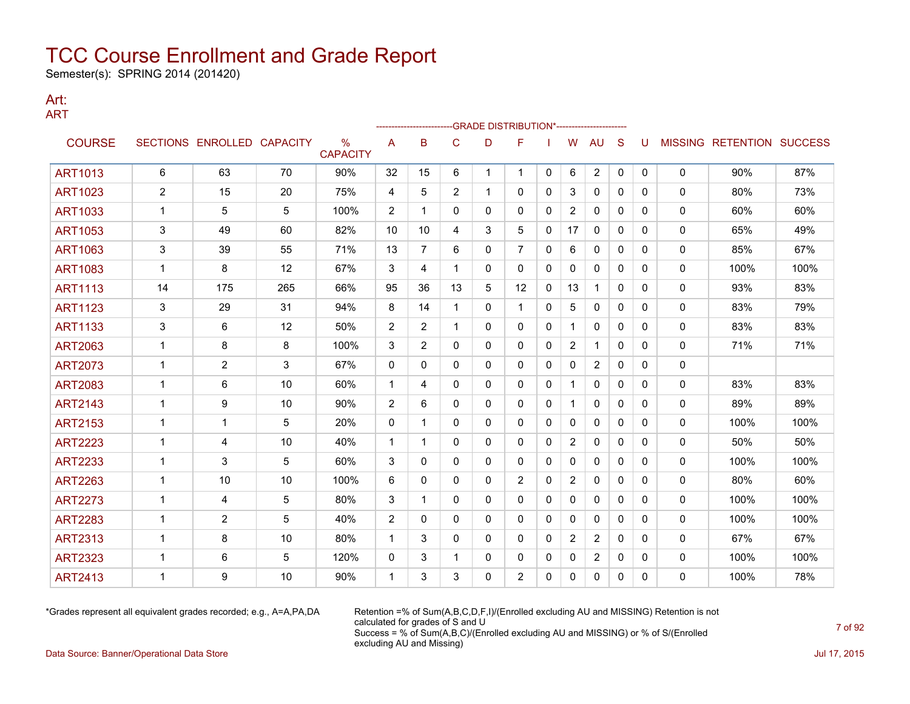# TCC Course Enrollment and Grade Report

Semester(s): SPRING 2014 (201420)

## Art:

### ART

| COURSE | SECTIONS | ENROLLED | CAPACITY | % CAPACITY | A | B | C | D | F | I | W | AU | S | U | MISSING | RETENTION | SUCCESS |
|---|---|---|---|---|---|---|---|---|---|---|---|---|---|---|---|---|---|
| | | | | | GRADE DISTRIBUTION* | | | | | | | | | | | | |
| ART1013 | 6 | 63 | 70 | 90% | 32 | 15 | 6 | 1 | 1 | 0 | 6 | 2 | 0 | 0 | 0 | 90% | 87% |
| ART1023 | 2 | 15 | 20 | 75% | 4 | 5 | 2 | 1 | 0 | 0 | 3 | 0 | 0 | 0 | 0 | 80% | 73% |
| ART1033 | 1 | 5 | 5 | 100% | 2 | 1 | 0 | 0 | 0 | 0 | 2 | 0 | 0 | 0 | 0 | 60% | 60% |
| ART1053 | 3 | 49 | 60 | 82% | 10 | 10 | 4 | 3 | 5 | 0 | 17 | 0 | 0 | 0 | 0 | 65% | 49% |
| ART1063 | 3 | 39 | 55 | 71% | 13 | 7 | 6 | 0 | 7 | 0 | 6 | 0 | 0 | 0 | 0 | 85% | 67% |
| ART1083 | 1 | 8 | 12 | 67% | 3 | 4 | 1 | 0 | 0 | 0 | 0 | 0 | 0 | 0 | 0 | 100% | 100% |
| ART1113 | 14 | 175 | 265 | 66% | 95 | 36 | 13 | 5 | 12 | 0 | 13 | 1 | 0 | 0 | 0 | 93% | 83% |
| ART1123 | 3 | 29 | 31 | 94% | 8 | 14 | 1 | 0 | 1 | 0 | 5 | 0 | 0 | 0 | 0 | 83% | 79% |
| ART1133 | 3 | 6 | 12 | 50% | 2 | 2 | 1 | 0 | 0 | 0 | 1 | 0 | 0 | 0 | 0 | 83% | 83% |
| ART2063 | 1 | 8 | 8 | 100% | 3 | 2 | 0 | 0 | 0 | 0 | 2 | 1 | 0 | 0 | 0 | 71% | 71% |
| ART2073 | 1 | 2 | 3 | 67% | 0 | 0 | 0 | 0 | 0 | 0 | 0 | 2 | 0 | 0 | 0 | | |
| ART2083 | 1 | 6 | 10 | 60% | 1 | 4 | 0 | 0 | 0 | 0 | 1 | 0 | 0 | 0 | 0 | 83% | 83% |
| ART2143 | 1 | 9 | 10 | 90% | 2 | 6 | 0 | 0 | 0 | 0 | 1 | 0 | 0 | 0 | 0 | 89% | 89% |
| ART2153 | 1 | 1 | 5 | 20% | 0 | 1 | 0 | 0 | 0 | 0 | 0 | 0 | 0 | 0 | 0 | 100% | 100% |
| ART2223 | 1 | 4 | 10 | 40% | 1 | 1 | 0 | 0 | 0 | 0 | 2 | 0 | 0 | 0 | 0 | 50% | 50% |
| ART2233 | 1 | 3 | 5 | 60% | 3 | 0 | 0 | 0 | 0 | 0 | 0 | 0 | 0 | 0 | 0 | 100% | 100% |
| ART2263 | 1 | 10 | 10 | 100% | 6 | 0 | 0 | 0 | 2 | 0 | 2 | 0 | 0 | 0 | 0 | 80% | 60% |
| ART2273 | 1 | 4 | 5 | 80% | 3 | 1 | 0 | 0 | 0 | 0 | 0 | 0 | 0 | 0 | 0 | 100% | 100% |
| ART2283 | 1 | 2 | 5 | 40% | 2 | 0 | 0 | 0 | 0 | 0 | 0 | 0 | 0 | 0 | 0 | 100% | 100% |
| ART2313 | 1 | 8 | 10 | 80% | 1 | 3 | 0 | 0 | 0 | 0 | 2 | 2 | 0 | 0 | 0 | 67% | 67% |
| ART2323 | 1 | 6 | 5 | 120% | 0 | 3 | 1 | 0 | 0 | 0 | 0 | 2 | 0 | 0 | 0 | 100% | 100% |
| ART2413 | 1 | 9 | 10 | 90% | 1 | 3 | 3 | 0 | 2 | 0 | 0 | 0 | 0 | 0 | 0 | 100% | 78% |

*Grades represent all equivalent grades recorded; e.g., A=A,PA,DA

Retention =% of Sum(A,B,C,D,F,I)/(Enrolled excluding AU and MISSING) Retention is not calculated for grades of S and U
Success = % of Sum(A,B,C)/(Enrolled excluding AU and MISSING) or % of S/(Enrolled excluding AU and Missing)

Data Source: Banner/Operational Data Store

Jul 17, 2015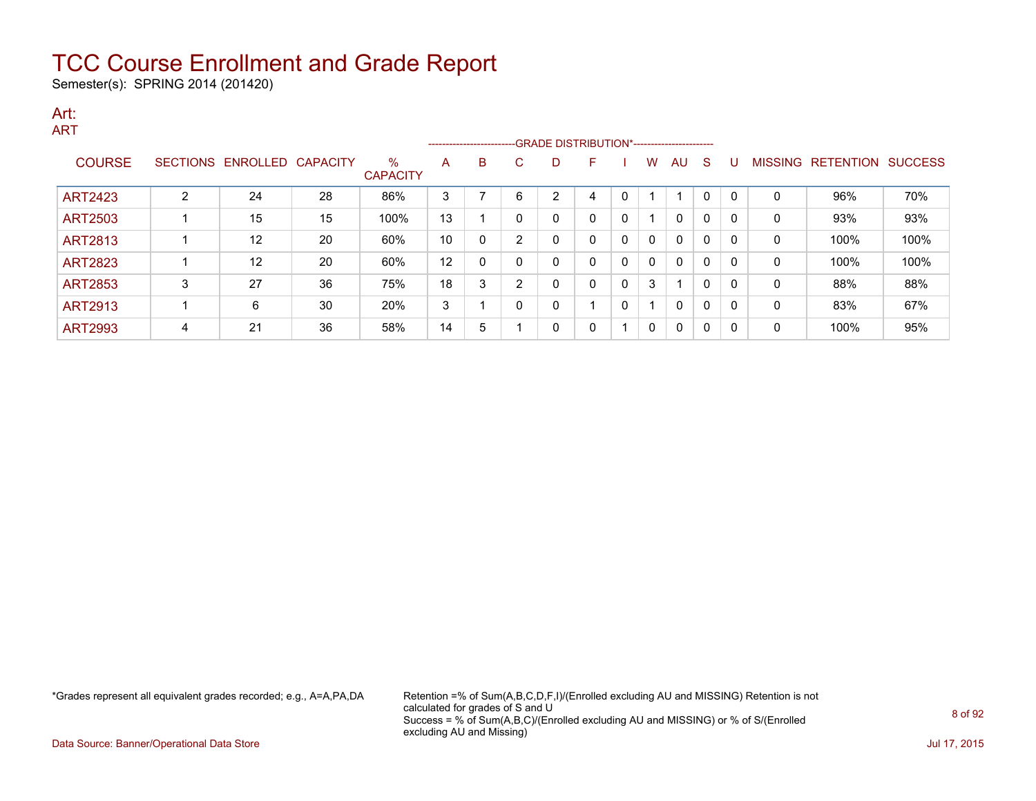# TCC Course Enrollment and Grade Report

Semester(s): SPRING 2014 (201420)

## Art:

### ART

| COURSE | SECTIONS | ENROLLED | CAPACITY | % CAPACITY | A | B | C | D | F | I | W | AU | S | U | MISSING | RETENTION | SUCCESS |
|---|---|---|---|---|---|---|---|---|---|---|---|---|---|---|---|---|---|
| | | | | | GRADE DISTRIBUTION* | | | | | | | | | | | | |
| ART2423 | 2 | 24 | 28 | 86% | 3 | 7 | 6 | 2 | 4 | 0 | 1 | 1 | 0 | 0 | 0 | 96% | 70% |
| ART2503 | 1 | 15 | 15 | 100% | 13 | 1 | 0 | 0 | 0 | 0 | 1 | 0 | 0 | 0 | 0 | 93% | 93% |
| ART2813 | 1 | 12 | 20 | 60% | 10 | 0 | 2 | 0 | 0 | 0 | 0 | 0 | 0 | 0 | 0 | 100% | 100% |
| ART2823 | 1 | 12 | 20 | 60% | 12 | 0 | 0 | 0 | 0 | 0 | 0 | 0 | 0 | 0 | 0 | 100% | 100% |
| ART2853 | 3 | 27 | 36 | 75% | 18 | 3 | 2 | 0 | 0 | 0 | 3 | 1 | 0 | 0 | 0 | 88% | 88% |
| ART2913 | 1 | 6 | 30 | 20% | 3 | 1 | 0 | 0 | 1 | 0 | 1 | 0 | 0 | 0 | 0 | 83% | 67% |
| ART2993 | 4 | 21 | 36 | 58% | 14 | 5 | 1 | 0 | 0 | 1 | 0 | 0 | 0 | 0 | 0 | 100% | 95% |

*Grades represent all equivalent grades recorded; e.g., A=A,PA,DA

Retention =% of Sum(A,B,C,D,F,I)/(Enrolled excluding AU and MISSING) Retention is not calculated for grades of S and U
Success = % of Sum(A,B,C)/(Enrolled excluding AU and MISSING) or % of S/(Enrolled excluding AU and Missing)

Data Source: Banner/Operational Data Store

Jul 17, 2015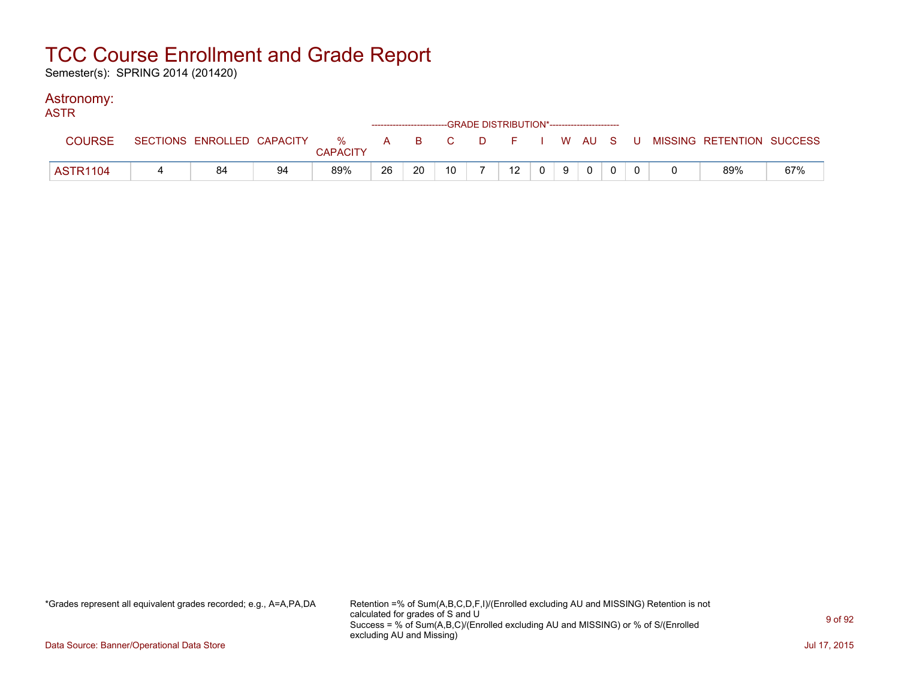# TCC Course Enrollment and Grade Report

Semester(s): SPRING 2014 (201420)

## Astronomy:

### ASTR

| COURSE | SECTIONS | ENROLLED | CAPACITY | % CAPACITY | A | B | C | D | F | I | W | AU | S | U | MISSING | RETENTION | SUCCESS |
|---|---|---|---|---|---|---|---|---|---|---|---|---|---|---|---|---|---|
| | | | | | GRADE DISTRIBUTION* | | | | | | | | | | | | |
| ASTR1104 | 4 | 84 | 94 | 89% | 26 | 20 | 10 | 7 | 12 | 0 | 9 | 0 | 0 | 0 | 0 | 89% | 67% |

*Grades represent all equivalent grades recorded; e.g., A=A,PA,DA

Retention =% of Sum(A,B,C,D,F,I)/(Enrolled excluding AU and MISSING) Retention is not calculated for grades of S and U
Success = % of Sum(A,B,C)/(Enrolled excluding AU and MISSING) or % of S/(Enrolled excluding AU and Missing)

Data Source: Banner/Operational Data Store

Jul 17, 2015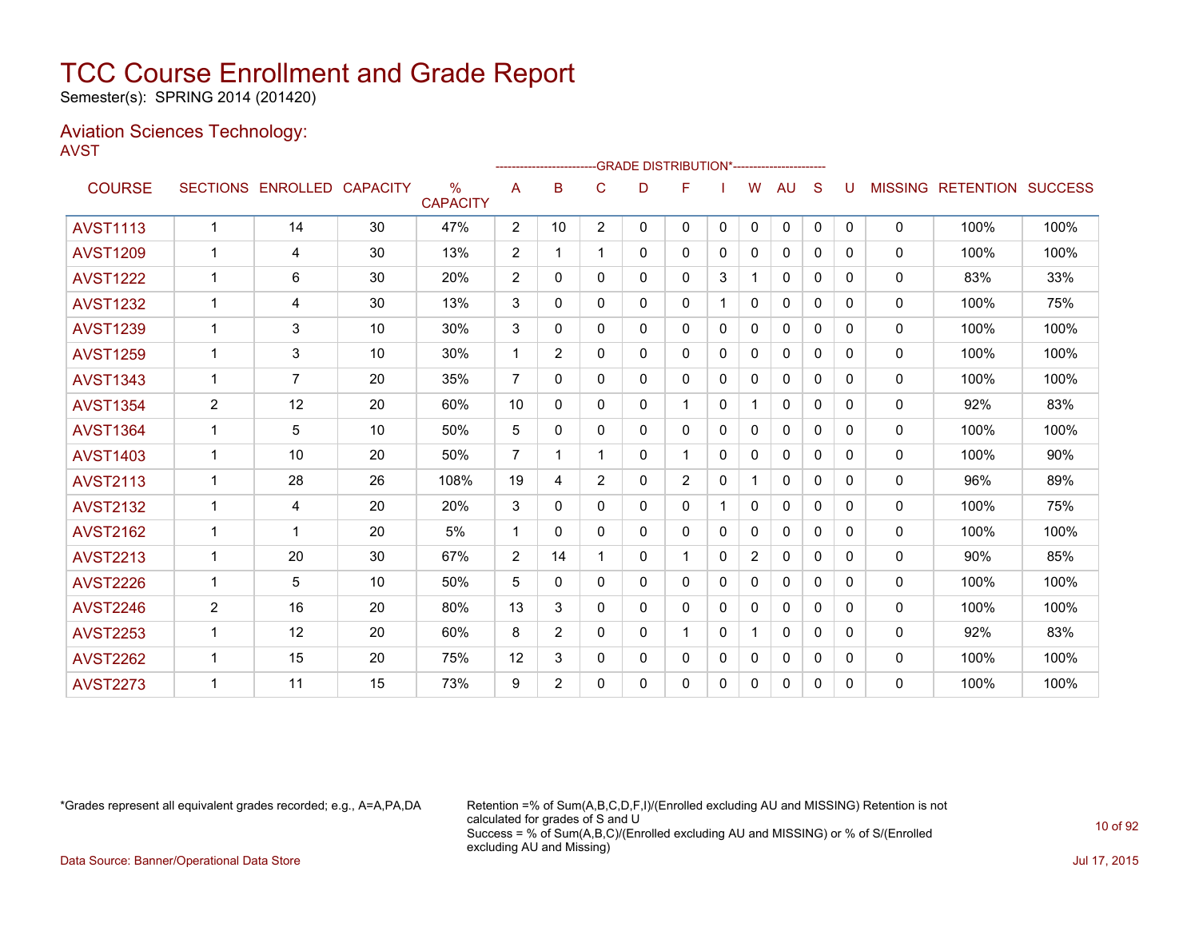# TCC Course Enrollment and Grade Report

Semester(s): SPRING 2014 (201420)

## Aviation Sciences Technology:

AVST

| COURSE | SECTIONS | ENROLLED | CAPACITY | % CAPACITY | A | B | C | D | F | I | W | AU | S | U | MISSING | RETENTION | SUCCESS |
|---|---|---|---|---|---|---|---|---|---|---|---|---|---|---|---|---|---|
| | | | | | GRADE DISTRIBUTION* | | | | | | | | | | | | |
| AVST1113 | 1 | 14 | 30 | 47% | 2 | 10 | 2 | 0 | 0 | 0 | 0 | 0 | 0 | 0 | 0 | 100% | 100% |
| AVST1209 | 1 | 4 | 30 | 13% | 2 | 1 | 1 | 0 | 0 | 0 | 0 | 0 | 0 | 0 | 0 | 100% | 100% |
| AVST1222 | 1 | 6 | 30 | 20% | 2 | 0 | 0 | 0 | 0 | 3 | 1 | 0 | 0 | 0 | 0 | 83% | 33% |
| AVST1232 | 1 | 4 | 30 | 13% | 3 | 0 | 0 | 0 | 0 | 1 | 0 | 0 | 0 | 0 | 0 | 100% | 75% |
| AVST1239 | 1 | 3 | 10 | 30% | 3 | 0 | 0 | 0 | 0 | 0 | 0 | 0 | 0 | 0 | 0 | 100% | 100% |
| AVST1259 | 1 | 3 | 10 | 30% | 1 | 2 | 0 | 0 | 0 | 0 | 0 | 0 | 0 | 0 | 0 | 100% | 100% |
| AVST1343 | 1 | 7 | 20 | 35% | 7 | 0 | 0 | 0 | 0 | 0 | 0 | 0 | 0 | 0 | 0 | 100% | 100% |
| AVST1354 | 2 | 12 | 20 | 60% | 10 | 0 | 0 | 0 | 1 | 0 | 1 | 0 | 0 | 0 | 0 | 92% | 83% |
| AVST1364 | 1 | 5 | 10 | 50% | 5 | 0 | 0 | 0 | 0 | 0 | 0 | 0 | 0 | 0 | 0 | 100% | 100% |
| AVST1403 | 1 | 10 | 20 | 50% | 7 | 1 | 1 | 0 | 1 | 0 | 0 | 0 | 0 | 0 | 0 | 100% | 90% |
| AVST2113 | 1 | 28 | 26 | 108% | 19 | 4 | 2 | 0 | 2 | 0 | 1 | 0 | 0 | 0 | 0 | 96% | 89% |
| AVST2132 | 1 | 4 | 20 | 20% | 3 | 0 | 0 | 0 | 0 | 1 | 0 | 0 | 0 | 0 | 0 | 100% | 75% |
| AVST2162 | 1 | 1 | 20 | 5% | 1 | 0 | 0 | 0 | 0 | 0 | 0 | 0 | 0 | 0 | 0 | 100% | 100% |
| AVST2213 | 1 | 20 | 30 | 67% | 2 | 14 | 1 | 0 | 1 | 0 | 2 | 0 | 0 | 0 | 0 | 90% | 85% |
| AVST2226 | 1 | 5 | 10 | 50% | 5 | 0 | 0 | 0 | 0 | 0 | 0 | 0 | 0 | 0 | 0 | 100% | 100% |
| AVST2246 | 2 | 16 | 20 | 80% | 13 | 3 | 0 | 0 | 0 | 0 | 0 | 0 | 0 | 0 | 0 | 100% | 100% |
| AVST2253 | 1 | 12 | 20 | 60% | 8 | 2 | 0 | 0 | 1 | 0 | 1 | 0 | 0 | 0 | 0 | 92% | 83% |
| AVST2262 | 1 | 15 | 20 | 75% | 12 | 3 | 0 | 0 | 0 | 0 | 0 | 0 | 0 | 0 | 0 | 100% | 100% |
| AVST2273 | 1 | 11 | 15 | 73% | 9 | 2 | 0 | 0 | 0 | 0 | 0 | 0 | 0 | 0 | 0 | 100% | 100% |

*Grades represent all equivalent grades recorded; e.g., A=A,PA,DA

Retention =% of Sum(A,B,C,D,F,I)/(Enrolled excluding AU and MISSING) Retention is not calculated for grades of S and U
Success = % of Sum(A,B,C)/(Enrolled excluding AU and MISSING) or % of S/(Enrolled excluding AU and Missing)

Data Source: Banner/Operational Data Store

Jul 17, 2015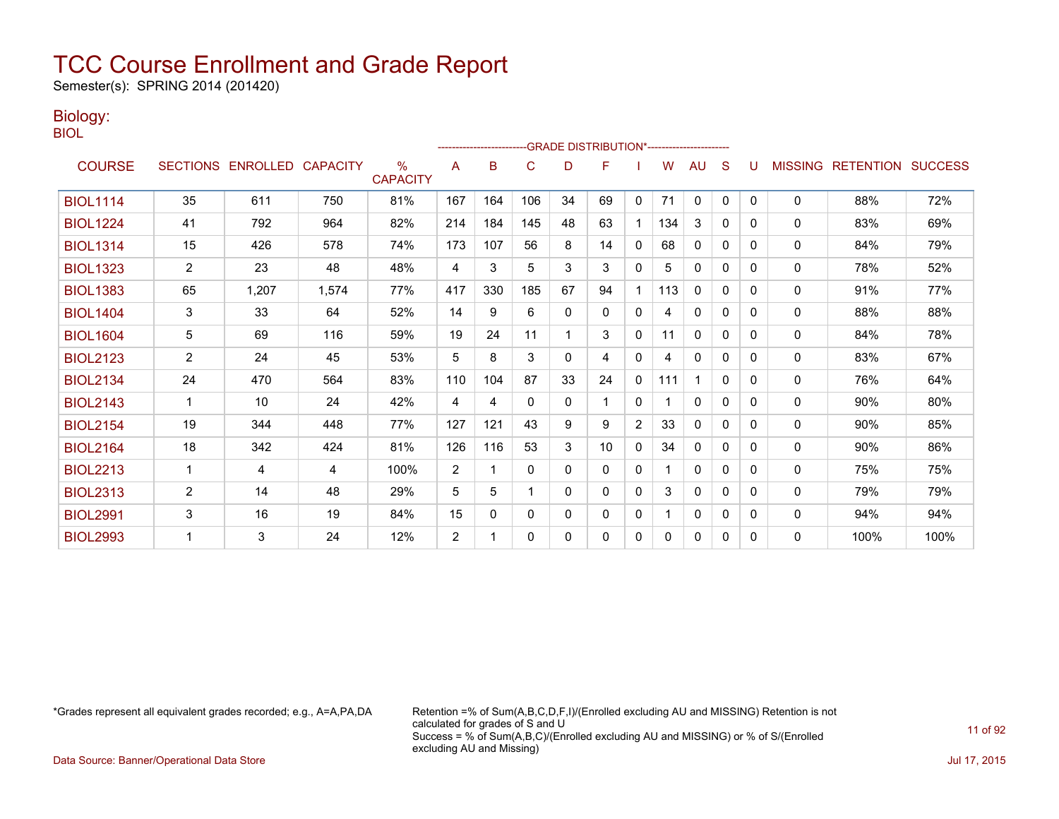# TCC Course Enrollment and Grade Report

Semester(s): SPRING 2014 (201420)

## Biology:

BIOL

| COURSE | SECTIONS | ENROLLED | CAPACITY | % CAPACITY | A | B | C | D | F | I | W | AU | S | U | MISSING | RETENTION | SUCCESS |
|---|---|---|---|---|---|---|---|---|---|---|---|---|---|---|---|---|---|
| | | | | | GRADE DISTRIBUTION* | | | | | | | | | | | | |
| BIOL1114 | 35 | 611 | 750 | 81% | 167 | 164 | 106 | 34 | 69 | 0 | 71 | 0 | 0 | 0 | 0 | 88% | 72% |
| BIOL1224 | 41 | 792 | 964 | 82% | 214 | 184 | 145 | 48 | 63 | 1 | 134 | 3 | 0 | 0 | 0 | 83% | 69% |
| BIOL1314 | 15 | 426 | 578 | 74% | 173 | 107 | 56 | 8 | 14 | 0 | 68 | 0 | 0 | 0 | 0 | 84% | 79% |
| BIOL1323 | 2 | 23 | 48 | 48% | 4 | 3 | 5 | 3 | 3 | 0 | 5 | 0 | 0 | 0 | 0 | 78% | 52% |
| BIOL1383 | 65 | 1,207 | 1,574 | 77% | 417 | 330 | 185 | 67 | 94 | 1 | 113 | 0 | 0 | 0 | 0 | 91% | 77% |
| BIOL1404 | 3 | 33 | 64 | 52% | 14 | 9 | 6 | 0 | 0 | 0 | 4 | 0 | 0 | 0 | 0 | 88% | 88% |
| BIOL1604 | 5 | 69 | 116 | 59% | 19 | 24 | 11 | 1 | 3 | 0 | 11 | 0 | 0 | 0 | 0 | 84% | 78% |
| BIOL2123 | 2 | 24 | 45 | 53% | 5 | 8 | 3 | 0 | 4 | 0 | 4 | 0 | 0 | 0 | 0 | 83% | 67% |
| BIOL2134 | 24 | 470 | 564 | 83% | 110 | 104 | 87 | 33 | 24 | 0 | 111 | 1 | 0 | 0 | 0 | 76% | 64% |
| BIOL2143 | 1 | 10 | 24 | 42% | 4 | 4 | 0 | 0 | 1 | 0 | 1 | 0 | 0 | 0 | 0 | 90% | 80% |
| BIOL2154 | 19 | 344 | 448 | 77% | 127 | 121 | 43 | 9 | 9 | 2 | 33 | 0 | 0 | 0 | 0 | 90% | 85% |
| BIOL2164 | 18 | 342 | 424 | 81% | 126 | 116 | 53 | 3 | 10 | 0 | 34 | 0 | 0 | 0 | 0 | 90% | 86% |
| BIOL2213 | 1 | 4 | 4 | 100% | 2 | 1 | 0 | 0 | 0 | 0 | 1 | 0 | 0 | 0 | 0 | 75% | 75% |
| BIOL2313 | 2 | 14 | 48 | 29% | 5 | 5 | 1 | 0 | 0 | 0 | 3 | 0 | 0 | 0 | 0 | 79% | 79% |
| BIOL2991 | 3 | 16 | 19 | 84% | 15 | 0 | 0 | 0 | 0 | 0 | 1 | 0 | 0 | 0 | 0 | 94% | 94% |
| BIOL2993 | 1 | 3 | 24 | 12% | 2 | 1 | 0 | 0 | 0 | 0 | 0 | 0 | 0 | 0 | 0 | 100% | 100% |

*Grades represent all equivalent grades recorded; e.g., A=A,PA,DA

Retention =% of Sum(A,B,C,D,F,I)/(Enrolled excluding AU and MISSING) Retention is not calculated for grades of S and U
Success = % of Sum(A,B,C)/(Enrolled excluding AU and MISSING) or % of S/(Enrolled excluding AU and Missing)

Data Source: Banner/Operational Data Store

Jul 17, 2015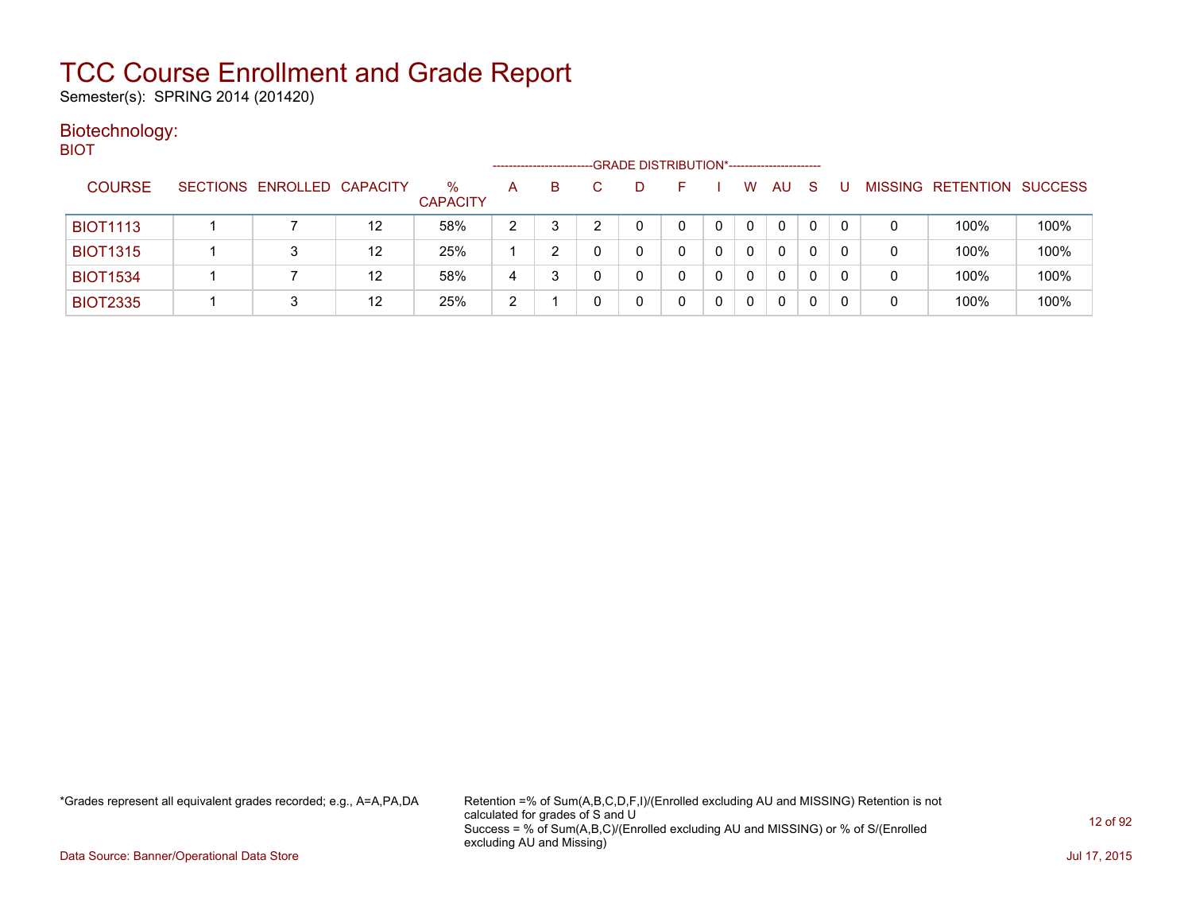# TCC Course Enrollment and Grade Report

Semester(s): SPRING 2014 (201420)

## Biotechnology:

BIOT

| COURSE | SECTIONS | ENROLLED | CAPACITY | % CAPACITY | A | B | C | D | F | I | W | AU | S | U | MISSING | RETENTION | SUCCESS |
|---|---|---|---|---|---|---|---|---|---|---|---|---|---|---|---|---|---|
| | | | | | GRADE DISTRIBUTION* | | | | | | | | | | | | |
| BIOT1113 | 1 | 7 | 12 | 58% | 2 | 3 | 2 | 0 | 0 | 0 | 0 | 0 | 0 | 0 | 0 | 100% | 100% |
| BIOT1315 | 1 | 3 | 12 | 25% | 1 | 2 | 0 | 0 | 0 | 0 | 0 | 0 | 0 | 0 | 0 | 100% | 100% |
| BIOT1534 | 1 | 7 | 12 | 58% | 4 | 3 | 0 | 0 | 0 | 0 | 0 | 0 | 0 | 0 | 0 | 100% | 100% |
| BIOT2335 | 1 | 3 | 12 | 25% | 2 | 1 | 0 | 0 | 0 | 0 | 0 | 0 | 0 | 0 | 0 | 100% | 100% |

*Grades represent all equivalent grades recorded; e.g., A=A,PA,DA

Retention =% of Sum(A,B,C,D,F,I)/(Enrolled excluding AU and MISSING) Retention is not calculated for grades of S and U
Success = % of Sum(A,B,C)/(Enrolled excluding AU and MISSING) or % of S/(Enrolled excluding AU and Missing)

Data Source: Banner/Operational Data Store

Jul 17, 2015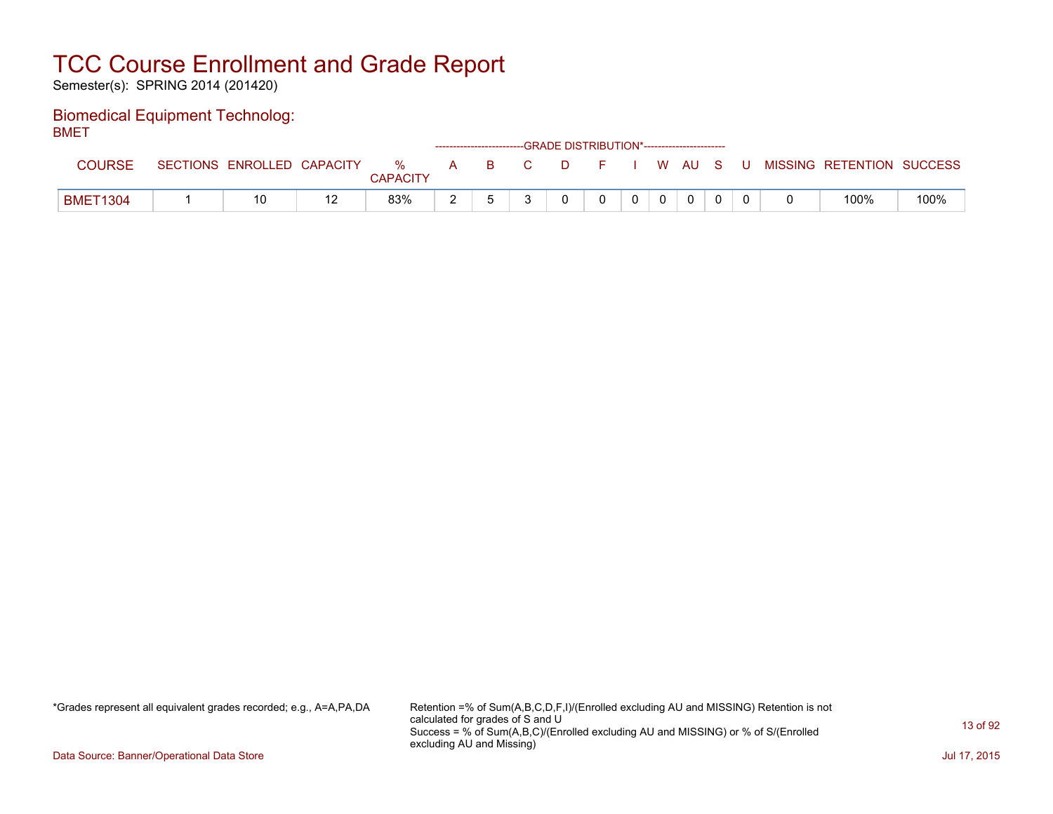# TCC Course Enrollment and Grade Report

Semester(s): SPRING 2014 (201420)

## Biomedical Equipment Technolog:

BMET

| COURSE | SECTIONS | ENROLLED | CAPACITY | % CAPACITY | A | B | C | D | F | I | W | AU | S | U | MISSING | RETENTION | SUCCESS |
|---|---|---|---|---|---|---|---|---|---|---|---|---|---|---|---|---|---|
| | | | | | GRADE DISTRIBUTION* | | | | | | | | | | | | |
| BMET1304 | 1 | 10 | 12 | 83% | 2 | 5 | 3 | 0 | 0 | 0 | 0 | 0 | 0 | 0 | 0 | 100% | 100% |

*Grades represent all equivalent grades recorded; e.g., A=A,PA,DA

Retention =% of Sum(A,B,C,D,F,I)/(Enrolled excluding AU and MISSING) Retention is not calculated for grades of S and U
Success = % of Sum(A,B,C)/(Enrolled excluding AU and MISSING) or % of S/(Enrolled excluding AU and Missing)

Data Source: Banner/Operational Data Store

Jul 17, 2015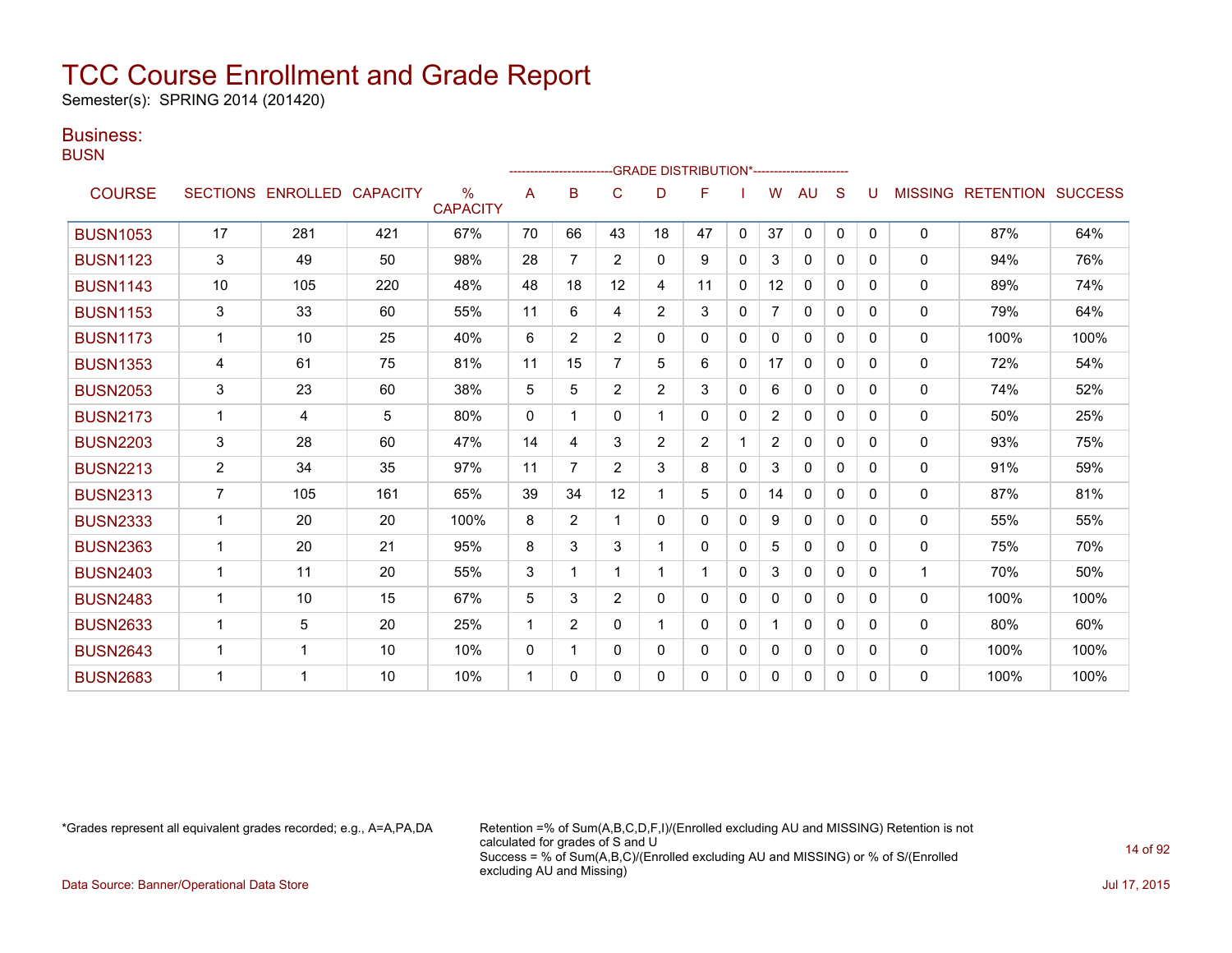# TCC Course Enrollment and Grade Report

Semester(s): SPRING 2014 (201420)

## Business:

### BUSN

| COURSE | SECTIONS | ENROLLED | CAPACITY | % CAPACITY | A | B | C | D | F | I | W | AU | S | U | MISSING | RETENTION | SUCCESS |
|---|---|---|---|---|---|---|---|---|---|---|---|---|---|---|---|---|---|
| | | | | | GRADE DISTRIBUTION* | | | | | | | | | | | | |
| BUSN1053 | 17 | 281 | 421 | 67% | 70 | 66 | 43 | 18 | 47 | 0 | 37 | 0 | 0 | 0 | 0 | 87% | 64% |
| BUSN1123 | 3 | 49 | 50 | 98% | 28 | 7 | 2 | 0 | 9 | 0 | 3 | 0 | 0 | 0 | 0 | 94% | 76% |
| BUSN1143 | 10 | 105 | 220 | 48% | 48 | 18 | 12 | 4 | 11 | 0 | 12 | 0 | 0 | 0 | 0 | 89% | 74% |
| BUSN1153 | 3 | 33 | 60 | 55% | 11 | 6 | 4 | 2 | 3 | 0 | 7 | 0 | 0 | 0 | 0 | 79% | 64% |
| BUSN1173 | 1 | 10 | 25 | 40% | 6 | 2 | 2 | 0 | 0 | 0 | 0 | 0 | 0 | 0 | 0 | 100% | 100% |
| BUSN1353 | 4 | 61 | 75 | 81% | 11 | 15 | 7 | 5 | 6 | 0 | 17 | 0 | 0 | 0 | 0 | 72% | 54% |
| BUSN2053 | 3 | 23 | 60 | 38% | 5 | 5 | 2 | 2 | 3 | 0 | 6 | 0 | 0 | 0 | 0 | 74% | 52% |
| BUSN2173 | 1 | 4 | 5 | 80% | 0 | 1 | 0 | 1 | 0 | 0 | 2 | 0 | 0 | 0 | 0 | 50% | 25% |
| BUSN2203 | 3 | 28 | 60 | 47% | 14 | 4 | 3 | 2 | 2 | 1 | 2 | 0 | 0 | 0 | 0 | 93% | 75% |
| BUSN2213 | 2 | 34 | 35 | 97% | 11 | 7 | 2 | 3 | 8 | 0 | 3 | 0 | 0 | 0 | 0 | 91% | 59% |
| BUSN2313 | 7 | 105 | 161 | 65% | 39 | 34 | 12 | 1 | 5 | 0 | 14 | 0 | 0 | 0 | 0 | 87% | 81% |
| BUSN2333 | 1 | 20 | 20 | 100% | 8 | 2 | 1 | 0 | 0 | 0 | 9 | 0 | 0 | 0 | 0 | 55% | 55% |
| BUSN2363 | 1 | 20 | 21 | 95% | 8 | 3 | 3 | 1 | 0 | 0 | 5 | 0 | 0 | 0 | 0 | 75% | 70% |
| BUSN2403 | 1 | 11 | 20 | 55% | 3 | 1 | 1 | 1 | 1 | 0 | 3 | 0 | 0 | 0 | 1 | 70% | 50% |
| BUSN2483 | 1 | 10 | 15 | 67% | 5 | 3 | 2 | 0 | 0 | 0 | 0 | 0 | 0 | 0 | 0 | 100% | 100% |
| BUSN2633 | 1 | 5 | 20 | 25% | 1 | 2 | 0 | 1 | 0 | 0 | 1 | 0 | 0 | 0 | 0 | 80% | 60% |
| BUSN2643 | 1 | 1 | 10 | 10% | 0 | 1 | 0 | 0 | 0 | 0 | 0 | 0 | 0 | 0 | 0 | 100% | 100% |
| BUSN2683 | 1 | 1 | 10 | 10% | 1 | 0 | 0 | 0 | 0 | 0 | 0 | 0 | 0 | 0 | 0 | 100% | 100% |

*Grades represent all equivalent grades recorded; e.g., A=A,PA,DA

Retention =% of Sum(A,B,C,D,F,I)/(Enrolled excluding AU and MISSING) Retention is not calculated for grades of S and U
Success = % of Sum(A,B,C)/(Enrolled excluding AU and MISSING) or % of S/(Enrolled excluding AU and Missing)

Data Source: Banner/Operational Data Store

Jul 17, 2015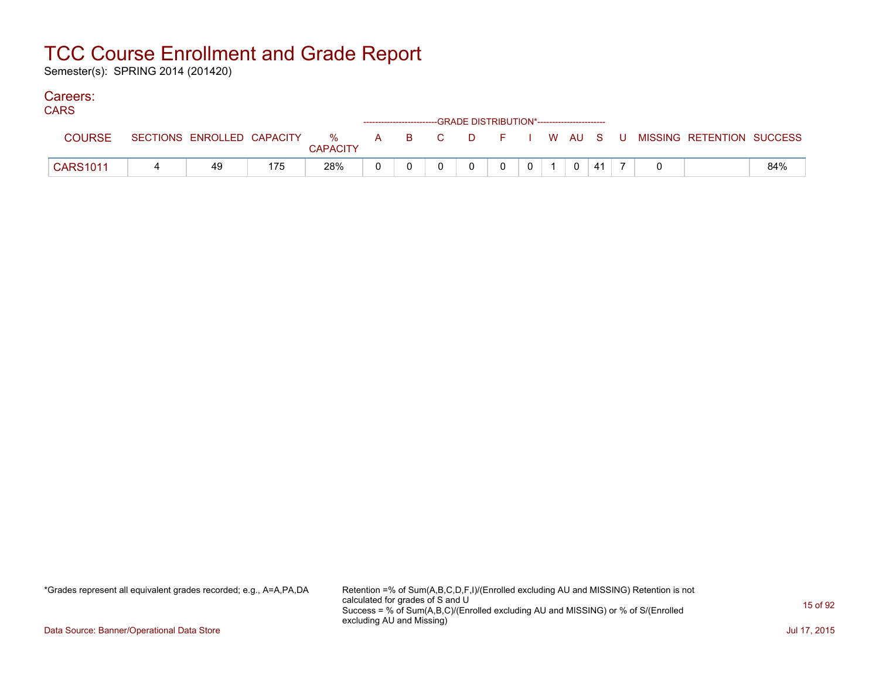# TCC Course Enrollment and Grade Report

Semester(s): SPRING 2014 (201420)

## Careers:

CARS

| COURSE | SECTIONS | ENROLLED | CAPACITY | % CAPACITY | A | B | C | D | F | I | W | AU | S | U | MISSING | RETENTION | SUCCESS |
|---|---|---|---|---|---|---|---|---|---|---|---|---|---|---|---|---|---|
| | | | | | GRADE DISTRIBUTION* | | | | | | | | | | | | |
| CARS1011 | 4 | 49 | 175 | 28% | 0 | 0 | 0 | 0 | 0 | 0 | 1 | 0 | 41 | 7 | 0 | | 84% |

*Grades represent all equivalent grades recorded; e.g., A=A,PA,DA

Retention =% of Sum(A,B,C,D,F,I)/(Enrolled excluding AU and MISSING) Retention is not calculated for grades of S and U
Success = % of Sum(A,B,C)/(Enrolled excluding AU and MISSING) or % of S/(Enrolled excluding AU and Missing)

Data Source: Banner/Operational Data Store

Jul 17, 2015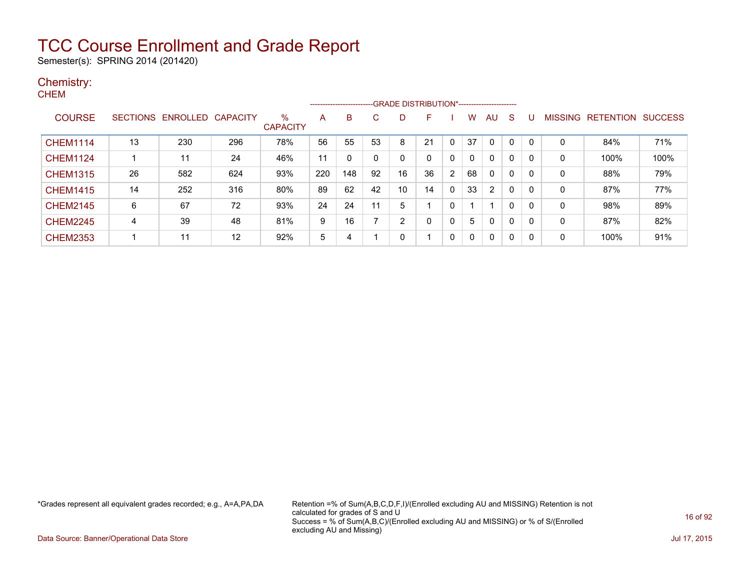# TCC Course Enrollment and Grade Report

Semester(s): SPRING 2014 (201420)

## Chemistry:

### CHEM

| COURSE | SECTIONS | ENROLLED | CAPACITY | % CAPACITY | A | B | C | D | F | I | W | AU | S | U | MISSING | RETENTION | SUCCESS |
|---|---|---|---|---|---|---|---|---|---|---|---|---|---|---|---|---|---|
| | | | | | GRADE DISTRIBUTION* | | | | | | | | | | | | |
| CHEM1114 | 13 | 230 | 296 | 78% | 56 | 55 | 53 | 8 | 21 | 0 | 37 | 0 | 0 | 0 | 0 | 84% | 71% |
| CHEM1124 | 1 | 11 | 24 | 46% | 11 | 0 | 0 | 0 | 0 | 0 | 0 | 0 | 0 | 0 | 0 | 100% | 100% |
| CHEM1315 | 26 | 582 | 624 | 93% | 220 | 148 | 92 | 16 | 36 | 2 | 68 | 0 | 0 | 0 | 0 | 88% | 79% |
| CHEM1415 | 14 | 252 | 316 | 80% | 89 | 62 | 42 | 10 | 14 | 0 | 33 | 2 | 0 | 0 | 0 | 87% | 77% |
| CHEM2145 | 6 | 67 | 72 | 93% | 24 | 24 | 11 | 5 | 1 | 0 | 1 | 1 | 0 | 0 | 0 | 98% | 89% |
| CHEM2245 | 4 | 39 | 48 | 81% | 9 | 16 | 7 | 2 | 0 | 0 | 5 | 0 | 0 | 0 | 0 | 87% | 82% |
| CHEM2353 | 1 | 11 | 12 | 92% | 5 | 4 | 1 | 0 | 1 | 0 | 0 | 0 | 0 | 0 | 0 | 100% | 91% |

*Grades represent all equivalent grades recorded; e.g., A=A,PA,DA

Retention =% of Sum(A,B,C,D,F,I)/(Enrolled excluding AU and MISSING) Retention is not calculated for grades of S and U
Success = % of Sum(A,B,C)/(Enrolled excluding AU and MISSING) or % of S/(Enrolled excluding AU and Missing)

Data Source: Banner/Operational Data Store

Jul 17, 2015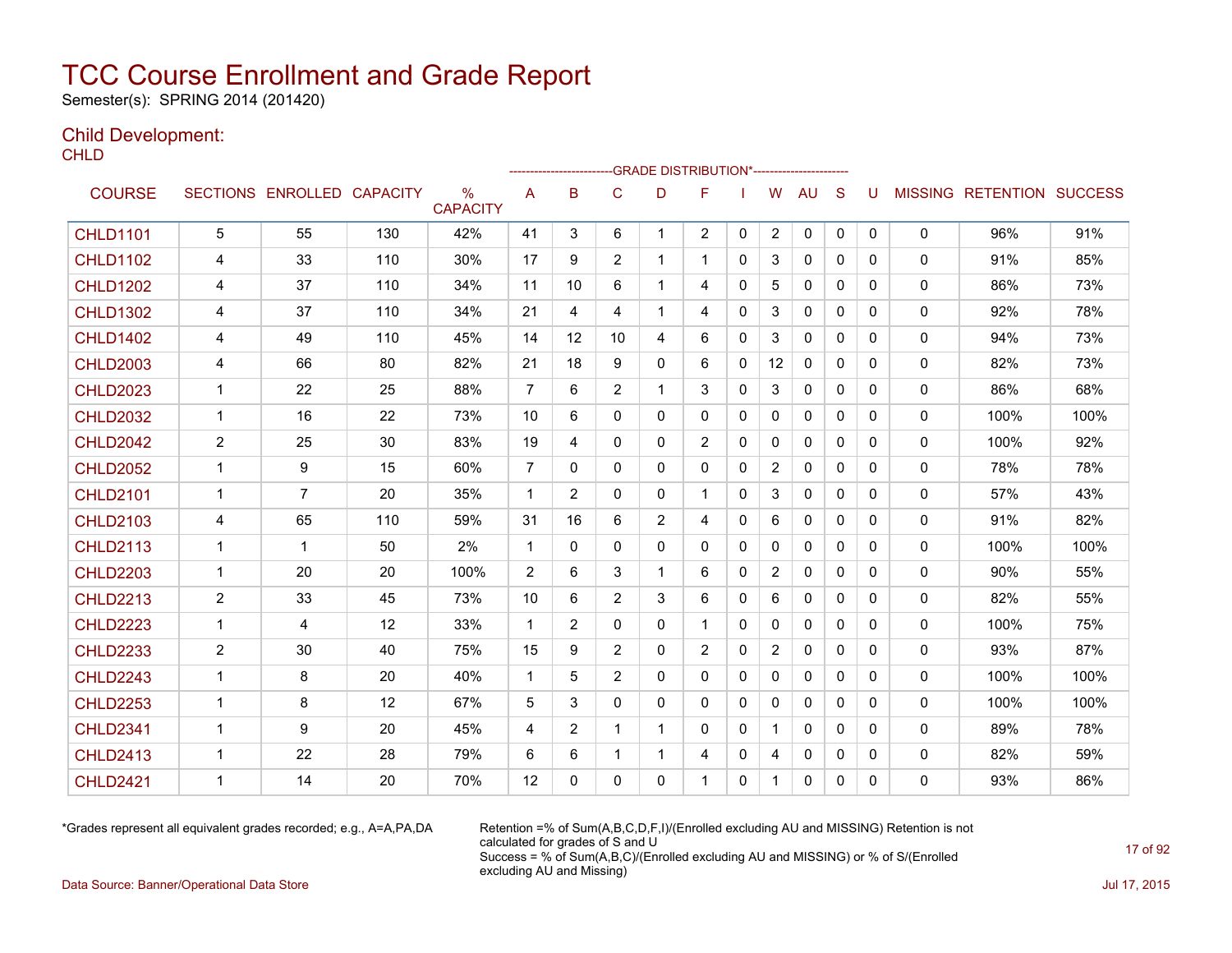# TCC Course Enrollment and Grade Report

Semester(s): SPRING 2014 (201420)

## Child Development:

CHLD

| COURSE | SECTIONS | ENROLLED | CAPACITY | % CAPACITY | A | B | C | D | F | I | W | AU | S | U | MISSING | RETENTION | SUCCESS |
|---|---|---|---|---|---|---|---|---|---|---|---|---|---|---|---|---|---|
| | | | | | --------GRADE DISTRIBUTION*-------- | | | | | | | | | | | | |
| CHLD1101 | 5 | 55 | 130 | 42% | 41 | 3 | 6 | 1 | 2 | 0 | 2 | 0 | 0 | 0 | 0 | 96% | 91% |
| CHLD1102 | 4 | 33 | 110 | 30% | 17 | 9 | 2 | 1 | 1 | 0 | 3 | 0 | 0 | 0 | 0 | 91% | 85% |
| CHLD1202 | 4 | 37 | 110 | 34% | 11 | 10 | 6 | 1 | 4 | 0 | 5 | 0 | 0 | 0 | 0 | 86% | 73% |
| CHLD1302 | 4 | 37 | 110 | 34% | 21 | 4 | 4 | 1 | 4 | 0 | 3 | 0 | 0 | 0 | 0 | 92% | 78% |
| CHLD1402 | 4 | 49 | 110 | 45% | 14 | 12 | 10 | 4 | 6 | 0 | 3 | 0 | 0 | 0 | 0 | 94% | 73% |
| CHLD2003 | 4 | 66 | 80 | 82% | 21 | 18 | 9 | 0 | 6 | 0 | 12 | 0 | 0 | 0 | 0 | 82% | 73% |
| CHLD2023 | 1 | 22 | 25 | 88% | 7 | 6 | 2 | 1 | 3 | 0 | 3 | 0 | 0 | 0 | 0 | 86% | 68% |
| CHLD2032 | 1 | 16 | 22 | 73% | 10 | 6 | 0 | 0 | 0 | 0 | 0 | 0 | 0 | 0 | 0 | 100% | 100% |
| CHLD2042 | 2 | 25 | 30 | 83% | 19 | 4 | 0 | 0 | 2 | 0 | 0 | 0 | 0 | 0 | 0 | 100% | 92% |
| CHLD2052 | 1 | 9 | 15 | 60% | 7 | 0 | 0 | 0 | 0 | 0 | 2 | 0 | 0 | 0 | 0 | 78% | 78% |
| CHLD2101 | 1 | 7 | 20 | 35% | 1 | 2 | 0 | 0 | 1 | 0 | 3 | 0 | 0 | 0 | 0 | 57% | 43% |
| CHLD2103 | 4 | 65 | 110 | 59% | 31 | 16 | 6 | 2 | 4 | 0 | 6 | 0 | 0 | 0 | 0 | 91% | 82% |
| CHLD2113 | 1 | 1 | 50 | 2% | 1 | 0 | 0 | 0 | 0 | 0 | 0 | 0 | 0 | 0 | 0 | 100% | 100% |
| CHLD2203 | 1 | 20 | 20 | 100% | 2 | 6 | 3 | 1 | 6 | 0 | 2 | 0 | 0 | 0 | 0 | 90% | 55% |
| CHLD2213 | 2 | 33 | 45 | 73% | 10 | 6 | 2 | 3 | 6 | 0 | 6 | 0 | 0 | 0 | 0 | 82% | 55% |
| CHLD2223 | 1 | 4 | 12 | 33% | 1 | 2 | 0 | 0 | 1 | 0 | 0 | 0 | 0 | 0 | 0 | 100% | 75% |
| CHLD2233 | 2 | 30 | 40 | 75% | 15 | 9 | 2 | 0 | 2 | 0 | 2 | 0 | 0 | 0 | 0 | 93% | 87% |
| CHLD2243 | 1 | 8 | 20 | 40% | 1 | 5 | 2 | 0 | 0 | 0 | 0 | 0 | 0 | 0 | 0 | 100% | 100% |
| CHLD2253 | 1 | 8 | 12 | 67% | 5 | 3 | 0 | 0 | 0 | 0 | 0 | 0 | 0 | 0 | 0 | 100% | 100% |
| CHLD2341 | 1 | 9 | 20 | 45% | 4 | 2 | 1 | 1 | 0 | 0 | 1 | 0 | 0 | 0 | 0 | 89% | 78% |
| CHLD2413 | 1 | 22 | 28 | 79% | 6 | 6 | 1 | 1 | 4 | 0 | 4 | 0 | 0 | 0 | 0 | 82% | 59% |
| CHLD2421 | 1 | 14 | 20 | 70% | 12 | 0 | 0 | 0 | 1 | 0 | 1 | 0 | 0 | 0 | 0 | 93% | 86% |

*Grades represent all equivalent grades recorded; e.g., A=A,PA,DA

Retention =% of Sum(A,B,C,D,F,I)/(Enrolled excluding AU and MISSING) Retention is not calculated for grades of S and U
Success = % of Sum(A,B,C)/(Enrolled excluding AU and MISSING) or % of S/(Enrolled excluding AU and Missing)

Data Source: Banner/Operational Data Store

Jul 17, 2015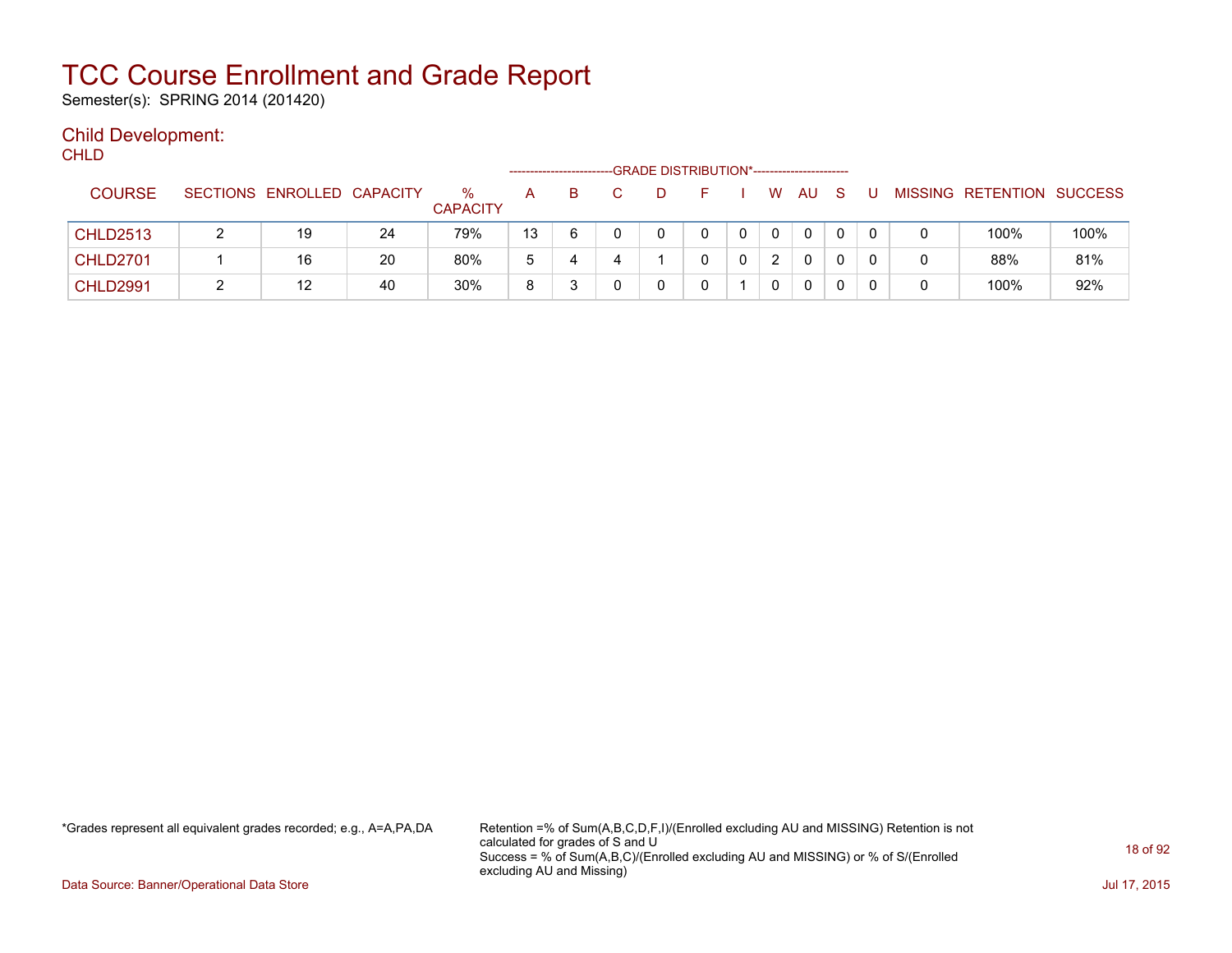# TCC Course Enrollment and Grade Report

Semester(s): SPRING 2014 (201420)

## Child Development:

CHLD

| COURSE | SECTIONS | ENROLLED | CAPACITY | % CAPACITY | A | B | C | D | F | I | W | AU | S | U | MISSING | RETENTION | SUCCESS |
|---|---|---|---|---|---|---|---|---|---|---|---|---|---|---|---|---|---|
| | | | | | GRADE DISTRIBUTION* | | | | | | | | | | | | |
| CHLD2513 | 2 | 19 | 24 | 79% | 13 | 6 | 0 | 0 | 0 | 0 | 0 | 0 | 0 | 0 | 0 | 100% | 100% |
| CHLD2701 | 1 | 16 | 20 | 80% | 5 | 4 | 4 | 1 | 0 | 0 | 2 | 0 | 0 | 0 | 0 | 88% | 81% |
| CHLD2991 | 2 | 12 | 40 | 30% | 8 | 3 | 0 | 0 | 0 | 1 | 0 | 0 | 0 | 0 | 0 | 100% | 92% |

*Grades represent all equivalent grades recorded; e.g., A=A,PA,DA

Retention =% of Sum(A,B,C,D,F,I)/(Enrolled excluding AU and MISSING) Retention is not calculated for grades of S and U
Success = % of Sum(A,B,C)/(Enrolled excluding AU and MISSING) or % of S/(Enrolled excluding AU and Missing)

Data Source: Banner/Operational Data Store

Jul 17, 2015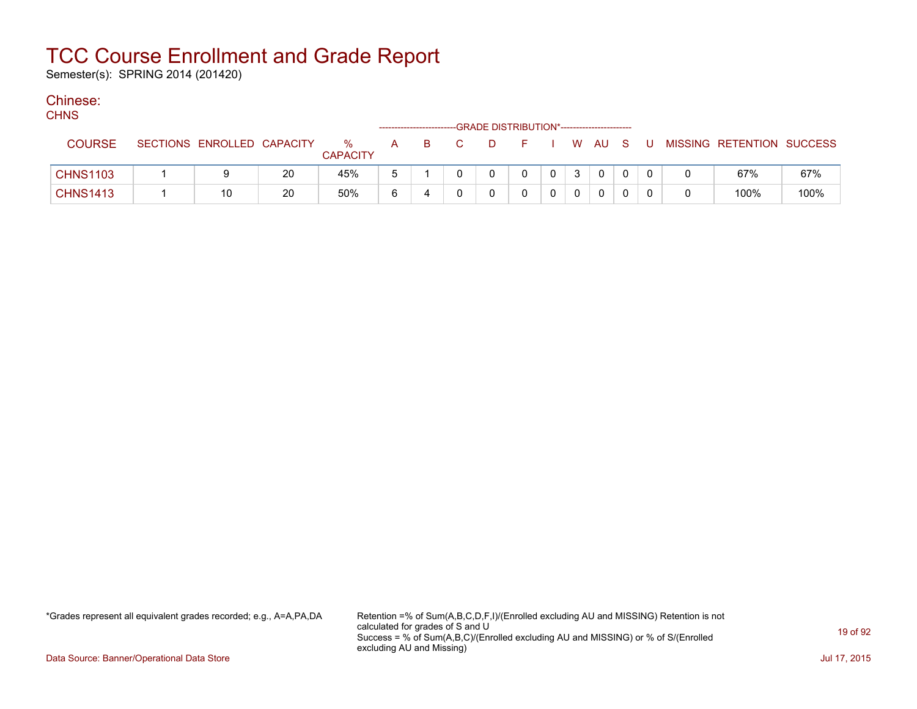# TCC Course Enrollment and Grade Report

Semester(s): SPRING 2014 (201420)

## Chinese:

### CHNS

| COURSE | SECTIONS | ENROLLED | CAPACITY | % CAPACITY | A | B | C | D | F | I | W | AU | S | U | MISSING | RETENTION | SUCCESS |
|---|---|---|---|---|---|---|---|---|---|---|---|---|---|---|---|---|---|
| | | | | | GRADE DISTRIBUTION* | | | | | | | | | | | | |
| CHNS1103 | 1 | 9 | 20 | 45% | 5 | 1 | 0 | 0 | 0 | 0 | 3 | 0 | 0 | 0 | 0 | 67% | 67% |
| CHNS1413 | 1 | 10 | 20 | 50% | 6 | 4 | 0 | 0 | 0 | 0 | 0 | 0 | 0 | 0 | 0 | 100% | 100% |

*Grades represent all equivalent grades recorded; e.g., A=A,PA,DA

Retention =% of Sum(A,B,C,D,F,I)/(Enrolled excluding AU and MISSING) Retention is not calculated for grades of S and U
Success = % of Sum(A,B,C)/(Enrolled excluding AU and MISSING) or % of S/(Enrolled excluding AU and Missing)

Data Source: Banner/Operational Data Store

Jul 17, 2015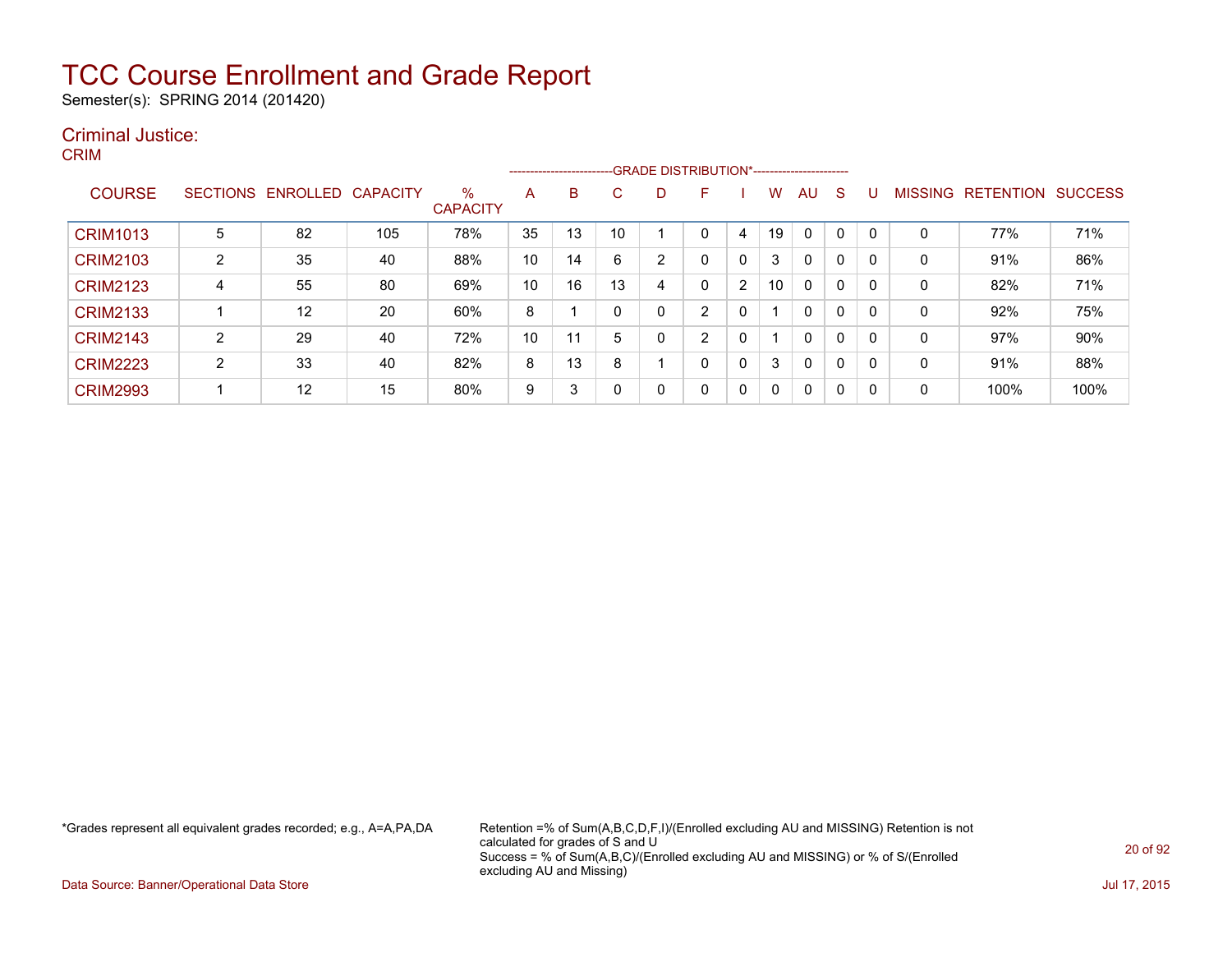# TCC Course Enrollment and Grade Report

Semester(s): SPRING 2014 (201420)

## Criminal Justice:

### CRIM

| COURSE | SECTIONS | ENROLLED | CAPACITY | % CAPACITY | A | B | C | D | F | I | W | AU | S | U | MISSING | RETENTION | SUCCESS |
|---|---|---|---|---|---|---|---|---|---|---|---|---|---|---|---|---|---|
| | | | | | GRADE DISTRIBUTION* | | | | | | | | | | | | |
| CRIM1013 | 5 | 82 | 105 | 78% | 35 | 13 | 10 | 1 | 0 | 4 | 19 | 0 | 0 | 0 | 0 | 77% | 71% |
| CRIM2103 | 2 | 35 | 40 | 88% | 10 | 14 | 6 | 2 | 0 | 0 | 3 | 0 | 0 | 0 | 0 | 91% | 86% |
| CRIM2123 | 4 | 55 | 80 | 69% | 10 | 16 | 13 | 4 | 0 | 2 | 10 | 0 | 0 | 0 | 0 | 82% | 71% |
| CRIM2133 | 1 | 12 | 20 | 60% | 8 | 1 | 0 | 0 | 2 | 0 | 1 | 0 | 0 | 0 | 0 | 92% | 75% |
| CRIM2143 | 2 | 29 | 40 | 72% | 10 | 11 | 5 | 0 | 2 | 0 | 1 | 0 | 0 | 0 | 0 | 97% | 90% |
| CRIM2223 | 2 | 33 | 40 | 82% | 8 | 13 | 8 | 1 | 0 | 0 | 3 | 0 | 0 | 0 | 0 | 91% | 88% |
| CRIM2993 | 1 | 12 | 15 | 80% | 9 | 3 | 0 | 0 | 0 | 0 | 0 | 0 | 0 | 0 | 0 | 100% | 100% |

*Grades represent all equivalent grades recorded; e.g., A=A,PA,DA

Retention =% of Sum(A,B,C,D,F,I)/(Enrolled excluding AU and MISSING) Retention is not calculated for grades of S and U
Success = % of Sum(A,B,C)/(Enrolled excluding AU and MISSING) or % of S/(Enrolled excluding AU and Missing)

Data Source: Banner/Operational Data Store

Jul 17, 2015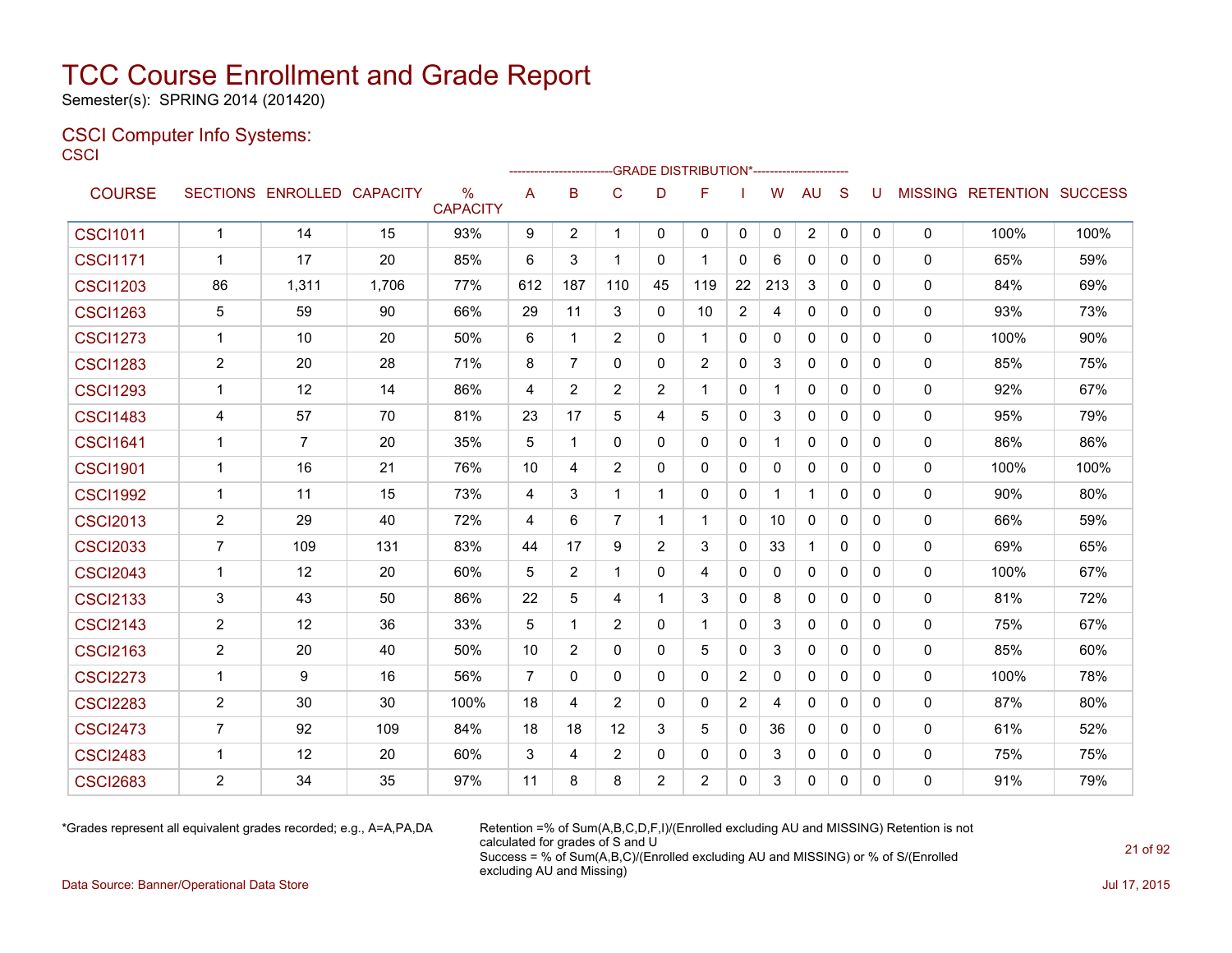# TCC Course Enrollment and Grade Report

Semester(s): SPRING 2014 (201420)

## CSCI Computer Info Systems:

### CSCI

| COURSE | SECTIONS | ENROLLED | CAPACITY | % CAPACITY | A | B | C | D | F | I | W | AU | S | U | MISSING | RETENTION | SUCCESS |
|---|---|---|---|---|---|---|---|---|---|---|---|---|---|---|---|---|---|
| | | | | | GRADE DISTRIBUTION* | | | | | | | | | | | | |
| CSCI1011 | 1 | 14 | 15 | 93% | 9 | 2 | 1 | 0 | 0 | 0 | 0 | 2 | 0 | 0 | 0 | 100% | 100% |
| CSCI1171 | 1 | 17 | 20 | 85% | 6 | 3 | 1 | 0 | 1 | 0 | 6 | 0 | 0 | 0 | 0 | 65% | 59% |
| CSCI1203 | 86 | 1,311 | 1,706 | 77% | 612 | 187 | 110 | 45 | 119 | 22 | 213 | 3 | 0 | 0 | 0 | 84% | 69% |
| CSCI1263 | 5 | 59 | 90 | 66% | 29 | 11 | 3 | 0 | 10 | 2 | 4 | 0 | 0 | 0 | 0 | 93% | 73% |
| CSCI1273 | 1 | 10 | 20 | 50% | 6 | 1 | 2 | 0 | 1 | 0 | 0 | 0 | 0 | 0 | 0 | 100% | 90% |
| CSCI1283 | 2 | 20 | 28 | 71% | 8 | 7 | 0 | 0 | 2 | 0 | 3 | 0 | 0 | 0 | 0 | 85% | 75% |
| CSCI1293 | 1 | 12 | 14 | 86% | 4 | 2 | 2 | 2 | 1 | 0 | 1 | 0 | 0 | 0 | 0 | 92% | 67% |
| CSCI1483 | 4 | 57 | 70 | 81% | 23 | 17 | 5 | 4 | 5 | 0 | 3 | 0 | 0 | 0 | 0 | 95% | 79% |
| CSCI1641 | 1 | 7 | 20 | 35% | 5 | 1 | 0 | 0 | 0 | 0 | 1 | 0 | 0 | 0 | 0 | 86% | 86% |
| CSCI1901 | 1 | 16 | 21 | 76% | 10 | 4 | 2 | 0 | 0 | 0 | 0 | 0 | 0 | 0 | 0 | 100% | 100% |
| CSCI1992 | 1 | 11 | 15 | 73% | 4 | 3 | 1 | 1 | 0 | 0 | 1 | 1 | 0 | 0 | 0 | 90% | 80% |
| CSCI2013 | 2 | 29 | 40 | 72% | 4 | 6 | 7 | 1 | 1 | 0 | 10 | 0 | 0 | 0 | 0 | 66% | 59% |
| CSCI2033 | 7 | 109 | 131 | 83% | 44 | 17 | 9 | 2 | 3 | 0 | 33 | 1 | 0 | 0 | 0 | 69% | 65% |
| CSCI2043 | 1 | 12 | 20 | 60% | 5 | 2 | 1 | 0 | 4 | 0 | 0 | 0 | 0 | 0 | 0 | 100% | 67% |
| CSCI2133 | 3 | 43 | 50 | 86% | 22 | 5 | 4 | 1 | 3 | 0 | 8 | 0 | 0 | 0 | 0 | 81% | 72% |
| CSCI2143 | 2 | 12 | 36 | 33% | 5 | 1 | 2 | 0 | 1 | 0 | 3 | 0 | 0 | 0 | 0 | 75% | 67% |
| CSCI2163 | 2 | 20 | 40 | 50% | 10 | 2 | 0 | 0 | 5 | 0 | 3 | 0 | 0 | 0 | 0 | 85% | 60% |
| CSCI2273 | 1 | 9 | 16 | 56% | 7 | 0 | 0 | 0 | 0 | 2 | 0 | 0 | 0 | 0 | 0 | 100% | 78% |
| CSCI2283 | 2 | 30 | 30 | 100% | 18 | 4 | 2 | 0 | 0 | 2 | 4 | 0 | 0 | 0 | 0 | 87% | 80% |
| CSCI2473 | 7 | 92 | 109 | 84% | 18 | 18 | 12 | 3 | 5 | 0 | 36 | 0 | 0 | 0 | 0 | 61% | 52% |
| CSCI2483 | 1 | 12 | 20 | 60% | 3 | 4 | 2 | 0 | 0 | 0 | 3 | 0 | 0 | 0 | 0 | 75% | 75% |
| CSCI2683 | 2 | 34 | 35 | 97% | 11 | 8 | 8 | 2 | 2 | 0 | 3 | 0 | 0 | 0 | 0 | 91% | 79% |

*Grades represent all equivalent grades recorded; e.g., A=A,PA,DA

Retention =% of Sum(A,B,C,D,F,I)/(Enrolled excluding AU and MISSING) Retention is not calculated for grades of S and U

Success = % of Sum(A,B,C)/(Enrolled excluding AU and MISSING) or % of S/(Enrolled excluding AU and Missing)

Data Source: Banner/Operational Data Store

Jul 17, 2015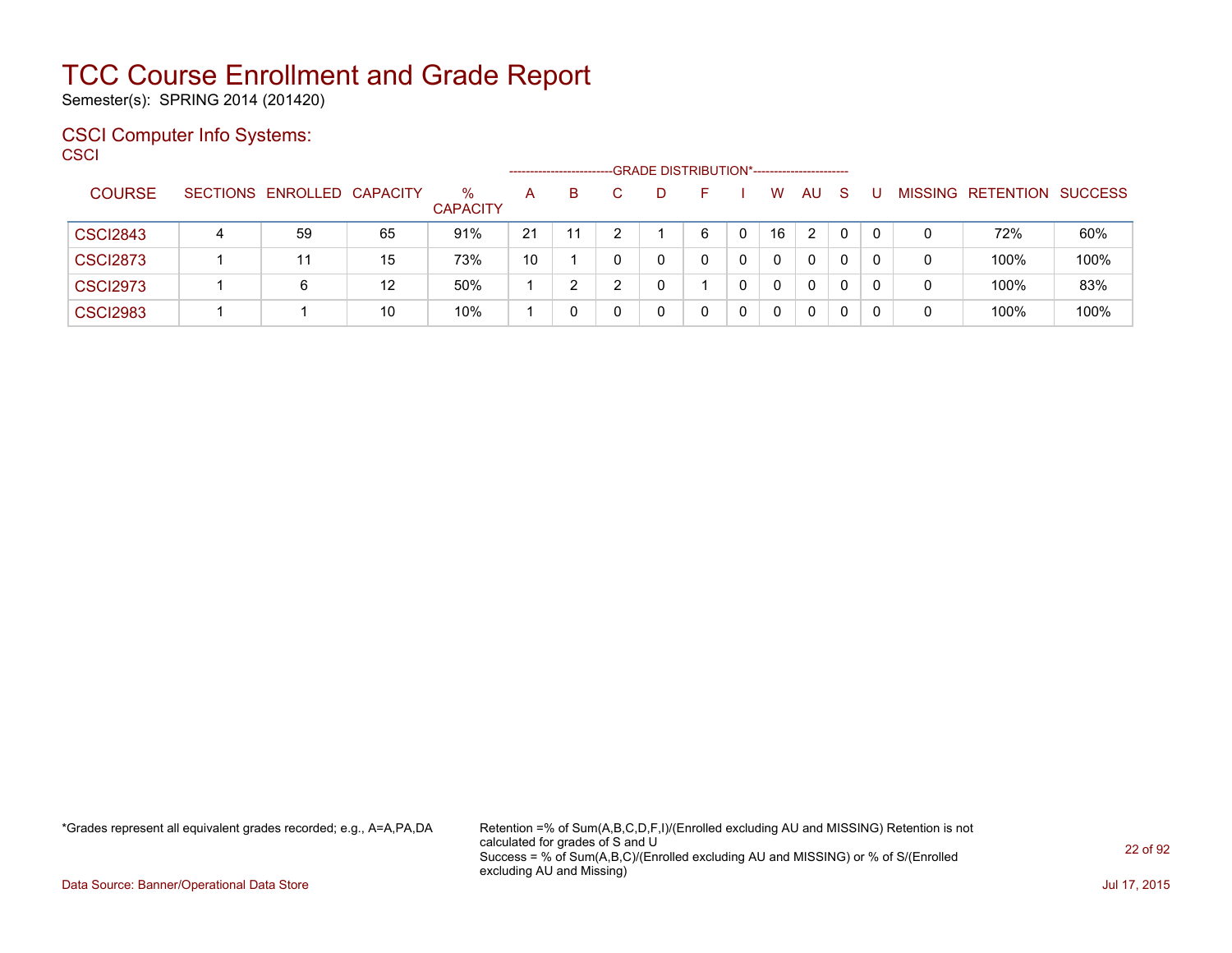# TCC Course Enrollment and Grade Report

Semester(s): SPRING 2014 (201420)

## CSCI Computer Info Systems:

CSCI

| COURSE | SECTIONS | ENROLLED | CAPACITY | % CAPACITY | A | B | C | D | F | I | W | AU | S | U | MISSING | RETENTION | SUCCESS |
|---|---|---|---|---|---|---|---|---|---|---|---|---|---|---|---|---|---|
| | | | | | GRADE DISTRIBUTION* | | | | | | | | | | | | |
| CSCI2843 | 4 | 59 | 65 | 91% | 21 | 11 | 2 | 1 | 6 | 0 | 16 | 2 | 0 | 0 | 0 | 72% | 60% |
| CSCI2873 | 1 | 11 | 15 | 73% | 10 | 1 | 0 | 0 | 0 | 0 | 0 | 0 | 0 | 0 | 0 | 100% | 100% |
| CSCI2973 | 1 | 6 | 12 | 50% | 1 | 2 | 2 | 0 | 1 | 0 | 0 | 0 | 0 | 0 | 0 | 100% | 83% |
| CSCI2983 | 1 | 1 | 10 | 10% | 1 | 0 | 0 | 0 | 0 | 0 | 0 | 0 | 0 | 0 | 0 | 100% | 100% |

*Grades represent all equivalent grades recorded; e.g., A=A,PA,DA

Retention =% of Sum(A,B,C,D,F,I)/(Enrolled excluding AU and MISSING) Retention is not calculated for grades of S and U

Success = % of Sum(A,B,C)/(Enrolled excluding AU and MISSING) or % of S/(Enrolled excluding AU and Missing)

Data Source: Banner/Operational Data Store

Jul 17, 2015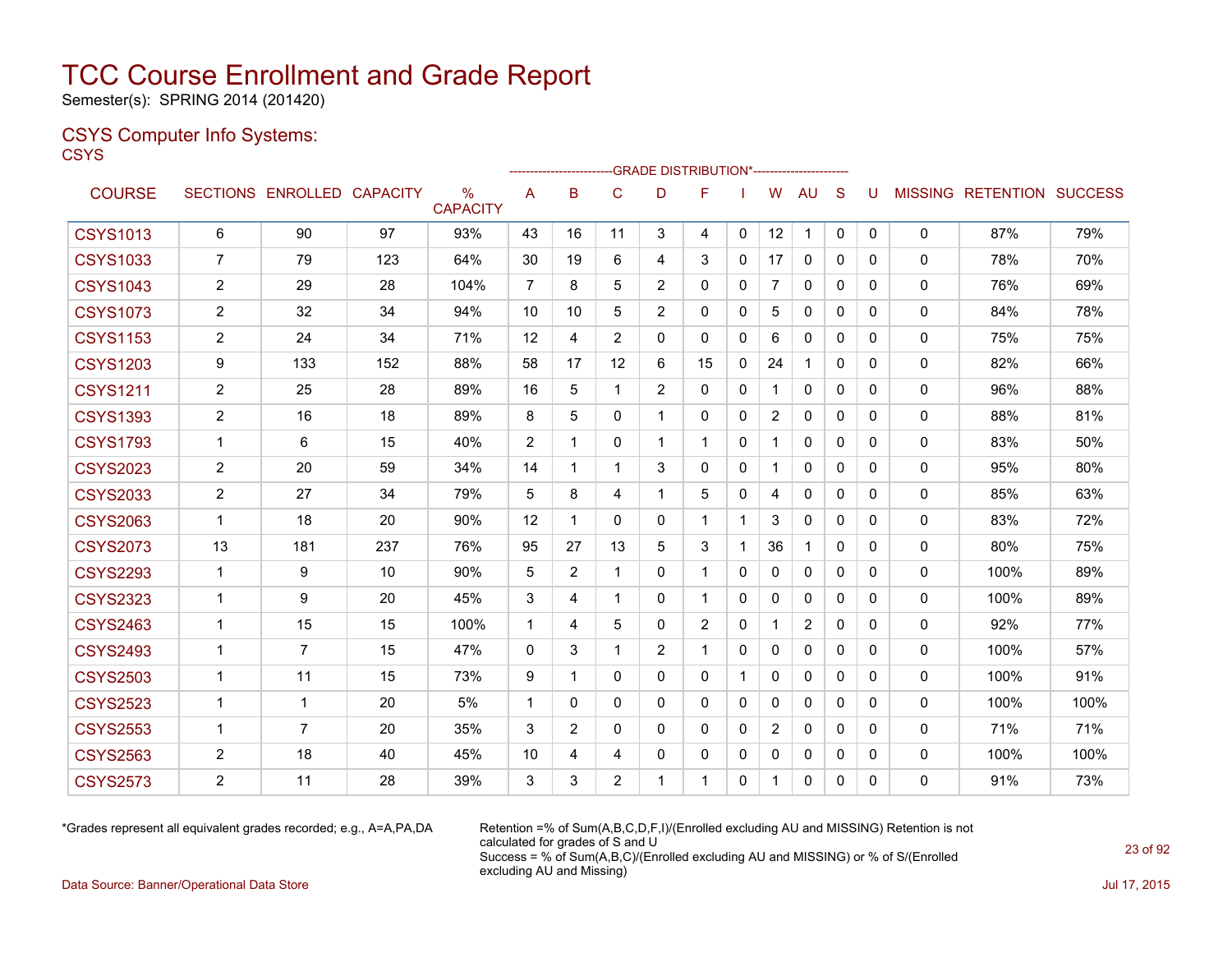# TCC Course Enrollment and Grade Report

Semester(s): SPRING 2014 (201420)

## CSYS Computer Info Systems:

CSYS

| COURSE | SECTIONS | ENROLLED | CAPACITY | % CAPACITY | A | B | C | D | F | I | W | AU | S | U | MISSING | RETENTION | SUCCESS |
|---|---|---|---|---|---|---|---|---|---|---|---|---|---|---|---|---|---|
| | | | | | GRADE DISTRIBUTION* | | | | | | | | | | | | |
| CSYS1013 | 6 | 90 | 97 | 93% | 43 | 16 | 11 | 3 | 4 | 0 | 12 | 1 | 0 | 0 | 0 | 87% | 79% |
| CSYS1033 | 7 | 79 | 123 | 64% | 30 | 19 | 6 | 4 | 3 | 0 | 17 | 0 | 0 | 0 | 0 | 78% | 70% |
| CSYS1043 | 2 | 29 | 28 | 104% | 7 | 8 | 5 | 2 | 0 | 0 | 7 | 0 | 0 | 0 | 0 | 76% | 69% |
| CSYS1073 | 2 | 32 | 34 | 94% | 10 | 10 | 5 | 2 | 0 | 0 | 5 | 0 | 0 | 0 | 0 | 84% | 78% |
| CSYS1153 | 2 | 24 | 34 | 71% | 12 | 4 | 2 | 0 | 0 | 0 | 6 | 0 | 0 | 0 | 0 | 75% | 75% |
| CSYS1203 | 9 | 133 | 152 | 88% | 58 | 17 | 12 | 6 | 15 | 0 | 24 | 1 | 0 | 0 | 0 | 82% | 66% |
| CSYS1211 | 2 | 25 | 28 | 89% | 16 | 5 | 1 | 2 | 0 | 0 | 1 | 0 | 0 | 0 | 0 | 96% | 88% |
| CSYS1393 | 2 | 16 | 18 | 89% | 8 | 5 | 0 | 1 | 0 | 0 | 2 | 0 | 0 | 0 | 0 | 88% | 81% |
| CSYS1793 | 1 | 6 | 15 | 40% | 2 | 1 | 0 | 1 | 1 | 0 | 1 | 0 | 0 | 0 | 0 | 83% | 50% |
| CSYS2023 | 2 | 20 | 59 | 34% | 14 | 1 | 1 | 3 | 0 | 0 | 1 | 0 | 0 | 0 | 0 | 95% | 80% |
| CSYS2033 | 2 | 27 | 34 | 79% | 5 | 8 | 4 | 1 | 5 | 0 | 4 | 0 | 0 | 0 | 0 | 85% | 63% |
| CSYS2063 | 1 | 18 | 20 | 90% | 12 | 1 | 0 | 0 | 1 | 1 | 3 | 0 | 0 | 0 | 0 | 83% | 72% |
| CSYS2073 | 13 | 181 | 237 | 76% | 95 | 27 | 13 | 5 | 3 | 1 | 36 | 1 | 0 | 0 | 0 | 80% | 75% |
| CSYS2293 | 1 | 9 | 10 | 90% | 5 | 2 | 1 | 0 | 1 | 0 | 0 | 0 | 0 | 0 | 0 | 100% | 89% |
| CSYS2323 | 1 | 9 | 20 | 45% | 3 | 4 | 1 | 0 | 1 | 0 | 0 | 0 | 0 | 0 | 0 | 100% | 89% |
| CSYS2463 | 1 | 15 | 15 | 100% | 1 | 4 | 5 | 0 | 2 | 0 | 1 | 2 | 0 | 0 | 0 | 92% | 77% |
| CSYS2493 | 1 | 7 | 15 | 47% | 0 | 3 | 1 | 2 | 1 | 0 | 0 | 0 | 0 | 0 | 0 | 100% | 57% |
| CSYS2503 | 1 | 11 | 15 | 73% | 9 | 1 | 0 | 0 | 0 | 1 | 0 | 0 | 0 | 0 | 0 | 100% | 91% |
| CSYS2523 | 1 | 1 | 20 | 5% | 1 | 0 | 0 | 0 | 0 | 0 | 0 | 0 | 0 | 0 | 0 | 100% | 100% |
| CSYS2553 | 1 | 7 | 20 | 35% | 3 | 2 | 0 | 0 | 0 | 0 | 2 | 0 | 0 | 0 | 0 | 71% | 71% |
| CSYS2563 | 2 | 18 | 40 | 45% | 10 | 4 | 4 | 0 | 0 | 0 | 0 | 0 | 0 | 0 | 0 | 100% | 100% |
| CSYS2573 | 2 | 11 | 28 | 39% | 3 | 3 | 2 | 1 | 1 | 0 | 1 | 0 | 0 | 0 | 0 | 91% | 73% |

*Grades represent all equivalent grades recorded; e.g., A=A,PA,DA

Retention =% of Sum(A,B,C,D,F,I)/(Enrolled excluding AU and MISSING) Retention is not calculated for grades of S and U

Success = % of Sum(A,B,C)/(Enrolled excluding AU and MISSING) or % of S/(Enrolled excluding AU and Missing)

Data Source: Banner/Operational Data Store

Jul 17, 2015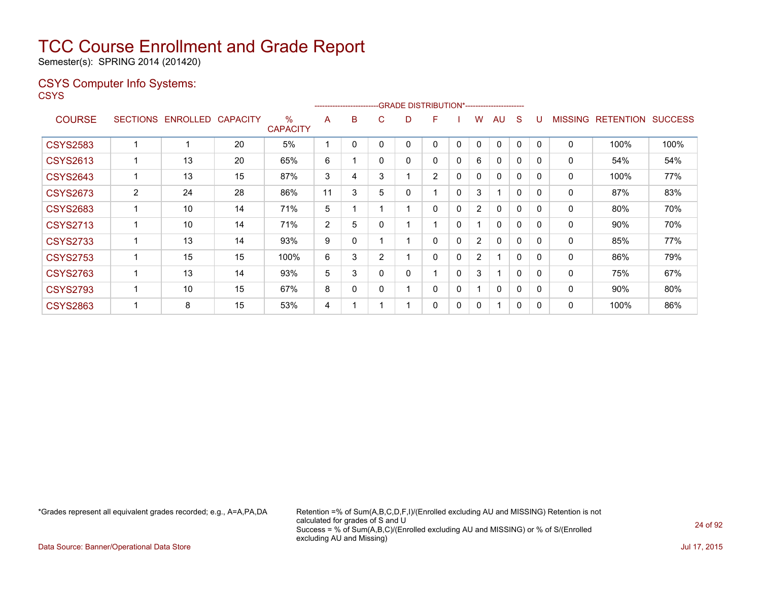# TCC Course Enrollment and Grade Report

Semester(s): SPRING 2014 (201420)

## CSYS Computer Info Systems:

CSYS

| COURSE | SECTIONS | ENROLLED | CAPACITY | % CAPACITY | A | B | C | D | F | I | W | AU | S | U | MISSING | RETENTION | SUCCESS |
|---|---|---|---|---|---|---|---|---|---|---|---|---|---|---|---|---|---|
| | | | | | GRADE DISTRIBUTION* | | | | | | | | | | | | |
| CSYS2583 | 1 | 1 | 20 | 5% | 1 | 0 | 0 | 0 | 0 | 0 | 0 | 0 | 0 | 0 | 0 | 100% | 100% |
| CSYS2613 | 1 | 13 | 20 | 65% | 6 | 1 | 0 | 0 | 0 | 0 | 6 | 0 | 0 | 0 | 0 | 54% | 54% |
| CSYS2643 | 1 | 13 | 15 | 87% | 3 | 4 | 3 | 1 | 2 | 0 | 0 | 0 | 0 | 0 | 0 | 100% | 77% |
| CSYS2673 | 2 | 24 | 28 | 86% | 11 | 3 | 5 | 0 | 1 | 0 | 3 | 1 | 0 | 0 | 0 | 87% | 83% |
| CSYS2683 | 1 | 10 | 14 | 71% | 5 | 1 | 1 | 1 | 0 | 0 | 2 | 0 | 0 | 0 | 0 | 80% | 70% |
| CSYS2713 | 1 | 10 | 14 | 71% | 2 | 5 | 0 | 1 | 1 | 0 | 1 | 0 | 0 | 0 | 0 | 90% | 70% |
| CSYS2733 | 1 | 13 | 14 | 93% | 9 | 0 | 1 | 1 | 0 | 0 | 2 | 0 | 0 | 0 | 0 | 85% | 77% |
| CSYS2753 | 1 | 15 | 15 | 100% | 6 | 3 | 2 | 1 | 0 | 0 | 2 | 1 | 0 | 0 | 0 | 86% | 79% |
| CSYS2763 | 1 | 13 | 14 | 93% | 5 | 3 | 0 | 0 | 1 | 0 | 3 | 1 | 0 | 0 | 0 | 75% | 67% |
| CSYS2793 | 1 | 10 | 15 | 67% | 8 | 0 | 0 | 1 | 0 | 0 | 1 | 0 | 0 | 0 | 0 | 90% | 80% |
| CSYS2863 | 1 | 8 | 15 | 53% | 4 | 1 | 1 | 1 | 0 | 0 | 0 | 1 | 0 | 0 | 0 | 100% | 86% |

*Grades represent all equivalent grades recorded; e.g., A=A,PA,DA

Retention =% of Sum(A,B,C,D,F,I)/(Enrolled excluding AU and MISSING) Retention is not calculated for grades of S and U
Success = % of Sum(A,B,C)/(Enrolled excluding AU and MISSING) or % of S/(Enrolled excluding AU and Missing)

Data Source: Banner/Operational Data Store

Jul 17, 2015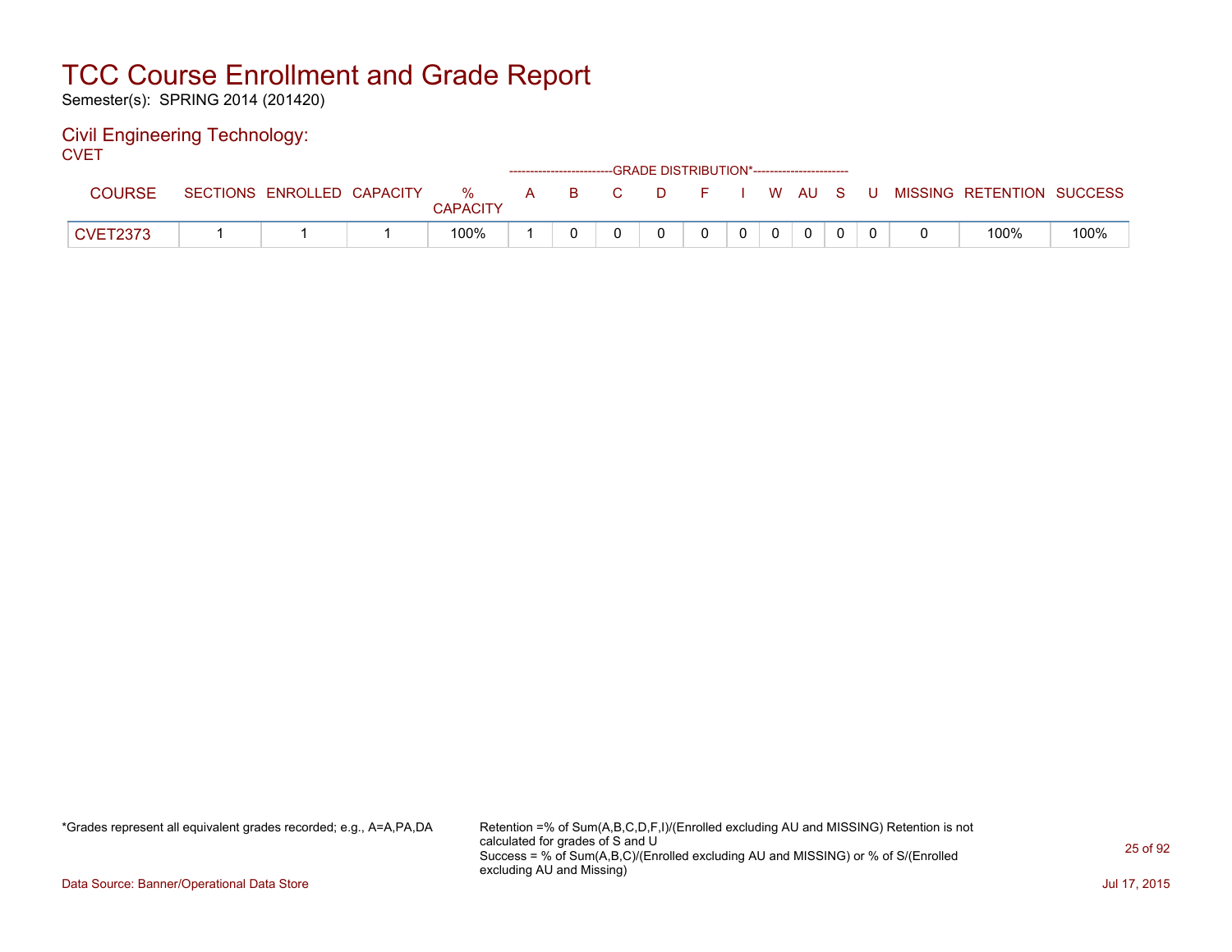# TCC Course Enrollment and Grade Report

Semester(s): SPRING 2014 (201420)

## Civil Engineering Technology:

CVET

| COURSE | SECTIONS | ENROLLED | CAPACITY | % CAPACITY | A | B | C | D | F | I | W | AU | S | U | MISSING | RETENTION | SUCCESS |
|---|---|---|---|---|---|---|---|---|---|---|---|---|---|---|---|---|---|
| | | | | | GRADE DISTRIBUTION* | | | | | | | | | | | | |
| CVET2373 | 1 | 1 | 1 | 100% | 1 | 0 | 0 | 0 | 0 | 0 | 0 | 0 | 0 | 0 | 0 | 100% | 100% |

*Grades represent all equivalent grades recorded; e.g., A=A,PA,DA

Retention =% of Sum(A,B,C,D,F,I)/(Enrolled excluding AU and MISSING) Retention is not calculated for grades of S and U
Success = % of Sum(A,B,C)/(Enrolled excluding AU and MISSING) or % of S/(Enrolled excluding AU and Missing)

Data Source: Banner/Operational Data Store

Jul 17, 2015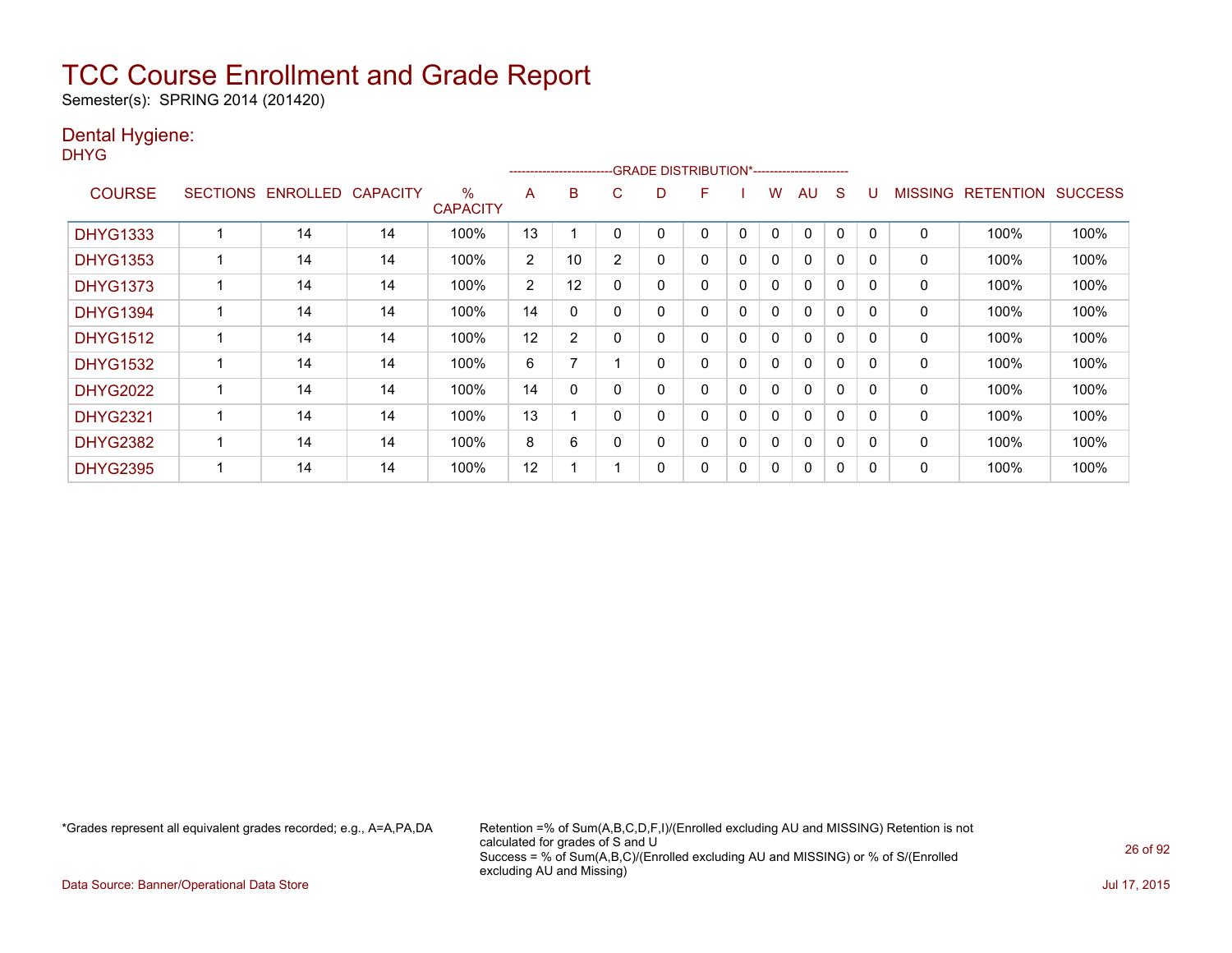# TCC Course Enrollment and Grade Report

Semester(s): SPRING 2014 (201420)

## Dental Hygiene:

DHYG

| COURSE | SECTIONS | ENROLLED | CAPACITY | % CAPACITY | A | B | C | D | F | I | W | AU | S | U | MISSING | RETENTION | SUCCESS |
|---|---|---|---|---|---|---|---|---|---|---|---|---|---|---|---|---|---|
| | | | | | -------------------------GRADE DISTRIBUTION*---------------------- | | | | | | | | | | | | |
| DHYG1333 | 1 | 14 | 14 | 100% | 13 | 1 | 0 | 0 | 0 | 0 | 0 | 0 | 0 | 0 | 0 | 100% | 100% |
| DHYG1353 | 1 | 14 | 14 | 100% | 2 | 10 | 2 | 0 | 0 | 0 | 0 | 0 | 0 | 0 | 0 | 100% | 100% |
| DHYG1373 | 1 | 14 | 14 | 100% | 2 | 12 | 0 | 0 | 0 | 0 | 0 | 0 | 0 | 0 | 0 | 100% | 100% |
| DHYG1394 | 1 | 14 | 14 | 100% | 14 | 0 | 0 | 0 | 0 | 0 | 0 | 0 | 0 | 0 | 0 | 100% | 100% |
| DHYG1512 | 1 | 14 | 14 | 100% | 12 | 2 | 0 | 0 | 0 | 0 | 0 | 0 | 0 | 0 | 0 | 100% | 100% |
| DHYG1532 | 1 | 14 | 14 | 100% | 6 | 7 | 1 | 0 | 0 | 0 | 0 | 0 | 0 | 0 | 0 | 100% | 100% |
| DHYG2022 | 1 | 14 | 14 | 100% | 14 | 0 | 0 | 0 | 0 | 0 | 0 | 0 | 0 | 0 | 0 | 100% | 100% |
| DHYG2321 | 1 | 14 | 14 | 100% | 13 | 1 | 0 | 0 | 0 | 0 | 0 | 0 | 0 | 0 | 0 | 100% | 100% |
| DHYG2382 | 1 | 14 | 14 | 100% | 8 | 6 | 0 | 0 | 0 | 0 | 0 | 0 | 0 | 0 | 0 | 100% | 100% |
| DHYG2395 | 1 | 14 | 14 | 100% | 12 | 1 | 1 | 0 | 0 | 0 | 0 | 0 | 0 | 0 | 0 | 100% | 100% |

*Grades represent all equivalent grades recorded; e.g., A=A,PA,DA

Retention =% of Sum(A,B,C,D,F,I)/(Enrolled excluding AU and MISSING) Retention is not calculated for grades of S and U
Success = % of Sum(A,B,C)/(Enrolled excluding AU and MISSING) or % of S/(Enrolled excluding AU and Missing)

Data Source: Banner/Operational Data Store

Jul 17, 2015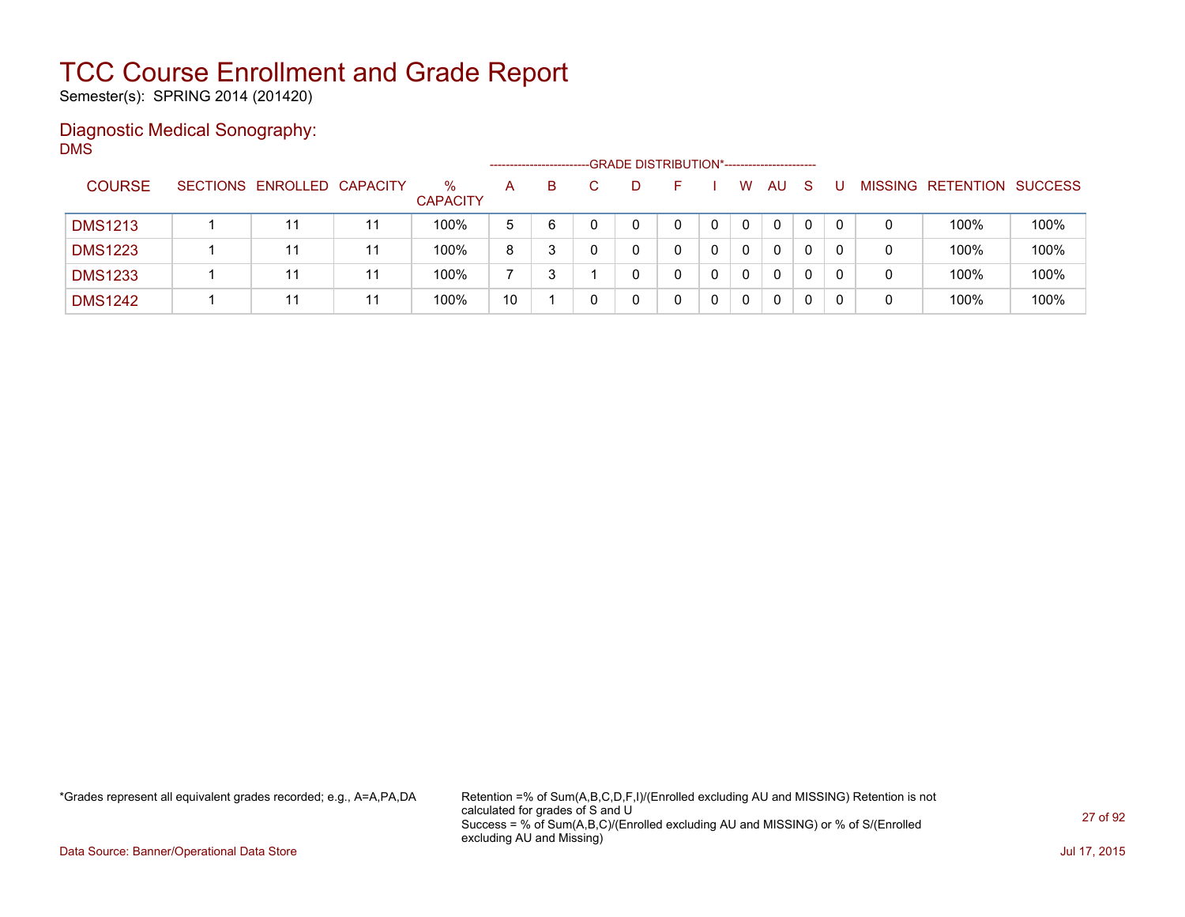# TCC Course Enrollment and Grade Report

Semester(s): SPRING 2014 (201420)

## Diagnostic Medical Sonography:

DMS

| COURSE | SECTIONS | ENROLLED | CAPACITY | % CAPACITY | A | B | C | D | F | I | W | AU | S | U | MISSING | RETENTION | SUCCESS |
|---|---|---|---|---|---|---|---|---|---|---|---|---|---|---|---|---|---|
| | | | | | GRADE DISTRIBUTION* | | | | | | | | | | | | |
| DMS1213 | 1 | 11 | 11 | 100% | 5 | 6 | 0 | 0 | 0 | 0 | 0 | 0 | 0 | 0 | 0 | 100% | 100% |
| DMS1223 | 1 | 11 | 11 | 100% | 8 | 3 | 0 | 0 | 0 | 0 | 0 | 0 | 0 | 0 | 0 | 100% | 100% |
| DMS1233 | 1 | 11 | 11 | 100% | 7 | 3 | 1 | 0 | 0 | 0 | 0 | 0 | 0 | 0 | 0 | 100% | 100% |
| DMS1242 | 1 | 11 | 11 | 100% | 10 | 1 | 0 | 0 | 0 | 0 | 0 | 0 | 0 | 0 | 0 | 100% | 100% |

*Grades represent all equivalent grades recorded; e.g., A=A,PA,DA

Retention =% of Sum(A,B,C,D,F,I)/(Enrolled excluding AU and MISSING) Retention is not calculated for grades of S and U
Success = % of Sum(A,B,C)/(Enrolled excluding AU and MISSING) or % of S/(Enrolled excluding AU and Missing)

Data Source: Banner/Operational Data Store

Jul 17, 2015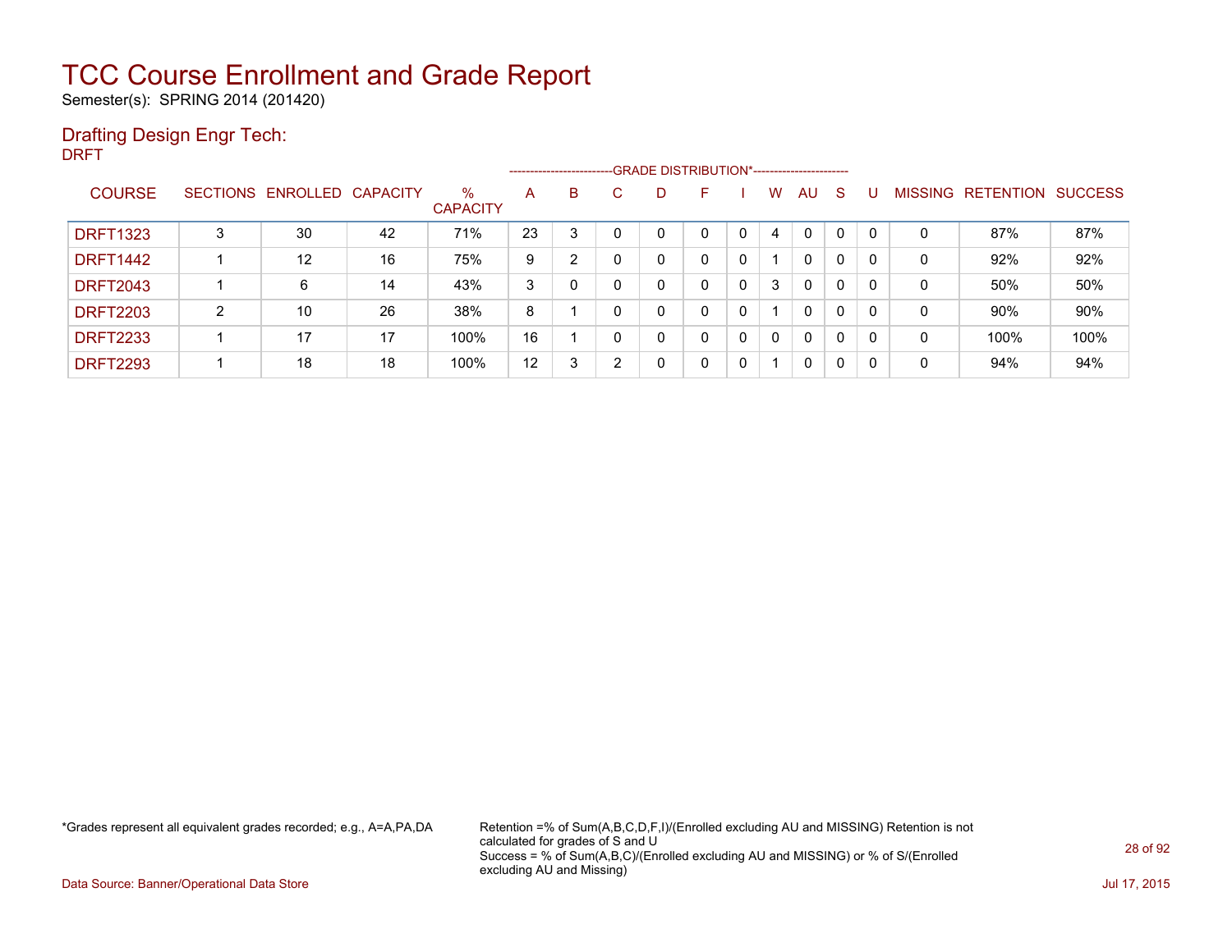# TCC Course Enrollment and Grade Report

Semester(s): SPRING 2014 (201420)

## Drafting Design Engr Tech:

DRFT

| COURSE | SECTIONS | ENROLLED | CAPACITY | % CAPACITY | A | B | C | D | F | I | W | AU | S | U | MISSING | RETENTION | SUCCESS |
|---|---|---|---|---|---|---|---|---|---|---|---|---|---|---|---|---|---|
| DRFT1323 | 3 | 30 | 42 | 71% | 23 | 3 | 0 | 0 | 0 | 0 | 4 | 0 | 0 | 0 | 0 | 87% | 87% |
| DRFT1442 | 1 | 12 | 16 | 75% | 9 | 2 | 0 | 0 | 0 | 0 | 1 | 0 | 0 | 0 | 0 | 92% | 92% |
| DRFT2043 | 1 | 6 | 14 | 43% | 3 | 0 | 0 | 0 | 0 | 0 | 3 | 0 | 0 | 0 | 0 | 50% | 50% |
| DRFT2203 | 2 | 10 | 26 | 38% | 8 | 1 | 0 | 0 | 0 | 0 | 1 | 0 | 0 | 0 | 0 | 90% | 90% |
| DRFT2233 | 1 | 17 | 17 | 100% | 16 | 1 | 0 | 0 | 0 | 0 | 0 | 0 | 0 | 0 | 0 | 100% | 100% |
| DRFT2293 | 1 | 18 | 18 | 100% | 12 | 3 | 2 | 0 | 0 | 0 | 1 | 0 | 0 | 0 | 0 | 94% | 94% |

(Grade distribution columns: A through U)

*Grades represent all equivalent grades recorded; e.g., A=A,PA,DA

Retention =% of Sum(A,B,C,D,F,I)/(Enrolled excluding AU and MISSING) Retention is not calculated for grades of S and U
Success = % of Sum(A,B,C)/(Enrolled excluding AU and MISSING) or % of S/(Enrolled excluding AU and Missing)

Data Source: Banner/Operational Data Store

Jul 17, 2015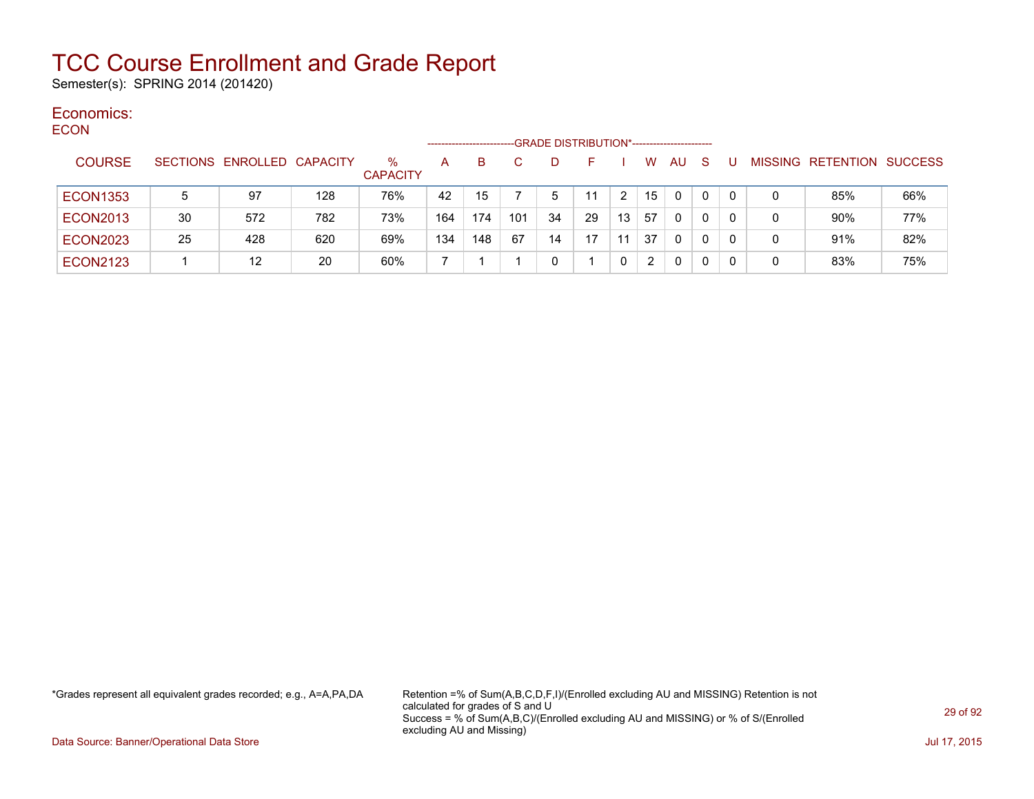# TCC Course Enrollment and Grade Report

Semester(s): SPRING 2014 (201420)

## Economics:

ECON

| COURSE | SECTIONS | ENROLLED | CAPACITY | % CAPACITY | A | B | C | D | F | I | W | AU | S | U | MISSING | RETENTION | SUCCESS |
|---|---|---|---|---|---|---|---|---|---|---|---|---|---|---|---|---|---|
| | | | | | GRADE DISTRIBUTION* | | | | | | | | | | | | |
| ECON1353 | 5 | 97 | 128 | 76% | 42 | 15 | 7 | 5 | 11 | 2 | 15 | 0 | 0 | 0 | 0 | 85% | 66% |
| ECON2013 | 30 | 572 | 782 | 73% | 164 | 174 | 101 | 34 | 29 | 13 | 57 | 0 | 0 | 0 | 0 | 90% | 77% |
| ECON2023 | 25 | 428 | 620 | 69% | 134 | 148 | 67 | 14 | 17 | 11 | 37 | 0 | 0 | 0 | 0 | 91% | 82% |
| ECON2123 | 1 | 12 | 20 | 60% | 7 | 1 | 1 | 0 | 1 | 0 | 2 | 0 | 0 | 0 | 0 | 83% | 75% |

*Grades represent all equivalent grades recorded; e.g., A=A,PA,DA

Retention =% of Sum(A,B,C,D,F,I)/(Enrolled excluding AU and MISSING) Retention is not calculated for grades of S and U
Success = % of Sum(A,B,C)/(Enrolled excluding AU and MISSING) or % of S/(Enrolled excluding AU and Missing)

Data Source: Banner/Operational Data Store

Jul 17, 2015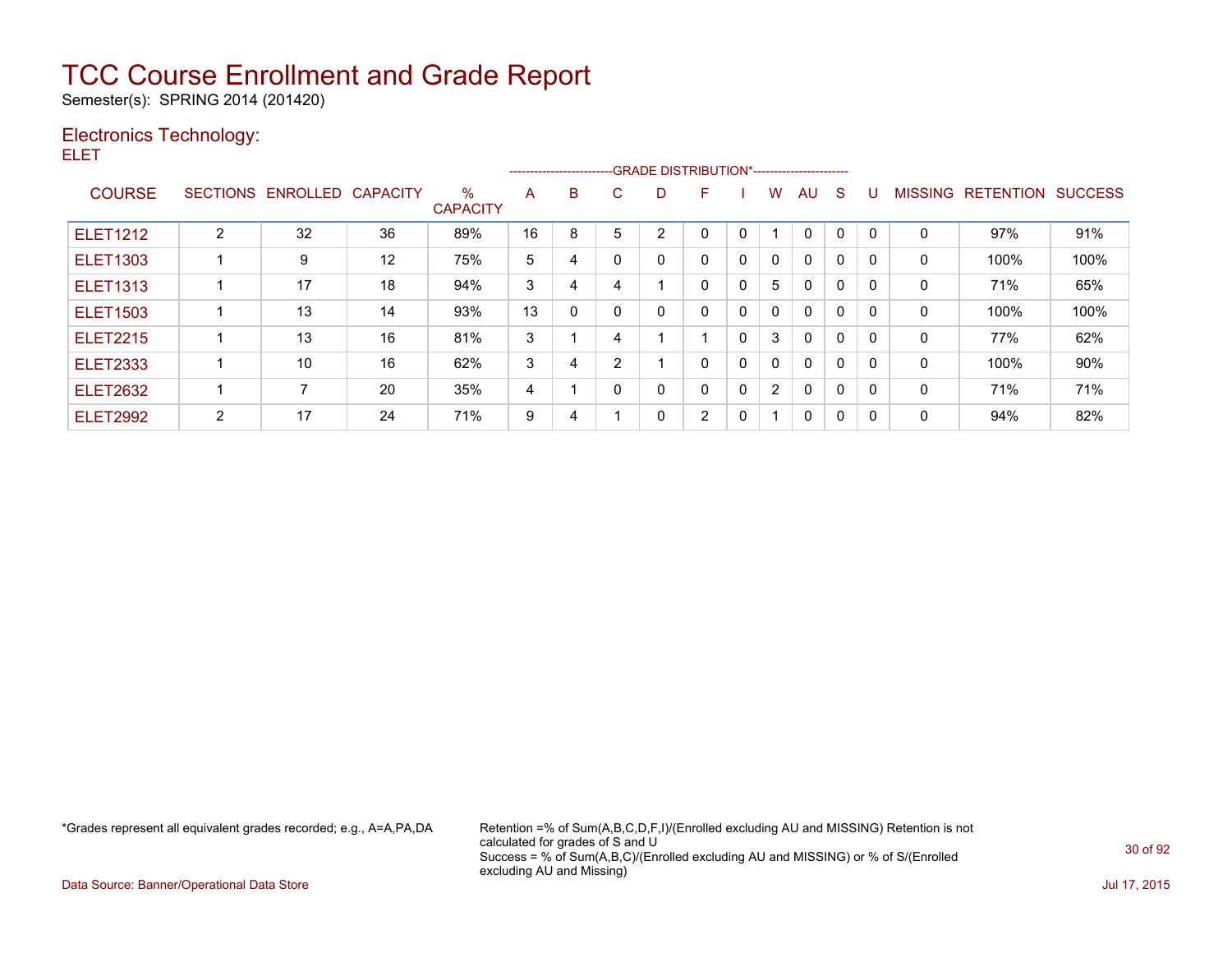# TCC Course Enrollment and Grade Report

Semester(s): SPRING 2014 (201420)

## Electronics Technology:

ELET

| COURSE | SECTIONS | ENROLLED | CAPACITY | % CAPACITY | A | B | C | D | F | I | W | AU | S | U | MISSING | RETENTION | SUCCESS |
|---|---|---|---|---|---|---|---|---|---|---|---|---|---|---|---|---|---|
| | | | | | GRADE DISTRIBUTION* | | | | | | | | | | | | |
| ELET1212 | 2 | 32 | 36 | 89% | 16 | 8 | 5 | 2 | 0 | 0 | 1 | 0 | 0 | 0 | 0 | 97% | 91% |
| ELET1303 | 1 | 9 | 12 | 75% | 5 | 4 | 0 | 0 | 0 | 0 | 0 | 0 | 0 | 0 | 0 | 100% | 100% |
| ELET1313 | 1 | 17 | 18 | 94% | 3 | 4 | 4 | 1 | 0 | 0 | 5 | 0 | 0 | 0 | 0 | 71% | 65% |
| ELET1503 | 1 | 13 | 14 | 93% | 13 | 0 | 0 | 0 | 0 | 0 | 0 | 0 | 0 | 0 | 0 | 100% | 100% |
| ELET2215 | 1 | 13 | 16 | 81% | 3 | 1 | 4 | 1 | 1 | 0 | 3 | 0 | 0 | 0 | 0 | 77% | 62% |
| ELET2333 | 1 | 10 | 16 | 62% | 3 | 4 | 2 | 1 | 0 | 0 | 0 | 0 | 0 | 0 | 0 | 100% | 90% |
| ELET2632 | 1 | 7 | 20 | 35% | 4 | 1 | 0 | 0 | 0 | 0 | 2 | 0 | 0 | 0 | 0 | 71% | 71% |
| ELET2992 | 2 | 17 | 24 | 71% | 9 | 4 | 1 | 0 | 2 | 0 | 1 | 0 | 0 | 0 | 0 | 94% | 82% |

*Grades represent all equivalent grades recorded; e.g., A=A,PA,DA

Retention =% of Sum(A,B,C,D,F,I)/(Enrolled excluding AU and MISSING) Retention is not calculated for grades of S and U
Success = % of Sum(A,B,C)/(Enrolled excluding AU and MISSING) or % of S/(Enrolled excluding AU and Missing)

Data Source: Banner/Operational Data Store

Jul 17, 2015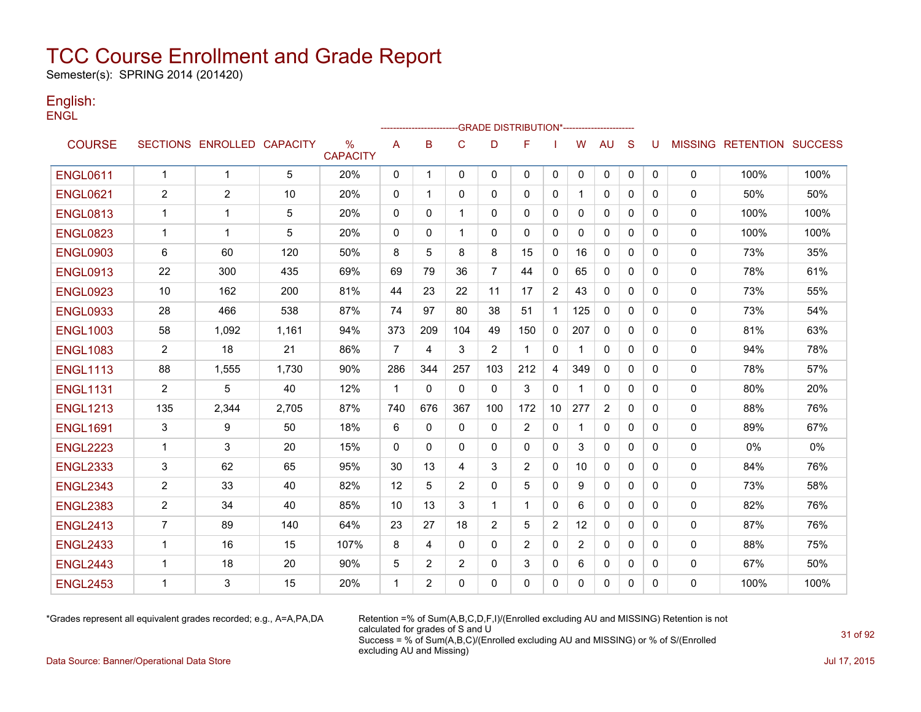# TCC Course Enrollment and Grade Report

Semester(s): SPRING 2014 (201420)

## English:

ENGL

| COURSE | SECTIONS | ENROLLED | CAPACITY | % CAPACITY | A | B | C | D | F | I | W | AU | S | U | MISSING | RETENTION | SUCCESS |
|---|---|---|---|---|---|---|---|---|---|---|---|---|---|---|---|---|---|
| | | | | | GRADE DISTRIBUTION* | | | | | | | | | | | | |
| ENGL0611 | 1 | 1 | 5 | 20% | 0 | 1 | 0 | 0 | 0 | 0 | 0 | 0 | 0 | 0 | 0 | 100% | 100% |
| ENGL0621 | 2 | 2 | 10 | 20% | 0 | 1 | 0 | 0 | 0 | 0 | 1 | 0 | 0 | 0 | 0 | 50% | 50% |
| ENGL0813 | 1 | 1 | 5 | 20% | 0 | 0 | 1 | 0 | 0 | 0 | 0 | 0 | 0 | 0 | 0 | 100% | 100% |
| ENGL0823 | 1 | 1 | 5 | 20% | 0 | 0 | 1 | 0 | 0 | 0 | 0 | 0 | 0 | 0 | 0 | 100% | 100% |
| ENGL0903 | 6 | 60 | 120 | 50% | 8 | 5 | 8 | 8 | 15 | 0 | 16 | 0 | 0 | 0 | 0 | 73% | 35% |
| ENGL0913 | 22 | 300 | 435 | 69% | 69 | 79 | 36 | 7 | 44 | 0 | 65 | 0 | 0 | 0 | 0 | 78% | 61% |
| ENGL0923 | 10 | 162 | 200 | 81% | 44 | 23 | 22 | 11 | 17 | 2 | 43 | 0 | 0 | 0 | 0 | 73% | 55% |
| ENGL0933 | 28 | 466 | 538 | 87% | 74 | 97 | 80 | 38 | 51 | 1 | 125 | 0 | 0 | 0 | 0 | 73% | 54% |
| ENGL1003 | 58 | 1,092 | 1,161 | 94% | 373 | 209 | 104 | 49 | 150 | 0 | 207 | 0 | 0 | 0 | 0 | 81% | 63% |
| ENGL1083 | 2 | 18 | 21 | 86% | 7 | 4 | 3 | 2 | 1 | 0 | 1 | 0 | 0 | 0 | 0 | 94% | 78% |
| ENGL1113 | 88 | 1,555 | 1,730 | 90% | 286 | 344 | 257 | 103 | 212 | 4 | 349 | 0 | 0 | 0 | 0 | 78% | 57% |
| ENGL1131 | 2 | 5 | 40 | 12% | 1 | 0 | 0 | 0 | 3 | 0 | 1 | 0 | 0 | 0 | 0 | 80% | 20% |
| ENGL1213 | 135 | 2,344 | 2,705 | 87% | 740 | 676 | 367 | 100 | 172 | 10 | 277 | 2 | 0 | 0 | 0 | 88% | 76% |
| ENGL1691 | 3 | 9 | 50 | 18% | 6 | 0 | 0 | 0 | 2 | 0 | 1 | 0 | 0 | 0 | 0 | 89% | 67% |
| ENGL2223 | 1 | 3 | 20 | 15% | 0 | 0 | 0 | 0 | 0 | 0 | 3 | 0 | 0 | 0 | 0 | 0% | 0% |
| ENGL2333 | 3 | 62 | 65 | 95% | 30 | 13 | 4 | 3 | 2 | 0 | 10 | 0 | 0 | 0 | 0 | 84% | 76% |
| ENGL2343 | 2 | 33 | 40 | 82% | 12 | 5 | 2 | 0 | 5 | 0 | 9 | 0 | 0 | 0 | 0 | 73% | 58% |
| ENGL2383 | 2 | 34 | 40 | 85% | 10 | 13 | 3 | 1 | 1 | 0 | 6 | 0 | 0 | 0 | 0 | 82% | 76% |
| ENGL2413 | 7 | 89 | 140 | 64% | 23 | 27 | 18 | 2 | 5 | 2 | 12 | 0 | 0 | 0 | 0 | 87% | 76% |
| ENGL2433 | 1 | 16 | 15 | 107% | 8 | 4 | 0 | 0 | 2 | 0 | 2 | 0 | 0 | 0 | 0 | 88% | 75% |
| ENGL2443 | 1 | 18 | 20 | 90% | 5 | 2 | 2 | 0 | 3 | 0 | 6 | 0 | 0 | 0 | 0 | 67% | 50% |
| ENGL2453 | 1 | 3 | 15 | 20% | 1 | 2 | 0 | 0 | 0 | 0 | 0 | 0 | 0 | 0 | 0 | 100% | 100% |

*Grades represent all equivalent grades recorded; e.g., A=A,PA,DA

Retention =% of Sum(A,B,C,D,F,I)/(Enrolled excluding AU and MISSING) Retention is not calculated for grades of S and U

Success = % of Sum(A,B,C)/(Enrolled excluding AU and MISSING) or % of S/(Enrolled excluding AU and Missing)

Data Source: Banner/Operational Data Store

Jul 17, 2015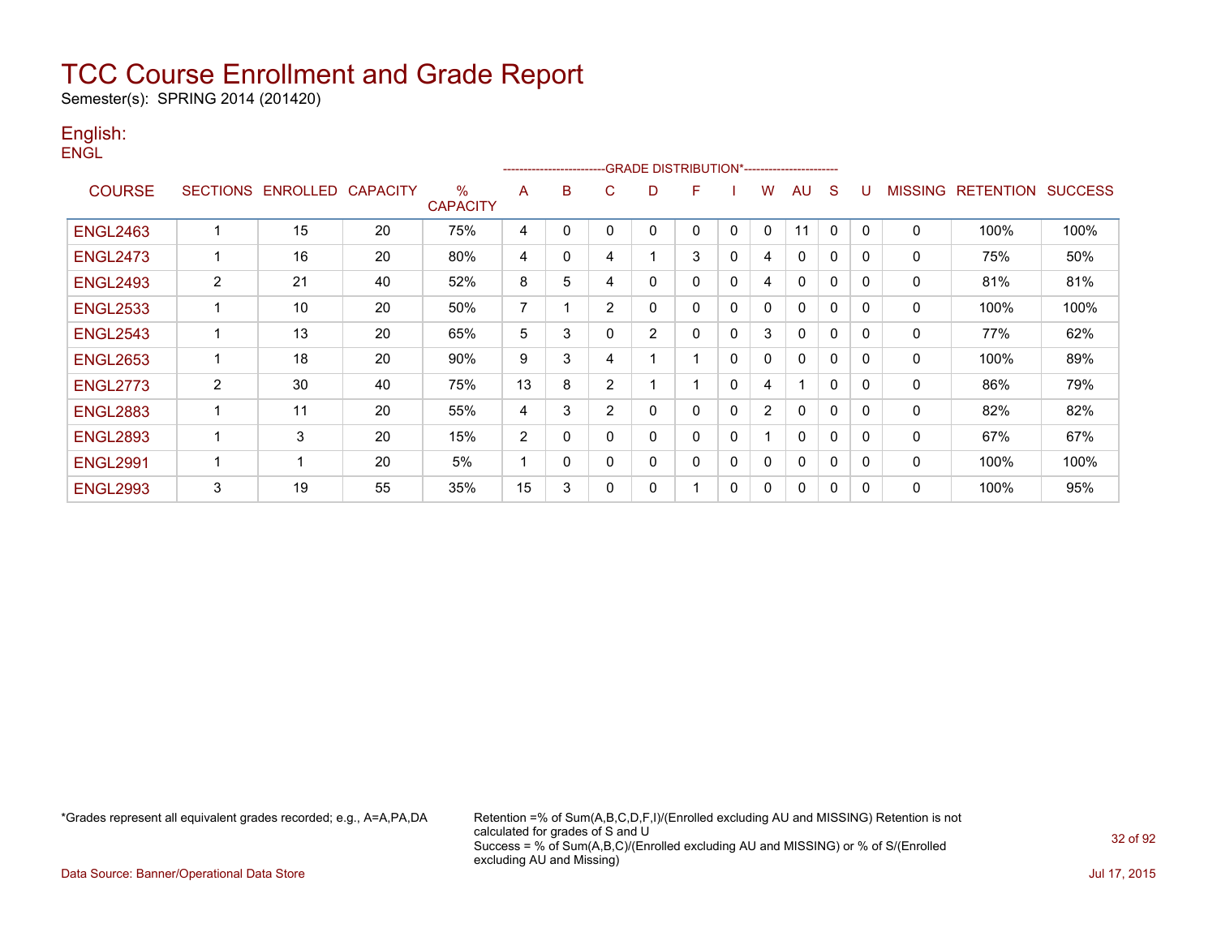# TCC Course Enrollment and Grade Report

Semester(s): SPRING 2014 (201420)

## English:

ENGL

| COURSE | SECTIONS | ENROLLED | CAPACITY | % CAPACITY | A | B | C | D | F | I | W | AU | S | U | MISSING | RETENTION | SUCCESS |
|---|---|---|---|---|---|---|---|---|---|---|---|---|---|---|---|---|---|
| | | | | | GRADE DISTRIBUTION* | | | | | | | | | | | | |
| ENGL2463 | 1 | 15 | 20 | 75% | 4 | 0 | 0 | 0 | 0 | 0 | 0 | 11 | 0 | 0 | 0 | 100% | 100% |
| ENGL2473 | 1 | 16 | 20 | 80% | 4 | 0 | 4 | 1 | 3 | 0 | 4 | 0 | 0 | 0 | 0 | 75% | 50% |
| ENGL2493 | 2 | 21 | 40 | 52% | 8 | 5 | 4 | 0 | 0 | 0 | 4 | 0 | 0 | 0 | 0 | 81% | 81% |
| ENGL2533 | 1 | 10 | 20 | 50% | 7 | 1 | 2 | 0 | 0 | 0 | 0 | 0 | 0 | 0 | 0 | 100% | 100% |
| ENGL2543 | 1 | 13 | 20 | 65% | 5 | 3 | 0 | 2 | 0 | 0 | 3 | 0 | 0 | 0 | 0 | 77% | 62% |
| ENGL2653 | 1 | 18 | 20 | 90% | 9 | 3 | 4 | 1 | 1 | 0 | 0 | 0 | 0 | 0 | 0 | 100% | 89% |
| ENGL2773 | 2 | 30 | 40 | 75% | 13 | 8 | 2 | 1 | 1 | 0 | 4 | 1 | 0 | 0 | 0 | 86% | 79% |
| ENGL2883 | 1 | 11 | 20 | 55% | 4 | 3 | 2 | 0 | 0 | 0 | 2 | 0 | 0 | 0 | 0 | 82% | 82% |
| ENGL2893 | 1 | 3 | 20 | 15% | 2 | 0 | 0 | 0 | 0 | 0 | 1 | 0 | 0 | 0 | 0 | 67% | 67% |
| ENGL2991 | 1 | 1 | 20 | 5% | 1 | 0 | 0 | 0 | 0 | 0 | 0 | 0 | 0 | 0 | 0 | 100% | 100% |
| ENGL2993 | 3 | 19 | 55 | 35% | 15 | 3 | 0 | 0 | 1 | 0 | 0 | 0 | 0 | 0 | 0 | 100% | 95% |

*Grades represent all equivalent grades recorded; e.g., A=A,PA,DA

Retention =% of Sum(A,B,C,D,F,I)/(Enrolled excluding AU and MISSING) Retention is not calculated for grades of S and U
Success = % of Sum(A,B,C)/(Enrolled excluding AU and MISSING) or % of S/(Enrolled excluding AU and Missing)

Data Source: Banner/Operational Data Store

Jul 17, 2015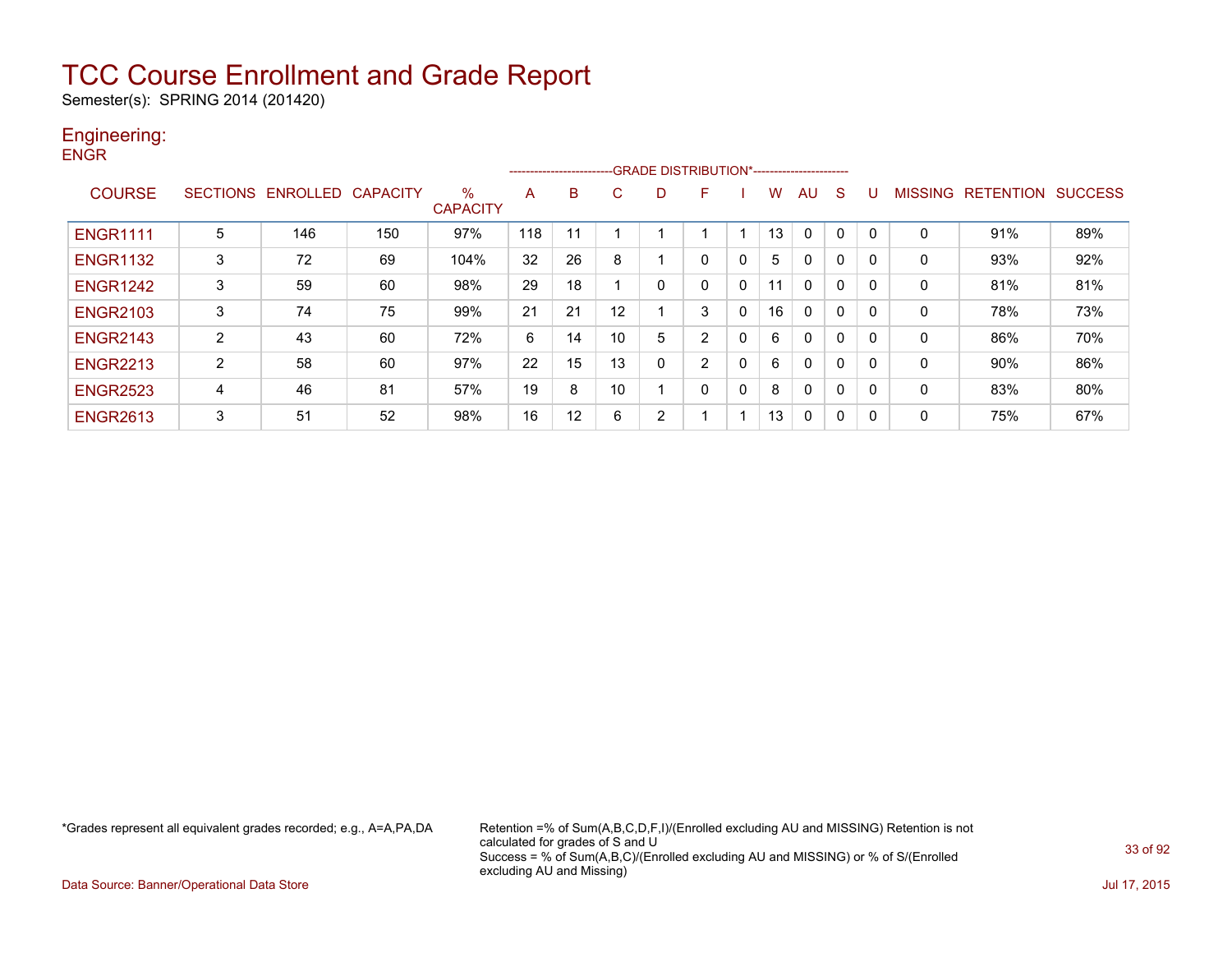# TCC Course Enrollment and Grade Report

Semester(s): SPRING 2014 (201420)

## Engineering:

### ENGR

| COURSE | SECTIONS | ENROLLED | CAPACITY | % CAPACITY | A | B | C | D | F | I | W | AU | S | U | MISSING | RETENTION | SUCCESS |
|---|---|---|---|---|---|---|---|---|---|---|---|---|---|---|---|---|---|
| | | | | | GRADE DISTRIBUTION* | | | | | | | | | | | | |
| ENGR1111 | 5 | 146 | 150 | 97% | 118 | 11 | 1 | 1 | 1 | 1 | 13 | 0 | 0 | 0 | 0 | 91% | 89% |
| ENGR1132 | 3 | 72 | 69 | 104% | 32 | 26 | 8 | 1 | 0 | 0 | 5 | 0 | 0 | 0 | 0 | 93% | 92% |
| ENGR1242 | 3 | 59 | 60 | 98% | 29 | 18 | 1 | 0 | 0 | 0 | 11 | 0 | 0 | 0 | 0 | 81% | 81% |
| ENGR2103 | 3 | 74 | 75 | 99% | 21 | 21 | 12 | 1 | 3 | 0 | 16 | 0 | 0 | 0 | 0 | 78% | 73% |
| ENGR2143 | 2 | 43 | 60 | 72% | 6 | 14 | 10 | 5 | 2 | 0 | 6 | 0 | 0 | 0 | 0 | 86% | 70% |
| ENGR2213 | 2 | 58 | 60 | 97% | 22 | 15 | 13 | 0 | 2 | 0 | 6 | 0 | 0 | 0 | 0 | 90% | 86% |
| ENGR2523 | 4 | 46 | 81 | 57% | 19 | 8 | 10 | 1 | 0 | 0 | 8 | 0 | 0 | 0 | 0 | 83% | 80% |
| ENGR2613 | 3 | 51 | 52 | 98% | 16 | 12 | 6 | 2 | 1 | 1 | 13 | 0 | 0 | 0 | 0 | 75% | 67% |

*Grades represent all equivalent grades recorded; e.g., A=A,PA,DA

Retention =% of Sum(A,B,C,D,F,I)/(Enrolled excluding AU and MISSING) Retention is not calculated for grades of S and U
Success = % of Sum(A,B,C)/(Enrolled excluding AU and MISSING) or % of S/(Enrolled excluding AU and Missing)

Data Source: Banner/Operational Data Store

Jul 17, 2015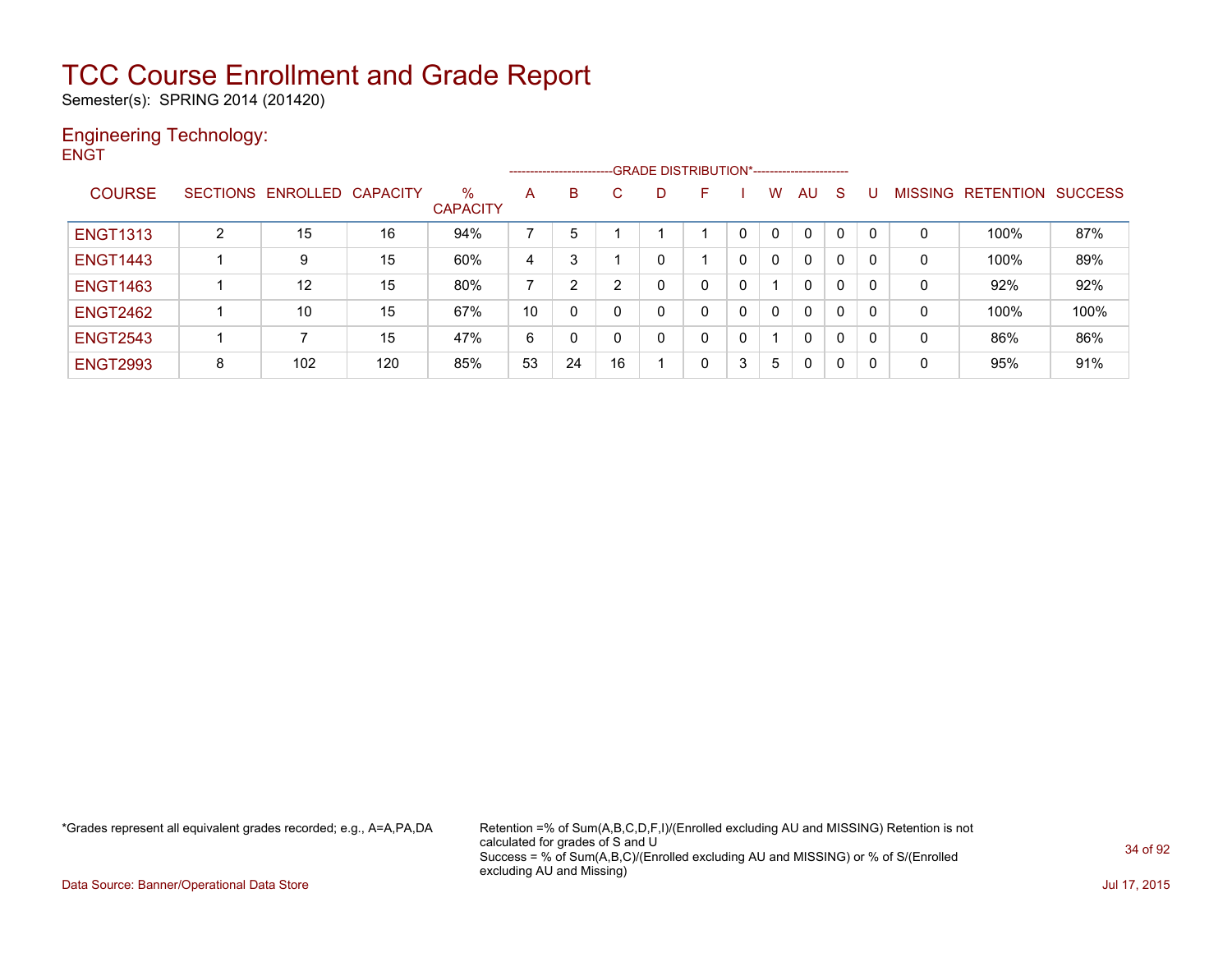# TCC Course Enrollment and Grade Report

Semester(s): SPRING 2014 (201420)

## Engineering Technology:

ENGT

| COURSE | SECTIONS | ENROLLED | CAPACITY | % CAPACITY | A | B | C | D | F | I | W | AU | S | U | MISSING | RETENTION | SUCCESS |
|---|---|---|---|---|---|---|---|---|---|---|---|---|---|---|---|---|---|
| | | | | | GRADE DISTRIBUTION* | | | | | | | | | | | | |
| ENGT1313 | 2 | 15 | 16 | 94% | 7 | 5 | 1 | 1 | 1 | 0 | 0 | 0 | 0 | 0 | 0 | 100% | 87% |
| ENGT1443 | 1 | 9 | 15 | 60% | 4 | 3 | 1 | 0 | 1 | 0 | 0 | 0 | 0 | 0 | 0 | 100% | 89% |
| ENGT1463 | 1 | 12 | 15 | 80% | 7 | 2 | 2 | 0 | 0 | 0 | 1 | 0 | 0 | 0 | 0 | 92% | 92% |
| ENGT2462 | 1 | 10 | 15 | 67% | 10 | 0 | 0 | 0 | 0 | 0 | 0 | 0 | 0 | 0 | 0 | 100% | 100% |
| ENGT2543 | 1 | 7 | 15 | 47% | 6 | 0 | 0 | 0 | 0 | 0 | 1 | 0 | 0 | 0 | 0 | 86% | 86% |
| ENGT2993 | 8 | 102 | 120 | 85% | 53 | 24 | 16 | 1 | 0 | 3 | 5 | 0 | 0 | 0 | 0 | 95% | 91% |

*Grades represent all equivalent grades recorded; e.g., A=A,PA,DA

Retention =% of Sum(A,B,C,D,F,I)/(Enrolled excluding AU and MISSING) Retention is not calculated for grades of S and U

Success = % of Sum(A,B,C)/(Enrolled excluding AU and MISSING) or % of S/(Enrolled excluding AU and Missing)

Data Source: Banner/Operational Data Store

Jul 17, 2015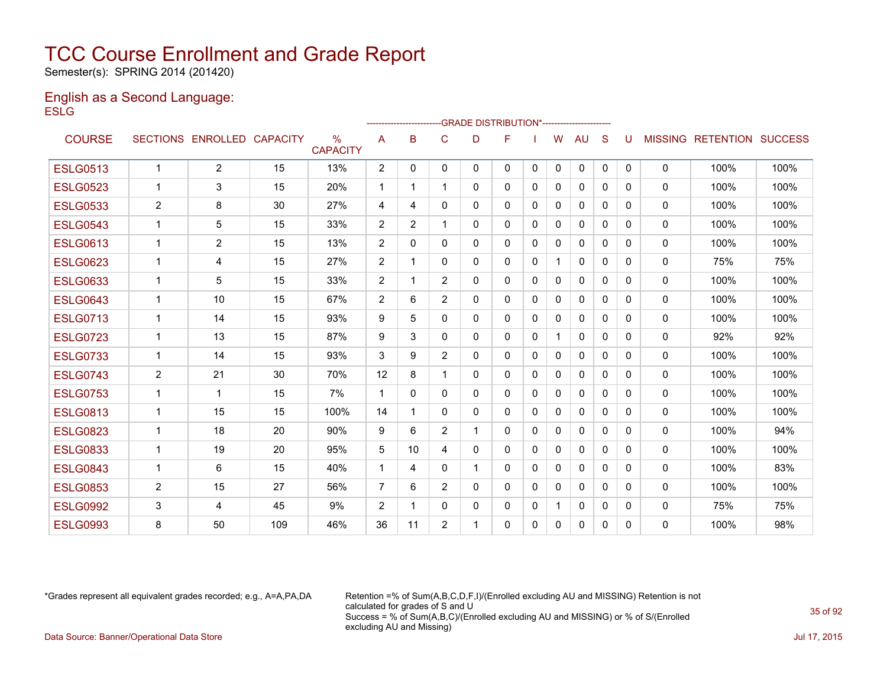# TCC Course Enrollment and Grade Report

Semester(s): SPRING 2014 (201420)

## English as a Second Language:

ESLG

| COURSE | SECTIONS | ENROLLED | CAPACITY | % CAPACITY | A | B | C | D | F | I | W | AU | S | U | MISSING | RETENTION | SUCCESS |
|---|---|---|---|---|---|---|---|---|---|---|---|---|---|---|---|---|---|
| | | | | | GRADE DISTRIBUTION* | | | | | | | | | | | | |
| ESLG0513 | 1 | 2 | 15 | 13% | 2 | 0 | 0 | 0 | 0 | 0 | 0 | 0 | 0 | 0 | 0 | 100% | 100% |
| ESLG0523 | 1 | 3 | 15 | 20% | 1 | 1 | 1 | 0 | 0 | 0 | 0 | 0 | 0 | 0 | 0 | 100% | 100% |
| ESLG0533 | 2 | 8 | 30 | 27% | 4 | 4 | 0 | 0 | 0 | 0 | 0 | 0 | 0 | 0 | 0 | 100% | 100% |
| ESLG0543 | 1 | 5 | 15 | 33% | 2 | 2 | 1 | 0 | 0 | 0 | 0 | 0 | 0 | 0 | 0 | 100% | 100% |
| ESLG0613 | 1 | 2 | 15 | 13% | 2 | 0 | 0 | 0 | 0 | 0 | 0 | 0 | 0 | 0 | 0 | 100% | 100% |
| ESLG0623 | 1 | 4 | 15 | 27% | 2 | 1 | 0 | 0 | 0 | 0 | 1 | 0 | 0 | 0 | 0 | 75% | 75% |
| ESLG0633 | 1 | 5 | 15 | 33% | 2 | 1 | 2 | 0 | 0 | 0 | 0 | 0 | 0 | 0 | 0 | 100% | 100% |
| ESLG0643 | 1 | 10 | 15 | 67% | 2 | 6 | 2 | 0 | 0 | 0 | 0 | 0 | 0 | 0 | 0 | 100% | 100% |
| ESLG0713 | 1 | 14 | 15 | 93% | 9 | 5 | 0 | 0 | 0 | 0 | 0 | 0 | 0 | 0 | 0 | 100% | 100% |
| ESLG0723 | 1 | 13 | 15 | 87% | 9 | 3 | 0 | 0 | 0 | 0 | 1 | 0 | 0 | 0 | 0 | 92% | 92% |
| ESLG0733 | 1 | 14 | 15 | 93% | 3 | 9 | 2 | 0 | 0 | 0 | 0 | 0 | 0 | 0 | 0 | 100% | 100% |
| ESLG0743 | 2 | 21 | 30 | 70% | 12 | 8 | 1 | 0 | 0 | 0 | 0 | 0 | 0 | 0 | 0 | 100% | 100% |
| ESLG0753 | 1 | 1 | 15 | 7% | 1 | 0 | 0 | 0 | 0 | 0 | 0 | 0 | 0 | 0 | 0 | 100% | 100% |
| ESLG0813 | 1 | 15 | 15 | 100% | 14 | 1 | 0 | 0 | 0 | 0 | 0 | 0 | 0 | 0 | 0 | 100% | 100% |
| ESLG0823 | 1 | 18 | 20 | 90% | 9 | 6 | 2 | 1 | 0 | 0 | 0 | 0 | 0 | 0 | 0 | 100% | 94% |
| ESLG0833 | 1 | 19 | 20 | 95% | 5 | 10 | 4 | 0 | 0 | 0 | 0 | 0 | 0 | 0 | 0 | 100% | 100% |
| ESLG0843 | 1 | 6 | 15 | 40% | 1 | 4 | 0 | 1 | 0 | 0 | 0 | 0 | 0 | 0 | 0 | 100% | 83% |
| ESLG0853 | 2 | 15 | 27 | 56% | 7 | 6 | 2 | 0 | 0 | 0 | 0 | 0 | 0 | 0 | 0 | 100% | 100% |
| ESLG0992 | 3 | 4 | 45 | 9% | 2 | 1 | 0 | 0 | 0 | 0 | 1 | 0 | 0 | 0 | 0 | 75% | 75% |
| ESLG0993 | 8 | 50 | 109 | 46% | 36 | 11 | 2 | 1 | 0 | 0 | 0 | 0 | 0 | 0 | 0 | 100% | 98% |

*Grades represent all equivalent grades recorded; e.g., A=A,PA,DA

Retention =% of Sum(A,B,C,D,F,I)/(Enrolled excluding AU and MISSING) Retention is not calculated for grades of S and U
Success = % of Sum(A,B,C)/(Enrolled excluding AU and MISSING) or % of S/(Enrolled excluding AU and Missing)

Data Source: Banner/Operational Data Store

Jul 17, 2015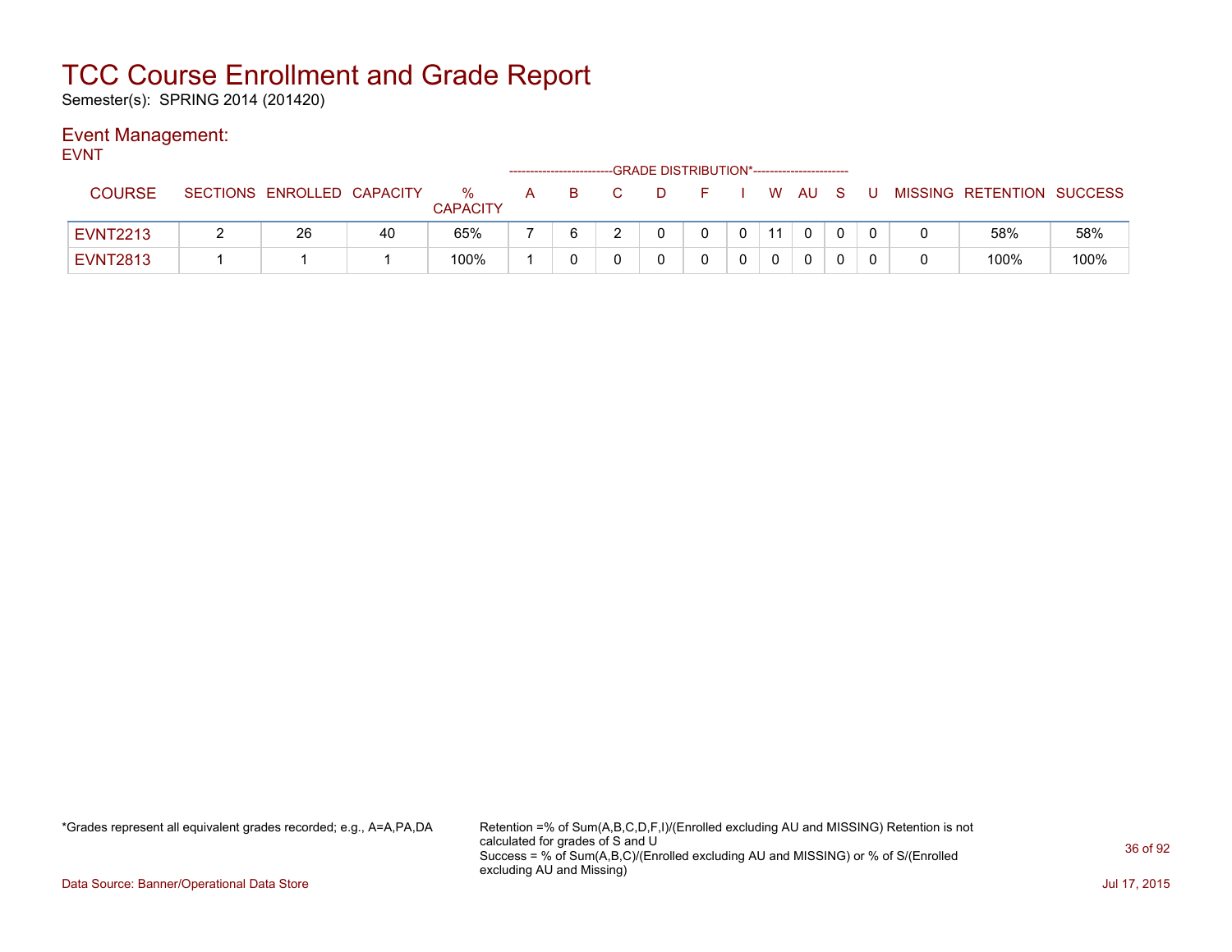# TCC Course Enrollment and Grade Report

Semester(s): SPRING 2014 (201420)

## Event Management:

EVNT

| COURSE | SECTIONS | ENROLLED | CAPACITY | % CAPACITY | A | B | C | D | F | I | W | AU | S | U | MISSING | RETENTION | SUCCESS |
|---|---|---|---|---|---|---|---|---|---|---|---|---|---|---|---|---|---|
| | | | | | GRADE DISTRIBUTION* | | | | | | | | | | | | |
| EVNT2213 | 2 | 26 | 40 | 65% | 7 | 6 | 2 | 0 | 0 | 0 | 11 | 0 | 0 | 0 | 0 | 58% | 58% |
| EVNT2813 | 1 | 1 | 1 | 100% | 1 | 0 | 0 | 0 | 0 | 0 | 0 | 0 | 0 | 0 | 0 | 100% | 100% |

*Grades represent all equivalent grades recorded; e.g., A=A,PA,DA

Retention =% of Sum(A,B,C,D,F,I)/(Enrolled excluding AU and MISSING) Retention is not calculated for grades of S and U

Success = % of Sum(A,B,C)/(Enrolled excluding AU and MISSING) or % of S/(Enrolled excluding AU and Missing)

Data Source: Banner/Operational Data Store

Jul 17, 2015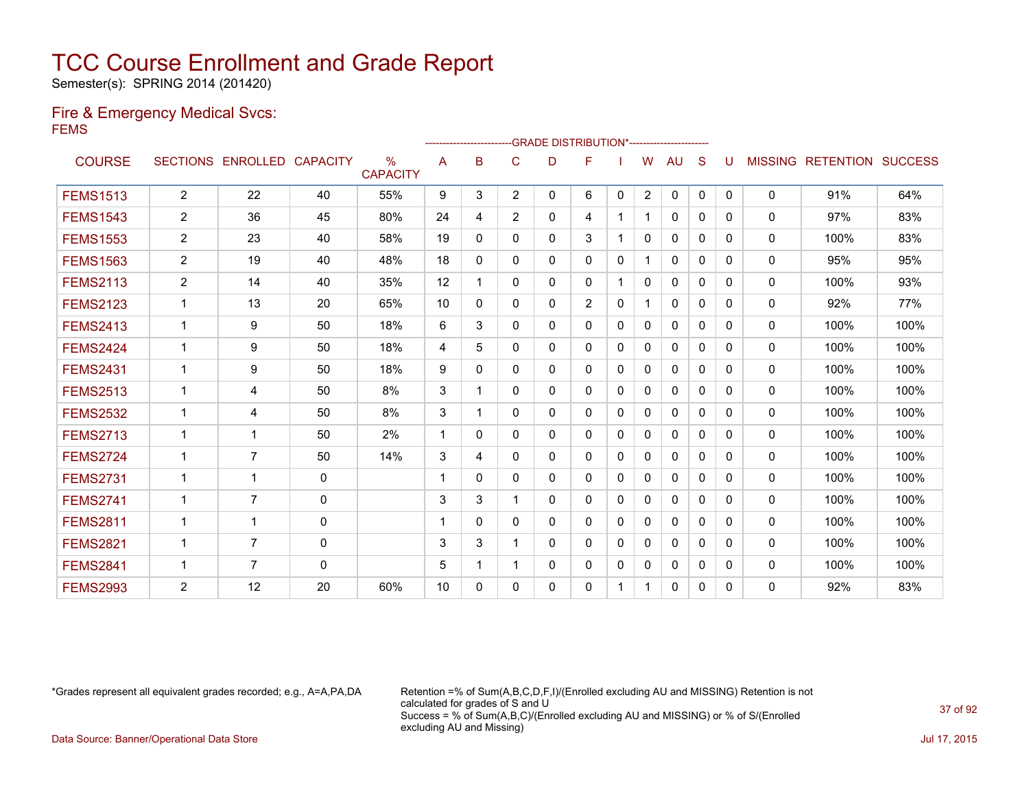# TCC Course Enrollment and Grade Report

Semester(s): SPRING 2014 (201420)

## Fire & Emergency Medical Svcs:

### FEMS

| COURSE | SECTIONS | ENROLLED | CAPACITY | % CAPACITY | A | B | C | D | F | I | W | AU | S | U | MISSING | RETENTION | SUCCESS |
|---|---|---|---|---|---|---|---|---|---|---|---|---|---|---|---|---|---|
| | | | | | GRADE DISTRIBUTION* | | | | | | | | | | | | |
| FEMS1513 | 2 | 22 | 40 | 55% | 9 | 3 | 2 | 0 | 6 | 0 | 2 | 0 | 0 | 0 | 0 | 91% | 64% |
| FEMS1543 | 2 | 36 | 45 | 80% | 24 | 4 | 2 | 0 | 4 | 1 | 1 | 0 | 0 | 0 | 0 | 97% | 83% |
| FEMS1553 | 2 | 23 | 40 | 58% | 19 | 0 | 0 | 0 | 3 | 1 | 0 | 0 | 0 | 0 | 0 | 100% | 83% |
| FEMS1563 | 2 | 19 | 40 | 48% | 18 | 0 | 0 | 0 | 0 | 0 | 1 | 0 | 0 | 0 | 0 | 95% | 95% |
| FEMS2113 | 2 | 14 | 40 | 35% | 12 | 1 | 0 | 0 | 0 | 1 | 0 | 0 | 0 | 0 | 0 | 100% | 93% |
| FEMS2123 | 1 | 13 | 20 | 65% | 10 | 0 | 0 | 0 | 2 | 0 | 1 | 0 | 0 | 0 | 0 | 92% | 77% |
| FEMS2413 | 1 | 9 | 50 | 18% | 6 | 3 | 0 | 0 | 0 | 0 | 0 | 0 | 0 | 0 | 0 | 100% | 100% |
| FEMS2424 | 1 | 9 | 50 | 18% | 4 | 5 | 0 | 0 | 0 | 0 | 0 | 0 | 0 | 0 | 0 | 100% | 100% |
| FEMS2431 | 1 | 9 | 50 | 18% | 9 | 0 | 0 | 0 | 0 | 0 | 0 | 0 | 0 | 0 | 0 | 100% | 100% |
| FEMS2513 | 1 | 4 | 50 | 8% | 3 | 1 | 0 | 0 | 0 | 0 | 0 | 0 | 0 | 0 | 0 | 100% | 100% |
| FEMS2532 | 1 | 4 | 50 | 8% | 3 | 1 | 0 | 0 | 0 | 0 | 0 | 0 | 0 | 0 | 0 | 100% | 100% |
| FEMS2713 | 1 | 1 | 50 | 2% | 1 | 0 | 0 | 0 | 0 | 0 | 0 | 0 | 0 | 0 | 0 | 100% | 100% |
| FEMS2724 | 1 | 7 | 50 | 14% | 3 | 4 | 0 | 0 | 0 | 0 | 0 | 0 | 0 | 0 | 0 | 100% | 100% |
| FEMS2731 | 1 | 1 | 0 | | 1 | 0 | 0 | 0 | 0 | 0 | 0 | 0 | 0 | 0 | 0 | 100% | 100% |
| FEMS2741 | 1 | 7 | 0 | | 3 | 3 | 1 | 0 | 0 | 0 | 0 | 0 | 0 | 0 | 0 | 100% | 100% |
| FEMS2811 | 1 | 1 | 0 | | 1 | 0 | 0 | 0 | 0 | 0 | 0 | 0 | 0 | 0 | 0 | 100% | 100% |
| FEMS2821 | 1 | 7 | 0 | | 3 | 3 | 1 | 0 | 0 | 0 | 0 | 0 | 0 | 0 | 0 | 100% | 100% |
| FEMS2841 | 1 | 7 | 0 | | 5 | 1 | 1 | 0 | 0 | 0 | 0 | 0 | 0 | 0 | 0 | 100% | 100% |
| FEMS2993 | 2 | 12 | 20 | 60% | 10 | 0 | 0 | 0 | 0 | 1 | 1 | 0 | 0 | 0 | 0 | 92% | 83% |

*Grades represent all equivalent grades recorded; e.g., A=A,PA,DA

Retention =% of Sum(A,B,C,D,F,I)/(Enrolled excluding AU and MISSING) Retention is not calculated for grades of S and U
Success = % of Sum(A,B,C)/(Enrolled excluding AU and MISSING) or % of S/(Enrolled excluding AU and Missing)

Data Source: Banner/Operational Data Store

Jul 17, 2015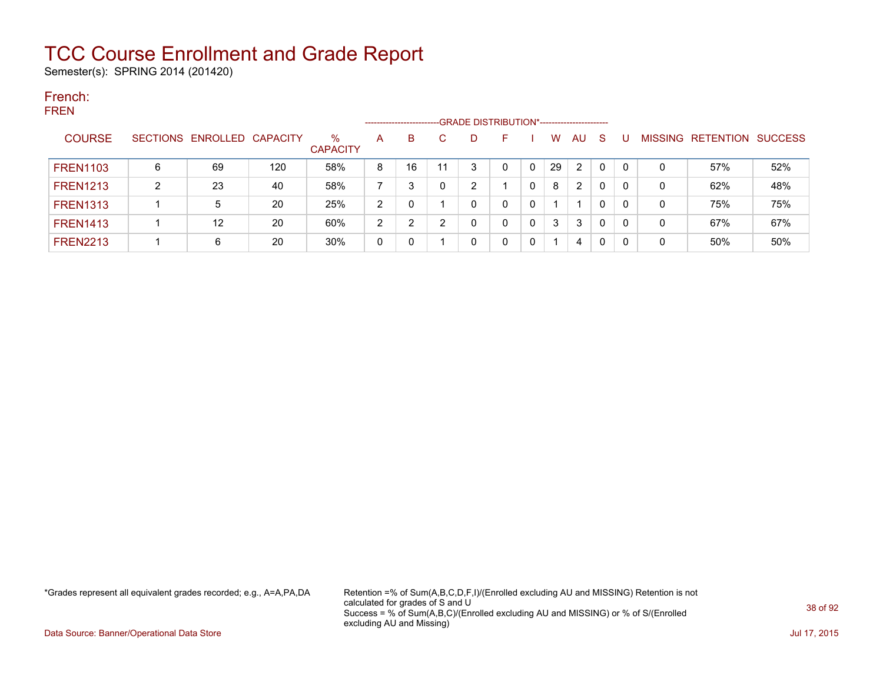# TCC Course Enrollment and Grade Report

Semester(s): SPRING 2014 (201420)

## French:

FREN

| COURSE | SECTIONS | ENROLLED | CAPACITY | % CAPACITY | A | B | C | D | F | I | W | AU | S | U | MISSING | RETENTION | SUCCESS |
|---|---|---|---|---|---|---|---|---|---|---|---|---|---|---|---|---|---|
| | | | | | GRADE DISTRIBUTION* | | | | | | | | | | | | |
| FREN1103 | 6 | 69 | 120 | 58% | 8 | 16 | 11 | 3 | 0 | 0 | 29 | 2 | 0 | 0 | 0 | 57% | 52% |
| FREN1213 | 2 | 23 | 40 | 58% | 7 | 3 | 0 | 2 | 1 | 0 | 8 | 2 | 0 | 0 | 0 | 62% | 48% |
| FREN1313 | 1 | 5 | 20 | 25% | 2 | 0 | 1 | 0 | 0 | 0 | 1 | 1 | 0 | 0 | 0 | 75% | 75% |
| FREN1413 | 1 | 12 | 20 | 60% | 2 | 2 | 2 | 0 | 0 | 0 | 3 | 3 | 0 | 0 | 0 | 67% | 67% |
| FREN2213 | 1 | 6 | 20 | 30% | 0 | 0 | 1 | 0 | 0 | 0 | 1 | 4 | 0 | 0 | 0 | 50% | 50% |

*Grades represent all equivalent grades recorded; e.g., A=A,PA,DA

Retention =% of Sum(A,B,C,D,F,I)/(Enrolled excluding AU and MISSING) Retention is not calculated for grades of S and U
Success = % of Sum(A,B,C)/(Enrolled excluding AU and MISSING) or % of S/(Enrolled excluding AU and Missing)

Data Source: Banner/Operational Data Store

Jul 17, 2015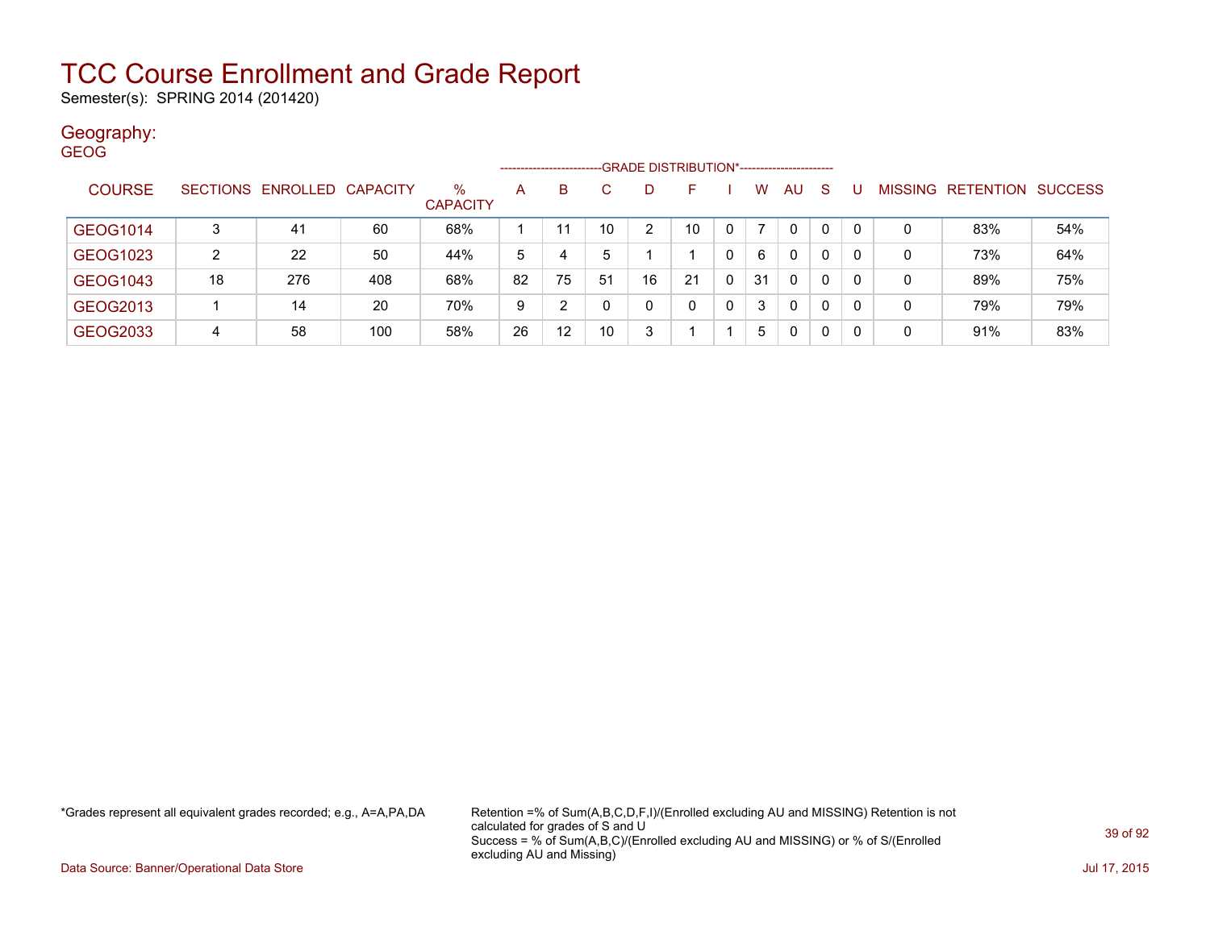# TCC Course Enrollment and Grade Report

Semester(s): SPRING 2014 (201420)

## Geography:

GEOG

| COURSE | SECTIONS | ENROLLED | CAPACITY | % CAPACITY | A | B | C | D | F | I | W | AU | S | U | MISSING | RETENTION | SUCCESS |
|---|---|---|---|---|---|---|---|---|---|---|---|---|---|---|---|---|---|
| | | | | | GRADE DISTRIBUTION* | | | | | | | | | | | | |
| GEOG1014 | 3 | 41 | 60 | 68% | 1 | 11 | 10 | 2 | 10 | 0 | 7 | 0 | 0 | 0 | 0 | 83% | 54% |
| GEOG1023 | 2 | 22 | 50 | 44% | 5 | 4 | 5 | 1 | 1 | 0 | 6 | 0 | 0 | 0 | 0 | 73% | 64% |
| GEOG1043 | 18 | 276 | 408 | 68% | 82 | 75 | 51 | 16 | 21 | 0 | 31 | 0 | 0 | 0 | 0 | 89% | 75% |
| GEOG2013 | 1 | 14 | 20 | 70% | 9 | 2 | 0 | 0 | 0 | 0 | 3 | 0 | 0 | 0 | 0 | 79% | 79% |
| GEOG2033 | 4 | 58 | 100 | 58% | 26 | 12 | 10 | 3 | 1 | 1 | 5 | 0 | 0 | 0 | 0 | 91% | 83% |

*Grades represent all equivalent grades recorded; e.g., A=A,PA,DA

Retention =% of Sum(A,B,C,D,F,I)/(Enrolled excluding AU and MISSING) Retention is not calculated for grades of S and U
Success = % of Sum(A,B,C)/(Enrolled excluding AU and MISSING) or % of S/(Enrolled excluding AU and Missing)

Data Source: Banner/Operational Data Store

Jul 17, 2015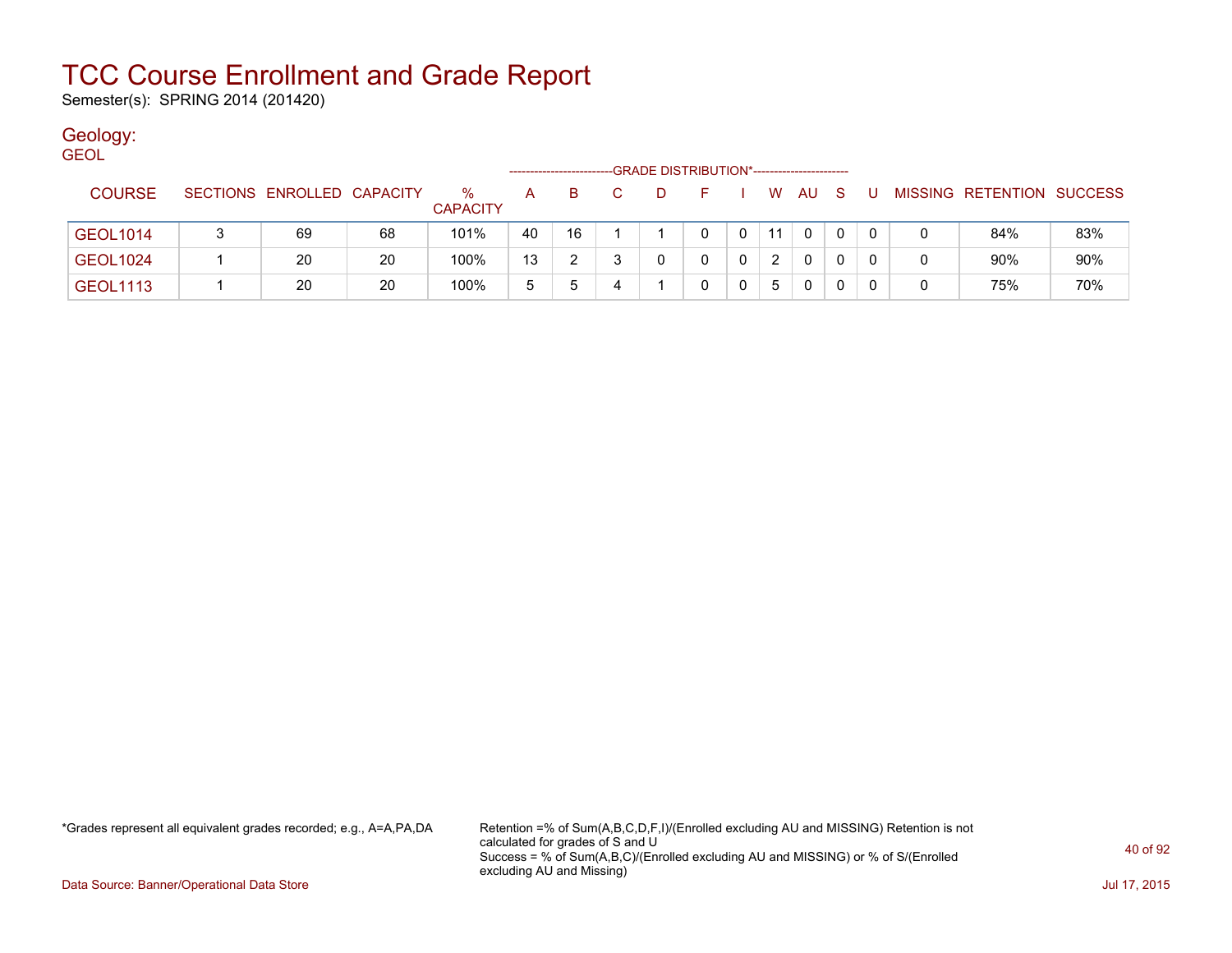# TCC Course Enrollment and Grade Report

Semester(s): SPRING 2014 (201420)

## Geology:

GEOL

| COURSE | SECTIONS | ENROLLED | CAPACITY | % CAPACITY | A | B | C | D | F | I | W | AU | S | U | MISSING | RETENTION | SUCCESS |
|---|---|---|---|---|---|---|---|---|---|---|---|---|---|---|---|---|---|
| | | | | | GRADE DISTRIBUTION* | | | | | | | | | | | | |
| GEOL1014 | 3 | 69 | 68 | 101% | 40 | 16 | 1 | 1 | 0 | 0 | 11 | 0 | 0 | 0 | 0 | 84% | 83% |
| GEOL1024 | 1 | 20 | 20 | 100% | 13 | 2 | 3 | 0 | 0 | 0 | 2 | 0 | 0 | 0 | 0 | 90% | 90% |
| GEOL1113 | 1 | 20 | 20 | 100% | 5 | 5 | 4 | 1 | 0 | 0 | 5 | 0 | 0 | 0 | 0 | 75% | 70% |

*Grades represent all equivalent grades recorded; e.g., A=A,PA,DA

Retention =% of Sum(A,B,C,D,F,I)/(Enrolled excluding AU and MISSING) Retention is not calculated for grades of S and U
Success = % of Sum(A,B,C)/(Enrolled excluding AU and MISSING) or % of S/(Enrolled excluding AU and Missing)

Data Source: Banner/Operational Data Store

Jul 17, 2015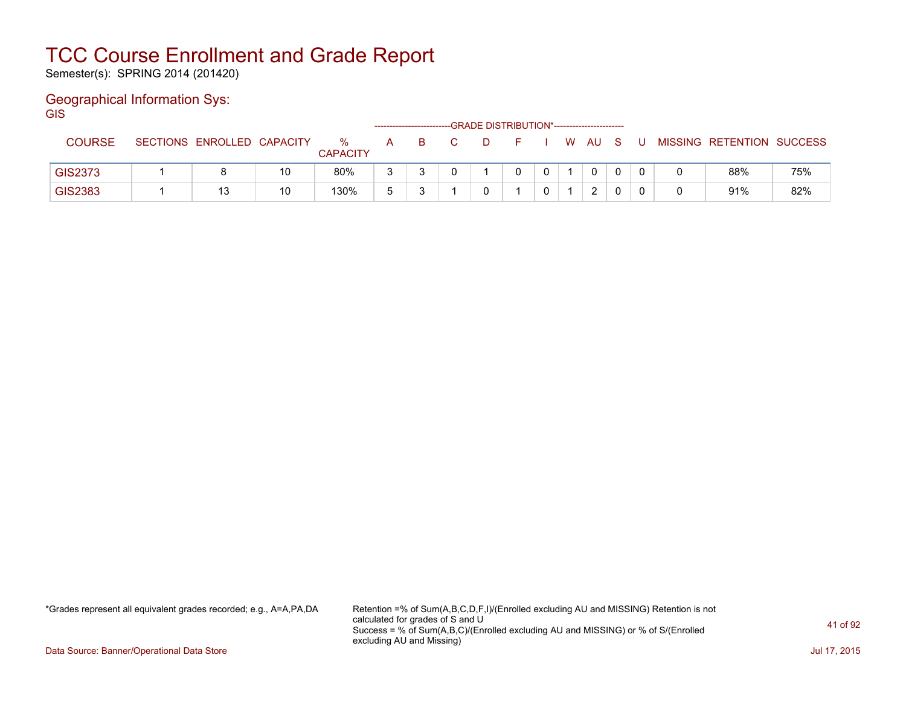# TCC Course Enrollment and Grade Report

Semester(s): SPRING 2014 (201420)

## Geographical Information Sys:

GIS

| COURSE | SECTIONS | ENROLLED | CAPACITY | % CAPACITY | A | B | C | D | F | I | W | AU | S | U | MISSING | RETENTION | SUCCESS |
|---|---|---|---|---|---|---|---|---|---|---|---|---|---|---|---|---|---|
| | | | | | GRADE DISTRIBUTION* | | | | | | | | | | | | |
| GIS2373 | 1 | 8 | 10 | 80% | 3 | 3 | 0 | 1 | 0 | 0 | 1 | 0 | 0 | 0 | 0 | 88% | 75% |
| GIS2383 | 1 | 13 | 10 | 130% | 5 | 3 | 1 | 0 | 1 | 0 | 1 | 2 | 0 | 0 | 0 | 91% | 82% |

*Grades represent all equivalent grades recorded; e.g., A=A,PA,DA

Retention =% of Sum(A,B,C,D,F,I)/(Enrolled excluding AU and MISSING) Retention is not calculated for grades of S and U
Success = % of Sum(A,B,C)/(Enrolled excluding AU and MISSING) or % of S/(Enrolled excluding AU and Missing)

Data Source: Banner/Operational Data Store

Jul 17, 2015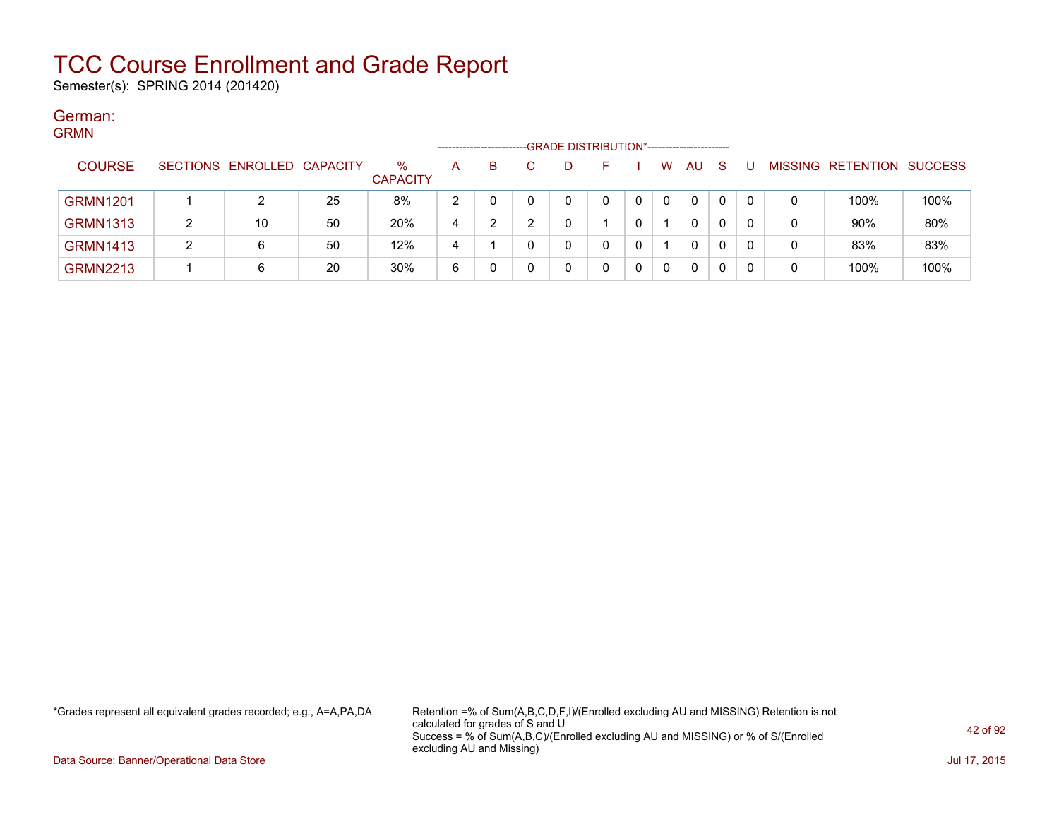# TCC Course Enrollment and Grade Report

Semester(s): SPRING 2014 (201420)

## German:

GRMN

| COURSE | SECTIONS | ENROLLED | CAPACITY | % CAPACITY | A | B | C | D | F | I | W | AU | S | U | MISSING | RETENTION | SUCCESS |
|---|---|---|---|---|---|---|---|---|---|---|---|---|---|---|---|---|---|
| | | | | | GRADE DISTRIBUTION* | | | | | | | | | | | | |
| GRMN1201 | 1 | 2 | 25 | 8% | 2 | 0 | 0 | 0 | 0 | 0 | 0 | 0 | 0 | 0 | 0 | 100% | 100% |
| GRMN1313 | 2 | 10 | 50 | 20% | 4 | 2 | 2 | 0 | 1 | 0 | 1 | 0 | 0 | 0 | 0 | 90% | 80% |
| GRMN1413 | 2 | 6 | 50 | 12% | 4 | 1 | 0 | 0 | 0 | 0 | 1 | 0 | 0 | 0 | 0 | 83% | 83% |
| GRMN2213 | 1 | 6 | 20 | 30% | 6 | 0 | 0 | 0 | 0 | 0 | 0 | 0 | 0 | 0 | 0 | 100% | 100% |

*Grades represent all equivalent grades recorded; e.g., A=A,PA,DA

Retention =% of Sum(A,B,C,D,F,I)/(Enrolled excluding AU and MISSING) Retention is not calculated for grades of S and U
Success = % of Sum(A,B,C)/(Enrolled excluding AU and MISSING) or % of S/(Enrolled excluding AU and Missing)

Data Source: Banner/Operational Data Store

Jul 17, 2015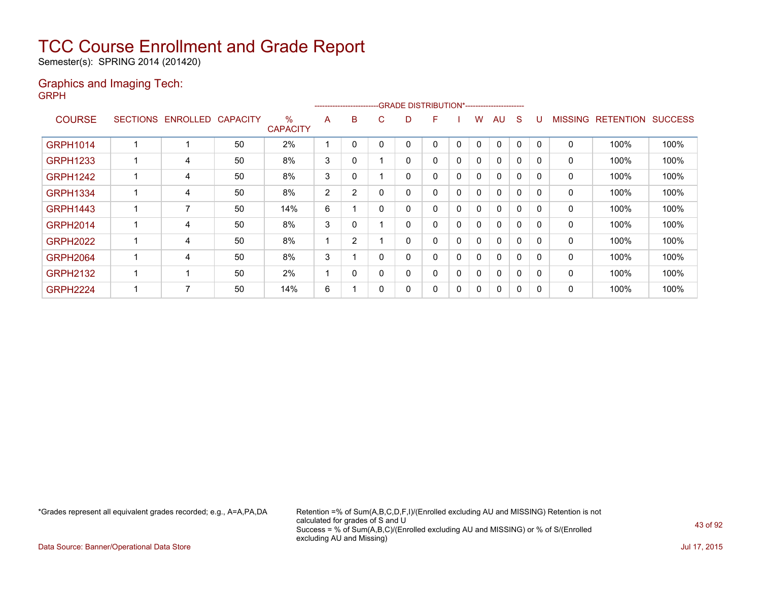# TCC Course Enrollment and Grade Report

Semester(s): SPRING 2014 (201420)

## Graphics and Imaging Tech:

GRPH

| COURSE | SECTIONS | ENROLLED | CAPACITY | % CAPACITY | A | B | C | D | F | I | W | AU | S | U | MISSING | RETENTION | SUCCESS |
|---|---|---|---|---|---|---|---|---|---|---|---|---|---|---|---|---|---|
| | | | | | GRADE DISTRIBUTION* | | | | | | | | | | | | |
| GRPH1014 | 1 | 1 | 50 | 2% | 1 | 0 | 0 | 0 | 0 | 0 | 0 | 0 | 0 | 0 | 0 | 100% | 100% |
| GRPH1233 | 1 | 4 | 50 | 8% | 3 | 0 | 1 | 0 | 0 | 0 | 0 | 0 | 0 | 0 | 0 | 100% | 100% |
| GRPH1242 | 1 | 4 | 50 | 8% | 3 | 0 | 1 | 0 | 0 | 0 | 0 | 0 | 0 | 0 | 0 | 100% | 100% |
| GRPH1334 | 1 | 4 | 50 | 8% | 2 | 2 | 0 | 0 | 0 | 0 | 0 | 0 | 0 | 0 | 0 | 100% | 100% |
| GRPH1443 | 1 | 7 | 50 | 14% | 6 | 1 | 0 | 0 | 0 | 0 | 0 | 0 | 0 | 0 | 0 | 100% | 100% |
| GRPH2014 | 1 | 4 | 50 | 8% | 3 | 0 | 1 | 0 | 0 | 0 | 0 | 0 | 0 | 0 | 0 | 100% | 100% |
| GRPH2022 | 1 | 4 | 50 | 8% | 1 | 2 | 1 | 0 | 0 | 0 | 0 | 0 | 0 | 0 | 0 | 100% | 100% |
| GRPH2064 | 1 | 4 | 50 | 8% | 3 | 1 | 0 | 0 | 0 | 0 | 0 | 0 | 0 | 0 | 0 | 100% | 100% |
| GRPH2132 | 1 | 1 | 50 | 2% | 1 | 0 | 0 | 0 | 0 | 0 | 0 | 0 | 0 | 0 | 0 | 100% | 100% |
| GRPH2224 | 1 | 7 | 50 | 14% | 6 | 1 | 0 | 0 | 0 | 0 | 0 | 0 | 0 | 0 | 0 | 100% | 100% |

*Grades represent all equivalent grades recorded; e.g., A=A,PA,DA

Retention =% of Sum(A,B,C,D,F,I)/(Enrolled excluding AU and MISSING) Retention is not calculated for grades of S and U
Success = % of Sum(A,B,C)/(Enrolled excluding AU and MISSING) or % of S/(Enrolled excluding AU and Missing)

Data Source: Banner/Operational Data Store

Jul 17, 2015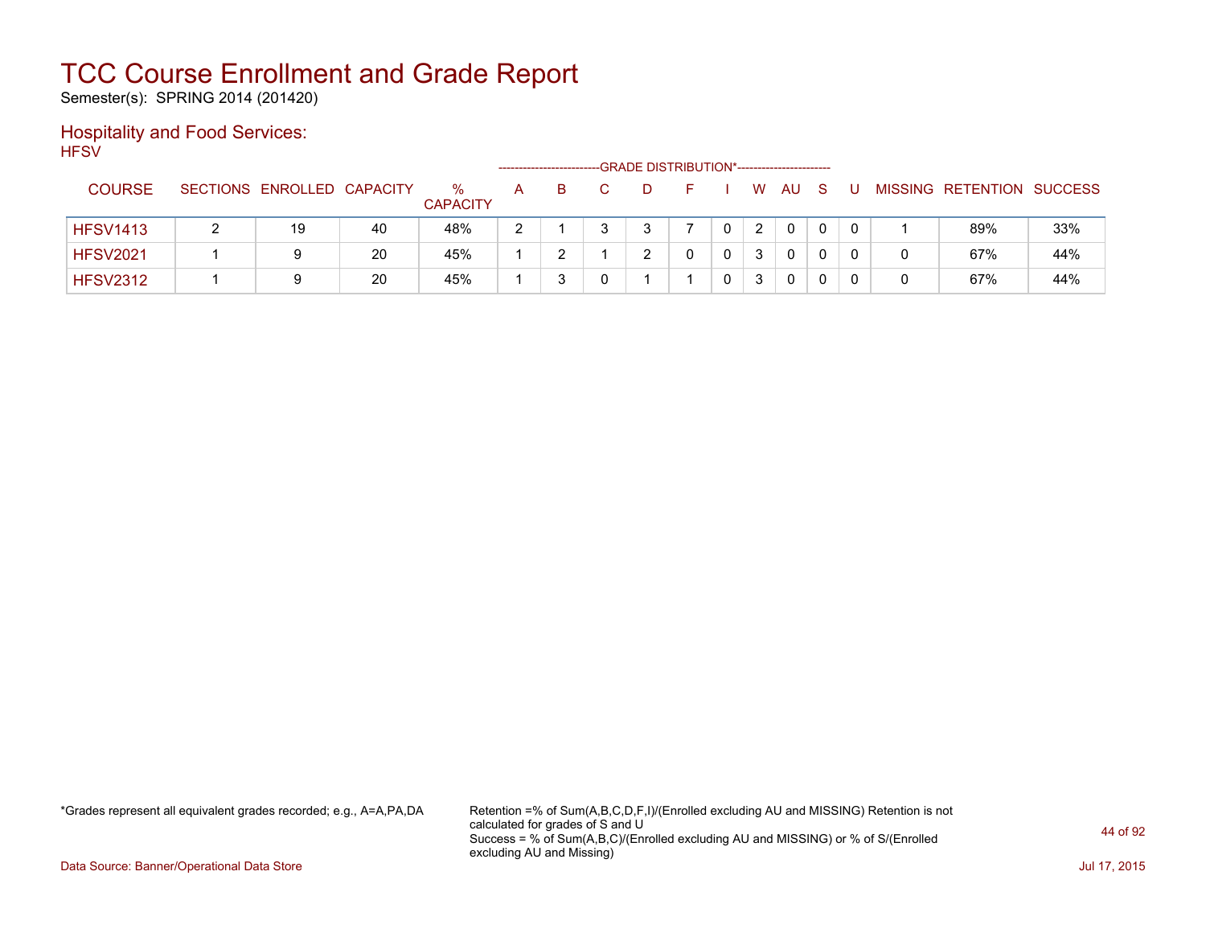# TCC Course Enrollment and Grade Report

Semester(s): SPRING 2014 (201420)

## Hospitality and Food Services:

HFSV

| COURSE | SECTIONS | ENROLLED | CAPACITY | % CAPACITY | A | B | C | D | F | I | W | AU | S | U | MISSING | RETENTION | SUCCESS |
|---|---|---|---|---|---|---|---|---|---|---|---|---|---|---|---|---|---|
| | | | | | GRADE DISTRIBUTION* | | | | | | | | | | | | |
| HFSV1413 | 2 | 19 | 40 | 48% | 2 | 1 | 3 | 3 | 7 | 0 | 2 | 0 | 0 | 0 | 1 | 89% | 33% |
| HFSV2021 | 1 | 9 | 20 | 45% | 1 | 2 | 1 | 2 | 0 | 0 | 3 | 0 | 0 | 0 | 0 | 67% | 44% |
| HFSV2312 | 1 | 9 | 20 | 45% | 1 | 3 | 0 | 1 | 1 | 0 | 3 | 0 | 0 | 0 | 0 | 67% | 44% |

*Grades represent all equivalent grades recorded; e.g., A=A,PA,DA

Retention =% of Sum(A,B,C,D,F,I)/(Enrolled excluding AU and MISSING) Retention is not calculated for grades of S and U
Success = % of Sum(A,B,C)/(Enrolled excluding AU and MISSING) or % of S/(Enrolled excluding AU and Missing)

Data Source: Banner/Operational Data Store

Jul 17, 2015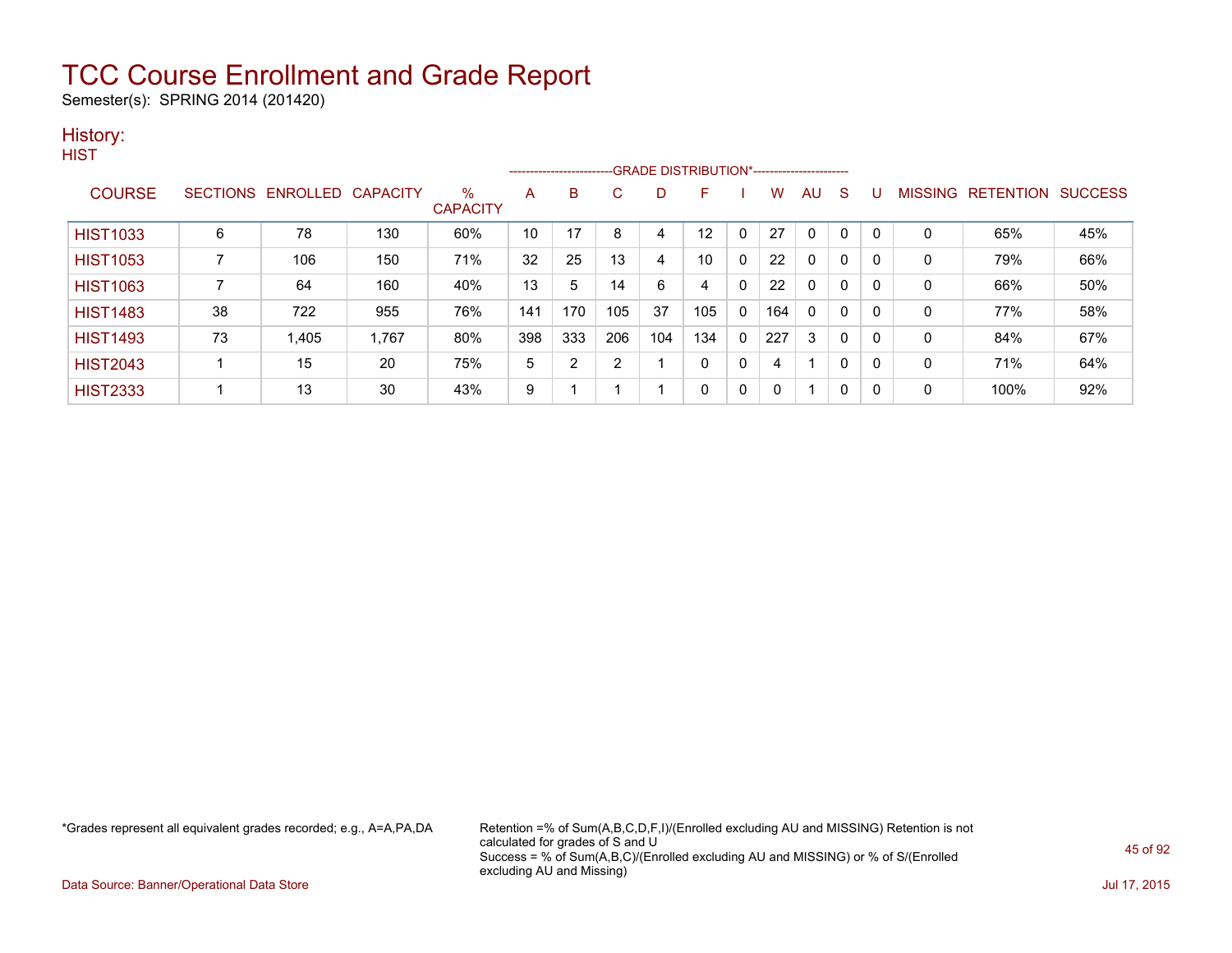# TCC Course Enrollment and Grade Report

Semester(s): SPRING 2014 (201420)

## History:

HIST

| COURSE | SECTIONS | ENROLLED | CAPACITY | % CAPACITY | A | B | C | D | F | I | W | AU | S | U | MISSING | RETENTION | SUCCESS |
|---|---|---|---|---|---|---|---|---|---|---|---|---|---|---|---|---|---|
| | | | | | GRADE DISTRIBUTION* | | | | | | | | | | | | |
| HIST1033 | 6 | 78 | 130 | 60% | 10 | 17 | 8 | 4 | 12 | 0 | 27 | 0 | 0 | 0 | 0 | 65% | 45% |
| HIST1053 | 7 | 106 | 150 | 71% | 32 | 25 | 13 | 4 | 10 | 0 | 22 | 0 | 0 | 0 | 0 | 79% | 66% |
| HIST1063 | 7 | 64 | 160 | 40% | 13 | 5 | 14 | 6 | 4 | 0 | 22 | 0 | 0 | 0 | 0 | 66% | 50% |
| HIST1483 | 38 | 722 | 955 | 76% | 141 | 170 | 105 | 37 | 105 | 0 | 164 | 0 | 0 | 0 | 0 | 77% | 58% |
| HIST1493 | 73 | 1,405 | 1,767 | 80% | 398 | 333 | 206 | 104 | 134 | 0 | 227 | 3 | 0 | 0 | 0 | 84% | 67% |
| HIST2043 | 1 | 15 | 20 | 75% | 5 | 2 | 2 | 1 | 0 | 0 | 4 | 1 | 0 | 0 | 0 | 71% | 64% |
| HIST2333 | 1 | 13 | 30 | 43% | 9 | 1 | 1 | 1 | 0 | 0 | 0 | 1 | 0 | 0 | 0 | 100% | 92% |

*Grades represent all equivalent grades recorded; e.g., A=A,PA,DA

Retention =% of Sum(A,B,C,D,F,I)/(Enrolled excluding AU and MISSING) Retention is not calculated for grades of S and U

Success = % of Sum(A,B,C)/(Enrolled excluding AU and MISSING) or % of S/(Enrolled excluding AU and Missing)

Data Source: Banner/Operational Data Store

Jul 17, 2015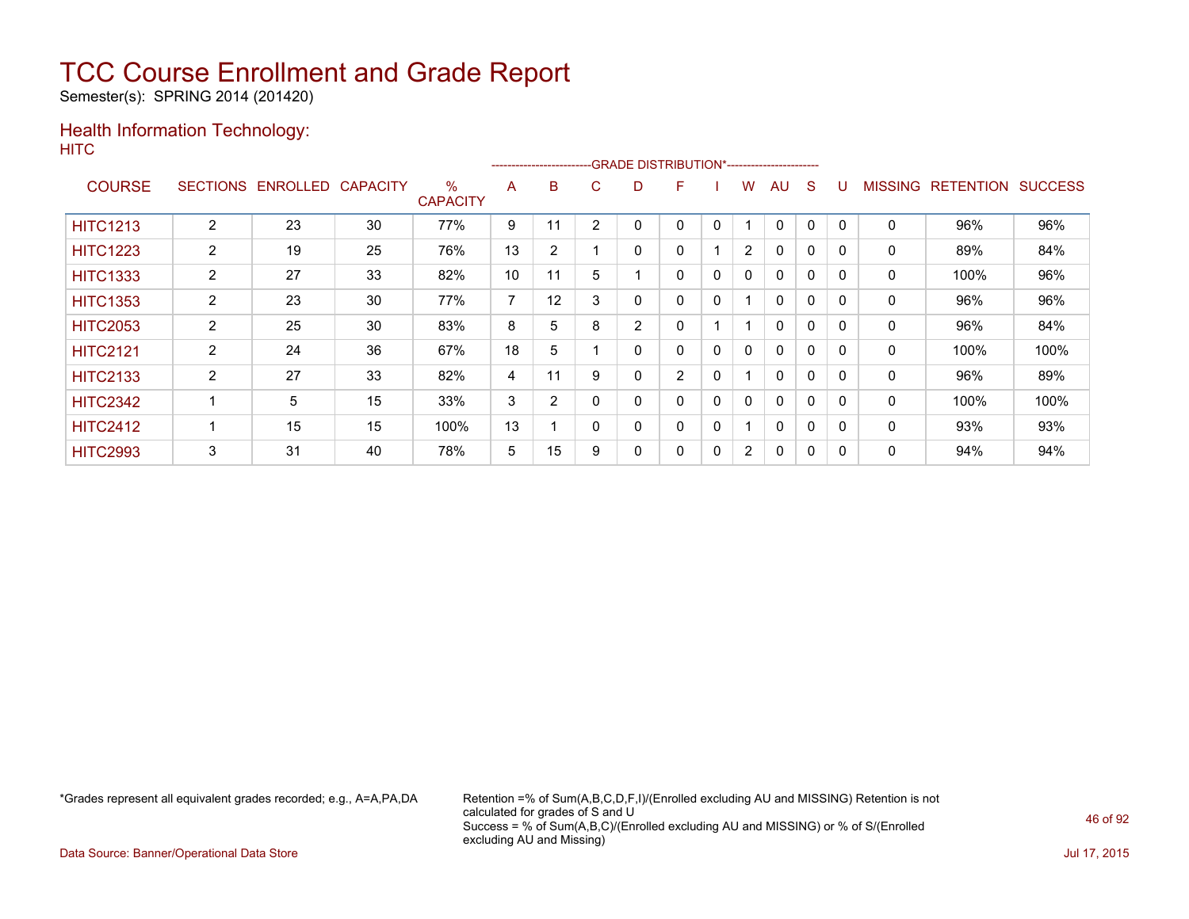# TCC Course Enrollment and Grade Report

Semester(s): SPRING 2014 (201420)

## Health Information Technology:

HITC

| COURSE | SECTIONS | ENROLLED | CAPACITY | % CAPACITY | A | B | C | D | F | I | W | AU | S | U | MISSING | RETENTION | SUCCESS |
|---|---|---|---|---|---|---|---|---|---|---|---|---|---|---|---|---|---|
| | | | | | GRADE DISTRIBUTION* | | | | | | | | | | | | |
| HITC1213 | 2 | 23 | 30 | 77% | 9 | 11 | 2 | 0 | 0 | 0 | 1 | 0 | 0 | 0 | 0 | 96% | 96% |
| HITC1223 | 2 | 19 | 25 | 76% | 13 | 2 | 1 | 0 | 0 | 1 | 2 | 0 | 0 | 0 | 0 | 89% | 84% |
| HITC1333 | 2 | 27 | 33 | 82% | 10 | 11 | 5 | 1 | 0 | 0 | 0 | 0 | 0 | 0 | 0 | 100% | 96% |
| HITC1353 | 2 | 23 | 30 | 77% | 7 | 12 | 3 | 0 | 0 | 0 | 1 | 0 | 0 | 0 | 0 | 96% | 96% |
| HITC2053 | 2 | 25 | 30 | 83% | 8 | 5 | 8 | 2 | 0 | 1 | 1 | 0 | 0 | 0 | 0 | 96% | 84% |
| HITC2121 | 2 | 24 | 36 | 67% | 18 | 5 | 1 | 0 | 0 | 0 | 0 | 0 | 0 | 0 | 0 | 100% | 100% |
| HITC2133 | 2 | 27 | 33 | 82% | 4 | 11 | 9 | 0 | 2 | 0 | 1 | 0 | 0 | 0 | 0 | 96% | 89% |
| HITC2342 | 1 | 5 | 15 | 33% | 3 | 2 | 0 | 0 | 0 | 0 | 0 | 0 | 0 | 0 | 0 | 100% | 100% |
| HITC2412 | 1 | 15 | 15 | 100% | 13 | 1 | 0 | 0 | 0 | 0 | 1 | 0 | 0 | 0 | 0 | 93% | 93% |
| HITC2993 | 3 | 31 | 40 | 78% | 5 | 15 | 9 | 0 | 0 | 0 | 2 | 0 | 0 | 0 | 0 | 94% | 94% |

*Grades represent all equivalent grades recorded; e.g., A=A,PA,DA

Retention =% of Sum(A,B,C,D,F,I)/(Enrolled excluding AU and MISSING) Retention is not calculated for grades of S and U
Success = % of Sum(A,B,C)/(Enrolled excluding AU and MISSING) or % of S/(Enrolled excluding AU and Missing)

Data Source: Banner/Operational Data Store

Jul 17, 2015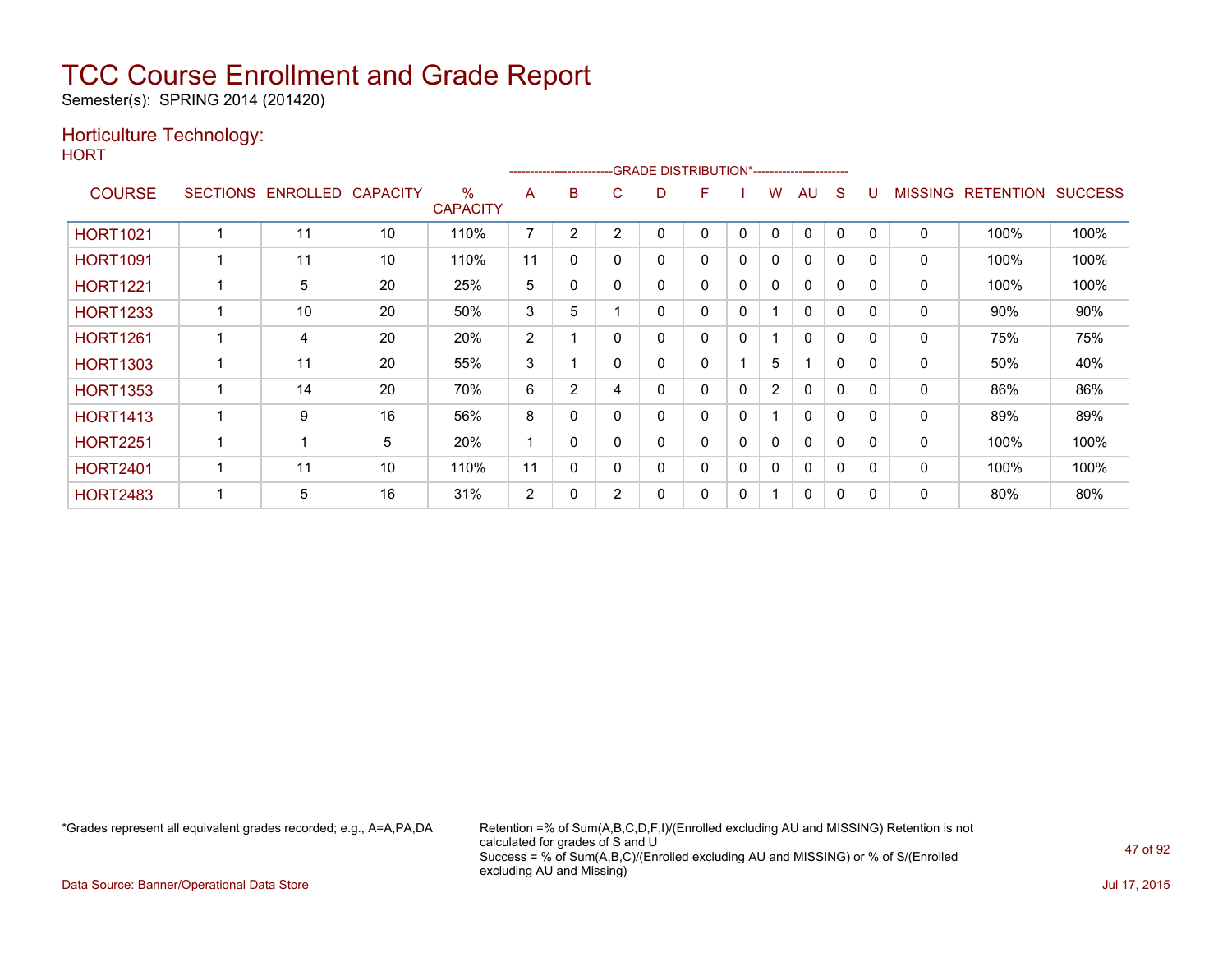# TCC Course Enrollment and Grade Report

Semester(s): SPRING 2014 (201420)

## Horticulture Technology:

HORT

| COURSE | SECTIONS | ENROLLED | CAPACITY | % CAPACITY | A | B | C | D | F | I | W | AU | S | U | MISSING | RETENTION | SUCCESS |
|---|---|---|---|---|---|---|---|---|---|---|---|---|---|---|---|---|---|
| | | | | | GRADE DISTRIBUTION* | | | | | | | | | | | | |
| HORT1021 | 1 | 11 | 10 | 110% | 7 | 2 | 2 | 0 | 0 | 0 | 0 | 0 | 0 | 0 | 0 | 100% | 100% |
| HORT1091 | 1 | 11 | 10 | 110% | 11 | 0 | 0 | 0 | 0 | 0 | 0 | 0 | 0 | 0 | 0 | 100% | 100% |
| HORT1221 | 1 | 5 | 20 | 25% | 5 | 0 | 0 | 0 | 0 | 0 | 0 | 0 | 0 | 0 | 0 | 100% | 100% |
| HORT1233 | 1 | 10 | 20 | 50% | 3 | 5 | 1 | 0 | 0 | 0 | 1 | 0 | 0 | 0 | 0 | 90% | 90% |
| HORT1261 | 1 | 4 | 20 | 20% | 2 | 1 | 0 | 0 | 0 | 0 | 1 | 0 | 0 | 0 | 0 | 75% | 75% |
| HORT1303 | 1 | 11 | 20 | 55% | 3 | 1 | 0 | 0 | 0 | 1 | 5 | 1 | 0 | 0 | 0 | 50% | 40% |
| HORT1353 | 1 | 14 | 20 | 70% | 6 | 2 | 4 | 0 | 0 | 0 | 2 | 0 | 0 | 0 | 0 | 86% | 86% |
| HORT1413 | 1 | 9 | 16 | 56% | 8 | 0 | 0 | 0 | 0 | 0 | 1 | 0 | 0 | 0 | 0 | 89% | 89% |
| HORT2251 | 1 | 1 | 5 | 20% | 1 | 0 | 0 | 0 | 0 | 0 | 0 | 0 | 0 | 0 | 0 | 100% | 100% |
| HORT2401 | 1 | 11 | 10 | 110% | 11 | 0 | 0 | 0 | 0 | 0 | 0 | 0 | 0 | 0 | 0 | 100% | 100% |
| HORT2483 | 1 | 5 | 16 | 31% | 2 | 0 | 2 | 0 | 0 | 0 | 1 | 0 | 0 | 0 | 0 | 80% | 80% |

*Grades represent all equivalent grades recorded; e.g., A=A,PA,DA

Retention =% of Sum(A,B,C,D,F,I)/(Enrolled excluding AU and MISSING) Retention is not calculated for grades of S and U
Success = % of Sum(A,B,C)/(Enrolled excluding AU and MISSING) or % of S/(Enrolled excluding AU and Missing)

Data Source: Banner/Operational Data Store

Jul 17, 2015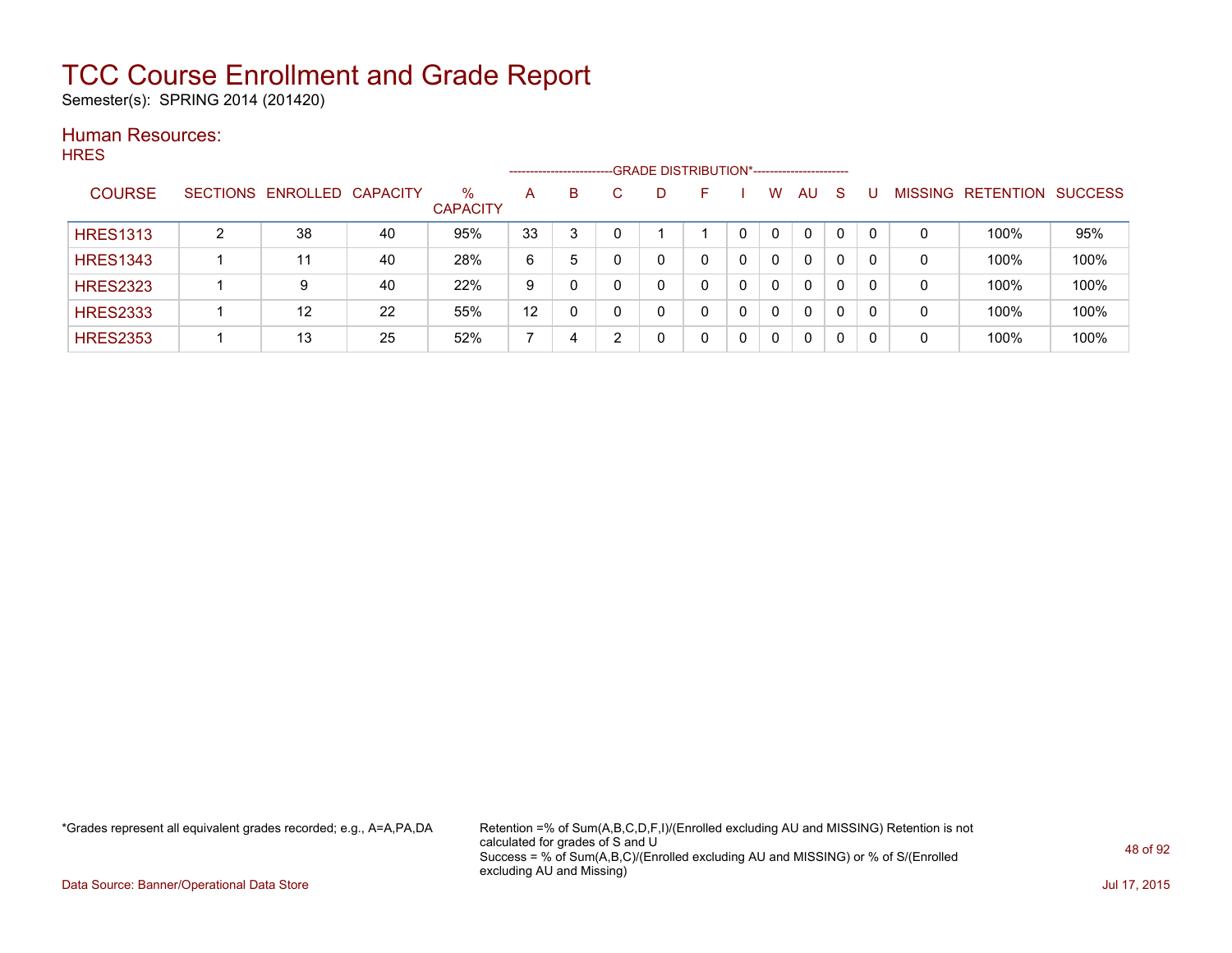# TCC Course Enrollment and Grade Report

Semester(s): SPRING 2014 (201420)

## Human Resources:

### HRES

| COURSE | SECTIONS | ENROLLED | CAPACITY | % CAPACITY | A | B | C | D | F | I | W | AU | S | U | MISSING | RETENTION | SUCCESS |
|---|---|---|---|---|---|---|---|---|---|---|---|---|---|---|---|---|---|
| | | | | | GRADE DISTRIBUTION* | | | | | | | | | | | | |
| HRES1313 | 2 | 38 | 40 | 95% | 33 | 3 | 0 | 1 | 1 | 0 | 0 | 0 | 0 | 0 | 0 | 100% | 95% |
| HRES1343 | 1 | 11 | 40 | 28% | 6 | 5 | 0 | 0 | 0 | 0 | 0 | 0 | 0 | 0 | 0 | 100% | 100% |
| HRES2323 | 1 | 9 | 40 | 22% | 9 | 0 | 0 | 0 | 0 | 0 | 0 | 0 | 0 | 0 | 0 | 100% | 100% |
| HRES2333 | 1 | 12 | 22 | 55% | 12 | 0 | 0 | 0 | 0 | 0 | 0 | 0 | 0 | 0 | 0 | 100% | 100% |
| HRES2353 | 1 | 13 | 25 | 52% | 7 | 4 | 2 | 0 | 0 | 0 | 0 | 0 | 0 | 0 | 0 | 100% | 100% |

*Grades represent all equivalent grades recorded; e.g., A=A,PA,DA

Retention =% of Sum(A,B,C,D,F,I)/(Enrolled excluding AU and MISSING) Retention is not calculated for grades of S and U
Success = % of Sum(A,B,C)/(Enrolled excluding AU and MISSING) or % of S/(Enrolled excluding AU and Missing)

Data Source: Banner/Operational Data Store

Jul 17, 2015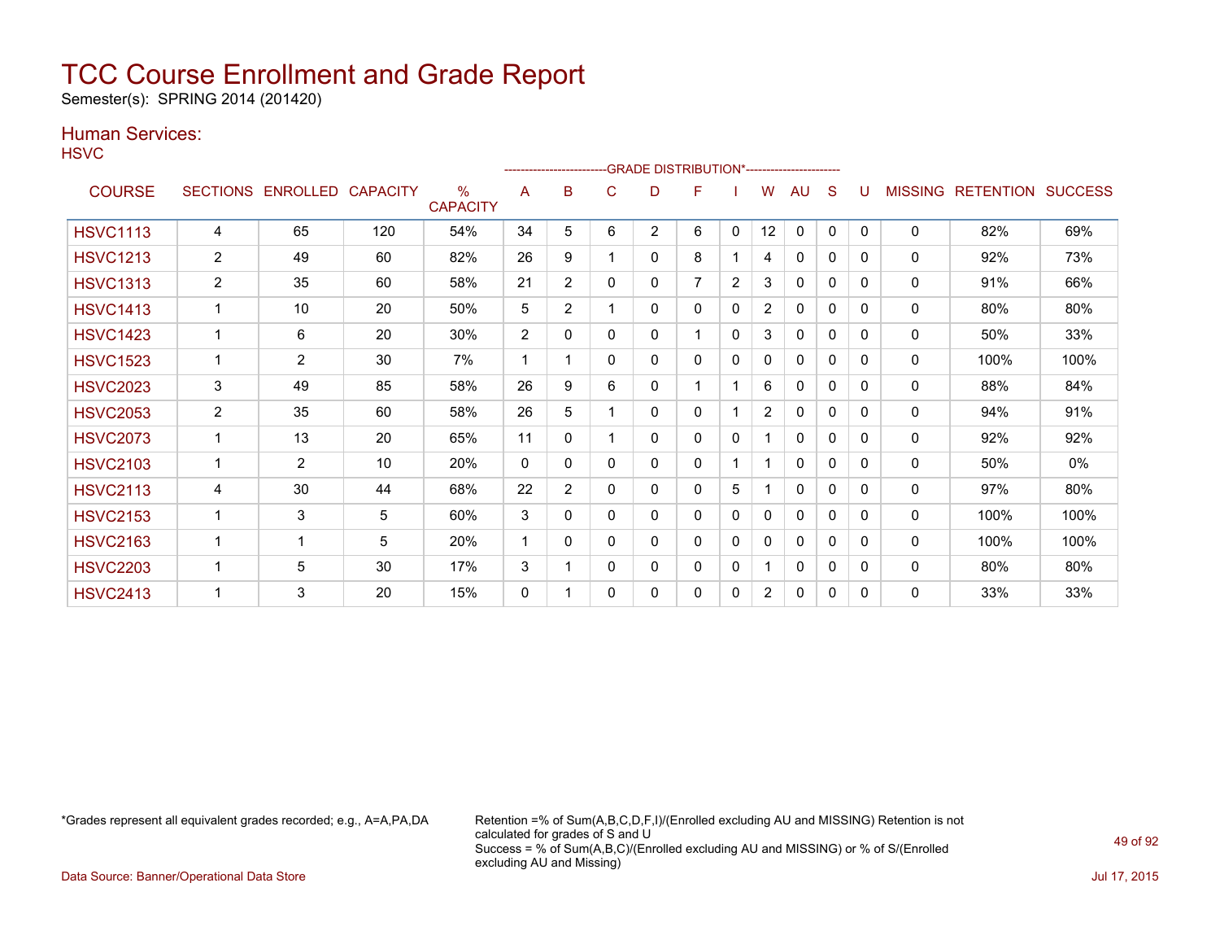# TCC Course Enrollment and Grade Report

Semester(s): SPRING 2014 (201420)

## Human Services:

HSVC

| COURSE | SECTIONS | ENROLLED | CAPACITY | % CAPACITY | A | B | C | D | F | I | W | AU | S | U | MISSING | RETENTION | SUCCESS |
|---|---|---|---|---|---|---|---|---|---|---|---|---|---|---|---|---|---|
| | | | | | GRADE DISTRIBUTION* | | | | | | | | | | | | |
| HSVC1113 | 4 | 65 | 120 | 54% | 34 | 5 | 6 | 2 | 6 | 0 | 12 | 0 | 0 | 0 | 0 | 82% | 69% |
| HSVC1213 | 2 | 49 | 60 | 82% | 26 | 9 | 1 | 0 | 8 | 1 | 4 | 0 | 0 | 0 | 0 | 92% | 73% |
| HSVC1313 | 2 | 35 | 60 | 58% | 21 | 2 | 0 | 0 | 7 | 2 | 3 | 0 | 0 | 0 | 0 | 91% | 66% |
| HSVC1413 | 1 | 10 | 20 | 50% | 5 | 2 | 1 | 0 | 0 | 0 | 2 | 0 | 0 | 0 | 0 | 80% | 80% |
| HSVC1423 | 1 | 6 | 20 | 30% | 2 | 0 | 0 | 0 | 1 | 0 | 3 | 0 | 0 | 0 | 0 | 50% | 33% |
| HSVC1523 | 1 | 2 | 30 | 7% | 1 | 1 | 0 | 0 | 0 | 0 | 0 | 0 | 0 | 0 | 0 | 100% | 100% |
| HSVC2023 | 3 | 49 | 85 | 58% | 26 | 9 | 6 | 0 | 1 | 1 | 6 | 0 | 0 | 0 | 0 | 88% | 84% |
| HSVC2053 | 2 | 35 | 60 | 58% | 26 | 5 | 1 | 0 | 0 | 1 | 2 | 0 | 0 | 0 | 0 | 94% | 91% |
| HSVC2073 | 1 | 13 | 20 | 65% | 11 | 0 | 1 | 0 | 0 | 0 | 1 | 0 | 0 | 0 | 0 | 92% | 92% |
| HSVC2103 | 1 | 2 | 10 | 20% | 0 | 0 | 0 | 0 | 0 | 1 | 1 | 0 | 0 | 0 | 0 | 50% | 0% |
| HSVC2113 | 4 | 30 | 44 | 68% | 22 | 2 | 0 | 0 | 0 | 5 | 1 | 0 | 0 | 0 | 0 | 97% | 80% |
| HSVC2153 | 1 | 3 | 5 | 60% | 3 | 0 | 0 | 0 | 0 | 0 | 0 | 0 | 0 | 0 | 0 | 100% | 100% |
| HSVC2163 | 1 | 1 | 5 | 20% | 1 | 0 | 0 | 0 | 0 | 0 | 0 | 0 | 0 | 0 | 0 | 100% | 100% |
| HSVC2203 | 1 | 5 | 30 | 17% | 3 | 1 | 0 | 0 | 0 | 0 | 1 | 0 | 0 | 0 | 0 | 80% | 80% |
| HSVC2413 | 1 | 3 | 20 | 15% | 0 | 1 | 0 | 0 | 0 | 0 | 2 | 0 | 0 | 0 | 0 | 33% | 33% |

*Grades represent all equivalent grades recorded; e.g., A=A,PA,DA

Retention =% of Sum(A,B,C,D,F,I)/(Enrolled excluding AU and MISSING) Retention is not calculated for grades of S and U
Success = % of Sum(A,B,C)/(Enrolled excluding AU and MISSING) or % of S/(Enrolled excluding AU and Missing)

Data Source: Banner/Operational Data Store

Jul 17, 2015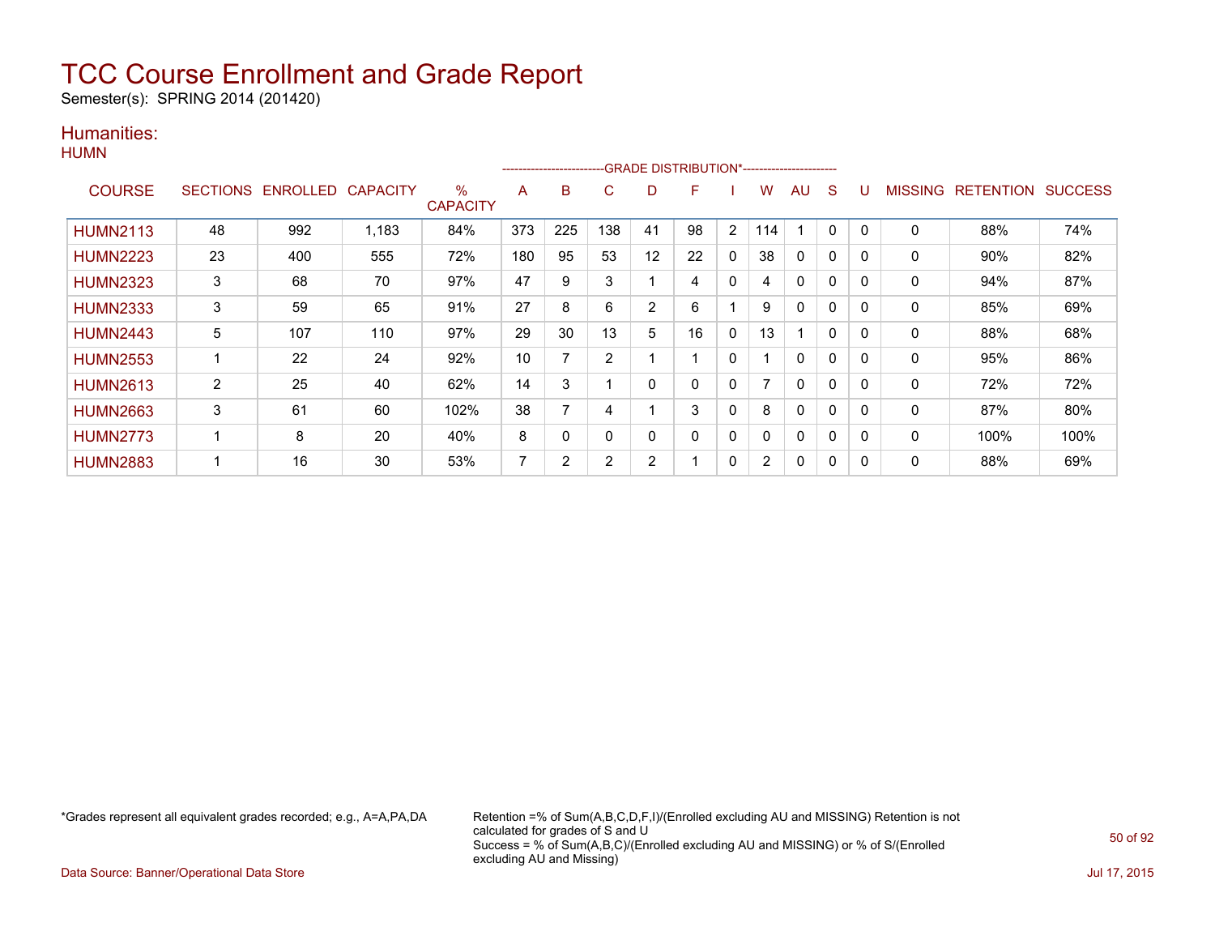# TCC Course Enrollment and Grade Report

Semester(s): SPRING 2014 (201420)

## Humanities:

HUMN

| COURSE | SECTIONS | ENROLLED | CAPACITY | % CAPACITY | A | B | C | D | F | I | W | AU | S | U | MISSING | RETENTION | SUCCESS |
|---|---|---|---|---|---|---|---|---|---|---|---|---|---|---|---|---|---|
| | | | | | GRADE DISTRIBUTION* | | | | | | | | | | | | |
| HUMN2113 | 48 | 992 | 1,183 | 84% | 373 | 225 | 138 | 41 | 98 | 2 | 114 | 1 | 0 | 0 | 0 | 88% | 74% |
| HUMN2223 | 23 | 400 | 555 | 72% | 180 | 95 | 53 | 12 | 22 | 0 | 38 | 0 | 0 | 0 | 0 | 90% | 82% |
| HUMN2323 | 3 | 68 | 70 | 97% | 47 | 9 | 3 | 1 | 4 | 0 | 4 | 0 | 0 | 0 | 0 | 94% | 87% |
| HUMN2333 | 3 | 59 | 65 | 91% | 27 | 8 | 6 | 2 | 6 | 1 | 9 | 0 | 0 | 0 | 0 | 85% | 69% |
| HUMN2443 | 5 | 107 | 110 | 97% | 29 | 30 | 13 | 5 | 16 | 0 | 13 | 1 | 0 | 0 | 0 | 88% | 68% |
| HUMN2553 | 1 | 22 | 24 | 92% | 10 | 7 | 2 | 1 | 1 | 0 | 1 | 0 | 0 | 0 | 0 | 95% | 86% |
| HUMN2613 | 2 | 25 | 40 | 62% | 14 | 3 | 1 | 0 | 0 | 0 | 7 | 0 | 0 | 0 | 0 | 72% | 72% |
| HUMN2663 | 3 | 61 | 60 | 102% | 38 | 7 | 4 | 1 | 3 | 0 | 8 | 0 | 0 | 0 | 0 | 87% | 80% |
| HUMN2773 | 1 | 8 | 20 | 40% | 8 | 0 | 0 | 0 | 0 | 0 | 0 | 0 | 0 | 0 | 0 | 100% | 100% |
| HUMN2883 | 1 | 16 | 30 | 53% | 7 | 2 | 2 | 2 | 1 | 0 | 2 | 0 | 0 | 0 | 0 | 88% | 69% |

*Grades represent all equivalent grades recorded; e.g., A=A,PA,DA

Retention =% of Sum(A,B,C,D,F,I)/(Enrolled excluding AU and MISSING) Retention is not calculated for grades of S and U
Success = % of Sum(A,B,C)/(Enrolled excluding AU and MISSING) or % of S/(Enrolled excluding AU and Missing)

Data Source: Banner/Operational Data Store

Jul 17, 2015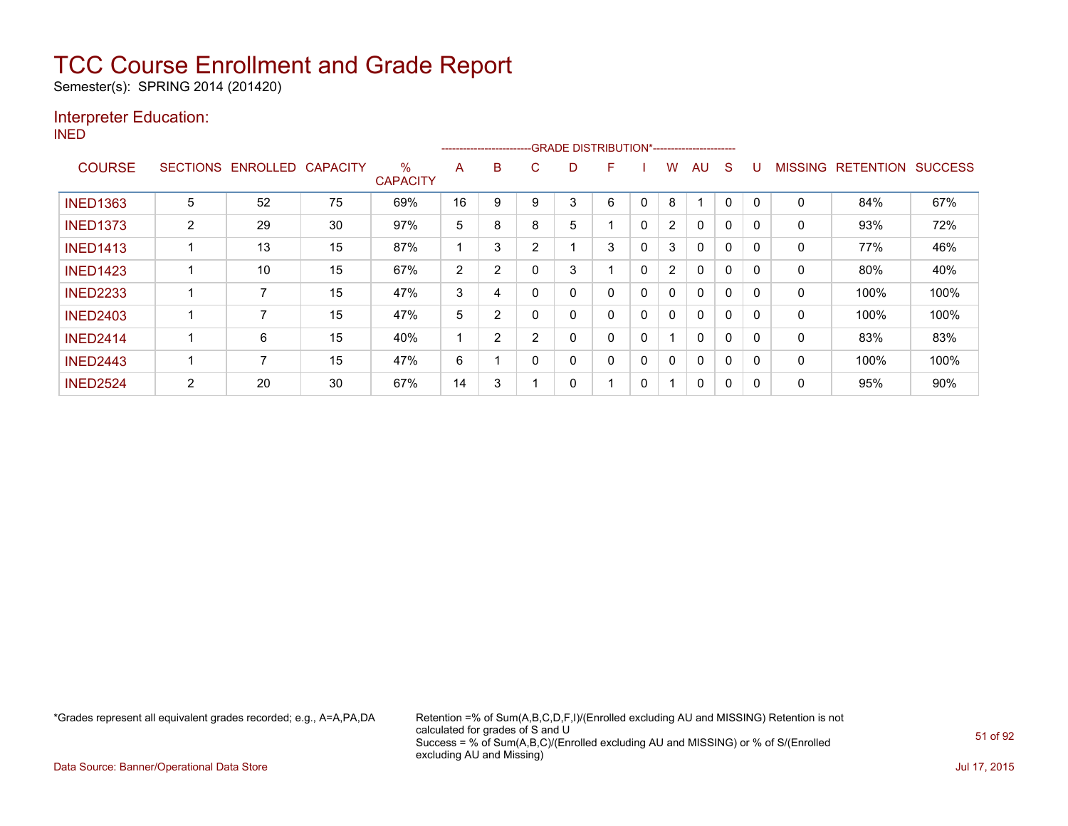# TCC Course Enrollment and Grade Report

Semester(s): SPRING 2014 (201420)

## Interpreter Education:

### INED

| COURSE | SECTIONS | ENROLLED | CAPACITY | % CAPACITY | A | B | C | D | F | I | W | AU | S | U | MISSING | RETENTION | SUCCESS |
|---|---|---|---|---|---|---|---|---|---|---|---|---|---|---|---|---|---|
| | | | | | GRADE DISTRIBUTION* | | | | | | | | | | | | |
| INED1363 | 5 | 52 | 75 | 69% | 16 | 9 | 9 | 3 | 6 | 0 | 8 | 1 | 0 | 0 | 0 | 84% | 67% |
| INED1373 | 2 | 29 | 30 | 97% | 5 | 8 | 8 | 5 | 1 | 0 | 2 | 0 | 0 | 0 | 0 | 93% | 72% |
| INED1413 | 1 | 13 | 15 | 87% | 1 | 3 | 2 | 1 | 3 | 0 | 3 | 0 | 0 | 0 | 0 | 77% | 46% |
| INED1423 | 1 | 10 | 15 | 67% | 2 | 2 | 0 | 3 | 1 | 0 | 2 | 0 | 0 | 0 | 0 | 80% | 40% |
| INED2233 | 1 | 7 | 15 | 47% | 3 | 4 | 0 | 0 | 0 | 0 | 0 | 0 | 0 | 0 | 0 | 100% | 100% |
| INED2403 | 1 | 7 | 15 | 47% | 5 | 2 | 0 | 0 | 0 | 0 | 0 | 0 | 0 | 0 | 0 | 100% | 100% |
| INED2414 | 1 | 6 | 15 | 40% | 1 | 2 | 2 | 0 | 0 | 0 | 1 | 0 | 0 | 0 | 0 | 83% | 83% |
| INED2443 | 1 | 7 | 15 | 47% | 6 | 1 | 0 | 0 | 0 | 0 | 0 | 0 | 0 | 0 | 0 | 100% | 100% |
| INED2524 | 2 | 20 | 30 | 67% | 14 | 3 | 1 | 0 | 1 | 0 | 1 | 0 | 0 | 0 | 0 | 95% | 90% |

*Grades represent all equivalent grades recorded; e.g., A=A,PA,DA

Retention =% of Sum(A,B,C,D,F,I)/(Enrolled excluding AU and MISSING) Retention is not calculated for grades of S and U
Success = % of Sum(A,B,C)/(Enrolled excluding AU and MISSING) or % of S/(Enrolled excluding AU and Missing)

Data Source: Banner/Operational Data Store

Jul 17, 2015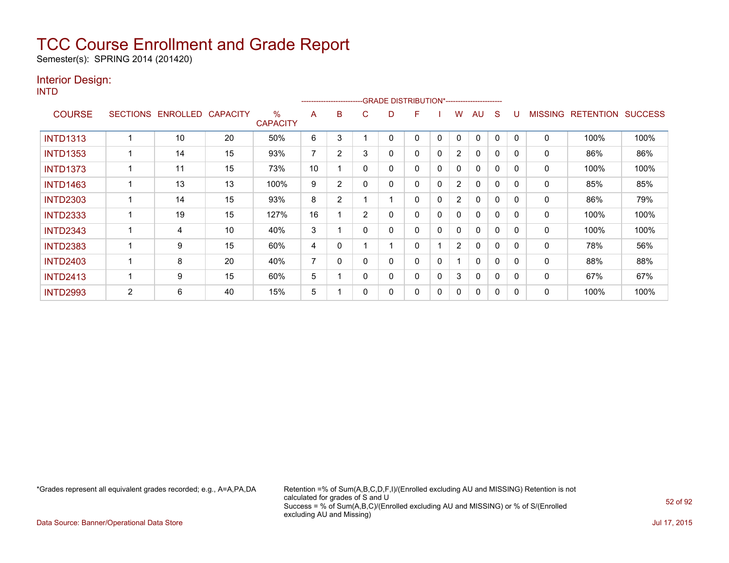# TCC Course Enrollment and Grade Report

Semester(s): SPRING 2014 (201420)

## Interior Design:

INTD

| COURSE | SECTIONS | ENROLLED | CAPACITY | % CAPACITY | A | B | C | D | F | I | W | AU | S | U | MISSING | RETENTION | SUCCESS |
|---|---|---|---|---|---|---|---|---|---|---|---|---|---|---|---|---|---|
| | | | | | GRADE DISTRIBUTION* | | | | | | | | | | | | |
| INTD1313 | 1 | 10 | 20 | 50% | 6 | 3 | 1 | 0 | 0 | 0 | 0 | 0 | 0 | 0 | 0 | 100% | 100% |
| INTD1353 | 1 | 14 | 15 | 93% | 7 | 2 | 3 | 0 | 0 | 0 | 2 | 0 | 0 | 0 | 0 | 86% | 86% |
| INTD1373 | 1 | 11 | 15 | 73% | 10 | 1 | 0 | 0 | 0 | 0 | 0 | 0 | 0 | 0 | 0 | 100% | 100% |
| INTD1463 | 1 | 13 | 13 | 100% | 9 | 2 | 0 | 0 | 0 | 0 | 2 | 0 | 0 | 0 | 0 | 85% | 85% |
| INTD2303 | 1 | 14 | 15 | 93% | 8 | 2 | 1 | 1 | 0 | 0 | 2 | 0 | 0 | 0 | 0 | 86% | 79% |
| INTD2333 | 1 | 19 | 15 | 127% | 16 | 1 | 2 | 0 | 0 | 0 | 0 | 0 | 0 | 0 | 0 | 100% | 100% |
| INTD2343 | 1 | 4 | 10 | 40% | 3 | 1 | 0 | 0 | 0 | 0 | 0 | 0 | 0 | 0 | 0 | 100% | 100% |
| INTD2383 | 1 | 9 | 15 | 60% | 4 | 0 | 1 | 1 | 0 | 1 | 2 | 0 | 0 | 0 | 0 | 78% | 56% |
| INTD2403 | 1 | 8 | 20 | 40% | 7 | 0 | 0 | 0 | 0 | 0 | 1 | 0 | 0 | 0 | 0 | 88% | 88% |
| INTD2413 | 1 | 9 | 15 | 60% | 5 | 1 | 0 | 0 | 0 | 0 | 3 | 0 | 0 | 0 | 0 | 67% | 67% |
| INTD2993 | 2 | 6 | 40 | 15% | 5 | 1 | 0 | 0 | 0 | 0 | 0 | 0 | 0 | 0 | 0 | 100% | 100% |

*Grades represent all equivalent grades recorded; e.g., A=A,PA,DA

Retention =% of Sum(A,B,C,D,F,I)/(Enrolled excluding AU and MISSING) Retention is not calculated for grades of S and U
Success = % of Sum(A,B,C)/(Enrolled excluding AU and MISSING) or % of S/(Enrolled excluding AU and Missing)

Data Source: Banner/Operational Data Store

Jul 17, 2015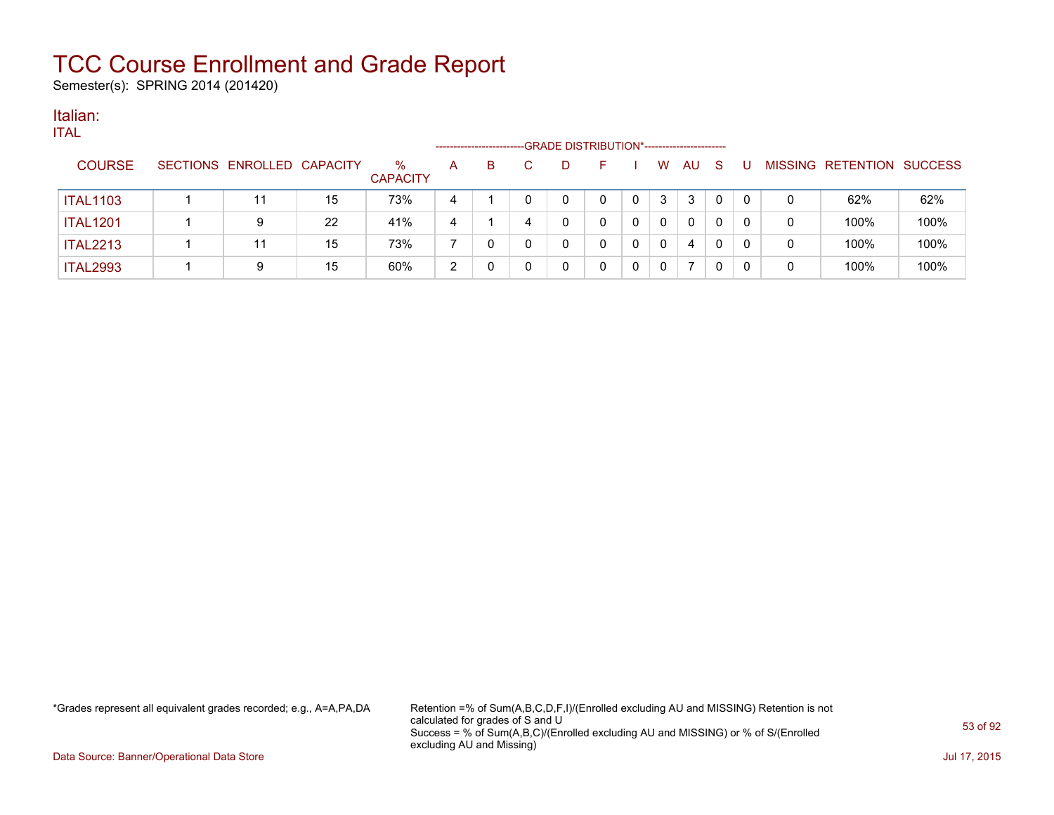# TCC Course Enrollment and Grade Report

Semester(s): SPRING 2014 (201420)

## Italian:

ITAL

| COURSE | SECTIONS | ENROLLED | CAPACITY | % CAPACITY | A | B | C | D | F | I | W | AU | S | U | MISSING | RETENTION | SUCCESS |
|---|---|---|---|---|---|---|---|---|---|---|---|---|---|---|---|---|---|
| | | | | | GRADE DISTRIBUTION* | | | | | | | | | | | | |
| ITAL1103 | 1 | 11 | 15 | 73% | 4 | 1 | 0 | 0 | 0 | 0 | 3 | 3 | 0 | 0 | 0 | 62% | 62% |
| ITAL1201 | 1 | 9 | 22 | 41% | 4 | 1 | 4 | 0 | 0 | 0 | 0 | 0 | 0 | 0 | 0 | 100% | 100% |
| ITAL2213 | 1 | 11 | 15 | 73% | 7 | 0 | 0 | 0 | 0 | 0 | 0 | 4 | 0 | 0 | 0 | 100% | 100% |
| ITAL2993 | 1 | 9 | 15 | 60% | 2 | 0 | 0 | 0 | 0 | 0 | 0 | 7 | 0 | 0 | 0 | 100% | 100% |

*Grades represent all equivalent grades recorded; e.g., A=A,PA,DA

Retention =% of Sum(A,B,C,D,F,I)/(Enrolled excluding AU and MISSING) Retention is not calculated for grades of S and U
Success = % of Sum(A,B,C)/(Enrolled excluding AU and MISSING) or % of S/(Enrolled excluding AU and Missing)

Data Source: Banner/Operational Data Store

Jul 17, 2015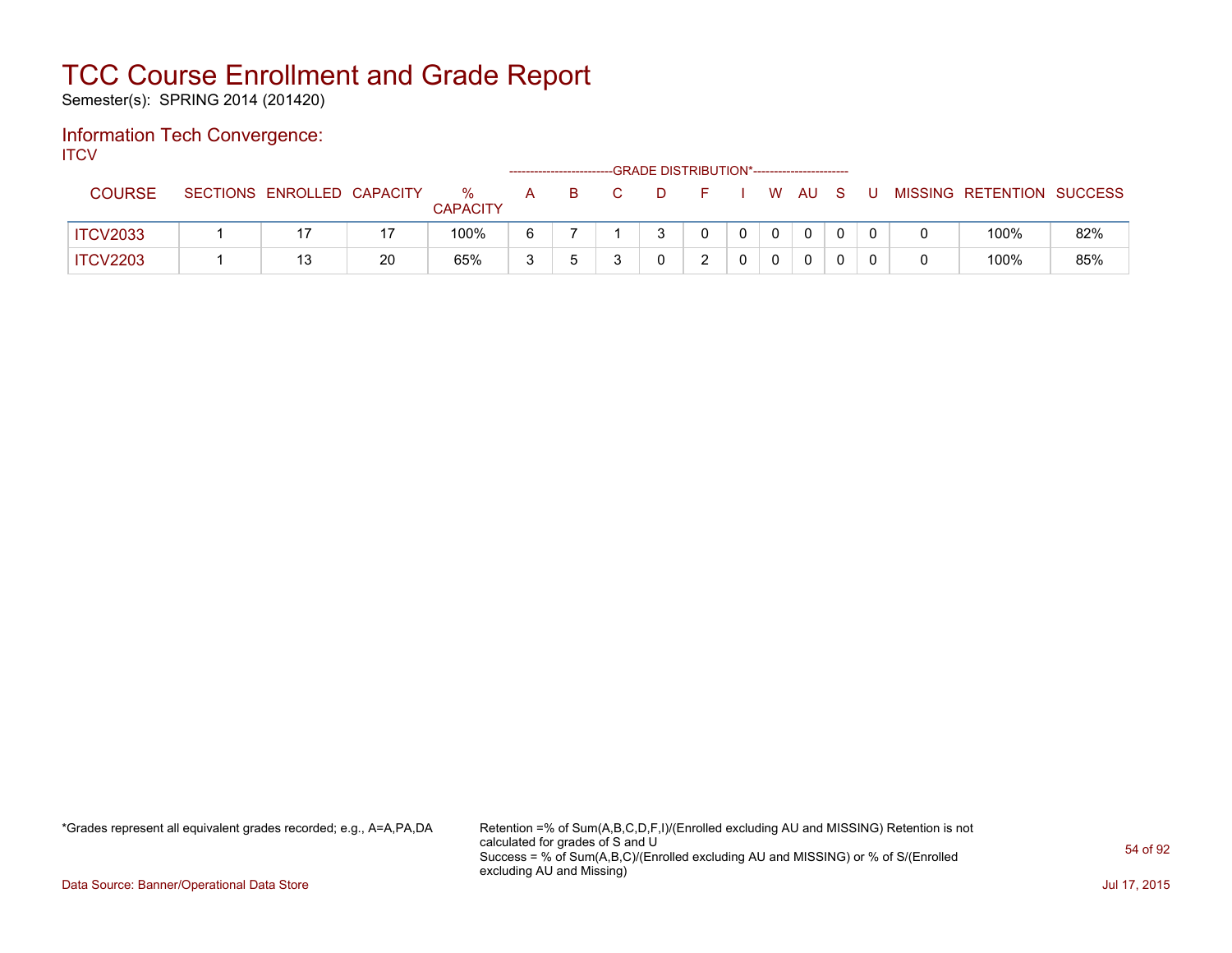# TCC Course Enrollment and Grade Report

Semester(s): SPRING 2014 (201420)

## Information Tech Convergence:

ITCV

| COURSE | SECTIONS | ENROLLED | CAPACITY | % CAPACITY | A | B | C | D | F | I | W | AU | S | U | MISSING | RETENTION | SUCCESS |
|---|---|---|---|---|---|---|---|---|---|---|---|---|---|---|---|---|---|
| | | | | | GRADE DISTRIBUTION* | | | | | | | | | | | | |
| ITCV2033 | 1 | 17 | 17 | 100% | 6 | 7 | 1 | 3 | 0 | 0 | 0 | 0 | 0 | 0 | 0 | 100% | 82% |
| ITCV2203 | 1 | 13 | 20 | 65% | 3 | 5 | 3 | 0 | 2 | 0 | 0 | 0 | 0 | 0 | 0 | 100% | 85% |

*Grades represent all equivalent grades recorded; e.g., A=A,PA,DA

Retention =% of Sum(A,B,C,D,F,I)/(Enrolled excluding AU and MISSING) Retention is not calculated for grades of S and U
Success = % of Sum(A,B,C)/(Enrolled excluding AU and MISSING) or % of S/(Enrolled excluding AU and Missing)

Data Source: Banner/Operational Data Store

Jul 17, 2015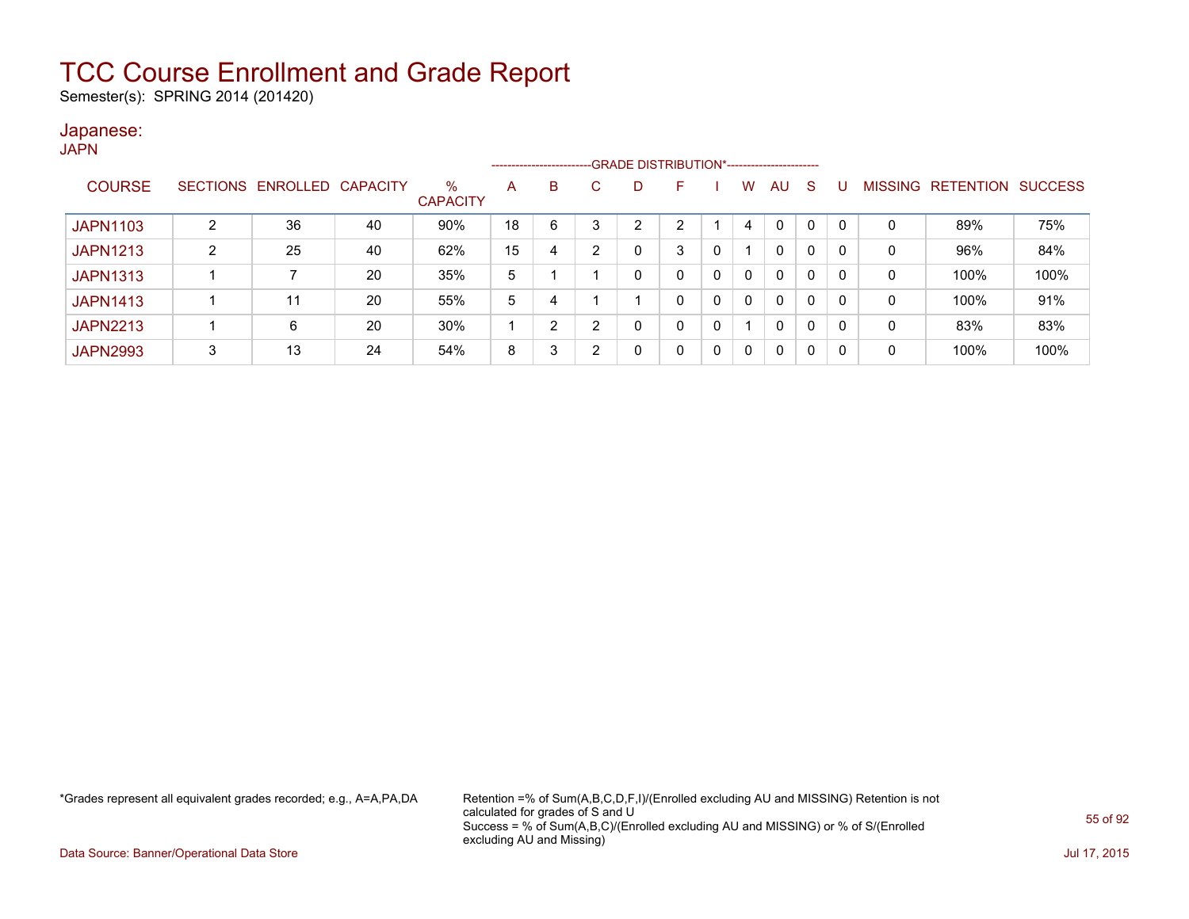# TCC Course Enrollment and Grade Report

Semester(s): SPRING 2014 (201420)

## Japanese:

JAPN

| COURSE | SECTIONS | ENROLLED | CAPACITY | % CAPACITY | A | B | C | D | F | I | W | AU | S | U | MISSING | RETENTION | SUCCESS |
|---|---|---|---|---|---|---|---|---|---|---|---|---|---|---|---|---|---|
| | | | | | GRADE DISTRIBUTION* | | | | | | | | | | | | |
| JAPN1103 | 2 | 36 | 40 | 90% | 18 | 6 | 3 | 2 | 2 | 1 | 4 | 0 | 0 | 0 | 0 | 89% | 75% |
| JAPN1213 | 2 | 25 | 40 | 62% | 15 | 4 | 2 | 0 | 3 | 0 | 1 | 0 | 0 | 0 | 0 | 96% | 84% |
| JAPN1313 | 1 | 7 | 20 | 35% | 5 | 1 | 1 | 0 | 0 | 0 | 0 | 0 | 0 | 0 | 0 | 100% | 100% |
| JAPN1413 | 1 | 11 | 20 | 55% | 5 | 4 | 1 | 1 | 0 | 0 | 0 | 0 | 0 | 0 | 0 | 100% | 91% |
| JAPN2213 | 1 | 6 | 20 | 30% | 1 | 2 | 2 | 0 | 0 | 0 | 1 | 0 | 0 | 0 | 0 | 83% | 83% |
| JAPN2993 | 3 | 13 | 24 | 54% | 8 | 3 | 2 | 0 | 0 | 0 | 0 | 0 | 0 | 0 | 0 | 100% | 100% |

*Grades represent all equivalent grades recorded; e.g., A=A,PA,DA

Retention =% of Sum(A,B,C,D,F,I)/(Enrolled excluding AU and MISSING) Retention is not calculated for grades of S and U
Success = % of Sum(A,B,C)/(Enrolled excluding AU and MISSING) or % of S/(Enrolled excluding AU and Missing)

Data Source: Banner/Operational Data Store

Jul 17, 2015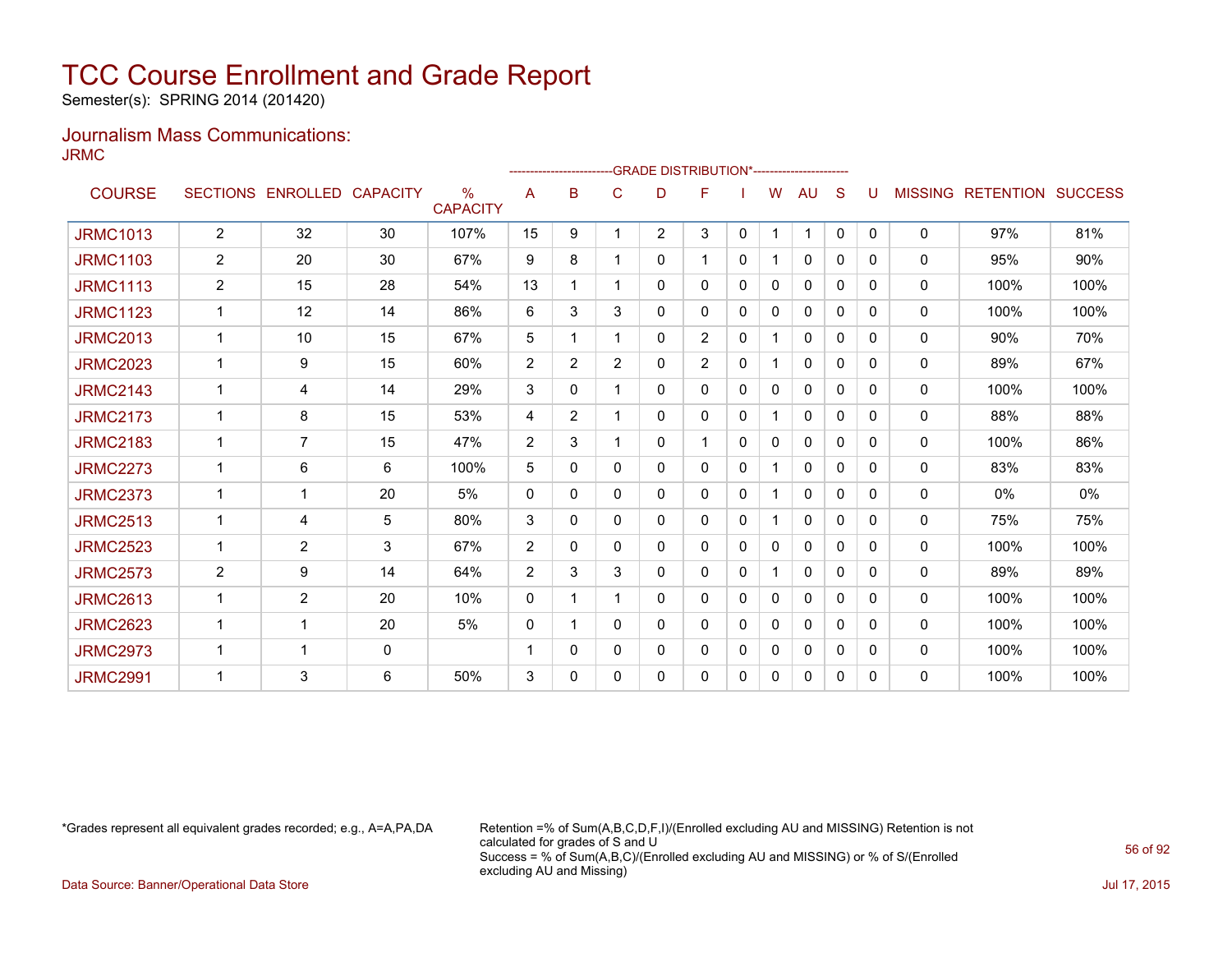# TCC Course Enrollment and Grade Report

Semester(s): SPRING 2014 (201420)

## Journalism Mass Communications:

JRMC

| COURSE | SECTIONS | ENROLLED | CAPACITY | % CAPACITY | A | B | C | D | F | I | W | AU | S | U | MISSING | RETENTION | SUCCESS |
|---|---|---|---|---|---|---|---|---|---|---|---|---|---|---|---|---|---|
| | | | | | GRADE DISTRIBUTION* | | | | | | | | | | | | |
| JRMC1013 | 2 | 32 | 30 | 107% | 15 | 9 | 1 | 2 | 3 | 0 | 1 | 1 | 0 | 0 | 0 | 97% | 81% |
| JRMC1103 | 2 | 20 | 30 | 67% | 9 | 8 | 1 | 0 | 1 | 0 | 1 | 0 | 0 | 0 | 0 | 95% | 90% |
| JRMC1113 | 2 | 15 | 28 | 54% | 13 | 1 | 1 | 0 | 0 | 0 | 0 | 0 | 0 | 0 | 0 | 100% | 100% |
| JRMC1123 | 1 | 12 | 14 | 86% | 6 | 3 | 3 | 0 | 0 | 0 | 0 | 0 | 0 | 0 | 0 | 100% | 100% |
| JRMC2013 | 1 | 10 | 15 | 67% | 5 | 1 | 1 | 0 | 2 | 0 | 1 | 0 | 0 | 0 | 0 | 90% | 70% |
| JRMC2023 | 1 | 9 | 15 | 60% | 2 | 2 | 2 | 0 | 2 | 0 | 1 | 0 | 0 | 0 | 0 | 89% | 67% |
| JRMC2143 | 1 | 4 | 14 | 29% | 3 | 0 | 1 | 0 | 0 | 0 | 0 | 0 | 0 | 0 | 0 | 100% | 100% |
| JRMC2173 | 1 | 8 | 15 | 53% | 4 | 2 | 1 | 0 | 0 | 0 | 1 | 0 | 0 | 0 | 0 | 88% | 88% |
| JRMC2183 | 1 | 7 | 15 | 47% | 2 | 3 | 1 | 0 | 1 | 0 | 0 | 0 | 0 | 0 | 0 | 100% | 86% |
| JRMC2273 | 1 | 6 | 6 | 100% | 5 | 0 | 0 | 0 | 0 | 0 | 1 | 0 | 0 | 0 | 0 | 83% | 83% |
| JRMC2373 | 1 | 1 | 20 | 5% | 0 | 0 | 0 | 0 | 0 | 0 | 1 | 0 | 0 | 0 | 0 | 0% | 0% |
| JRMC2513 | 1 | 4 | 5 | 80% | 3 | 0 | 0 | 0 | 0 | 0 | 1 | 0 | 0 | 0 | 0 | 75% | 75% |
| JRMC2523 | 1 | 2 | 3 | 67% | 2 | 0 | 0 | 0 | 0 | 0 | 0 | 0 | 0 | 0 | 0 | 100% | 100% |
| JRMC2573 | 2 | 9 | 14 | 64% | 2 | 3 | 3 | 0 | 0 | 0 | 1 | 0 | 0 | 0 | 0 | 89% | 89% |
| JRMC2613 | 1 | 2 | 20 | 10% | 0 | 1 | 1 | 0 | 0 | 0 | 0 | 0 | 0 | 0 | 0 | 100% | 100% |
| JRMC2623 | 1 | 1 | 20 | 5% | 0 | 1 | 0 | 0 | 0 | 0 | 0 | 0 | 0 | 0 | 0 | 100% | 100% |
| JRMC2973 | 1 | 1 | 0 | | 1 | 0 | 0 | 0 | 0 | 0 | 0 | 0 | 0 | 0 | 0 | 100% | 100% |
| JRMC2991 | 1 | 3 | 6 | 50% | 3 | 0 | 0 | 0 | 0 | 0 | 0 | 0 | 0 | 0 | 0 | 100% | 100% |

*Grades represent all equivalent grades recorded; e.g., A=A,PA,DA

Retention =% of Sum(A,B,C,D,F,I)/(Enrolled excluding AU and MISSING) Retention is not calculated for grades of S and U
Success = % of Sum(A,B,C)/(Enrolled excluding AU and MISSING) or % of S/(Enrolled excluding AU and Missing)

Data Source: Banner/Operational Data Store

Jul 17, 2015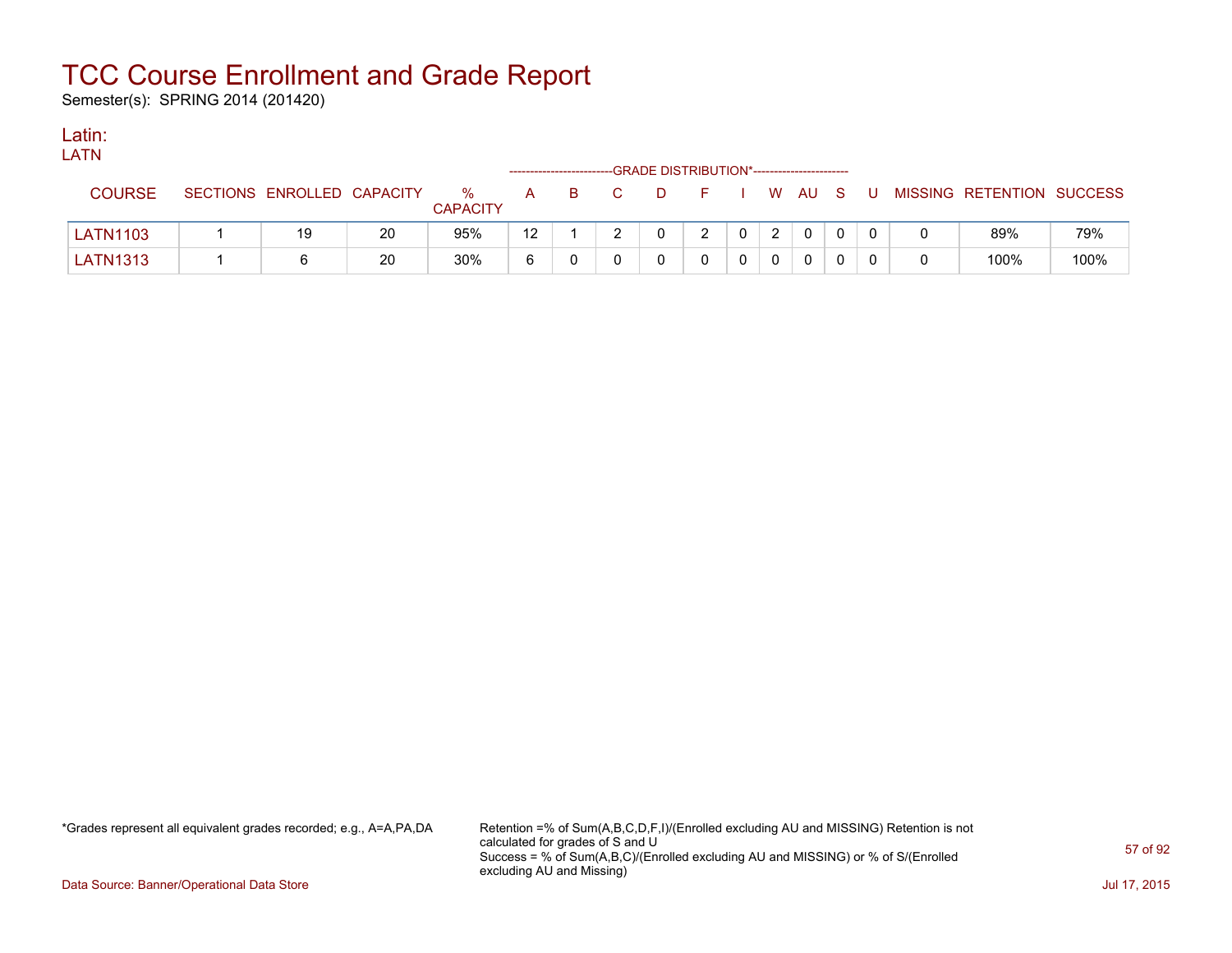# TCC Course Enrollment and Grade Report

Semester(s): SPRING 2014 (201420)

## Latin:

LATN

| COURSE | SECTIONS | ENROLLED | CAPACITY | % CAPACITY | A | B | C | D | F | I | W | AU | S | U | MISSING | RETENTION | SUCCESS |
|---|---|---|---|---|---|---|---|---|---|---|---|---|---|---|---|---|---|
| | | | | | GRADE DISTRIBUTION* | | | | | | | | | | | | |
| LATN1103 | 1 | 19 | 20 | 95% | 12 | 1 | 2 | 0 | 2 | 0 | 2 | 0 | 0 | 0 | 0 | 89% | 79% |
| LATN1313 | 1 | 6 | 20 | 30% | 6 | 0 | 0 | 0 | 0 | 0 | 0 | 0 | 0 | 0 | 0 | 100% | 100% |

*Grades represent all equivalent grades recorded; e.g., A=A,PA,DA

Retention =% of Sum(A,B,C,D,F,I)/(Enrolled excluding AU and MISSING) Retention is not calculated for grades of S and U
Success = % of Sum(A,B,C)/(Enrolled excluding AU and MISSING) or % of S/(Enrolled excluding AU and Missing)

Data Source: Banner/Operational Data Store

Jul 17, 2015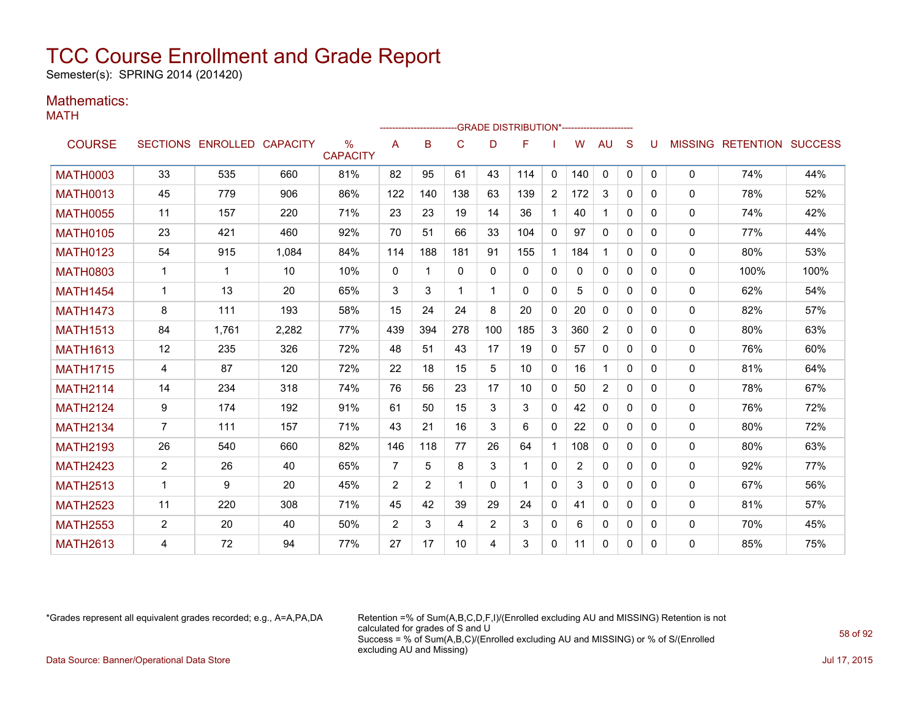# TCC Course Enrollment and Grade Report

Semester(s): SPRING 2014 (201420)

## Mathematics:

### MATH

| COURSE | SECTIONS | ENROLLED | CAPACITY | % CAPACITY | A | B | C | D | F | I | W | AU | S | U | MISSING | RETENTION | SUCCESS |
|---|---|---|---|---|---|---|---|---|---|---|---|---|---|---|---|---|---|
| | | | | | GRADE DISTRIBUTION* | | | | | | | | | | | | |
| MATH0003 | 33 | 535 | 660 | 81% | 82 | 95 | 61 | 43 | 114 | 0 | 140 | 0 | 0 | 0 | 0 | 74% | 44% |
| MATH0013 | 45 | 779 | 906 | 86% | 122 | 140 | 138 | 63 | 139 | 2 | 172 | 3 | 0 | 0 | 0 | 78% | 52% |
| MATH0055 | 11 | 157 | 220 | 71% | 23 | 23 | 19 | 14 | 36 | 1 | 40 | 1 | 0 | 0 | 0 | 74% | 42% |
| MATH0105 | 23 | 421 | 460 | 92% | 70 | 51 | 66 | 33 | 104 | 0 | 97 | 0 | 0 | 0 | 0 | 77% | 44% |
| MATH0123 | 54 | 915 | 1,084 | 84% | 114 | 188 | 181 | 91 | 155 | 1 | 184 | 1 | 0 | 0 | 0 | 80% | 53% |
| MATH0803 | 1 | 1 | 10 | 10% | 0 | 1 | 0 | 0 | 0 | 0 | 0 | 0 | 0 | 0 | 0 | 100% | 100% |
| MATH1454 | 1 | 13 | 20 | 65% | 3 | 3 | 1 | 1 | 0 | 0 | 5 | 0 | 0 | 0 | 0 | 62% | 54% |
| MATH1473 | 8 | 111 | 193 | 58% | 15 | 24 | 24 | 8 | 20 | 0 | 20 | 0 | 0 | 0 | 0 | 82% | 57% |
| MATH1513 | 84 | 1,761 | 2,282 | 77% | 439 | 394 | 278 | 100 | 185 | 3 | 360 | 2 | 0 | 0 | 0 | 80% | 63% |
| MATH1613 | 12 | 235 | 326 | 72% | 48 | 51 | 43 | 17 | 19 | 0 | 57 | 0 | 0 | 0 | 0 | 76% | 60% |
| MATH1715 | 4 | 87 | 120 | 72% | 22 | 18 | 15 | 5 | 10 | 0 | 16 | 1 | 0 | 0 | 0 | 81% | 64% |
| MATH2114 | 14 | 234 | 318 | 74% | 76 | 56 | 23 | 17 | 10 | 0 | 50 | 2 | 0 | 0 | 0 | 78% | 67% |
| MATH2124 | 9 | 174 | 192 | 91% | 61 | 50 | 15 | 3 | 3 | 0 | 42 | 0 | 0 | 0 | 0 | 76% | 72% |
| MATH2134 | 7 | 111 | 157 | 71% | 43 | 21 | 16 | 3 | 6 | 0 | 22 | 0 | 0 | 0 | 0 | 80% | 72% |
| MATH2193 | 26 | 540 | 660 | 82% | 146 | 118 | 77 | 26 | 64 | 1 | 108 | 0 | 0 | 0 | 0 | 80% | 63% |
| MATH2423 | 2 | 26 | 40 | 65% | 7 | 5 | 8 | 3 | 1 | 0 | 2 | 0 | 0 | 0 | 0 | 92% | 77% |
| MATH2513 | 1 | 9 | 20 | 45% | 2 | 2 | 1 | 0 | 1 | 0 | 3 | 0 | 0 | 0 | 0 | 67% | 56% |
| MATH2523 | 11 | 220 | 308 | 71% | 45 | 42 | 39 | 29 | 24 | 0 | 41 | 0 | 0 | 0 | 0 | 81% | 57% |
| MATH2553 | 2 | 20 | 40 | 50% | 2 | 3 | 4 | 2 | 3 | 0 | 6 | 0 | 0 | 0 | 0 | 70% | 45% |
| MATH2613 | 4 | 72 | 94 | 77% | 27 | 17 | 10 | 4 | 3 | 0 | 11 | 0 | 0 | 0 | 0 | 85% | 75% |

*Grades represent all equivalent grades recorded; e.g., A=A,PA,DA

Retention =% of Sum(A,B,C,D,F,I)/(Enrolled excluding AU and MISSING) Retention is not calculated for grades of S and U
Success = % of Sum(A,B,C)/(Enrolled excluding AU and MISSING) or % of S/(Enrolled excluding AU and Missing)

Data Source: Banner/Operational Data Store

Jul 17, 2015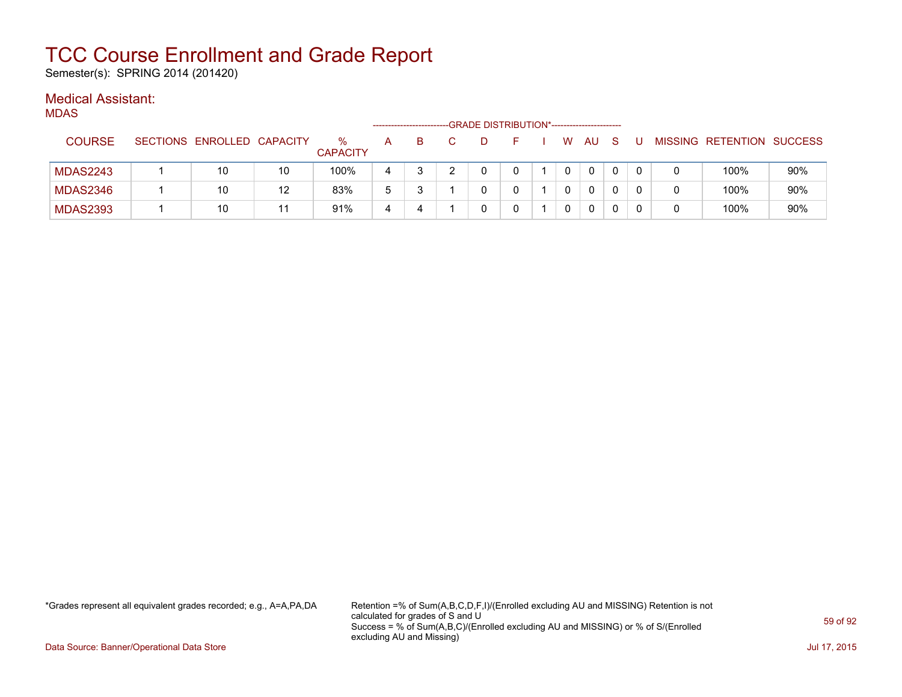# TCC Course Enrollment and Grade Report

Semester(s): SPRING 2014 (201420)

## Medical Assistant:

MDAS

| COURSE | SECTIONS | ENROLLED | CAPACITY | % CAPACITY | A | B | C | D | F | I | W | AU | S | U | MISSING | RETENTION | SUCCESS |
|---|---|---|---|---|---|---|---|---|---|---|---|---|---|---|---|---|---|
| | | | | | GRADE DISTRIBUTION* | | | | | | | | | | | | |
| MDAS2243 | 1 | 10 | 10 | 100% | 4 | 3 | 2 | 0 | 0 | 1 | 0 | 0 | 0 | 0 | 0 | 100% | 90% |
| MDAS2346 | 1 | 10 | 12 | 83% | 5 | 3 | 1 | 0 | 0 | 1 | 0 | 0 | 0 | 0 | 0 | 100% | 90% |
| MDAS2393 | 1 | 10 | 11 | 91% | 4 | 4 | 1 | 0 | 0 | 1 | 0 | 0 | 0 | 0 | 0 | 100% | 90% |

*Grades represent all equivalent grades recorded; e.g., A=A,PA,DA

Retention =% of Sum(A,B,C,D,F,I)/(Enrolled excluding AU and MISSING) Retention is not calculated for grades of S and U
Success = % of Sum(A,B,C)/(Enrolled excluding AU and MISSING) or % of S/(Enrolled excluding AU and Missing)

Data Source: Banner/Operational Data Store

Jul 17, 2015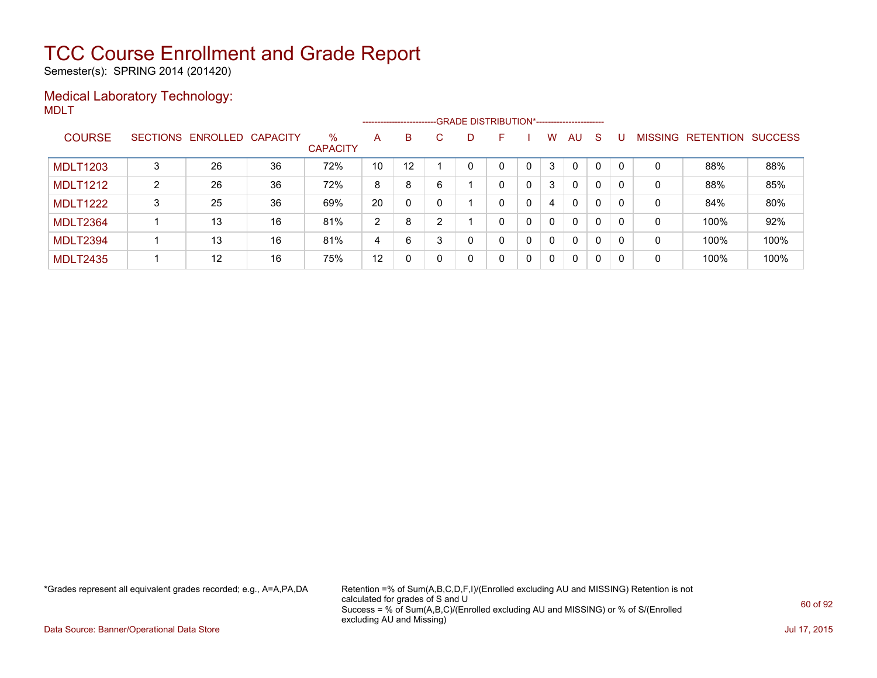# TCC Course Enrollment and Grade Report

Semester(s): SPRING 2014 (201420)

## Medical Laboratory Technology:

MDLT

| COURSE | SECTIONS | ENROLLED | CAPACITY | % CAPACITY | A | B | C | D | F | I | W | AU | S | U | MISSING | RETENTION | SUCCESS |
|---|---|---|---|---|---|---|---|---|---|---|---|---|---|---|---|---|---|
| | | | | | GRADE DISTRIBUTION* | | | | | | | | | | | | |
| MDLT1203 | 3 | 26 | 36 | 72% | 10 | 12 | 1 | 0 | 0 | 0 | 3 | 0 | 0 | 0 | 0 | 88% | 88% |
| MDLT1212 | 2 | 26 | 36 | 72% | 8 | 8 | 6 | 1 | 0 | 0 | 3 | 0 | 0 | 0 | 0 | 88% | 85% |
| MDLT1222 | 3 | 25 | 36 | 69% | 20 | 0 | 0 | 1 | 0 | 0 | 4 | 0 | 0 | 0 | 0 | 84% | 80% |
| MDLT2364 | 1 | 13 | 16 | 81% | 2 | 8 | 2 | 1 | 0 | 0 | 0 | 0 | 0 | 0 | 0 | 100% | 92% |
| MDLT2394 | 1 | 13 | 16 | 81% | 4 | 6 | 3 | 0 | 0 | 0 | 0 | 0 | 0 | 0 | 0 | 100% | 100% |
| MDLT2435 | 1 | 12 | 16 | 75% | 12 | 0 | 0 | 0 | 0 | 0 | 0 | 0 | 0 | 0 | 0 | 100% | 100% |

*Grades represent all equivalent grades recorded; e.g., A=A,PA,DA

Retention =% of Sum(A,B,C,D,F,I)/(Enrolled excluding AU and MISSING) Retention is not calculated for grades of S and U
Success = % of Sum(A,B,C)/(Enrolled excluding AU and MISSING) or % of S/(Enrolled excluding AU and Missing)

Data Source: Banner/Operational Data Store

Jul 17, 2015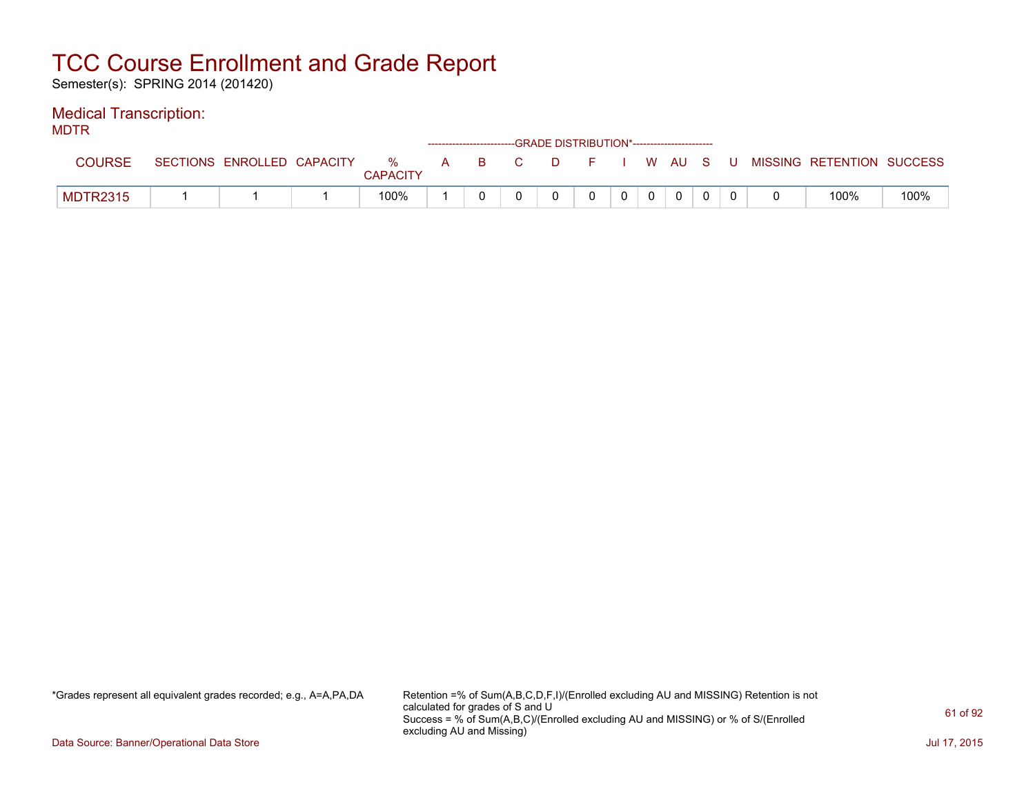# TCC Course Enrollment and Grade Report

Semester(s): SPRING 2014 (201420)

## Medical Transcription:

MDTR

| COURSE | SECTIONS | ENROLLED | CAPACITY | % CAPACITY | A | B | C | D | F | I | W | AU | S | U | MISSING | RETENTION | SUCCESS |
|---|---|---|---|---|---|---|---|---|---|---|---|---|---|---|---|---|---|
| | | | | | GRADE DISTRIBUTION* | | | | | | | | | | | | |
| MDTR2315 | 1 | 1 | 1 | 100% | 1 | 0 | 0 | 0 | 0 | 0 | 0 | 0 | 0 | 0 | 0 | 100% | 100% |

*Grades represent all equivalent grades recorded; e.g., A=A,PA,DA

Retention =% of Sum(A,B,C,D,F,I)/(Enrolled excluding AU and MISSING) Retention is not calculated for grades of S and U
Success = % of Sum(A,B,C)/(Enrolled excluding AU and MISSING) or % of S/(Enrolled excluding AU and Missing)

Data Source: Banner/Operational Data Store

Jul 17, 2015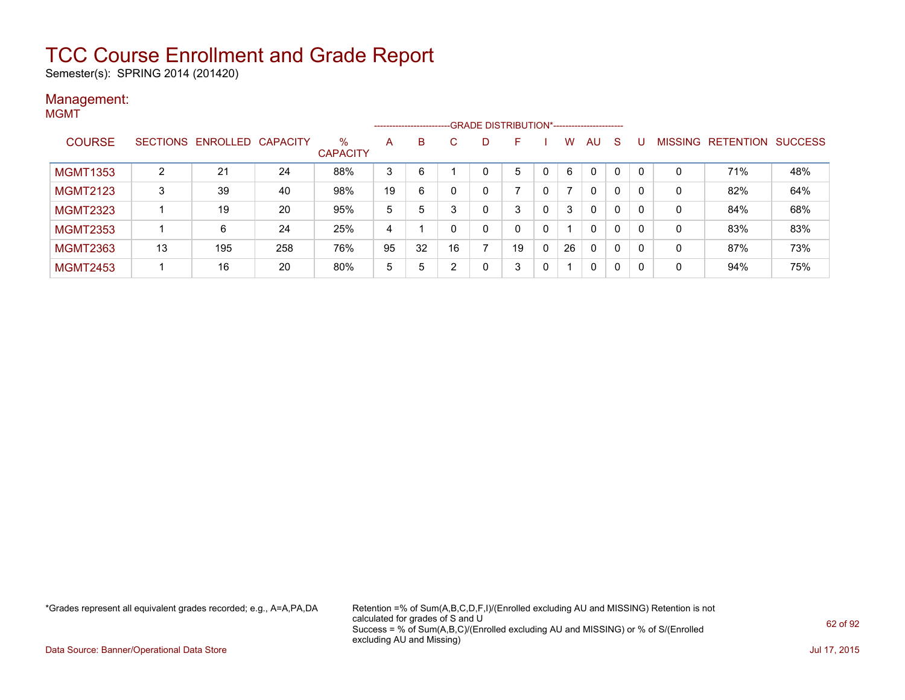# TCC Course Enrollment and Grade Report

Semester(s): SPRING 2014 (201420)

## Management:

MGMT

| COURSE | SECTIONS | ENROLLED | CAPACITY | % CAPACITY | A | B | C | D | F | I | W | AU | S | U | MISSING | RETENTION | SUCCESS |
|---|---|---|---|---|---|---|---|---|---|---|---|---|---|---|---|---|---|
| | | | | | GRADE DISTRIBUTION* | | | | | | | | | | | | |
| MGMT1353 | 2 | 21 | 24 | 88% | 3 | 6 | 1 | 0 | 5 | 0 | 6 | 0 | 0 | 0 | 0 | 71% | 48% |
| MGMT2123 | 3 | 39 | 40 | 98% | 19 | 6 | 0 | 0 | 7 | 0 | 7 | 0 | 0 | 0 | 0 | 82% | 64% |
| MGMT2323 | 1 | 19 | 20 | 95% | 5 | 5 | 3 | 0 | 3 | 0 | 3 | 0 | 0 | 0 | 0 | 84% | 68% |
| MGMT2353 | 1 | 6 | 24 | 25% | 4 | 1 | 0 | 0 | 0 | 0 | 1 | 0 | 0 | 0 | 0 | 83% | 83% |
| MGMT2363 | 13 | 195 | 258 | 76% | 95 | 32 | 16 | 7 | 19 | 0 | 26 | 0 | 0 | 0 | 0 | 87% | 73% |
| MGMT2453 | 1 | 16 | 20 | 80% | 5 | 5 | 2 | 0 | 3 | 0 | 1 | 0 | 0 | 0 | 0 | 94% | 75% |

*Grades represent all equivalent grades recorded; e.g., A=A,PA,DA

Retention =% of Sum(A,B,C,D,F,I)/(Enrolled excluding AU and MISSING) Retention is not calculated for grades of S and U
Success = % of Sum(A,B,C)/(Enrolled excluding AU and MISSING) or % of S/(Enrolled excluding AU and Missing)

Data Source: Banner/Operational Data Store

Jul 17, 2015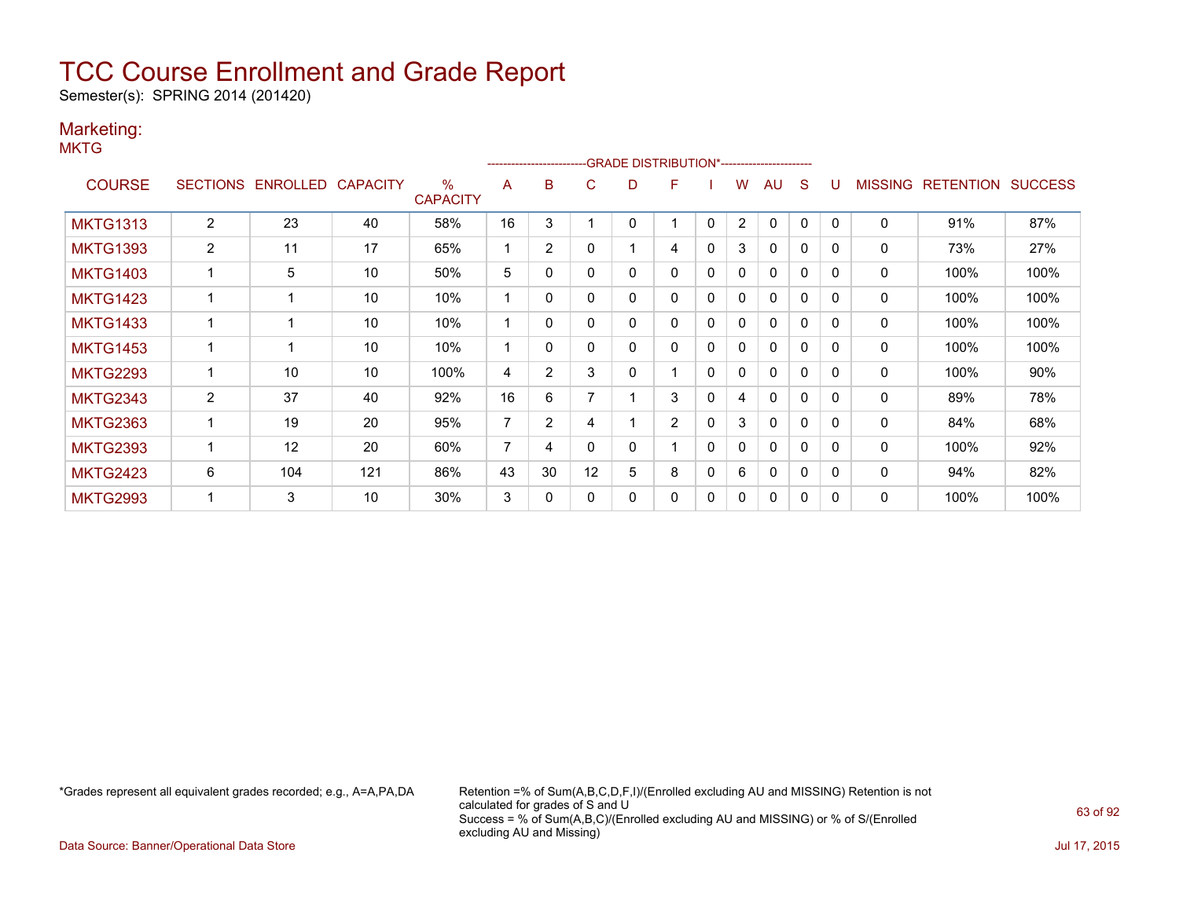# TCC Course Enrollment and Grade Report

Semester(s): SPRING 2014 (201420)

## Marketing:

MKTG

| COURSE | SECTIONS | ENROLLED | CAPACITY | % CAPACITY | A | B | C | D | F | I | W | AU | S | U | MISSING | RETENTION | SUCCESS |
|---|---|---|---|---|---|---|---|---|---|---|---|---|---|---|---|---|---|
| MKTG1313 | 2 | 23 | 40 | 58% | 16 | 3 | 1 | 0 | 1 | 0 | 2 | 0 | 0 | 0 | 0 | 91% | 87% |
| MKTG1393 | 2 | 11 | 17 | 65% | 1 | 2 | 0 | 1 | 4 | 0 | 3 | 0 | 0 | 0 | 0 | 73% | 27% |
| MKTG1403 | 1 | 5 | 10 | 50% | 5 | 0 | 0 | 0 | 0 | 0 | 0 | 0 | 0 | 0 | 0 | 100% | 100% |
| MKTG1423 | 1 | 1 | 10 | 10% | 1 | 0 | 0 | 0 | 0 | 0 | 0 | 0 | 0 | 0 | 0 | 100% | 100% |
| MKTG1433 | 1 | 1 | 10 | 10% | 1 | 0 | 0 | 0 | 0 | 0 | 0 | 0 | 0 | 0 | 0 | 100% | 100% |
| MKTG1453 | 1 | 1 | 10 | 10% | 1 | 0 | 0 | 0 | 0 | 0 | 0 | 0 | 0 | 0 | 0 | 100% | 100% |
| MKTG2293 | 1 | 10 | 10 | 100% | 4 | 2 | 3 | 0 | 1 | 0 | 0 | 0 | 0 | 0 | 0 | 100% | 90% |
| MKTG2343 | 2 | 37 | 40 | 92% | 16 | 6 | 7 | 1 | 3 | 0 | 4 | 0 | 0 | 0 | 0 | 89% | 78% |
| MKTG2363 | 1 | 19 | 20 | 95% | 7 | 2 | 4 | 1 | 2 | 0 | 3 | 0 | 0 | 0 | 0 | 84% | 68% |
| MKTG2393 | 1 | 12 | 20 | 60% | 7 | 4 | 0 | 0 | 1 | 0 | 0 | 0 | 0 | 0 | 0 | 100% | 92% |
| MKTG2423 | 6 | 104 | 121 | 86% | 43 | 30 | 12 | 5 | 8 | 0 | 6 | 0 | 0 | 0 | 0 | 94% | 82% |
| MKTG2993 | 1 | 3 | 10 | 30% | 3 | 0 | 0 | 0 | 0 | 0 | 0 | 0 | 0 | 0 | 0 | 100% | 100% |

*Grades represent all equivalent grades recorded; e.g., A=A,PA,DA

Retention =% of Sum(A,B,C,D,F,I)/(Enrolled excluding AU and MISSING) Retention is not calculated for grades of S and U
Success = % of Sum(A,B,C)/(Enrolled excluding AU and MISSING) or % of S/(Enrolled excluding AU and Missing)

Data Source: Banner/Operational Data Store

Jul 17, 2015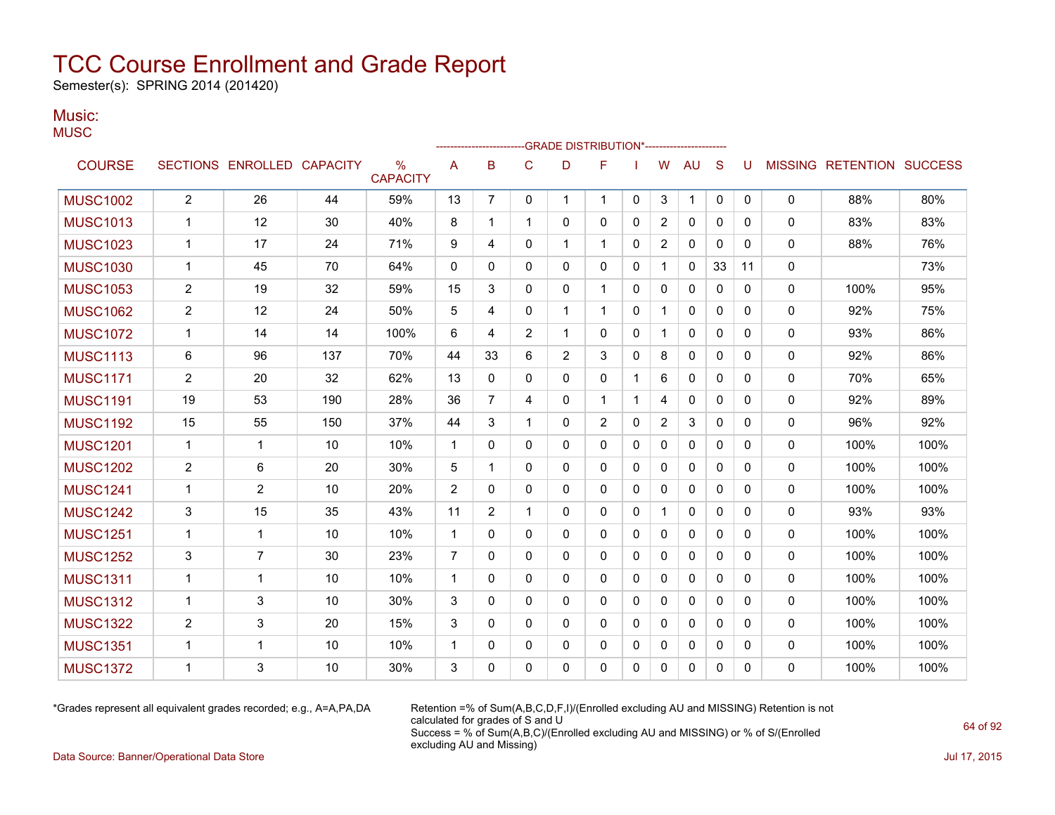# TCC Course Enrollment and Grade Report

Semester(s): SPRING 2014 (201420)

## Music:

MUSC

| COURSE | SECTIONS | ENROLLED | CAPACITY | % CAPACITY | A | B | C | D | F | I | W | AU | S | U | MISSING | RETENTION | SUCCESS |
|---|---|---|---|---|---|---|---|---|---|---|---|---|---|---|---|---|---|
| | | | | | GRADE DISTRIBUTION* | | | | | | | | | | | | |
| MUSC1002 | 2 | 26 | 44 | 59% | 13 | 7 | 0 | 1 | 1 | 0 | 3 | 1 | 0 | 0 | 0 | 88% | 80% |
| MUSC1013 | 1 | 12 | 30 | 40% | 8 | 1 | 1 | 0 | 0 | 0 | 2 | 0 | 0 | 0 | 0 | 83% | 83% |
| MUSC1023 | 1 | 17 | 24 | 71% | 9 | 4 | 0 | 1 | 1 | 0 | 2 | 0 | 0 | 0 | 0 | 88% | 76% |
| MUSC1030 | 1 | 45 | 70 | 64% | 0 | 0 | 0 | 0 | 0 | 0 | 1 | 0 | 33 | 11 | 0 | | 73% |
| MUSC1053 | 2 | 19 | 32 | 59% | 15 | 3 | 0 | 0 | 1 | 0 | 0 | 0 | 0 | 0 | 0 | 100% | 95% |
| MUSC1062 | 2 | 12 | 24 | 50% | 5 | 4 | 0 | 1 | 1 | 0 | 1 | 0 | 0 | 0 | 0 | 92% | 75% |
| MUSC1072 | 1 | 14 | 14 | 100% | 6 | 4 | 2 | 1 | 0 | 0 | 1 | 0 | 0 | 0 | 0 | 93% | 86% |
| MUSC1113 | 6 | 96 | 137 | 70% | 44 | 33 | 6 | 2 | 3 | 0 | 8 | 0 | 0 | 0 | 0 | 92% | 86% |
| MUSC1171 | 2 | 20 | 32 | 62% | 13 | 0 | 0 | 0 | 0 | 1 | 6 | 0 | 0 | 0 | 0 | 70% | 65% |
| MUSC1191 | 19 | 53 | 190 | 28% | 36 | 7 | 4 | 0 | 1 | 1 | 4 | 0 | 0 | 0 | 0 | 92% | 89% |
| MUSC1192 | 15 | 55 | 150 | 37% | 44 | 3 | 1 | 0 | 2 | 0 | 2 | 3 | 0 | 0 | 0 | 96% | 92% |
| MUSC1201 | 1 | 1 | 10 | 10% | 1 | 0 | 0 | 0 | 0 | 0 | 0 | 0 | 0 | 0 | 0 | 100% | 100% |
| MUSC1202 | 2 | 6 | 20 | 30% | 5 | 1 | 0 | 0 | 0 | 0 | 0 | 0 | 0 | 0 | 0 | 100% | 100% |
| MUSC1241 | 1 | 2 | 10 | 20% | 2 | 0 | 0 | 0 | 0 | 0 | 0 | 0 | 0 | 0 | 0 | 100% | 100% |
| MUSC1242 | 3 | 15 | 35 | 43% | 11 | 2 | 1 | 0 | 0 | 0 | 1 | 0 | 0 | 0 | 0 | 93% | 93% |
| MUSC1251 | 1 | 1 | 10 | 10% | 1 | 0 | 0 | 0 | 0 | 0 | 0 | 0 | 0 | 0 | 0 | 100% | 100% |
| MUSC1252 | 3 | 7 | 30 | 23% | 7 | 0 | 0 | 0 | 0 | 0 | 0 | 0 | 0 | 0 | 0 | 100% | 100% |
| MUSC1311 | 1 | 1 | 10 | 10% | 1 | 0 | 0 | 0 | 0 | 0 | 0 | 0 | 0 | 0 | 0 | 100% | 100% |
| MUSC1312 | 1 | 3 | 10 | 30% | 3 | 0 | 0 | 0 | 0 | 0 | 0 | 0 | 0 | 0 | 0 | 100% | 100% |
| MUSC1322 | 2 | 3 | 20 | 15% | 3 | 0 | 0 | 0 | 0 | 0 | 0 | 0 | 0 | 0 | 0 | 100% | 100% |
| MUSC1351 | 1 | 1 | 10 | 10% | 1 | 0 | 0 | 0 | 0 | 0 | 0 | 0 | 0 | 0 | 0 | 100% | 100% |
| MUSC1372 | 1 | 3 | 10 | 30% | 3 | 0 | 0 | 0 | 0 | 0 | 0 | 0 | 0 | 0 | 0 | 100% | 100% |

*Grades represent all equivalent grades recorded; e.g., A=A,PA,DA

Retention =% of Sum(A,B,C,D,F,I)/(Enrolled excluding AU and MISSING) Retention is not calculated for grades of S and U
Success = % of Sum(A,B,C)/(Enrolled excluding AU and MISSING) or % of S/(Enrolled excluding AU and Missing)

Data Source: Banner/Operational Data Store

Jul 17, 2015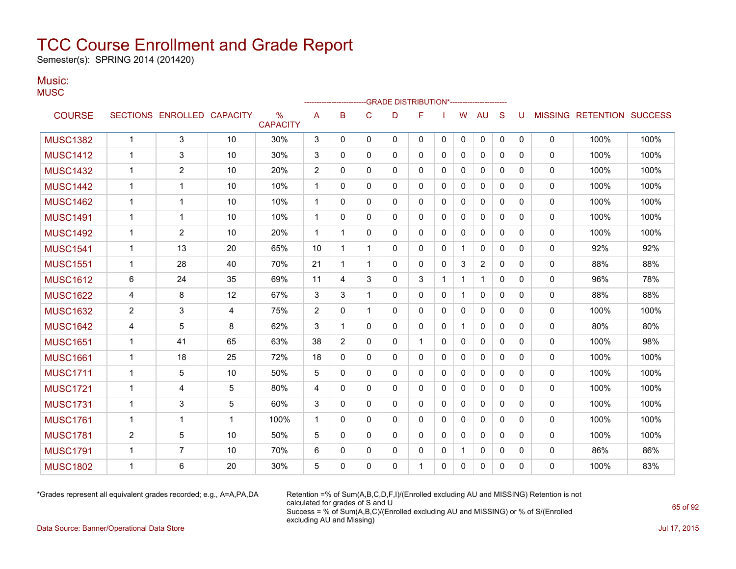# TCC Course Enrollment and Grade Report

Semester(s): SPRING 2014 (201420)

## Music:

MUSC

| COURSE | SECTIONS | ENROLLED | CAPACITY | % CAPACITY | A | B | C | D | F | I | W | AU | S | U | MISSING | RETENTION | SUCCESS |
|---|---|---|---|---|---|---|---|---|---|---|---|---|---|---|---|---|---|
| | | | | | GRADE DISTRIBUTION* | | | | | | | | | | | | |
| MUSC1382 | 1 | 3 | 10 | 30% | 3 | 0 | 0 | 0 | 0 | 0 | 0 | 0 | 0 | 0 | 0 | 100% | 100% |
| MUSC1412 | 1 | 3 | 10 | 30% | 3 | 0 | 0 | 0 | 0 | 0 | 0 | 0 | 0 | 0 | 0 | 100% | 100% |
| MUSC1432 | 1 | 2 | 10 | 20% | 2 | 0 | 0 | 0 | 0 | 0 | 0 | 0 | 0 | 0 | 0 | 100% | 100% |
| MUSC1442 | 1 | 1 | 10 | 10% | 1 | 0 | 0 | 0 | 0 | 0 | 0 | 0 | 0 | 0 | 0 | 100% | 100% |
| MUSC1462 | 1 | 1 | 10 | 10% | 1 | 0 | 0 | 0 | 0 | 0 | 0 | 0 | 0 | 0 | 0 | 100% | 100% |
| MUSC1491 | 1 | 1 | 10 | 10% | 1 | 0 | 0 | 0 | 0 | 0 | 0 | 0 | 0 | 0 | 0 | 100% | 100% |
| MUSC1492 | 1 | 2 | 10 | 20% | 1 | 1 | 0 | 0 | 0 | 0 | 0 | 0 | 0 | 0 | 0 | 100% | 100% |
| MUSC1541 | 1 | 13 | 20 | 65% | 10 | 1 | 1 | 0 | 0 | 0 | 1 | 0 | 0 | 0 | 0 | 92% | 92% |
| MUSC1551 | 1 | 28 | 40 | 70% | 21 | 1 | 1 | 0 | 0 | 0 | 3 | 2 | 0 | 0 | 0 | 88% | 88% |
| MUSC1612 | 6 | 24 | 35 | 69% | 11 | 4 | 3 | 0 | 3 | 1 | 1 | 1 | 0 | 0 | 0 | 96% | 78% |
| MUSC1622 | 4 | 8 | 12 | 67% | 3 | 3 | 1 | 0 | 0 | 0 | 1 | 0 | 0 | 0 | 0 | 88% | 88% |
| MUSC1632 | 2 | 3 | 4 | 75% | 2 | 0 | 1 | 0 | 0 | 0 | 0 | 0 | 0 | 0 | 0 | 100% | 100% |
| MUSC1642 | 4 | 5 | 8 | 62% | 3 | 1 | 0 | 0 | 0 | 0 | 1 | 0 | 0 | 0 | 0 | 80% | 80% |
| MUSC1651 | 1 | 41 | 65 | 63% | 38 | 2 | 0 | 0 | 1 | 0 | 0 | 0 | 0 | 0 | 0 | 100% | 98% |
| MUSC1661 | 1 | 18 | 25 | 72% | 18 | 0 | 0 | 0 | 0 | 0 | 0 | 0 | 0 | 0 | 0 | 100% | 100% |
| MUSC1711 | 1 | 5 | 10 | 50% | 5 | 0 | 0 | 0 | 0 | 0 | 0 | 0 | 0 | 0 | 0 | 100% | 100% |
| MUSC1721 | 1 | 4 | 5 | 80% | 4 | 0 | 0 | 0 | 0 | 0 | 0 | 0 | 0 | 0 | 0 | 100% | 100% |
| MUSC1731 | 1 | 3 | 5 | 60% | 3 | 0 | 0 | 0 | 0 | 0 | 0 | 0 | 0 | 0 | 0 | 100% | 100% |
| MUSC1761 | 1 | 1 | 1 | 100% | 1 | 0 | 0 | 0 | 0 | 0 | 0 | 0 | 0 | 0 | 0 | 100% | 100% |
| MUSC1781 | 2 | 5 | 10 | 50% | 5 | 0 | 0 | 0 | 0 | 0 | 0 | 0 | 0 | 0 | 0 | 100% | 100% |
| MUSC1791 | 1 | 7 | 10 | 70% | 6 | 0 | 0 | 0 | 0 | 0 | 1 | 0 | 0 | 0 | 0 | 86% | 86% |
| MUSC1802 | 1 | 6 | 20 | 30% | 5 | 0 | 0 | 0 | 1 | 0 | 0 | 0 | 0 | 0 | 0 | 100% | 83% |

*Grades represent all equivalent grades recorded; e.g., A=A,PA,DA

Retention =% of Sum(A,B,C,D,F,I)/(Enrolled excluding AU and MISSING) Retention is not calculated for grades of S and U
Success = % of Sum(A,B,C)/(Enrolled excluding AU and MISSING) or % of S/(Enrolled excluding AU and Missing)

Data Source: Banner/Operational Data Store

Jul 17, 2015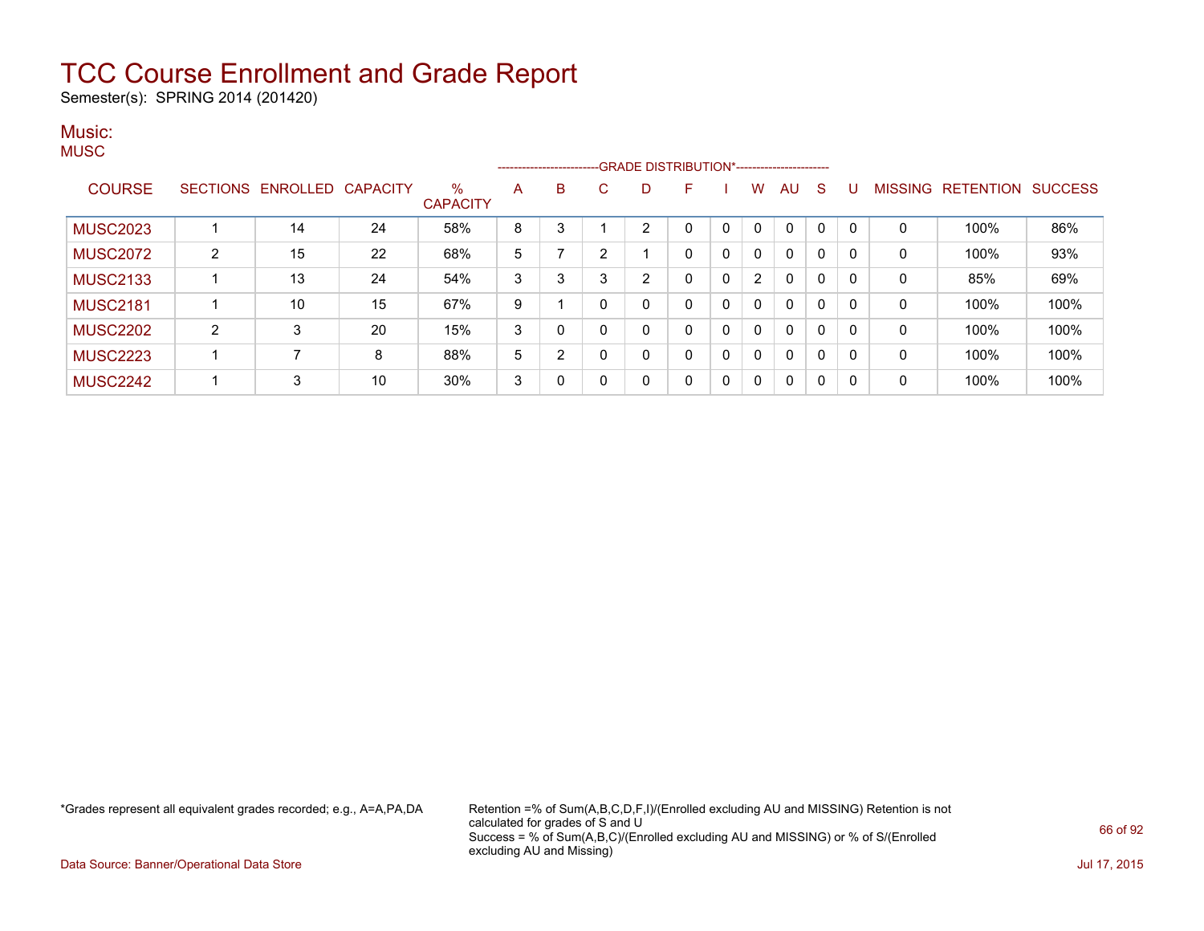# TCC Course Enrollment and Grade Report

Semester(s): SPRING 2014 (201420)

## Music:

### MUSC

| COURSE | SECTIONS | ENROLLED | CAPACITY | % CAPACITY | A | B | C | D | F | I | W | AU | S | U | MISSING | RETENTION | SUCCESS |
|---|---|---|---|---|---|---|---|---|---|---|---|---|---|---|---|---|---|
| | | | | | GRADE DISTRIBUTION* | | | | | | | | | | | | |
| MUSC2023 | 1 | 14 | 24 | 58% | 8 | 3 | 1 | 2 | 0 | 0 | 0 | 0 | 0 | 0 | 0 | 100% | 86% |
| MUSC2072 | 2 | 15 | 22 | 68% | 5 | 7 | 2 | 1 | 0 | 0 | 0 | 0 | 0 | 0 | 0 | 100% | 93% |
| MUSC2133 | 1 | 13 | 24 | 54% | 3 | 3 | 3 | 2 | 0 | 0 | 2 | 0 | 0 | 0 | 0 | 85% | 69% |
| MUSC2181 | 1 | 10 | 15 | 67% | 9 | 1 | 0 | 0 | 0 | 0 | 0 | 0 | 0 | 0 | 0 | 100% | 100% |
| MUSC2202 | 2 | 3 | 20 | 15% | 3 | 0 | 0 | 0 | 0 | 0 | 0 | 0 | 0 | 0 | 0 | 100% | 100% |
| MUSC2223 | 1 | 7 | 8 | 88% | 5 | 2 | 0 | 0 | 0 | 0 | 0 | 0 | 0 | 0 | 0 | 100% | 100% |
| MUSC2242 | 1 | 3 | 10 | 30% | 3 | 0 | 0 | 0 | 0 | 0 | 0 | 0 | 0 | 0 | 0 | 100% | 100% |

*Grades represent all equivalent grades recorded; e.g., A=A,PA,DA

Retention =% of Sum(A,B,C,D,F,I)/(Enrolled excluding AU and MISSING) Retention is not calculated for grades of S and U
Success = % of Sum(A,B,C)/(Enrolled excluding AU and MISSING) or % of S/(Enrolled excluding AU and Missing)

Data Source: Banner/Operational Data Store

Jul 17, 2015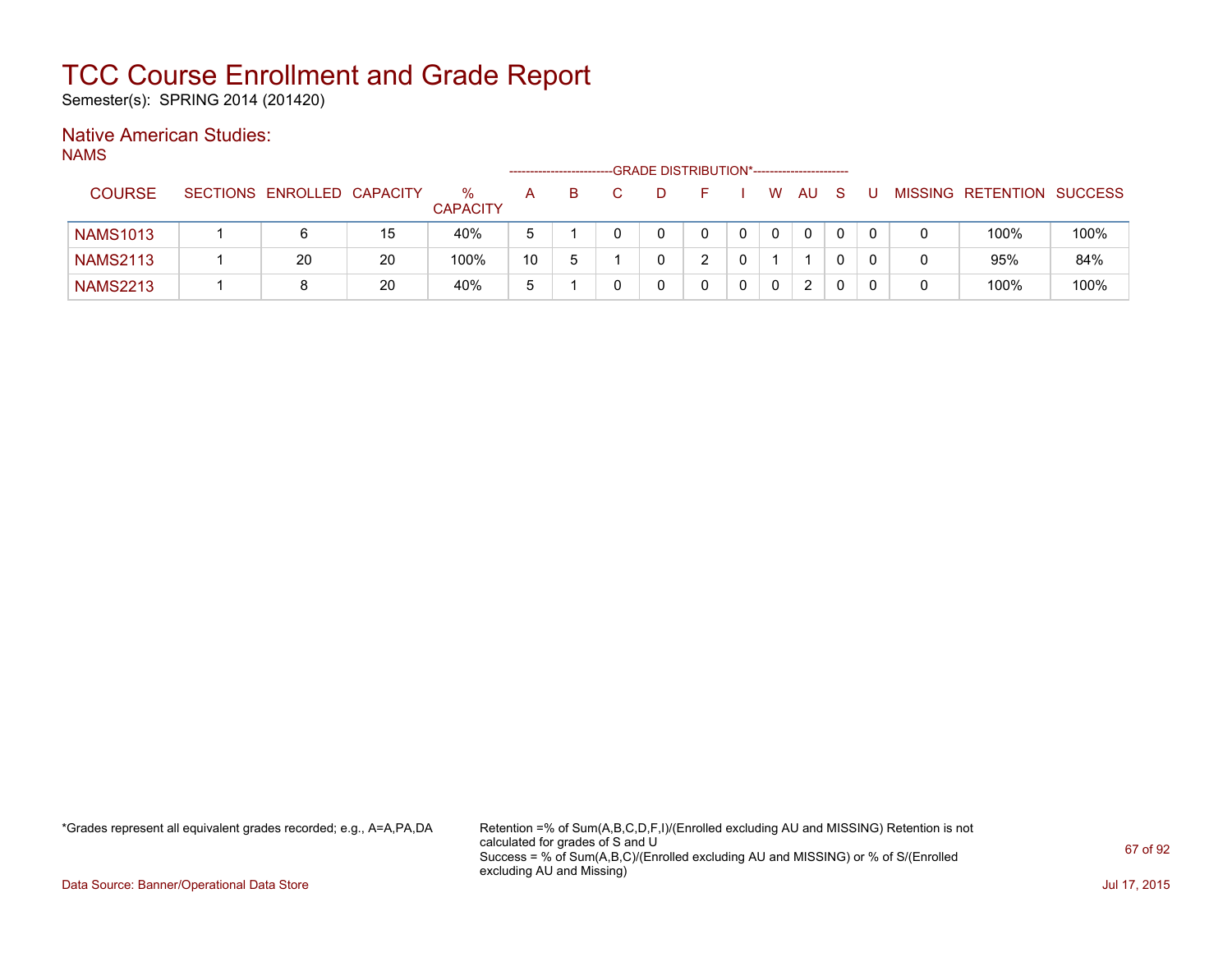# TCC Course Enrollment and Grade Report

Semester(s): SPRING 2014 (201420)

## Native American Studies:

NAMS

| COURSE | SECTIONS | ENROLLED | CAPACITY | % CAPACITY | A | B | C | D | F | I | W | AU | S | U | MISSING | RETENTION | SUCCESS |
|---|---|---|---|---|---|---|---|---|---|---|---|---|---|---|---|---|---|
| | | | | | GRADE DISTRIBUTION* | | | | | | | | | | | | |
| NAMS1013 | 1 | 6 | 15 | 40% | 5 | 1 | 0 | 0 | 0 | 0 | 0 | 0 | 0 | 0 | 0 | 100% | 100% |
| NAMS2113 | 1 | 20 | 20 | 100% | 10 | 5 | 1 | 0 | 2 | 0 | 1 | 1 | 0 | 0 | 0 | 95% | 84% |
| NAMS2213 | 1 | 8 | 20 | 40% | 5 | 1 | 0 | 0 | 0 | 0 | 0 | 2 | 0 | 0 | 0 | 100% | 100% |

*Grades represent all equivalent grades recorded; e.g., A=A,PA,DA

Retention =% of Sum(A,B,C,D,F,I)/(Enrolled excluding AU and MISSING) Retention is not calculated for grades of S and U
Success = % of Sum(A,B,C)/(Enrolled excluding AU and MISSING) or % of S/(Enrolled excluding AU and Missing)

Data Source: Banner/Operational Data Store

Jul 17, 2015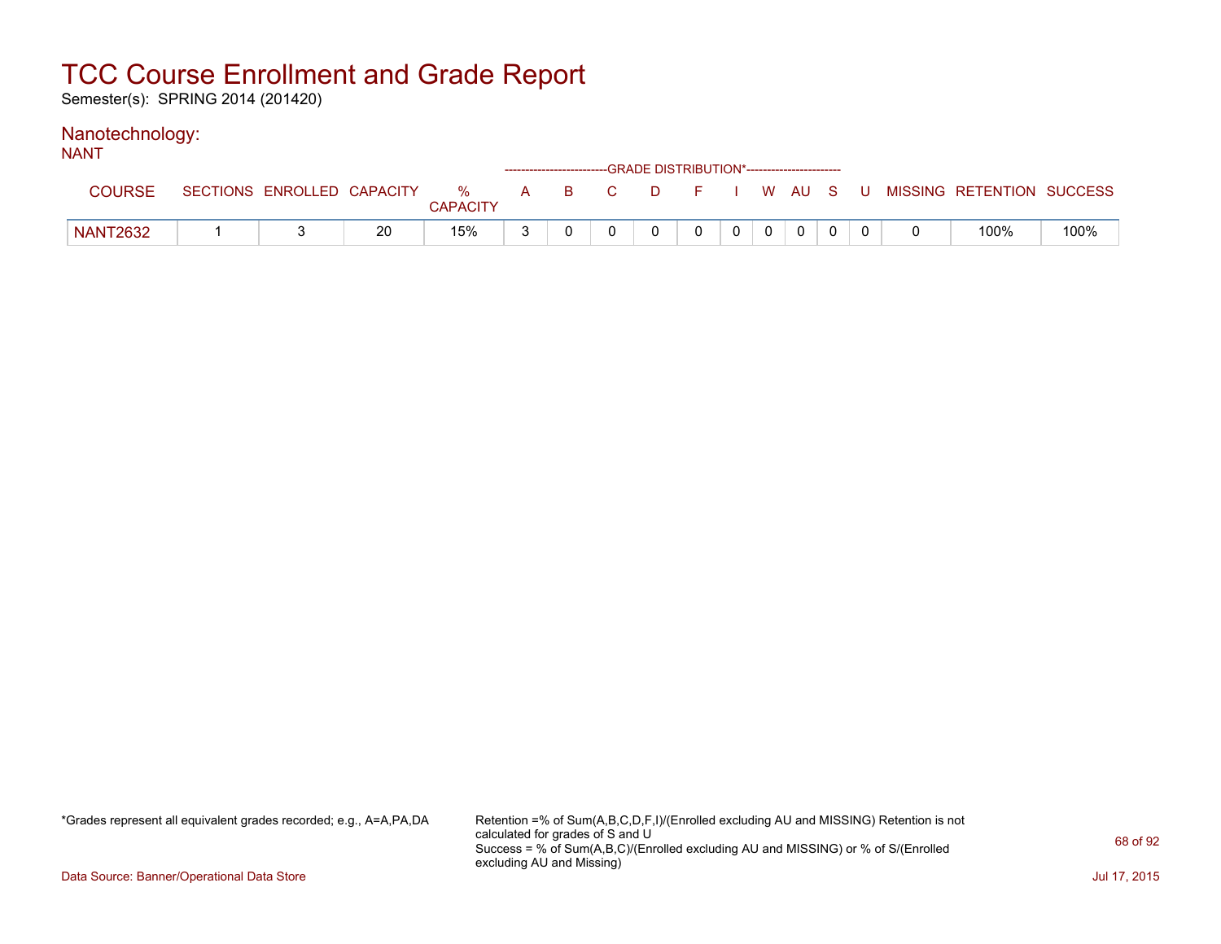# TCC Course Enrollment and Grade Report

Semester(s): SPRING 2014 (201420)

## Nanotechnology:

NANT

| COURSE | SECTIONS | ENROLLED | CAPACITY | % CAPACITY | A | B | C | D | F | I | W | AU | S | U | MISSING | RETENTION | SUCCESS |
|---|---|---|---|---|---|---|---|---|---|---|---|---|---|---|---|---|---|
| | | | | | GRADE DISTRIBUTION* | | | | | | | | | | | | |
| NANT2632 | 1 | 3 | 20 | 15% | 3 | 0 | 0 | 0 | 0 | 0 | 0 | 0 | 0 | 0 | 0 | 100% | 100% |

*Grades represent all equivalent grades recorded; e.g., A=A,PA,DA

Retention =% of Sum(A,B,C,D,F,I)/(Enrolled excluding AU and MISSING) Retention is not calculated for grades of S and U
Success = % of Sum(A,B,C)/(Enrolled excluding AU and MISSING) or % of S/(Enrolled excluding AU and Missing)

Data Source: Banner/Operational Data Store

Jul 17, 2015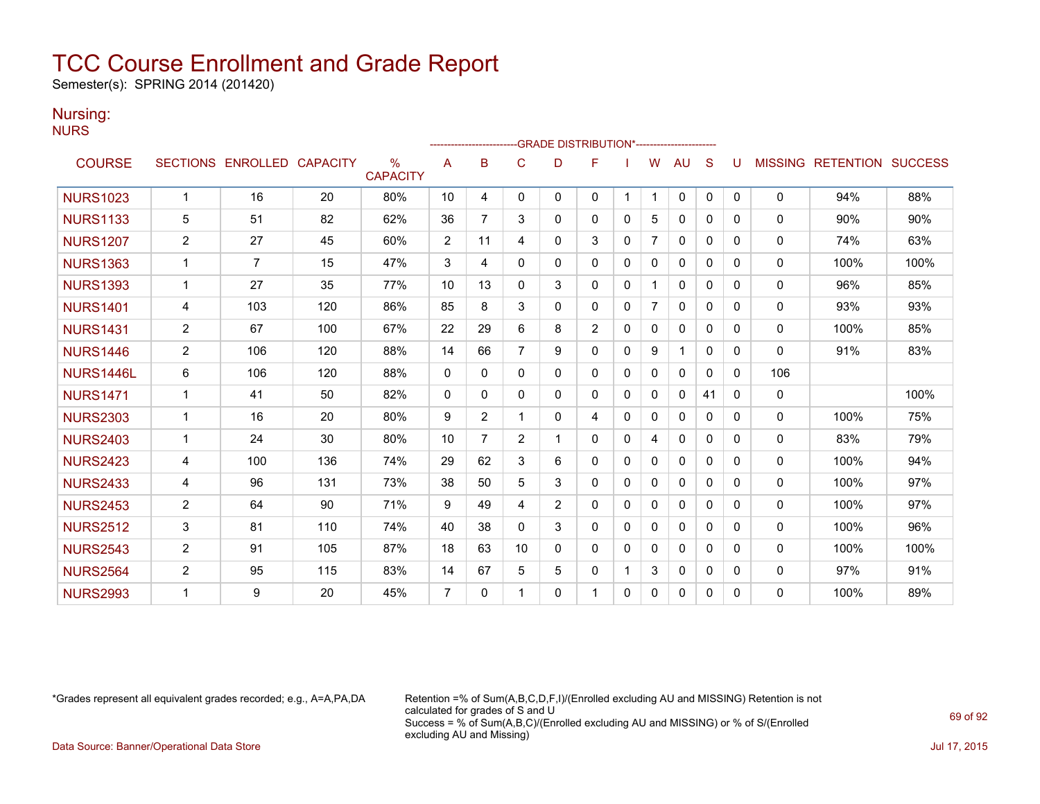# TCC Course Enrollment and Grade Report

Semester(s): SPRING 2014 (201420)

## Nursing:

NURS

| COURSE | SECTIONS | ENROLLED | CAPACITY | % CAPACITY | A | B | C | D | F | I | W | AU | S | U | MISSING | RETENTION | SUCCESS |
|---|---|---|---|---|---|---|---|---|---|---|---|---|---|---|---|---|---|
| | | | | | GRADE DISTRIBUTION* | | | | | | | | | | | | |
| NURS1023 | 1 | 16 | 20 | 80% | 10 | 4 | 0 | 0 | 0 | 1 | 1 | 0 | 0 | 0 | 0 | 94% | 88% |
| NURS1133 | 5 | 51 | 82 | 62% | 36 | 7 | 3 | 0 | 0 | 0 | 5 | 0 | 0 | 0 | 0 | 90% | 90% |
| NURS1207 | 2 | 27 | 45 | 60% | 2 | 11 | 4 | 0 | 3 | 0 | 7 | 0 | 0 | 0 | 0 | 74% | 63% |
| NURS1363 | 1 | 7 | 15 | 47% | 3 | 4 | 0 | 0 | 0 | 0 | 0 | 0 | 0 | 0 | 0 | 100% | 100% |
| NURS1393 | 1 | 27 | 35 | 77% | 10 | 13 | 0 | 3 | 0 | 0 | 1 | 0 | 0 | 0 | 0 | 96% | 85% |
| NURS1401 | 4 | 103 | 120 | 86% | 85 | 8 | 3 | 0 | 0 | 0 | 7 | 0 | 0 | 0 | 0 | 93% | 93% |
| NURS1431 | 2 | 67 | 100 | 67% | 22 | 29 | 6 | 8 | 2 | 0 | 0 | 0 | 0 | 0 | 0 | 100% | 85% |
| NURS1446 | 2 | 106 | 120 | 88% | 14 | 66 | 7 | 9 | 0 | 0 | 9 | 1 | 0 | 0 | 0 | 91% | 83% |
| NURS1446L | 6 | 106 | 120 | 88% | 0 | 0 | 0 | 0 | 0 | 0 | 0 | 0 | 0 | 0 | 106 | | |
| NURS1471 | 1 | 41 | 50 | 82% | 0 | 0 | 0 | 0 | 0 | 0 | 0 | 0 | 41 | 0 | 0 | | 100% |
| NURS2303 | 1 | 16 | 20 | 80% | 9 | 2 | 1 | 0 | 4 | 0 | 0 | 0 | 0 | 0 | 0 | 100% | 75% |
| NURS2403 | 1 | 24 | 30 | 80% | 10 | 7 | 2 | 1 | 0 | 0 | 4 | 0 | 0 | 0 | 0 | 83% | 79% |
| NURS2423 | 4 | 100 | 136 | 74% | 29 | 62 | 3 | 6 | 0 | 0 | 0 | 0 | 0 | 0 | 0 | 100% | 94% |
| NURS2433 | 4 | 96 | 131 | 73% | 38 | 50 | 5 | 3 | 0 | 0 | 0 | 0 | 0 | 0 | 0 | 100% | 97% |
| NURS2453 | 2 | 64 | 90 | 71% | 9 | 49 | 4 | 2 | 0 | 0 | 0 | 0 | 0 | 0 | 0 | 100% | 97% |
| NURS2512 | 3 | 81 | 110 | 74% | 40 | 38 | 0 | 3 | 0 | 0 | 0 | 0 | 0 | 0 | 0 | 100% | 96% |
| NURS2543 | 2 | 91 | 105 | 87% | 18 | 63 | 10 | 0 | 0 | 0 | 0 | 0 | 0 | 0 | 0 | 100% | 100% |
| NURS2564 | 2 | 95 | 115 | 83% | 14 | 67 | 5 | 5 | 0 | 1 | 3 | 0 | 0 | 0 | 0 | 97% | 91% |
| NURS2993 | 1 | 9 | 20 | 45% | 7 | 0 | 1 | 0 | 1 | 0 | 0 | 0 | 0 | 0 | 0 | 100% | 89% |

*Grades represent all equivalent grades recorded; e.g., A=A,PA,DA

Retention =% of Sum(A,B,C,D,F,I)/(Enrolled excluding AU and MISSING) Retention is not calculated for grades of S and U
Success = % of Sum(A,B,C)/(Enrolled excluding AU and MISSING) or % of S/(Enrolled excluding AU and Missing)

Data Source: Banner/Operational Data Store

Jul 17, 2015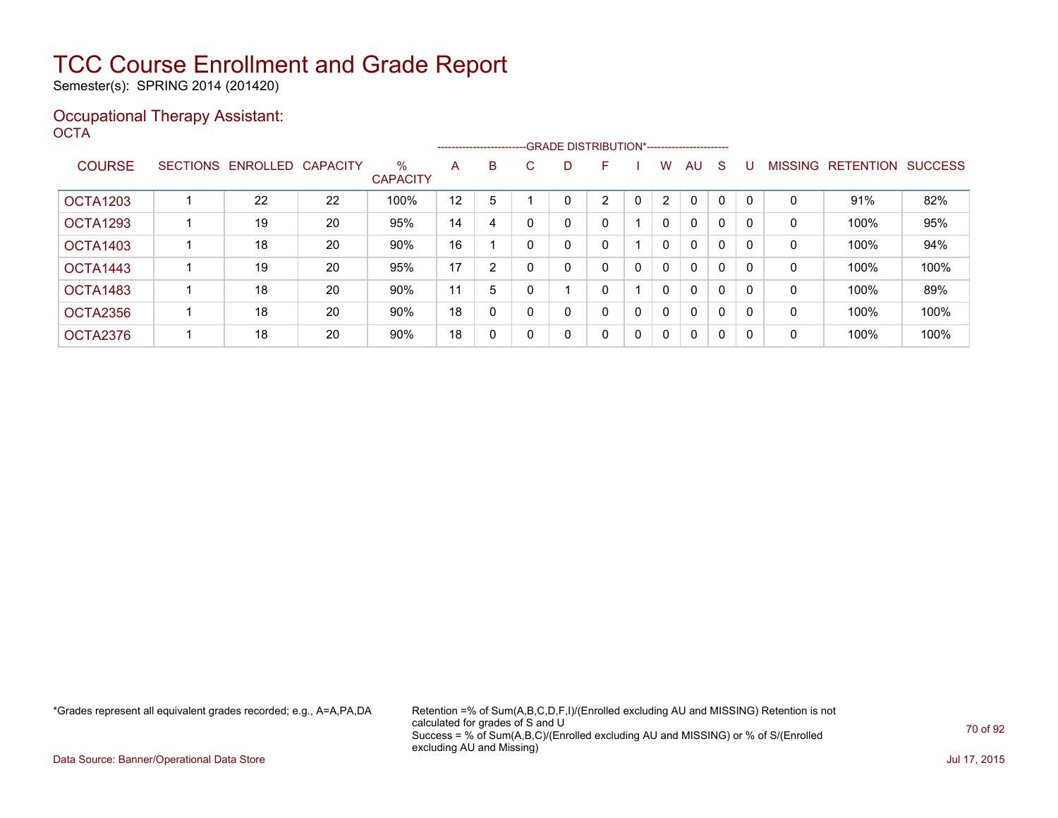# TCC Course Enrollment and Grade Report

Semester(s): SPRING 2014 (201420)

## Occupational Therapy Assistant:

### OCTA

| COURSE | SECTIONS | ENROLLED | CAPACITY | % CAPACITY | A | B | C | D | F | I | W | AU | S | U | MISSING | RETENTION | SUCCESS |
|---|---|---|---|---|---|---|---|---|---|---|---|---|---|---|---|---|---|
| | | | | | GRADE DISTRIBUTION* | | | | | | | | | | | | |
| OCTA1203 | 1 | 22 | 22 | 100% | 12 | 5 | 1 | 0 | 2 | 0 | 2 | 0 | 0 | 0 | 0 | 91% | 82% |
| OCTA1293 | 1 | 19 | 20 | 95% | 14 | 4 | 0 | 0 | 0 | 1 | 0 | 0 | 0 | 0 | 0 | 100% | 95% |
| OCTA1403 | 1 | 18 | 20 | 90% | 16 | 1 | 0 | 0 | 0 | 1 | 0 | 0 | 0 | 0 | 0 | 100% | 94% |
| OCTA1443 | 1 | 19 | 20 | 95% | 17 | 2 | 0 | 0 | 0 | 0 | 0 | 0 | 0 | 0 | 0 | 100% | 100% |
| OCTA1483 | 1 | 18 | 20 | 90% | 11 | 5 | 0 | 1 | 0 | 1 | 0 | 0 | 0 | 0 | 0 | 100% | 89% |
| OCTA2356 | 1 | 18 | 20 | 90% | 18 | 0 | 0 | 0 | 0 | 0 | 0 | 0 | 0 | 0 | 0 | 100% | 100% |
| OCTA2376 | 1 | 18 | 20 | 90% | 18 | 0 | 0 | 0 | 0 | 0 | 0 | 0 | 0 | 0 | 0 | 100% | 100% |

*Grades represent all equivalent grades recorded; e.g., A=A,PA,DA

Retention =% of Sum(A,B,C,D,F,I)/(Enrolled excluding AU and MISSING) Retention is not calculated for grades of S and U
Success = % of Sum(A,B,C)/(Enrolled excluding AU and MISSING) or % of S/(Enrolled excluding AU and Missing)

Data Source: Banner/Operational Data Store

Jul 17, 2015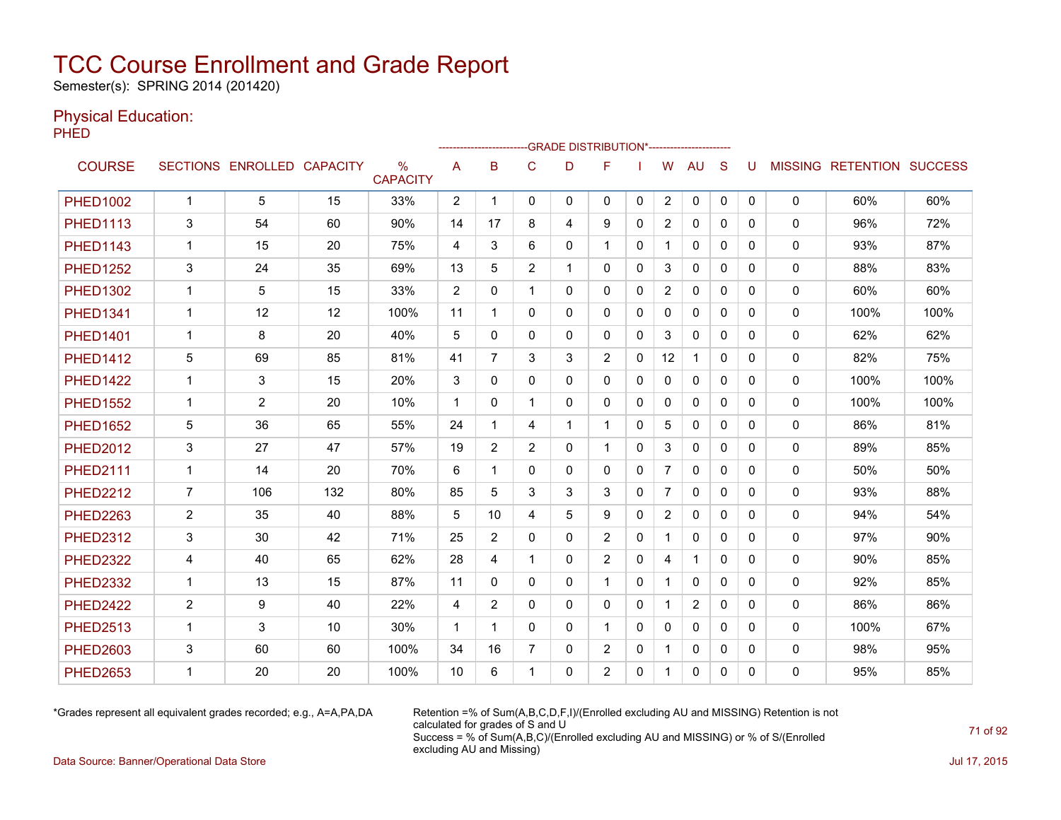# TCC Course Enrollment and Grade Report

Semester(s): SPRING 2014 (201420)

## Physical Education:

PHED

| COURSE | SECTIONS | ENROLLED | CAPACITY | % CAPACITY | A | B | C | D | F | I | W | AU | S | U | MISSING | RETENTION | SUCCESS |
|---|---|---|---|---|---|---|---|---|---|---|---|---|---|---|---|---|---|
| | | | | | GRADE DISTRIBUTION* | | | | | | | | | | | | |
| PHED1002 | 1 | 5 | 15 | 33% | 2 | 1 | 0 | 0 | 0 | 0 | 2 | 0 | 0 | 0 | 0 | 60% | 60% |
| PHED1113 | 3 | 54 | 60 | 90% | 14 | 17 | 8 | 4 | 9 | 0 | 2 | 0 | 0 | 0 | 0 | 96% | 72% |
| PHED1143 | 1 | 15 | 20 | 75% | 4 | 3 | 6 | 0 | 1 | 0 | 1 | 0 | 0 | 0 | 0 | 93% | 87% |
| PHED1252 | 3 | 24 | 35 | 69% | 13 | 5 | 2 | 1 | 0 | 0 | 3 | 0 | 0 | 0 | 0 | 88% | 83% |
| PHED1302 | 1 | 5 | 15 | 33% | 2 | 0 | 1 | 0 | 0 | 0 | 2 | 0 | 0 | 0 | 0 | 60% | 60% |
| PHED1341 | 1 | 12 | 12 | 100% | 11 | 1 | 0 | 0 | 0 | 0 | 0 | 0 | 0 | 0 | 0 | 100% | 100% |
| PHED1401 | 1 | 8 | 20 | 40% | 5 | 0 | 0 | 0 | 0 | 0 | 3 | 0 | 0 | 0 | 0 | 62% | 62% |
| PHED1412 | 5 | 69 | 85 | 81% | 41 | 7 | 3 | 3 | 2 | 0 | 12 | 1 | 0 | 0 | 0 | 82% | 75% |
| PHED1422 | 1 | 3 | 15 | 20% | 3 | 0 | 0 | 0 | 0 | 0 | 0 | 0 | 0 | 0 | 0 | 100% | 100% |
| PHED1552 | 1 | 2 | 20 | 10% | 1 | 0 | 1 | 0 | 0 | 0 | 0 | 0 | 0 | 0 | 0 | 100% | 100% |
| PHED1652 | 5 | 36 | 65 | 55% | 24 | 1 | 4 | 1 | 1 | 0 | 5 | 0 | 0 | 0 | 0 | 86% | 81% |
| PHED2012 | 3 | 27 | 47 | 57% | 19 | 2 | 2 | 0 | 1 | 0 | 3 | 0 | 0 | 0 | 0 | 89% | 85% |
| PHED2111 | 1 | 14 | 20 | 70% | 6 | 1 | 0 | 0 | 0 | 0 | 7 | 0 | 0 | 0 | 0 | 50% | 50% |
| PHED2212 | 7 | 106 | 132 | 80% | 85 | 5 | 3 | 3 | 3 | 0 | 7 | 0 | 0 | 0 | 0 | 93% | 88% |
| PHED2263 | 2 | 35 | 40 | 88% | 5 | 10 | 4 | 5 | 9 | 0 | 2 | 0 | 0 | 0 | 0 | 94% | 54% |
| PHED2312 | 3 | 30 | 42 | 71% | 25 | 2 | 0 | 0 | 2 | 0 | 1 | 0 | 0 | 0 | 0 | 97% | 90% |
| PHED2322 | 4 | 40 | 65 | 62% | 28 | 4 | 1 | 0 | 2 | 0 | 4 | 1 | 0 | 0 | 0 | 90% | 85% |
| PHED2332 | 1 | 13 | 15 | 87% | 11 | 0 | 0 | 0 | 1 | 0 | 1 | 0 | 0 | 0 | 0 | 92% | 85% |
| PHED2422 | 2 | 9 | 40 | 22% | 4 | 2 | 0 | 0 | 0 | 0 | 1 | 2 | 0 | 0 | 0 | 86% | 86% |
| PHED2513 | 1 | 3 | 10 | 30% | 1 | 1 | 0 | 0 | 1 | 0 | 0 | 0 | 0 | 0 | 0 | 100% | 67% |
| PHED2603 | 3 | 60 | 60 | 100% | 34 | 16 | 7 | 0 | 2 | 0 | 1 | 0 | 0 | 0 | 0 | 98% | 95% |
| PHED2653 | 1 | 20 | 20 | 100% | 10 | 6 | 1 | 0 | 2 | 0 | 1 | 0 | 0 | 0 | 0 | 95% | 85% |

*Grades represent all equivalent grades recorded; e.g., A=A,PA,DA

Retention =% of Sum(A,B,C,D,F,I)/(Enrolled excluding AU and MISSING) Retention is not calculated for grades of S and U
Success = % of Sum(A,B,C)/(Enrolled excluding AU and MISSING) or % of S/(Enrolled excluding AU and Missing)

Data Source: Banner/Operational Data Store

Jul 17, 2015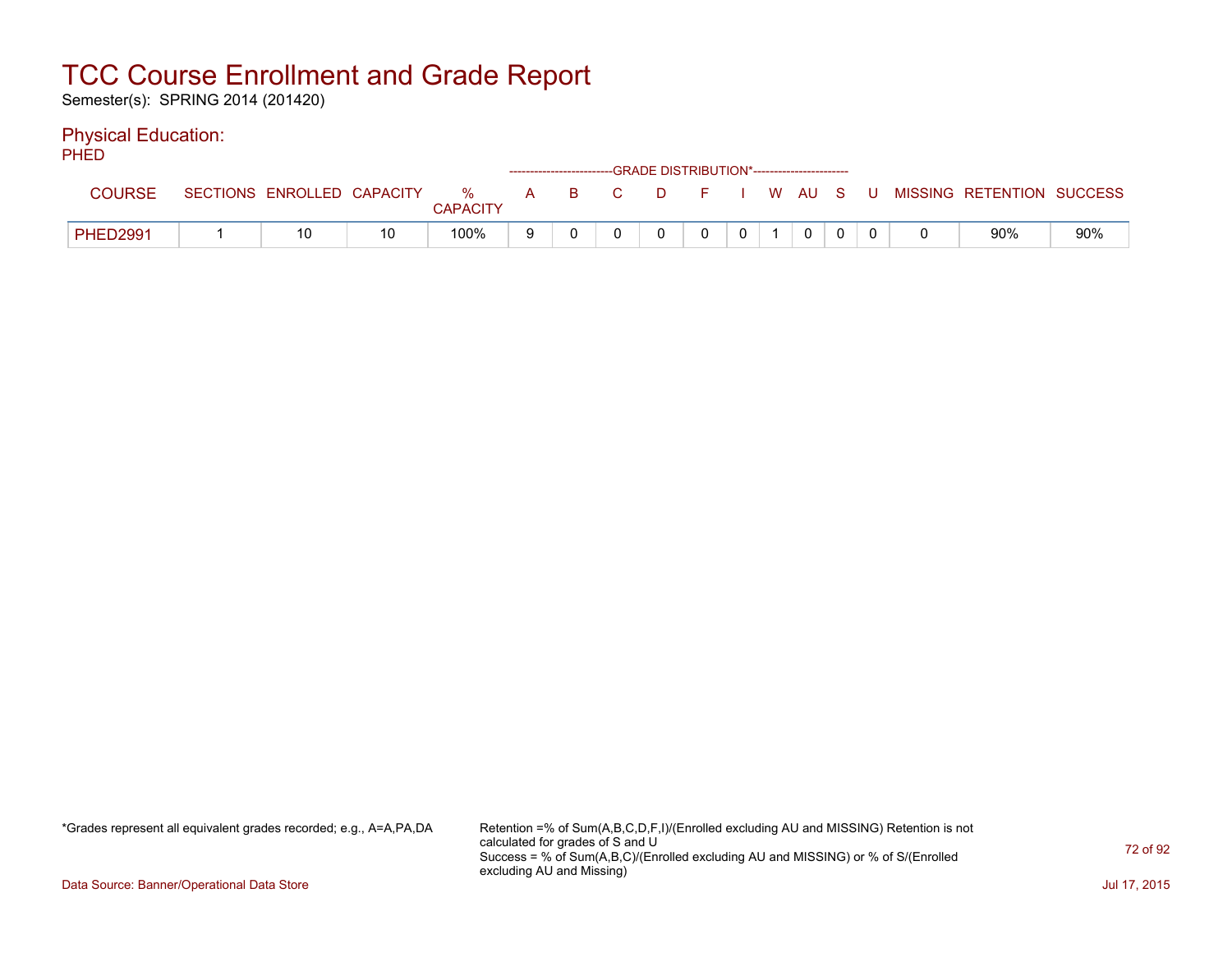# TCC Course Enrollment and Grade Report

Semester(s): SPRING 2014 (201420)

## Physical Education:

PHED

| COURSE | SECTIONS | ENROLLED | CAPACITY | % CAPACITY | A | B | C | D | F | I | W | AU | S | U | MISSING | RETENTION | SUCCESS |
|---|---|---|---|---|---|---|---|---|---|---|---|---|---|---|---|---|---|
| | | | | | GRADE DISTRIBUTION* | | | | | | | | | | | | |
| PHED2991 | 1 | 10 | 10 | 100% | 9 | 0 | 0 | 0 | 0 | 0 | 1 | 0 | 0 | 0 | 0 | 90% | 90% |

*Grades represent all equivalent grades recorded; e.g., A=A,PA,DA

Retention =% of Sum(A,B,C,D,F,I)/(Enrolled excluding AU and MISSING) Retention is not calculated for grades of S and U
Success = % of Sum(A,B,C)/(Enrolled excluding AU and MISSING) or % of S/(Enrolled excluding AU and Missing)

Data Source: Banner/Operational Data Store

Jul 17, 2015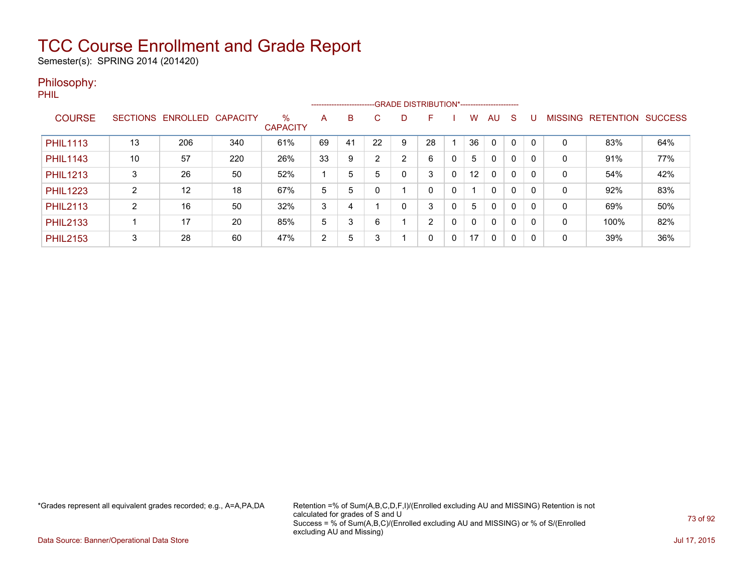# TCC Course Enrollment and Grade Report

Semester(s): SPRING 2014 (201420)

## Philosophy:

PHIL

| COURSE | SECTIONS | ENROLLED | CAPACITY | % CAPACITY | A | B | C | D | F | I | W | AU | S | U | MISSING | RETENTION | SUCCESS |
|---|---|---|---|---|---|---|---|---|---|---|---|---|---|---|---|---|---|
| | | | | | GRADE DISTRIBUTION* | | | | | | | | | | | | |
| PHIL1113 | 13 | 206 | 340 | 61% | 69 | 41 | 22 | 9 | 28 | 1 | 36 | 0 | 0 | 0 | 0 | 83% | 64% |
| PHIL1143 | 10 | 57 | 220 | 26% | 33 | 9 | 2 | 2 | 6 | 0 | 5 | 0 | 0 | 0 | 0 | 91% | 77% |
| PHIL1213 | 3 | 26 | 50 | 52% | 1 | 5 | 5 | 0 | 3 | 0 | 12 | 0 | 0 | 0 | 0 | 54% | 42% |
| PHIL1223 | 2 | 12 | 18 | 67% | 5 | 5 | 0 | 1 | 0 | 0 | 1 | 0 | 0 | 0 | 0 | 92% | 83% |
| PHIL2113 | 2 | 16 | 50 | 32% | 3 | 4 | 1 | 0 | 3 | 0 | 5 | 0 | 0 | 0 | 0 | 69% | 50% |
| PHIL2133 | 1 | 17 | 20 | 85% | 5 | 3 | 6 | 1 | 2 | 0 | 0 | 0 | 0 | 0 | 0 | 100% | 82% |
| PHIL2153 | 3 | 28 | 60 | 47% | 2 | 5 | 3 | 1 | 0 | 0 | 17 | 0 | 0 | 0 | 0 | 39% | 36% |

*Grades represent all equivalent grades recorded; e.g., A=A,PA,DA

Retention =% of Sum(A,B,C,D,F,I)/(Enrolled excluding AU and MISSING) Retention is not calculated for grades of S and U
Success = % of Sum(A,B,C)/(Enrolled excluding AU and MISSING) or % of S/(Enrolled excluding AU and Missing)

Data Source: Banner/Operational Data Store

Jul 17, 2015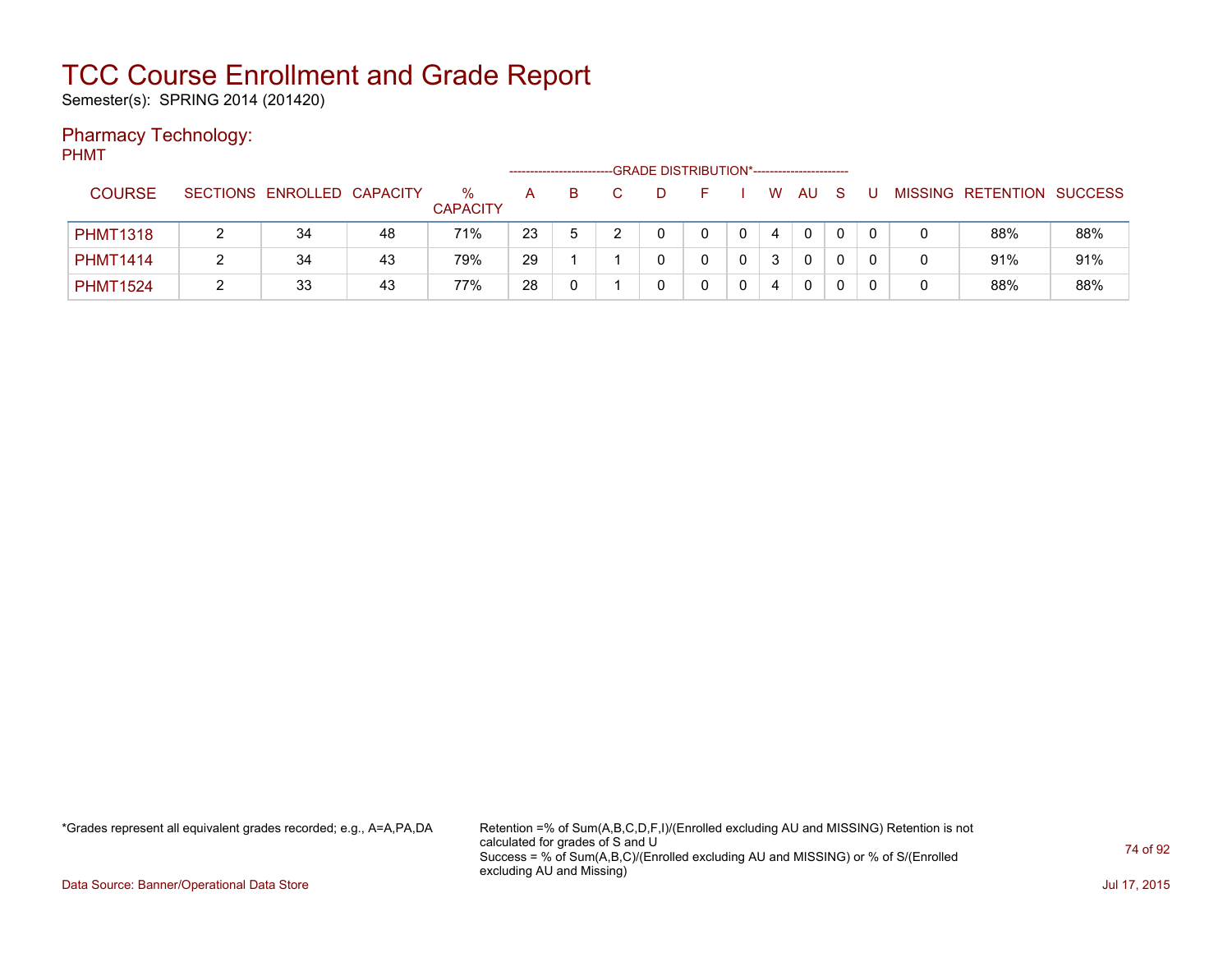# TCC Course Enrollment and Grade Report

Semester(s): SPRING 2014 (201420)

## Pharmacy Technology:

PHMT

| COURSE | SECTIONS | ENROLLED | CAPACITY | % CAPACITY | A | B | C | D | F | I | W | AU | S | U | MISSING | RETENTION | SUCCESS |
|---|---|---|---|---|---|---|---|---|---|---|---|---|---|---|---|---|---|
| | | | | | GRADE DISTRIBUTION* | | | | | | | | | | | | |
| PHMT1318 | 2 | 34 | 48 | 71% | 23 | 5 | 2 | 0 | 0 | 0 | 4 | 0 | 0 | 0 | 0 | 88% | 88% |
| PHMT1414 | 2 | 34 | 43 | 79% | 29 | 1 | 1 | 0 | 0 | 0 | 3 | 0 | 0 | 0 | 0 | 91% | 91% |
| PHMT1524 | 2 | 33 | 43 | 77% | 28 | 0 | 1 | 0 | 0 | 0 | 4 | 0 | 0 | 0 | 0 | 88% | 88% |

*Grades represent all equivalent grades recorded; e.g., A=A,PA,DA

Retention =% of Sum(A,B,C,D,F,I)/(Enrolled excluding AU and MISSING) Retention is not calculated for grades of S and U
Success = % of Sum(A,B,C)/(Enrolled excluding AU and MISSING) or % of S/(Enrolled excluding AU and Missing)

Data Source: Banner/Operational Data Store

Jul 17, 2015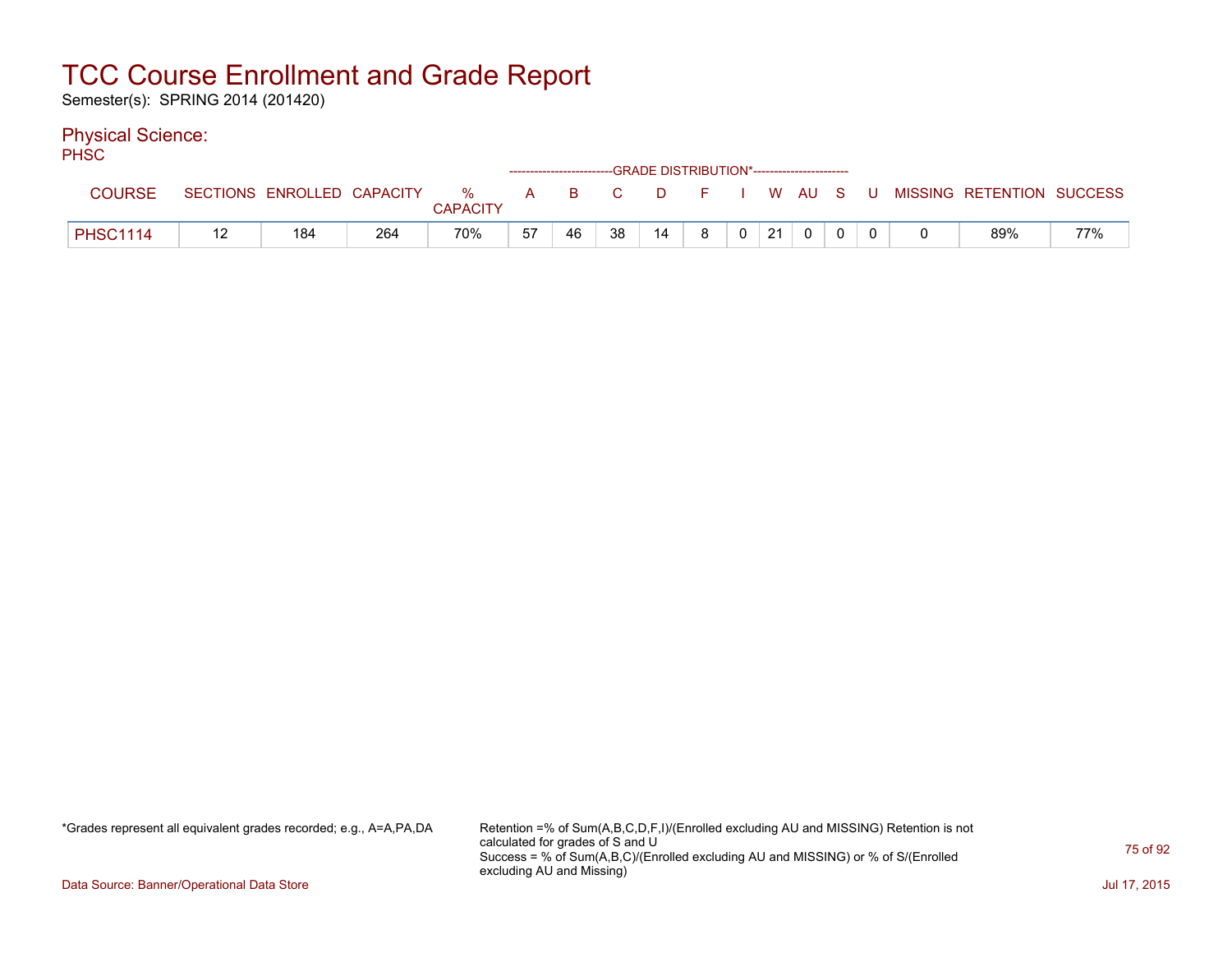# TCC Course Enrollment and Grade Report

Semester(s): SPRING 2014 (201420)

## Physical Science:

PHSC

| COURSE | SECTIONS | ENROLLED | CAPACITY | % CAPACITY | A | B | C | D | F | I | W | AU | S | U | MISSING | RETENTION | SUCCESS |
|---|---|---|---|---|---|---|---|---|---|---|---|---|---|---|---|---|---|
| | | | | | GRADE DISTRIBUTION* | | | | | | | | | | | | |
| PHSC1114 | 12 | 184 | 264 | 70% | 57 | 46 | 38 | 14 | 8 | 0 | 21 | 0 | 0 | 0 | 0 | 89% | 77% |

*Grades represent all equivalent grades recorded; e.g., A=A,PA,DA

Retention =% of Sum(A,B,C,D,F,I)/(Enrolled excluding AU and MISSING) Retention is not calculated for grades of S and U
Success = % of Sum(A,B,C)/(Enrolled excluding AU and MISSING) or % of S/(Enrolled excluding AU and Missing)

Data Source: Banner/Operational Data Store

Jul 17, 2015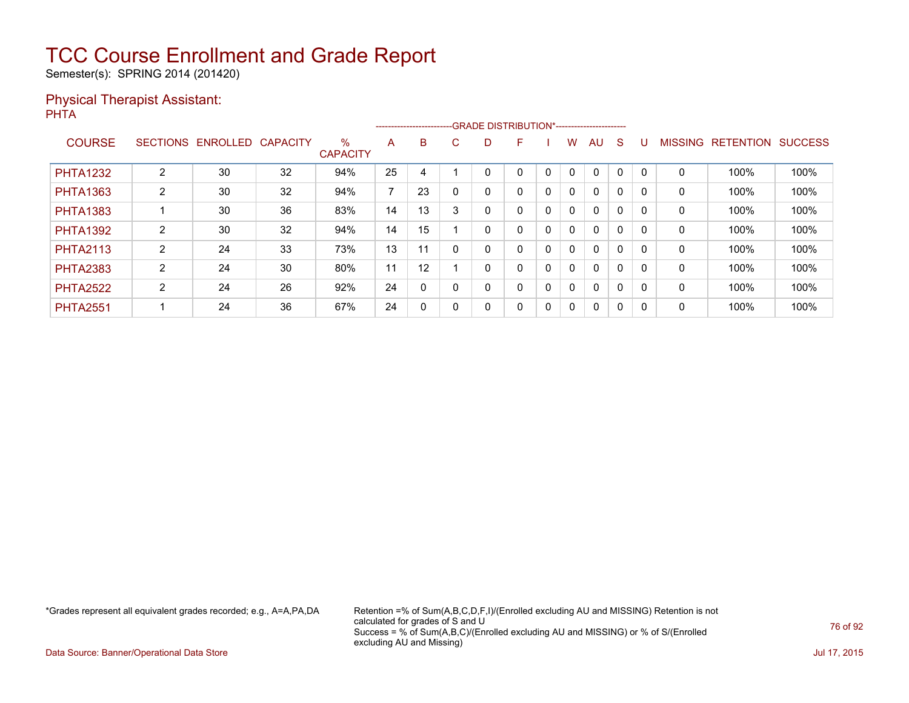# TCC Course Enrollment and Grade Report

Semester(s): SPRING 2014 (201420)

## Physical Therapist Assistant:

PHTA

| COURSE | SECTIONS | ENROLLED | CAPACITY | % CAPACITY | A | B | C | D | F | I | W | AU | S | U | MISSING | RETENTION | SUCCESS |
|---|---|---|---|---|---|---|---|---|---|---|---|---|---|---|---|---|---|
| | | | | | GRADE DISTRIBUTION* | | | | | | | | | | | | |
| PHTA1232 | 2 | 30 | 32 | 94% | 25 | 4 | 1 | 0 | 0 | 0 | 0 | 0 | 0 | 0 | 0 | 100% | 100% |
| PHTA1363 | 2 | 30 | 32 | 94% | 7 | 23 | 0 | 0 | 0 | 0 | 0 | 0 | 0 | 0 | 0 | 100% | 100% |
| PHTA1383 | 1 | 30 | 36 | 83% | 14 | 13 | 3 | 0 | 0 | 0 | 0 | 0 | 0 | 0 | 0 | 100% | 100% |
| PHTA1392 | 2 | 30 | 32 | 94% | 14 | 15 | 1 | 0 | 0 | 0 | 0 | 0 | 0 | 0 | 0 | 100% | 100% |
| PHTA2113 | 2 | 24 | 33 | 73% | 13 | 11 | 0 | 0 | 0 | 0 | 0 | 0 | 0 | 0 | 0 | 100% | 100% |
| PHTA2383 | 2 | 24 | 30 | 80% | 11 | 12 | 1 | 0 | 0 | 0 | 0 | 0 | 0 | 0 | 0 | 100% | 100% |
| PHTA2522 | 2 | 24 | 26 | 92% | 24 | 0 | 0 | 0 | 0 | 0 | 0 | 0 | 0 | 0 | 0 | 100% | 100% |
| PHTA2551 | 1 | 24 | 36 | 67% | 24 | 0 | 0 | 0 | 0 | 0 | 0 | 0 | 0 | 0 | 0 | 100% | 100% |

*Grades represent all equivalent grades recorded; e.g., A=A,PA,DA

Retention =% of Sum(A,B,C,D,F,I)/(Enrolled excluding AU and MISSING) Retention is not calculated for grades of S and U
Success = % of Sum(A,B,C)/(Enrolled excluding AU and MISSING) or % of S/(Enrolled excluding AU and Missing)

Data Source: Banner/Operational Data Store

Jul 17, 2015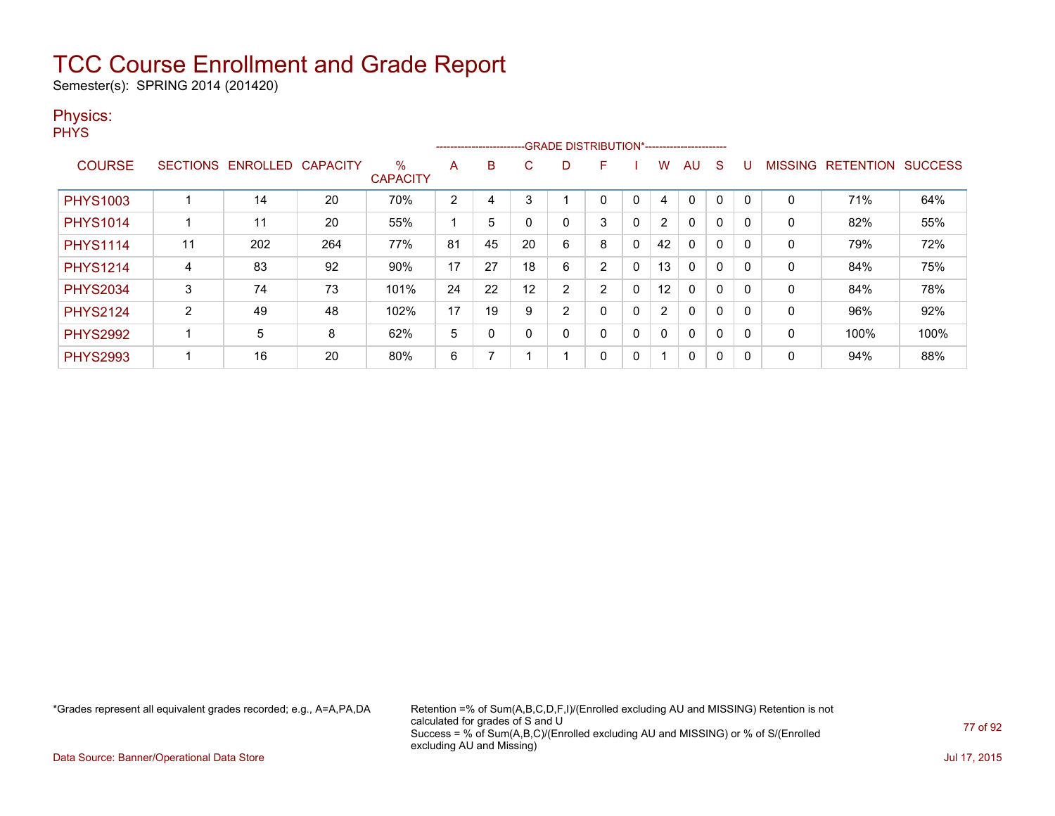# TCC Course Enrollment and Grade Report

Semester(s): SPRING 2014 (201420)

## Physics:

PHYS

| COURSE | SECTIONS | ENROLLED | CAPACITY | % CAPACITY | A | B | C | D | F | I | W | AU | S | U | MISSING | RETENTION | SUCCESS |
|---|---|---|---|---|---|---|---|---|---|---|---|---|---|---|---|---|---|
| | | | | | GRADE DISTRIBUTION* | | | | | | | | | | | | |
| PHYS1003 | 1 | 14 | 20 | 70% | 2 | 4 | 3 | 1 | 0 | 0 | 4 | 0 | 0 | 0 | 0 | 71% | 64% |
| PHYS1014 | 1 | 11 | 20 | 55% | 1 | 5 | 0 | 0 | 3 | 0 | 2 | 0 | 0 | 0 | 0 | 82% | 55% |
| PHYS1114 | 11 | 202 | 264 | 77% | 81 | 45 | 20 | 6 | 8 | 0 | 42 | 0 | 0 | 0 | 0 | 79% | 72% |
| PHYS1214 | 4 | 83 | 92 | 90% | 17 | 27 | 18 | 6 | 2 | 0 | 13 | 0 | 0 | 0 | 0 | 84% | 75% |
| PHYS2034 | 3 | 74 | 73 | 101% | 24 | 22 | 12 | 2 | 2 | 0 | 12 | 0 | 0 | 0 | 0 | 84% | 78% |
| PHYS2124 | 2 | 49 | 48 | 102% | 17 | 19 | 9 | 2 | 0 | 0 | 2 | 0 | 0 | 0 | 0 | 96% | 92% |
| PHYS2992 | 1 | 5 | 8 | 62% | 5 | 0 | 0 | 0 | 0 | 0 | 0 | 0 | 0 | 0 | 0 | 100% | 100% |
| PHYS2993 | 1 | 16 | 20 | 80% | 6 | 7 | 1 | 1 | 0 | 0 | 1 | 0 | 0 | 0 | 0 | 94% | 88% |

*Grades represent all equivalent grades recorded; e.g., A=A,PA,DA

Retention =% of Sum(A,B,C,D,F,I)/(Enrolled excluding AU and MISSING) Retention is not calculated for grades of S and U
Success = % of Sum(A,B,C)/(Enrolled excluding AU and MISSING) or % of S/(Enrolled excluding AU and Missing)

Data Source: Banner/Operational Data Store

Jul 17, 2015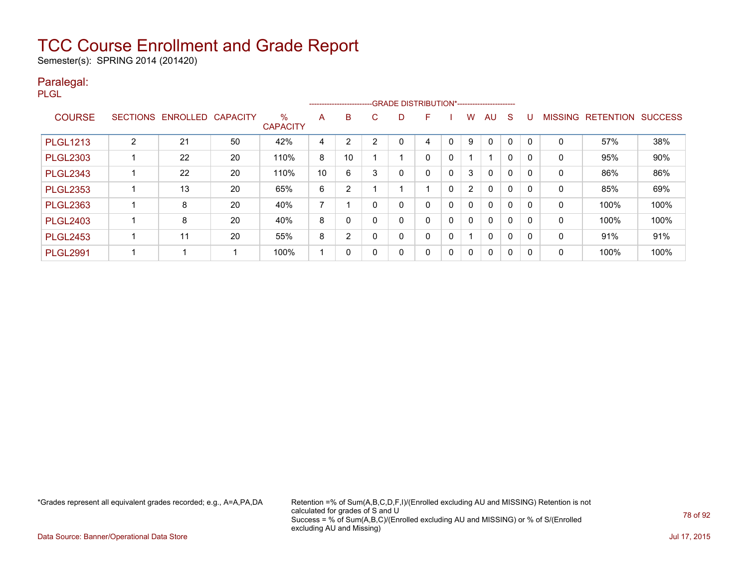# TCC Course Enrollment and Grade Report

Semester(s): SPRING 2014 (201420)

## Paralegal:

PLGL

| COURSE | SECTIONS | ENROLLED | CAPACITY | % CAPACITY | A | B | C | D | F | I | W | AU | S | U | MISSING | RETENTION | SUCCESS |
|---|---|---|---|---|---|---|---|---|---|---|---|---|---|---|---|---|---|
| | | | | | GRADE DISTRIBUTION* | | | | | | | | | | | | |
| PLGL1213 | 2 | 21 | 50 | 42% | 4 | 2 | 2 | 0 | 4 | 0 | 9 | 0 | 0 | 0 | 0 | 57% | 38% |
| PLGL2303 | 1 | 22 | 20 | 110% | 8 | 10 | 1 | 1 | 0 | 0 | 1 | 1 | 0 | 0 | 0 | 95% | 90% |
| PLGL2343 | 1 | 22 | 20 | 110% | 10 | 6 | 3 | 0 | 0 | 0 | 3 | 0 | 0 | 0 | 0 | 86% | 86% |
| PLGL2353 | 1 | 13 | 20 | 65% | 6 | 2 | 1 | 1 | 1 | 0 | 2 | 0 | 0 | 0 | 0 | 85% | 69% |
| PLGL2363 | 1 | 8 | 20 | 40% | 7 | 1 | 0 | 0 | 0 | 0 | 0 | 0 | 0 | 0 | 0 | 100% | 100% |
| PLGL2403 | 1 | 8 | 20 | 40% | 8 | 0 | 0 | 0 | 0 | 0 | 0 | 0 | 0 | 0 | 0 | 100% | 100% |
| PLGL2453 | 1 | 11 | 20 | 55% | 8 | 2 | 0 | 0 | 0 | 0 | 1 | 0 | 0 | 0 | 0 | 91% | 91% |
| PLGL2991 | 1 | 1 | 1 | 100% | 1 | 0 | 0 | 0 | 0 | 0 | 0 | 0 | 0 | 0 | 0 | 100% | 100% |

*Grades represent all equivalent grades recorded; e.g., A=A,PA,DA

Retention =% of Sum(A,B,C,D,F,I)/(Enrolled excluding AU and MISSING) Retention is not calculated for grades of S and U
Success = % of Sum(A,B,C)/(Enrolled excluding AU and MISSING) or % of S/(Enrolled excluding AU and Missing)

Data Source: Banner/Operational Data Store

Jul 17, 2015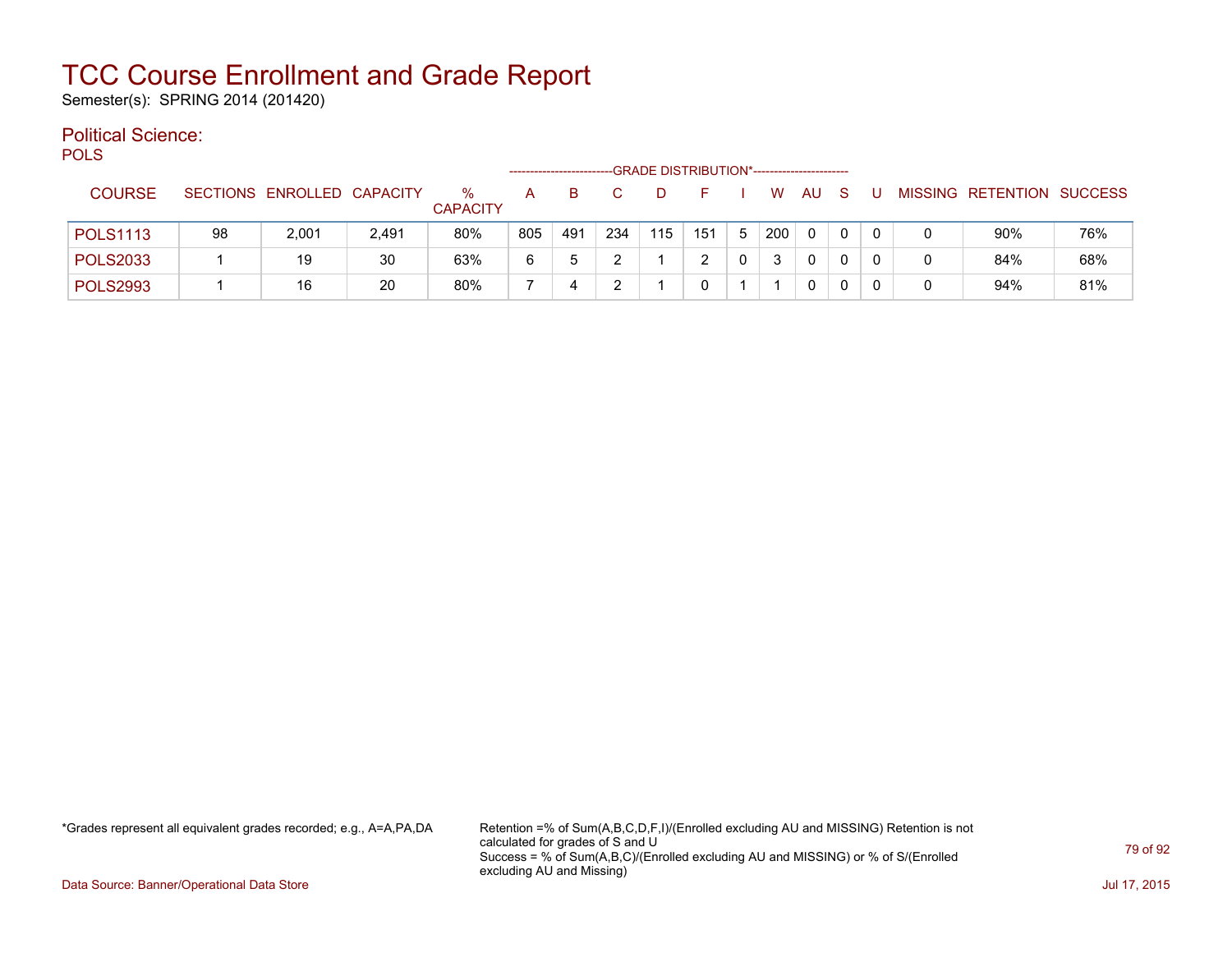# TCC Course Enrollment and Grade Report

Semester(s): SPRING 2014 (201420)

## Political Science:

POLS

| COURSE | SECTIONS | ENROLLED | CAPACITY | % CAPACITY | A | B | C | D | F | I | W | AU | S | U | MISSING | RETENTION | SUCCESS |
|---|---|---|---|---|---|---|---|---|---|---|---|---|---|---|---|---|---|
| | | | | | GRADE DISTRIBUTION* | | | | | | | | | | | | |
| POLS1113 | 98 | 2,001 | 2,491 | 80% | 805 | 491 | 234 | 115 | 151 | 5 | 200 | 0 | 0 | 0 | 0 | 90% | 76% |
| POLS2033 | 1 | 19 | 30 | 63% | 6 | 5 | 2 | 1 | 2 | 0 | 3 | 0 | 0 | 0 | 0 | 84% | 68% |
| POLS2993 | 1 | 16 | 20 | 80% | 7 | 4 | 2 | 1 | 0 | 1 | 1 | 0 | 0 | 0 | 0 | 94% | 81% |

*Grades represent all equivalent grades recorded; e.g., A=A,PA,DA

Retention =% of Sum(A,B,C,D,F,I)/(Enrolled excluding AU and MISSING) Retention is not calculated for grades of S and U
Success = % of Sum(A,B,C)/(Enrolled excluding AU and MISSING) or % of S/(Enrolled excluding AU and Missing)

Data Source: Banner/Operational Data Store

Jul 17, 2015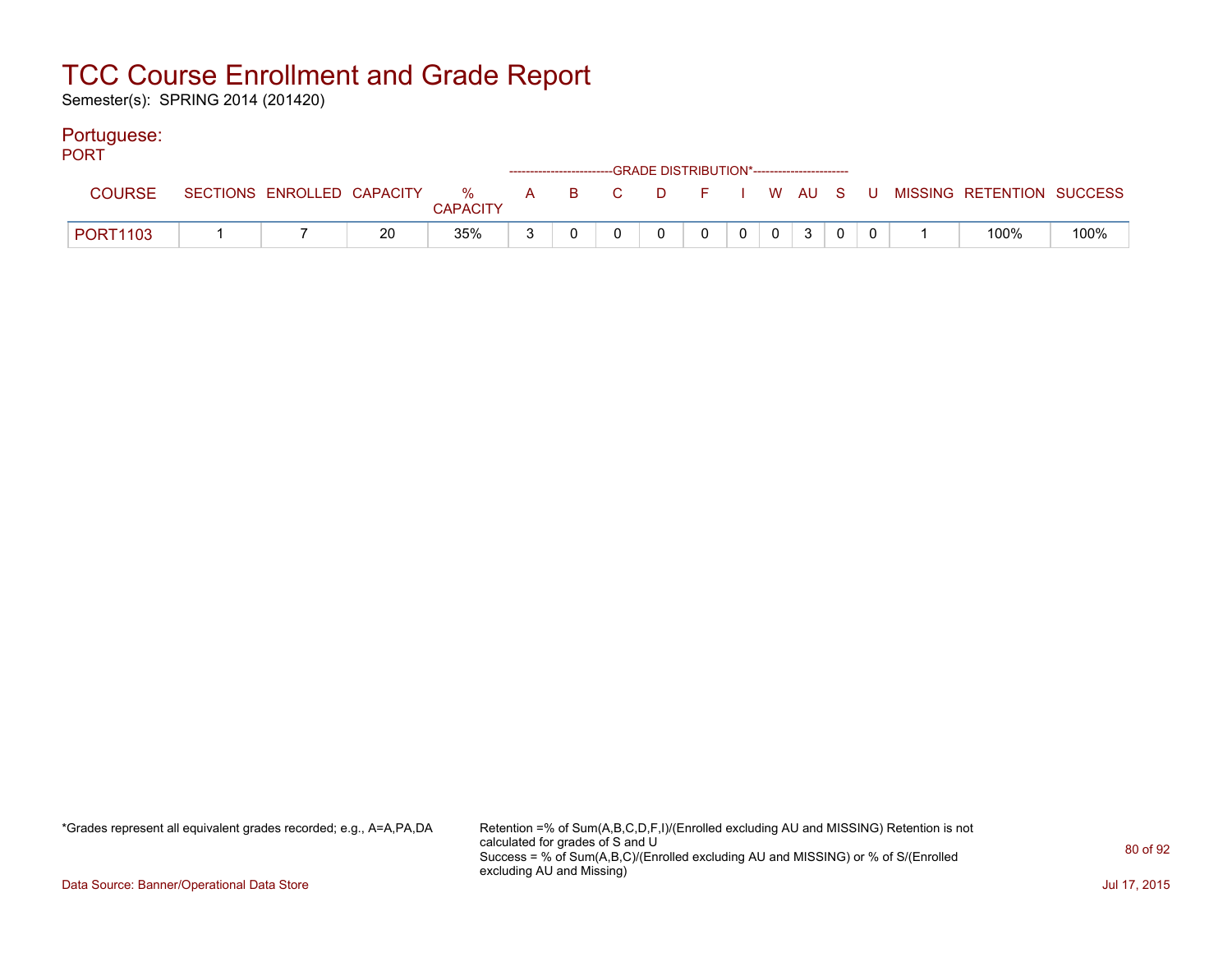# TCC Course Enrollment and Grade Report

Semester(s): SPRING 2014 (201420)

## Portuguese:

PORT

| COURSE | SECTIONS | ENROLLED | CAPACITY | % CAPACITY | A | B | C | D | F | I | W | AU | S | U | MISSING | RETENTION | SUCCESS |
|---|---|---|---|---|---|---|---|---|---|---|---|---|---|---|---|---|---|
| | | | | | GRADE DISTRIBUTION* | | | | | | | | | | | | |
| PORT1103 | 1 | 7 | 20 | 35% | 3 | 0 | 0 | 0 | 0 | 0 | 0 | 3 | 0 | 0 | 1 | 100% | 100% |

*Grades represent all equivalent grades recorded; e.g., A=A,PA,DA

Retention =% of Sum(A,B,C,D,F,I)/(Enrolled excluding AU and MISSING) Retention is not calculated for grades of S and U
Success = % of Sum(A,B,C)/(Enrolled excluding AU and MISSING) or % of S/(Enrolled excluding AU and Missing)

Data Source: Banner/Operational Data Store

Jul 17, 2015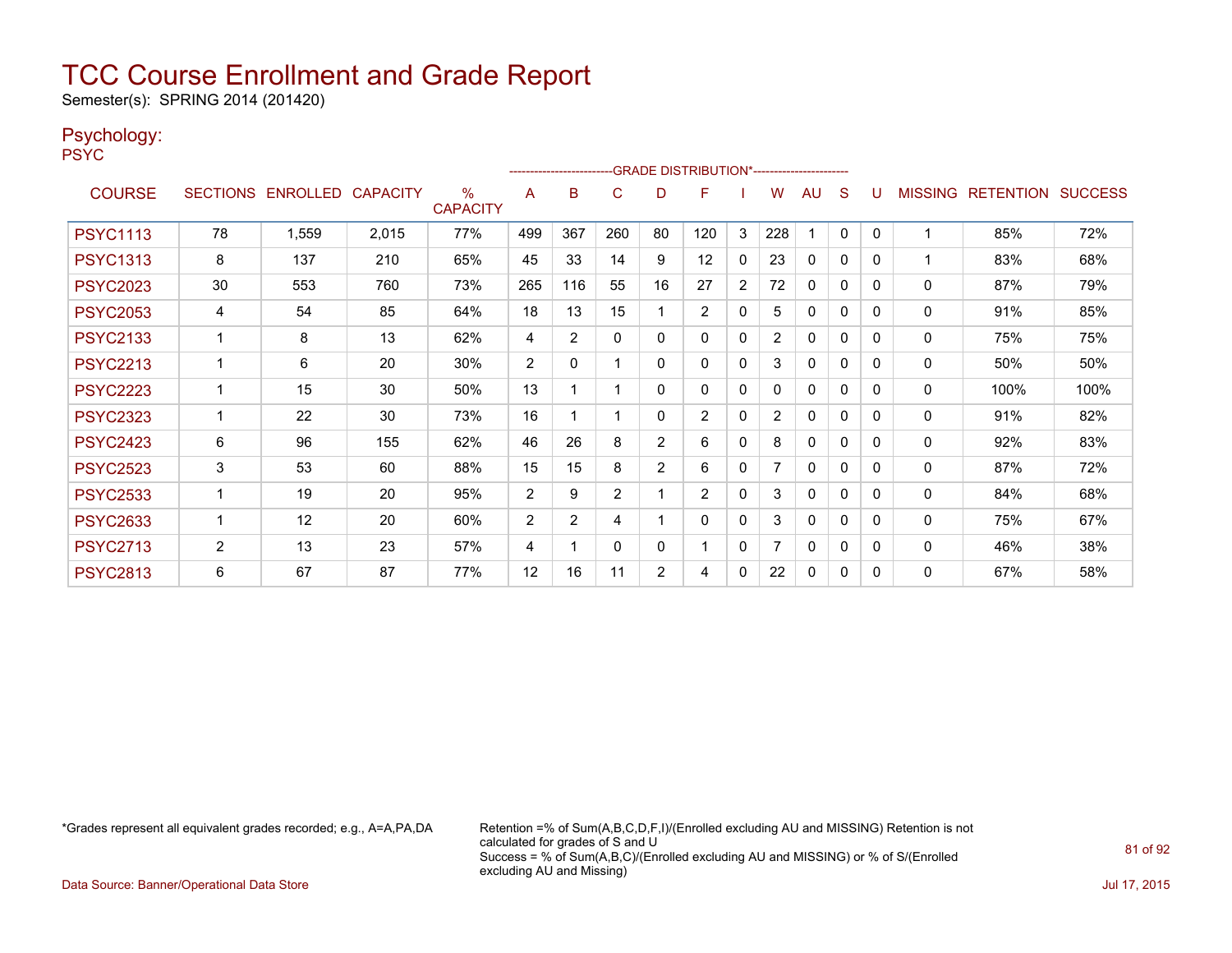# TCC Course Enrollment and Grade Report

Semester(s): SPRING 2014 (201420)

## Psychology:

PSYC

| COURSE | SECTIONS | ENROLLED | CAPACITY | % CAPACITY | A | B | C | D | F | I | W | AU | S | U | MISSING | RETENTION | SUCCESS |
|---|---|---|---|---|---|---|---|---|---|---|---|---|---|---|---|---|---|
| | | | | | GRADE DISTRIBUTION* | | | | | | | | | | | | |
| PSYC1113 | 78 | 1,559 | 2,015 | 77% | 499 | 367 | 260 | 80 | 120 | 3 | 228 | 1 | 0 | 0 | 1 | 85% | 72% |
| PSYC1313 | 8 | 137 | 210 | 65% | 45 | 33 | 14 | 9 | 12 | 0 | 23 | 0 | 0 | 0 | 1 | 83% | 68% |
| PSYC2023 | 30 | 553 | 760 | 73% | 265 | 116 | 55 | 16 | 27 | 2 | 72 | 0 | 0 | 0 | 0 | 87% | 79% |
| PSYC2053 | 4 | 54 | 85 | 64% | 18 | 13 | 15 | 1 | 2 | 0 | 5 | 0 | 0 | 0 | 0 | 91% | 85% |
| PSYC2133 | 1 | 8 | 13 | 62% | 4 | 2 | 0 | 0 | 0 | 0 | 2 | 0 | 0 | 0 | 0 | 75% | 75% |
| PSYC2213 | 1 | 6 | 20 | 30% | 2 | 0 | 1 | 0 | 0 | 0 | 3 | 0 | 0 | 0 | 0 | 50% | 50% |
| PSYC2223 | 1 | 15 | 30 | 50% | 13 | 1 | 1 | 0 | 0 | 0 | 0 | 0 | 0 | 0 | 0 | 100% | 100% |
| PSYC2323 | 1 | 22 | 30 | 73% | 16 | 1 | 1 | 0 | 2 | 0 | 2 | 0 | 0 | 0 | 0 | 91% | 82% |
| PSYC2423 | 6 | 96 | 155 | 62% | 46 | 26 | 8 | 2 | 6 | 0 | 8 | 0 | 0 | 0 | 0 | 92% | 83% |
| PSYC2523 | 3 | 53 | 60 | 88% | 15 | 15 | 8 | 2 | 6 | 0 | 7 | 0 | 0 | 0 | 0 | 87% | 72% |
| PSYC2533 | 1 | 19 | 20 | 95% | 2 | 9 | 2 | 1 | 2 | 0 | 3 | 0 | 0 | 0 | 0 | 84% | 68% |
| PSYC2633 | 1 | 12 | 20 | 60% | 2 | 2 | 4 | 1 | 0 | 0 | 3 | 0 | 0 | 0 | 0 | 75% | 67% |
| PSYC2713 | 2 | 13 | 23 | 57% | 4 | 1 | 0 | 0 | 1 | 0 | 7 | 0 | 0 | 0 | 0 | 46% | 38% |
| PSYC2813 | 6 | 67 | 87 | 77% | 12 | 16 | 11 | 2 | 4 | 0 | 22 | 0 | 0 | 0 | 0 | 67% | 58% |

*Grades represent all equivalent grades recorded; e.g., A=A,PA,DA

Retention =% of Sum(A,B,C,D,F,I)/(Enrolled excluding AU and MISSING) Retention is not calculated for grades of S and U
Success = % of Sum(A,B,C)/(Enrolled excluding AU and MISSING) or % of S/(Enrolled excluding AU and Missing)

Data Source: Banner/Operational Data Store

Jul 17, 2015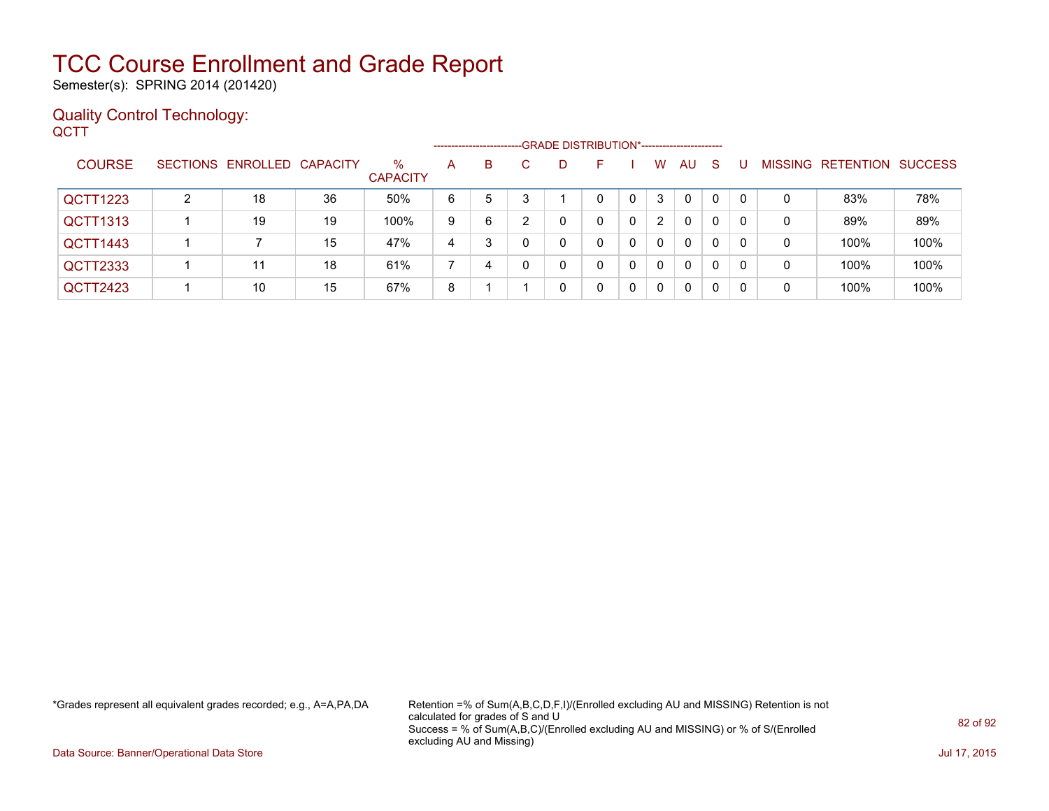# TCC Course Enrollment and Grade Report

Semester(s): SPRING 2014 (201420)

## Quality Control Technology:

QCTT

| COURSE | SECTIONS | ENROLLED | CAPACITY | % CAPACITY | GRADE DISTRIBUTION* A | B | C | D | F | I | W | AU | S | U | MISSING | RETENTION | SUCCESS |
|---|---|---|---|---|---|---|---|---|---|---|---|---|---|---|---|---|---|
| QCTT1223 | 2 | 18 | 36 | 50% | 6 | 5 | 3 | 1 | 0 | 0 | 3 | 0 | 0 | 0 | 0 | 83% | 78% |
| QCTT1313 | 1 | 19 | 19 | 100% | 9 | 6 | 2 | 0 | 0 | 0 | 2 | 0 | 0 | 0 | 0 | 89% | 89% |
| QCTT1443 | 1 | 7 | 15 | 47% | 4 | 3 | 0 | 0 | 0 | 0 | 0 | 0 | 0 | 0 | 0 | 100% | 100% |
| QCTT2333 | 1 | 11 | 18 | 61% | 7 | 4 | 0 | 0 | 0 | 0 | 0 | 0 | 0 | 0 | 0 | 100% | 100% |
| QCTT2423 | 1 | 10 | 15 | 67% | 8 | 1 | 1 | 0 | 0 | 0 | 0 | 0 | 0 | 0 | 0 | 100% | 100% |

*Grades represent all equivalent grades recorded; e.g., A=A,PA,DA

Retention =% of Sum(A,B,C,D,F,I)/(Enrolled excluding AU and MISSING) Retention is not calculated for grades of S and U
Success = % of Sum(A,B,C)/(Enrolled excluding AU and MISSING) or % of S/(Enrolled excluding AU and Missing)

Data Source: Banner/Operational Data Store

Jul 17, 2015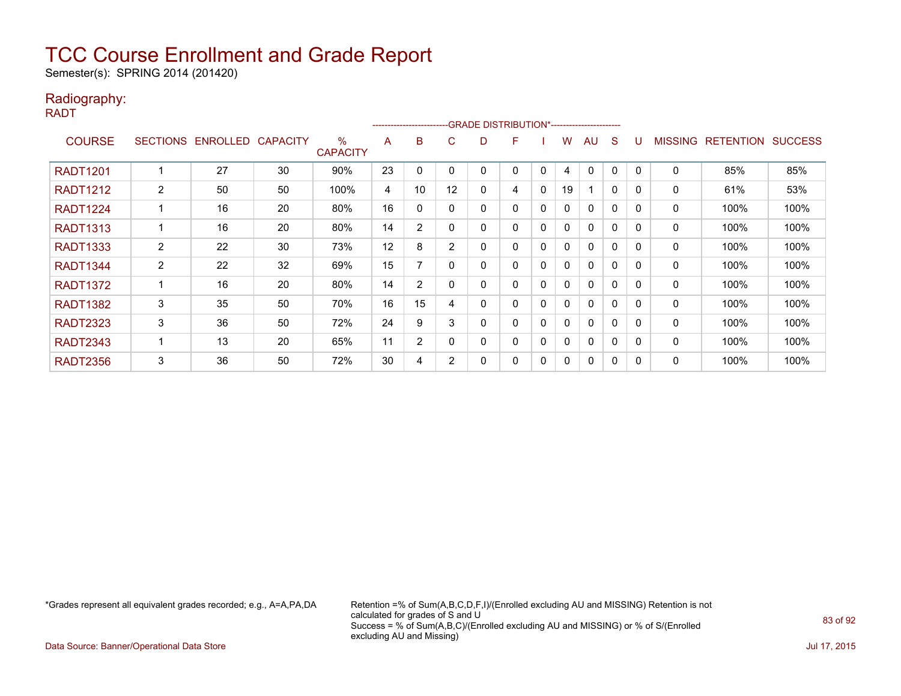# TCC Course Enrollment and Grade Report

Semester(s): SPRING 2014 (201420)

## Radiography:

RADT

| COURSE | SECTIONS | ENROLLED | CAPACITY | % CAPACITY | A | B | C | D | F | I | W | AU | S | U | MISSING | RETENTION | SUCCESS |
|---|---|---|---|---|---|---|---|---|---|---|---|---|---|---|---|---|---|
| | | | | | GRADE DISTRIBUTION* | | | | | | | | | | | | |
| RADT1201 | 1 | 27 | 30 | 90% | 23 | 0 | 0 | 0 | 0 | 0 | 4 | 0 | 0 | 0 | 0 | 85% | 85% |
| RADT1212 | 2 | 50 | 50 | 100% | 4 | 10 | 12 | 0 | 4 | 0 | 19 | 1 | 0 | 0 | 0 | 61% | 53% |
| RADT1224 | 1 | 16 | 20 | 80% | 16 | 0 | 0 | 0 | 0 | 0 | 0 | 0 | 0 | 0 | 0 | 100% | 100% |
| RADT1313 | 1 | 16 | 20 | 80% | 14 | 2 | 0 | 0 | 0 | 0 | 0 | 0 | 0 | 0 | 0 | 100% | 100% |
| RADT1333 | 2 | 22 | 30 | 73% | 12 | 8 | 2 | 0 | 0 | 0 | 0 | 0 | 0 | 0 | 0 | 100% | 100% |
| RADT1344 | 2 | 22 | 32 | 69% | 15 | 7 | 0 | 0 | 0 | 0 | 0 | 0 | 0 | 0 | 0 | 100% | 100% |
| RADT1372 | 1 | 16 | 20 | 80% | 14 | 2 | 0 | 0 | 0 | 0 | 0 | 0 | 0 | 0 | 0 | 100% | 100% |
| RADT1382 | 3 | 35 | 50 | 70% | 16 | 15 | 4 | 0 | 0 | 0 | 0 | 0 | 0 | 0 | 0 | 100% | 100% |
| RADT2323 | 3 | 36 | 50 | 72% | 24 | 9 | 3 | 0 | 0 | 0 | 0 | 0 | 0 | 0 | 0 | 100% | 100% |
| RADT2343 | 1 | 13 | 20 | 65% | 11 | 2 | 0 | 0 | 0 | 0 | 0 | 0 | 0 | 0 | 0 | 100% | 100% |
| RADT2356 | 3 | 36 | 50 | 72% | 30 | 4 | 2 | 0 | 0 | 0 | 0 | 0 | 0 | 0 | 0 | 100% | 100% |

*Grades represent all equivalent grades recorded; e.g., A=A,PA,DA

Retention =% of Sum(A,B,C,D,F,I)/(Enrolled excluding AU and MISSING) Retention is not calculated for grades of S and U
Success = % of Sum(A,B,C)/(Enrolled excluding AU and MISSING) or % of S/(Enrolled excluding AU and Missing)

Data Source: Banner/Operational Data Store

Jul 17, 2015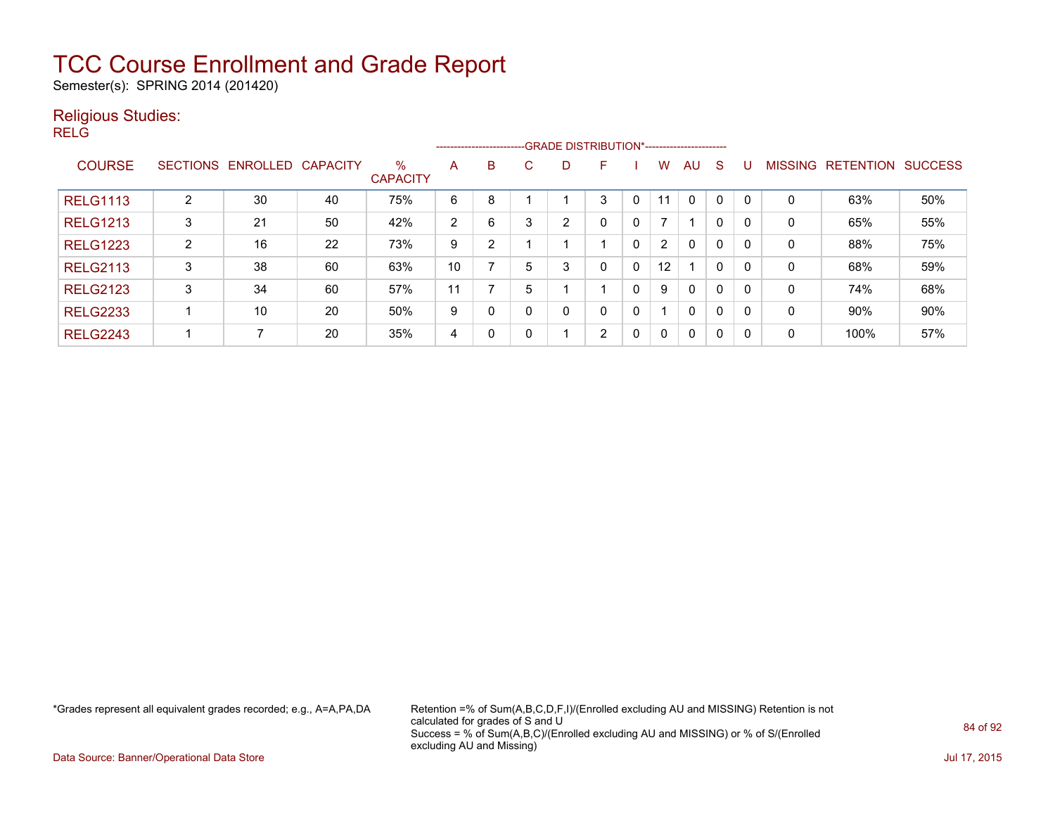# TCC Course Enrollment and Grade Report

Semester(s): SPRING 2014 (201420)

## Religious Studies:

RELG

| COURSE | SECTIONS | ENROLLED | CAPACITY | % CAPACITY | A | B | C | D | F | I | W | AU | S | U | MISSING | RETENTION | SUCCESS |
|---|---|---|---|---|---|---|---|---|---|---|---|---|---|---|---|---|---|
| | | | | | GRADE DISTRIBUTION* | | | | | | | | | | | | |
| RELG1113 | 2 | 30 | 40 | 75% | 6 | 8 | 1 | 1 | 3 | 0 | 11 | 0 | 0 | 0 | 0 | 63% | 50% |
| RELG1213 | 3 | 21 | 50 | 42% | 2 | 6 | 3 | 2 | 0 | 0 | 7 | 1 | 0 | 0 | 0 | 65% | 55% |
| RELG1223 | 2 | 16 | 22 | 73% | 9 | 2 | 1 | 1 | 1 | 0 | 2 | 0 | 0 | 0 | 0 | 88% | 75% |
| RELG2113 | 3 | 38 | 60 | 63% | 10 | 7 | 5 | 3 | 0 | 0 | 12 | 1 | 0 | 0 | 0 | 68% | 59% |
| RELG2123 | 3 | 34 | 60 | 57% | 11 | 7 | 5 | 1 | 1 | 0 | 9 | 0 | 0 | 0 | 0 | 74% | 68% |
| RELG2233 | 1 | 10 | 20 | 50% | 9 | 0 | 0 | 0 | 0 | 0 | 1 | 0 | 0 | 0 | 0 | 90% | 90% |
| RELG2243 | 1 | 7 | 20 | 35% | 4 | 0 | 0 | 1 | 2 | 0 | 0 | 0 | 0 | 0 | 0 | 100% | 57% |

*Grades represent all equivalent grades recorded; e.g., A=A,PA,DA

Retention =% of Sum(A,B,C,D,F,I)/(Enrolled excluding AU and MISSING) Retention is not calculated for grades of S and U
Success = % of Sum(A,B,C)/(Enrolled excluding AU and MISSING) or % of S/(Enrolled excluding AU and Missing)

Data Source: Banner/Operational Data Store

Jul 17, 2015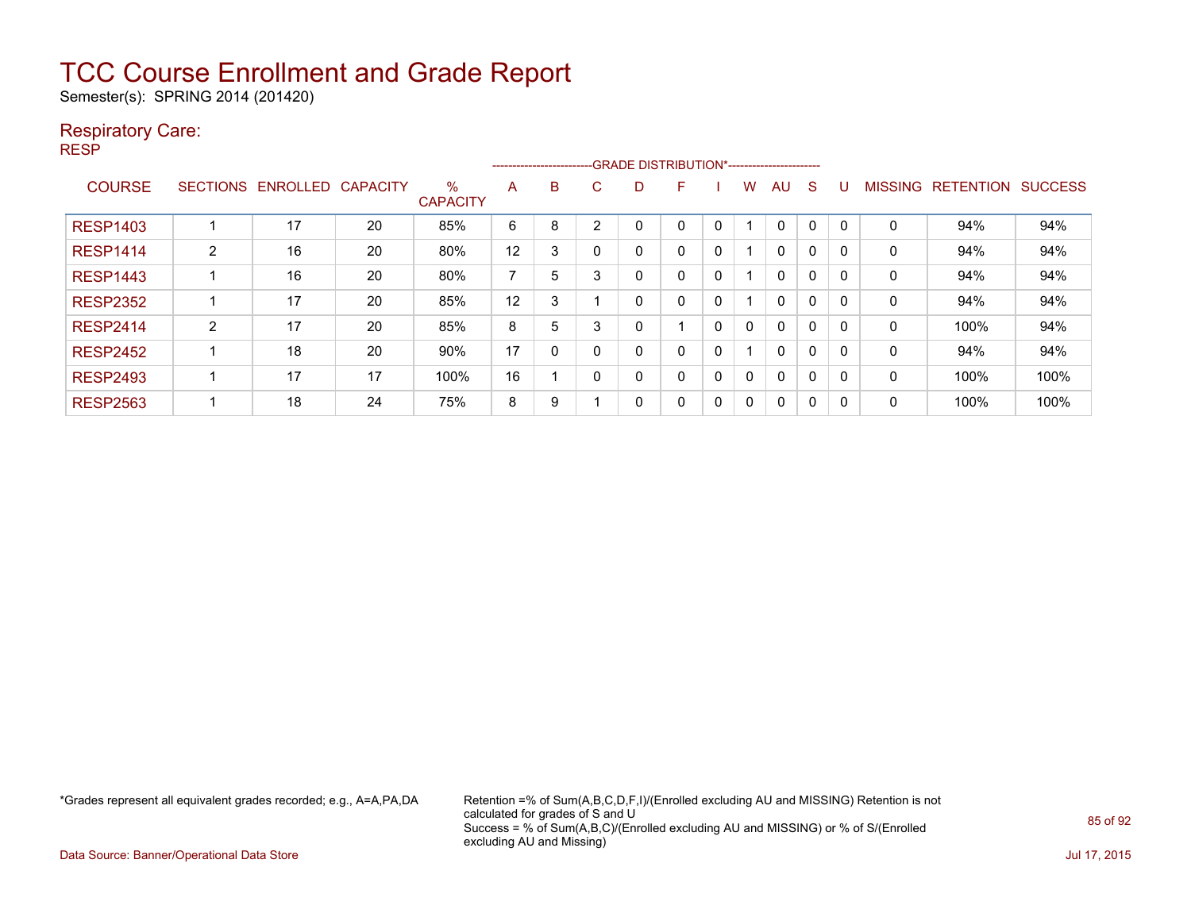# TCC Course Enrollment and Grade Report

Semester(s): SPRING 2014 (201420)

## Respiratory Care:

RESP

| COURSE | SECTIONS | ENROLLED | CAPACITY | % CAPACITY | A | B | C | D | F | I | W | AU | S | U | MISSING | RETENTION | SUCCESS |
|---|---|---|---|---|---|---|---|---|---|---|---|---|---|---|---|---|---|
| | | | | | GRADE DISTRIBUTION* | | | | | | | | | | | | |
| RESP1403 | 1 | 17 | 20 | 85% | 6 | 8 | 2 | 0 | 0 | 0 | 1 | 0 | 0 | 0 | 0 | 94% | 94% |
| RESP1414 | 2 | 16 | 20 | 80% | 12 | 3 | 0 | 0 | 0 | 0 | 1 | 0 | 0 | 0 | 0 | 94% | 94% |
| RESP1443 | 1 | 16 | 20 | 80% | 7 | 5 | 3 | 0 | 0 | 0 | 1 | 0 | 0 | 0 | 0 | 94% | 94% |
| RESP2352 | 1 | 17 | 20 | 85% | 12 | 3 | 1 | 0 | 0 | 0 | 1 | 0 | 0 | 0 | 0 | 94% | 94% |
| RESP2414 | 2 | 17 | 20 | 85% | 8 | 5 | 3 | 0 | 1 | 0 | 0 | 0 | 0 | 0 | 0 | 100% | 94% |
| RESP2452 | 1 | 18 | 20 | 90% | 17 | 0 | 0 | 0 | 0 | 0 | 1 | 0 | 0 | 0 | 0 | 94% | 94% |
| RESP2493 | 1 | 17 | 17 | 100% | 16 | 1 | 0 | 0 | 0 | 0 | 0 | 0 | 0 | 0 | 0 | 100% | 100% |
| RESP2563 | 1 | 18 | 24 | 75% | 8 | 9 | 1 | 0 | 0 | 0 | 0 | 0 | 0 | 0 | 0 | 100% | 100% |

*Grades represent all equivalent grades recorded; e.g., A=A,PA,DA

Retention =% of Sum(A,B,C,D,F,I)/(Enrolled excluding AU and MISSING) Retention is not calculated for grades of S and U
Success = % of Sum(A,B,C)/(Enrolled excluding AU and MISSING) or % of S/(Enrolled excluding AU and Missing)

Data Source: Banner/Operational Data Store

Jul 17, 2015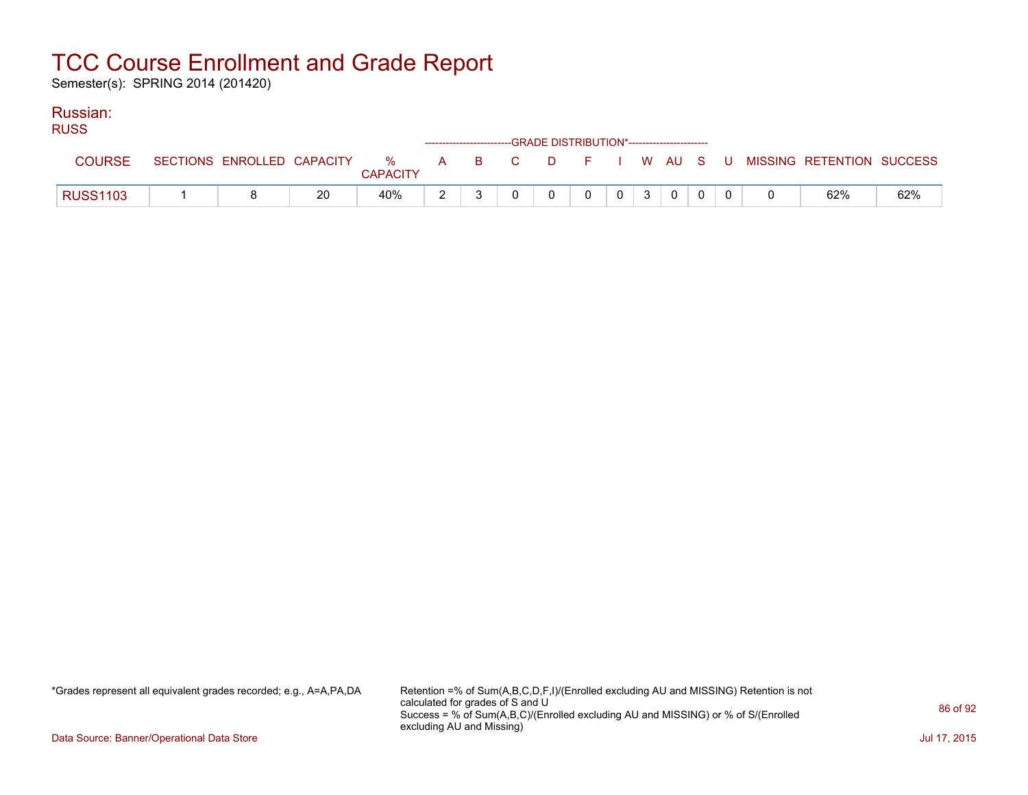# TCC Course Enrollment and Grade Report

Semester(s): SPRING 2014 (201420)

## Russian:

### RUSS

| COURSE | SECTIONS | ENROLLED | CAPACITY | % CAPACITY | A | B | C | D | F | I | W | AU | S | U | MISSING | RETENTION | SUCCESS |
|---|---|---|---|---|---|---|---|---|---|---|---|---|---|---|---|---|---|
| | | | | | GRADE DISTRIBUTION* | | | | | | | | | | | | |
| RUSS1103 | 1 | 8 | 20 | 40% | 2 | 3 | 0 | 0 | 0 | 0 | 3 | 0 | 0 | 0 | 0 | 62% | 62% |

*Grades represent all equivalent grades recorded; e.g., A=A,PA,DA

Retention =% of Sum(A,B,C,D,F,I)/(Enrolled excluding AU and MISSING) Retention is not calculated for grades of S and U
Success = % of Sum(A,B,C)/(Enrolled excluding AU and MISSING) or % of S/(Enrolled excluding AU and Missing)

Data Source: Banner/Operational Data Store

Jul 17, 2015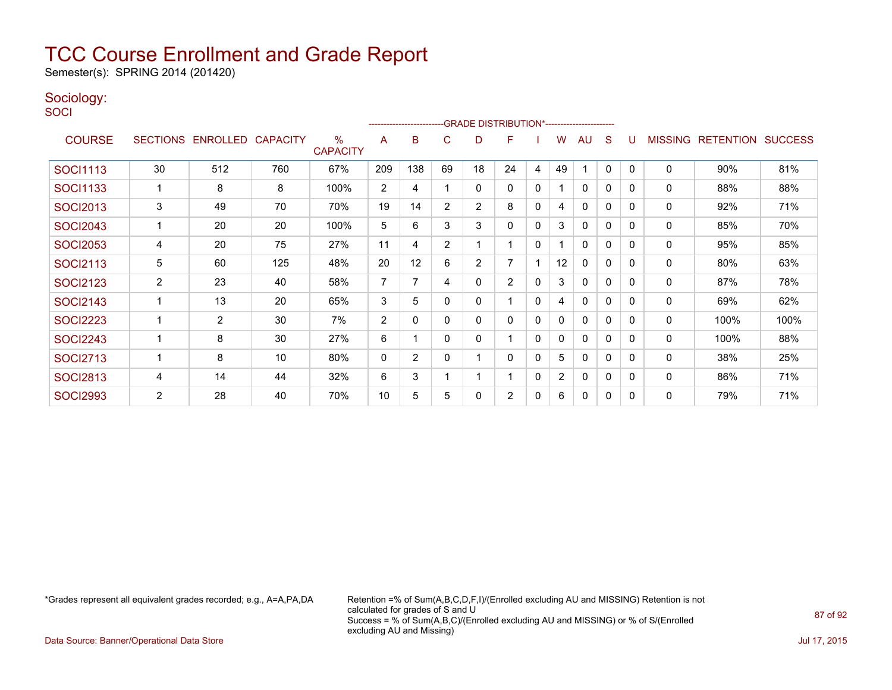# TCC Course Enrollment and Grade Report

Semester(s): SPRING 2014 (201420)

## Sociology:

SOCI

| COURSE | SECTIONS | ENROLLED | CAPACITY | % CAPACITY | A | B | C | D | F | I | W | AU | S | U | MISSING | RETENTION | SUCCESS |
|---|---|---|---|---|---|---|---|---|---|---|---|---|---|---|---|---|---|
| | | | | | GRADE DISTRIBUTION* | | | | | | | | | | | | |
| SOCI1113 | 30 | 512 | 760 | 67% | 209 | 138 | 69 | 18 | 24 | 4 | 49 | 1 | 0 | 0 | 0 | 90% | 81% |
| SOCI1133 | 1 | 8 | 8 | 100% | 2 | 4 | 1 | 0 | 0 | 0 | 1 | 0 | 0 | 0 | 0 | 88% | 88% |
| SOCI2013 | 3 | 49 | 70 | 70% | 19 | 14 | 2 | 2 | 8 | 0 | 4 | 0 | 0 | 0 | 0 | 92% | 71% |
| SOCI2043 | 1 | 20 | 20 | 100% | 5 | 6 | 3 | 3 | 0 | 0 | 3 | 0 | 0 | 0 | 0 | 85% | 70% |
| SOCI2053 | 4 | 20 | 75 | 27% | 11 | 4 | 2 | 1 | 1 | 0 | 1 | 0 | 0 | 0 | 0 | 95% | 85% |
| SOCI2113 | 5 | 60 | 125 | 48% | 20 | 12 | 6 | 2 | 7 | 1 | 12 | 0 | 0 | 0 | 0 | 80% | 63% |
| SOCI2123 | 2 | 23 | 40 | 58% | 7 | 7 | 4 | 0 | 2 | 0 | 3 | 0 | 0 | 0 | 0 | 87% | 78% |
| SOCI2143 | 1 | 13 | 20 | 65% | 3 | 5 | 0 | 0 | 1 | 0 | 4 | 0 | 0 | 0 | 0 | 69% | 62% |
| SOCI2223 | 1 | 2 | 30 | 7% | 2 | 0 | 0 | 0 | 0 | 0 | 0 | 0 | 0 | 0 | 0 | 100% | 100% |
| SOCI2243 | 1 | 8 | 30 | 27% | 6 | 1 | 0 | 0 | 1 | 0 | 0 | 0 | 0 | 0 | 0 | 100% | 88% |
| SOCI2713 | 1 | 8 | 10 | 80% | 0 | 2 | 0 | 1 | 0 | 0 | 5 | 0 | 0 | 0 | 0 | 38% | 25% |
| SOCI2813 | 4 | 14 | 44 | 32% | 6 | 3 | 1 | 1 | 1 | 0 | 2 | 0 | 0 | 0 | 0 | 86% | 71% |
| SOCI2993 | 2 | 28 | 40 | 70% | 10 | 5 | 5 | 0 | 2 | 0 | 6 | 0 | 0 | 0 | 0 | 79% | 71% |

*Grades represent all equivalent grades recorded; e.g., A=A,PA,DA

Retention =% of Sum(A,B,C,D,F,I)/(Enrolled excluding AU and MISSING) Retention is not calculated for grades of S and U
Success = % of Sum(A,B,C)/(Enrolled excluding AU and MISSING) or % of S/(Enrolled excluding AU and Missing)

Data Source: Banner/Operational Data Store

Jul 17, 2015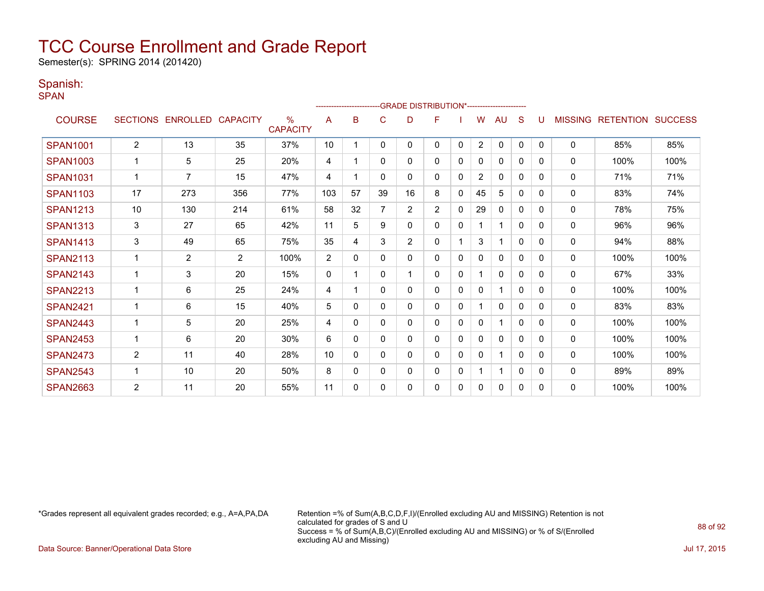# TCC Course Enrollment and Grade Report

Semester(s): SPRING 2014 (201420)

## Spanish:

SPAN

| COURSE | SECTIONS | ENROLLED | CAPACITY | % CAPACITY | A | B | C | D | F | I | W | AU | S | U | MISSING | RETENTION | SUCCESS |
|---|---|---|---|---|---|---|---|---|---|---|---|---|---|---|---|---|---|
| SPAN1001 | 2 | 13 | 35 | 37% | 10 | 1 | 0 | 0 | 0 | 0 | 2 | 0 | 0 | 0 | 0 | 85% | 85% |
| SPAN1003 | 1 | 5 | 25 | 20% | 4 | 1 | 0 | 0 | 0 | 0 | 0 | 0 | 0 | 0 | 0 | 100% | 100% |
| SPAN1031 | 1 | 7 | 15 | 47% | 4 | 1 | 0 | 0 | 0 | 0 | 2 | 0 | 0 | 0 | 0 | 71% | 71% |
| SPAN1103 | 17 | 273 | 356 | 77% | 103 | 57 | 39 | 16 | 8 | 0 | 45 | 5 | 0 | 0 | 0 | 83% | 74% |
| SPAN1213 | 10 | 130 | 214 | 61% | 58 | 32 | 7 | 2 | 2 | 0 | 29 | 0 | 0 | 0 | 0 | 78% | 75% |
| SPAN1313 | 3 | 27 | 65 | 42% | 11 | 5 | 9 | 0 | 0 | 0 | 1 | 1 | 0 | 0 | 0 | 96% | 96% |
| SPAN1413 | 3 | 49 | 65 | 75% | 35 | 4 | 3 | 2 | 0 | 1 | 3 | 1 | 0 | 0 | 0 | 94% | 88% |
| SPAN2113 | 1 | 2 | 2 | 100% | 2 | 0 | 0 | 0 | 0 | 0 | 0 | 0 | 0 | 0 | 0 | 100% | 100% |
| SPAN2143 | 1 | 3 | 20 | 15% | 0 | 1 | 0 | 1 | 0 | 0 | 1 | 0 | 0 | 0 | 0 | 67% | 33% |
| SPAN2213 | 1 | 6 | 25 | 24% | 4 | 1 | 0 | 0 | 0 | 0 | 0 | 1 | 0 | 0 | 0 | 100% | 100% |
| SPAN2421 | 1 | 6 | 15 | 40% | 5 | 0 | 0 | 0 | 0 | 0 | 1 | 0 | 0 | 0 | 0 | 83% | 83% |
| SPAN2443 | 1 | 5 | 20 | 25% | 4 | 0 | 0 | 0 | 0 | 0 | 0 | 1 | 0 | 0 | 0 | 100% | 100% |
| SPAN2453 | 1 | 6 | 20 | 30% | 6 | 0 | 0 | 0 | 0 | 0 | 0 | 0 | 0 | 0 | 0 | 100% | 100% |
| SPAN2473 | 2 | 11 | 40 | 28% | 10 | 0 | 0 | 0 | 0 | 0 | 0 | 1 | 0 | 0 | 0 | 100% | 100% |
| SPAN2543 | 1 | 10 | 20 | 50% | 8 | 0 | 0 | 0 | 0 | 0 | 1 | 1 | 0 | 0 | 0 | 89% | 89% |
| SPAN2663 | 2 | 11 | 20 | 55% | 11 | 0 | 0 | 0 | 0 | 0 | 0 | 0 | 0 | 0 | 0 | 100% | 100% |

(A through U columns: GRADE DISTRIBUTION*)

*Grades represent all equivalent grades recorded; e.g., A=A,PA,DA

Retention =% of Sum(A,B,C,D,F,I)/(Enrolled excluding AU and MISSING) Retention is not calculated for grades of S and U
Success = % of Sum(A,B,C)/(Enrolled excluding AU and MISSING) or % of S/(Enrolled excluding AU and Missing)

Data Source: Banner/Operational Data Store

Jul 17, 2015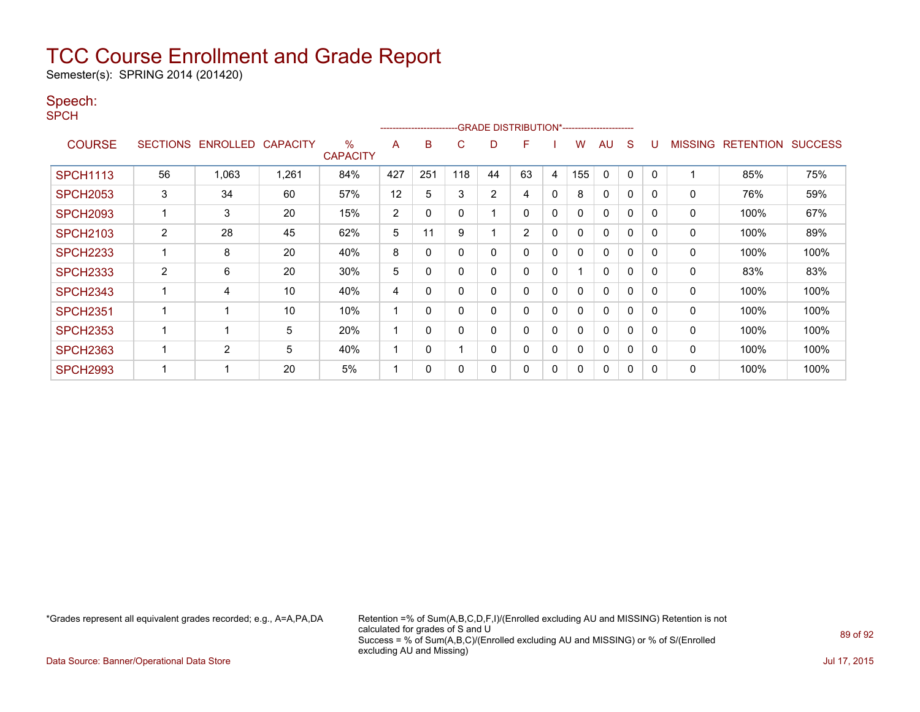# TCC Course Enrollment and Grade Report

Semester(s): SPRING 2014 (201420)

## Speech:

SPCH

| COURSE | SECTIONS | ENROLLED | CAPACITY | % CAPACITY | A | B | C | D | F | I | W | AU | S | U | MISSING | RETENTION | SUCCESS |
|---|---|---|---|---|---|---|---|---|---|---|---|---|---|---|---|---|---|
| | | | | | GRADE DISTRIBUTION* | | | | | | | | | | | | |
| SPCH1113 | 56 | 1,063 | 1,261 | 84% | 427 | 251 | 118 | 44 | 63 | 4 | 155 | 0 | 0 | 0 | 1 | 85% | 75% |
| SPCH2053 | 3 | 34 | 60 | 57% | 12 | 5 | 3 | 2 | 4 | 0 | 8 | 0 | 0 | 0 | 0 | 76% | 59% |
| SPCH2093 | 1 | 3 | 20 | 15% | 2 | 0 | 0 | 1 | 0 | 0 | 0 | 0 | 0 | 0 | 0 | 100% | 67% |
| SPCH2103 | 2 | 28 | 45 | 62% | 5 | 11 | 9 | 1 | 2 | 0 | 0 | 0 | 0 | 0 | 0 | 100% | 89% |
| SPCH2233 | 1 | 8 | 20 | 40% | 8 | 0 | 0 | 0 | 0 | 0 | 0 | 0 | 0 | 0 | 0 | 100% | 100% |
| SPCH2333 | 2 | 6 | 20 | 30% | 5 | 0 | 0 | 0 | 0 | 0 | 1 | 0 | 0 | 0 | 0 | 83% | 83% |
| SPCH2343 | 1 | 4 | 10 | 40% | 4 | 0 | 0 | 0 | 0 | 0 | 0 | 0 | 0 | 0 | 0 | 100% | 100% |
| SPCH2351 | 1 | 1 | 10 | 10% | 1 | 0 | 0 | 0 | 0 | 0 | 0 | 0 | 0 | 0 | 0 | 100% | 100% |
| SPCH2353 | 1 | 1 | 5 | 20% | 1 | 0 | 0 | 0 | 0 | 0 | 0 | 0 | 0 | 0 | 0 | 100% | 100% |
| SPCH2363 | 1 | 2 | 5 | 40% | 1 | 0 | 1 | 0 | 0 | 0 | 0 | 0 | 0 | 0 | 0 | 100% | 100% |
| SPCH2993 | 1 | 1 | 20 | 5% | 1 | 0 | 0 | 0 | 0 | 0 | 0 | 0 | 0 | 0 | 0 | 100% | 100% |

*Grades represent all equivalent grades recorded; e.g., A=A,PA,DA

Retention =% of Sum(A,B,C,D,F,I)/(Enrolled excluding AU and MISSING) Retention is not calculated for grades of S and U
Success = % of Sum(A,B,C)/(Enrolled excluding AU and MISSING) or % of S/(Enrolled excluding AU and Missing)

Data Source: Banner/Operational Data Store

Jul 17, 2015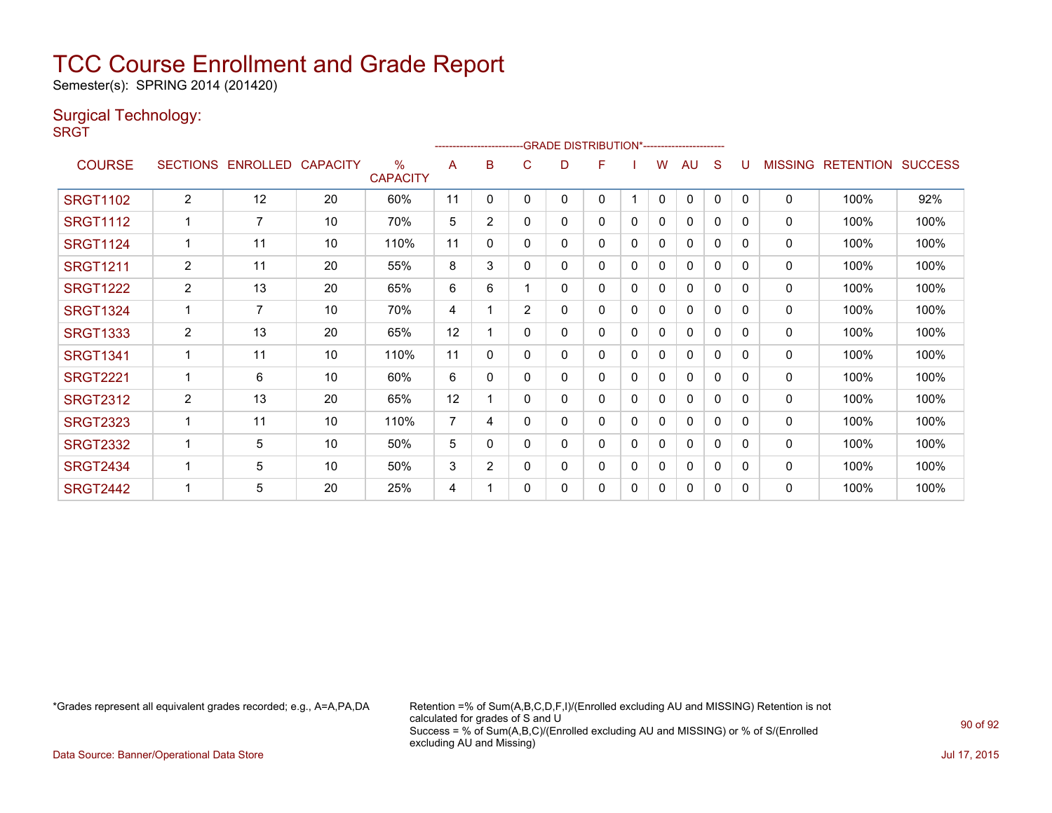# TCC Course Enrollment and Grade Report

Semester(s): SPRING 2014 (201420)

## Surgical Technology:

SRGT

| COURSE | SECTIONS | ENROLLED | CAPACITY | % CAPACITY | A | B | C | D | F | I | W | AU | S | U | MISSING | RETENTION | SUCCESS |
|---|---|---|---|---|---|---|---|---|---|---|---|---|---|---|---|---|---|
| | | | | | GRADE DISTRIBUTION* | | | | | | | | | | | | |
| SRGT1102 | 2 | 12 | 20 | 60% | 11 | 0 | 0 | 0 | 0 | 1 | 0 | 0 | 0 | 0 | 0 | 100% | 92% |
| SRGT1112 | 1 | 7 | 10 | 70% | 5 | 2 | 0 | 0 | 0 | 0 | 0 | 0 | 0 | 0 | 0 | 100% | 100% |
| SRGT1124 | 1 | 11 | 10 | 110% | 11 | 0 | 0 | 0 | 0 | 0 | 0 | 0 | 0 | 0 | 0 | 100% | 100% |
| SRGT1211 | 2 | 11 | 20 | 55% | 8 | 3 | 0 | 0 | 0 | 0 | 0 | 0 | 0 | 0 | 0 | 100% | 100% |
| SRGT1222 | 2 | 13 | 20 | 65% | 6 | 6 | 1 | 0 | 0 | 0 | 0 | 0 | 0 | 0 | 0 | 100% | 100% |
| SRGT1324 | 1 | 7 | 10 | 70% | 4 | 1 | 2 | 0 | 0 | 0 | 0 | 0 | 0 | 0 | 0 | 100% | 100% |
| SRGT1333 | 2 | 13 | 20 | 65% | 12 | 1 | 0 | 0 | 0 | 0 | 0 | 0 | 0 | 0 | 0 | 100% | 100% |
| SRGT1341 | 1 | 11 | 10 | 110% | 11 | 0 | 0 | 0 | 0 | 0 | 0 | 0 | 0 | 0 | 0 | 100% | 100% |
| SRGT2221 | 1 | 6 | 10 | 60% | 6 | 0 | 0 | 0 | 0 | 0 | 0 | 0 | 0 | 0 | 0 | 100% | 100% |
| SRGT2312 | 2 | 13 | 20 | 65% | 12 | 1 | 0 | 0 | 0 | 0 | 0 | 0 | 0 | 0 | 0 | 100% | 100% |
| SRGT2323 | 1 | 11 | 10 | 110% | 7 | 4 | 0 | 0 | 0 | 0 | 0 | 0 | 0 | 0 | 0 | 100% | 100% |
| SRGT2332 | 1 | 5 | 10 | 50% | 5 | 0 | 0 | 0 | 0 | 0 | 0 | 0 | 0 | 0 | 0 | 100% | 100% |
| SRGT2434 | 1 | 5 | 10 | 50% | 3 | 2 | 0 | 0 | 0 | 0 | 0 | 0 | 0 | 0 | 0 | 100% | 100% |
| SRGT2442 | 1 | 5 | 20 | 25% | 4 | 1 | 0 | 0 | 0 | 0 | 0 | 0 | 0 | 0 | 0 | 100% | 100% |

*Grades represent all equivalent grades recorded; e.g., A=A,PA,DA

Retention =% of Sum(A,B,C,D,F,I)/(Enrolled excluding AU and MISSING) Retention is not calculated for grades of S and U
Success = % of Sum(A,B,C)/(Enrolled excluding AU and MISSING) or % of S/(Enrolled excluding AU and Missing)

Data Source: Banner/Operational Data Store

Jul 17, 2015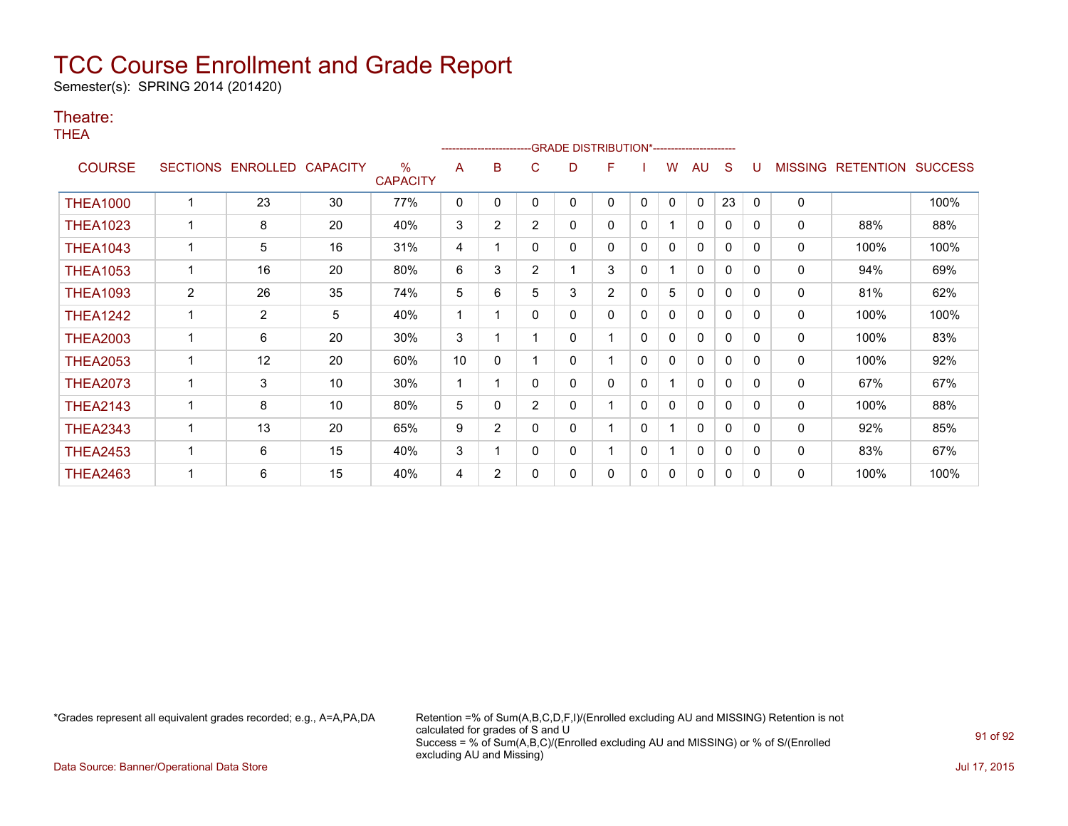# TCC Course Enrollment and Grade Report

Semester(s): SPRING 2014 (201420)

## Theatre:

THEA

| COURSE | SECTIONS | ENROLLED | CAPACITY | % CAPACITY | A | B | C | D | F | I | W | AU | S | U | MISSING | RETENTION | SUCCESS |
|---|---|---|---|---|---|---|---|---|---|---|---|---|---|---|---|---|---|
| | | | | | GRADE DISTRIBUTION* | | | | | | | | | | | | |
| THEA1000 | 1 | 23 | 30 | 77% | 0 | 0 | 0 | 0 | 0 | 0 | 0 | 0 | 23 | 0 | 0 | | 100% |
| THEA1023 | 1 | 8 | 20 | 40% | 3 | 2 | 2 | 0 | 0 | 0 | 1 | 0 | 0 | 0 | 0 | 88% | 88% |
| THEA1043 | 1 | 5 | 16 | 31% | 4 | 1 | 0 | 0 | 0 | 0 | 0 | 0 | 0 | 0 | 0 | 100% | 100% |
| THEA1053 | 1 | 16 | 20 | 80% | 6 | 3 | 2 | 1 | 3 | 0 | 1 | 0 | 0 | 0 | 0 | 94% | 69% |
| THEA1093 | 2 | 26 | 35 | 74% | 5 | 6 | 5 | 3 | 2 | 0 | 5 | 0 | 0 | 0 | 0 | 81% | 62% |
| THEA1242 | 1 | 2 | 5 | 40% | 1 | 1 | 0 | 0 | 0 | 0 | 0 | 0 | 0 | 0 | 0 | 100% | 100% |
| THEA2003 | 1 | 6 | 20 | 30% | 3 | 1 | 1 | 0 | 1 | 0 | 0 | 0 | 0 | 0 | 0 | 100% | 83% |
| THEA2053 | 1 | 12 | 20 | 60% | 10 | 0 | 1 | 0 | 1 | 0 | 0 | 0 | 0 | 0 | 0 | 100% | 92% |
| THEA2073 | 1 | 3 | 10 | 30% | 1 | 1 | 0 | 0 | 0 | 0 | 1 | 0 | 0 | 0 | 0 | 67% | 67% |
| THEA2143 | 1 | 8 | 10 | 80% | 5 | 0 | 2 | 0 | 1 | 0 | 0 | 0 | 0 | 0 | 0 | 100% | 88% |
| THEA2343 | 1 | 13 | 20 | 65% | 9 | 2 | 0 | 0 | 1 | 0 | 1 | 0 | 0 | 0 | 0 | 92% | 85% |
| THEA2453 | 1 | 6 | 15 | 40% | 3 | 1 | 0 | 0 | 1 | 0 | 1 | 0 | 0 | 0 | 0 | 83% | 67% |
| THEA2463 | 1 | 6 | 15 | 40% | 4 | 2 | 0 | 0 | 0 | 0 | 0 | 0 | 0 | 0 | 0 | 100% | 100% |

*Grades represent all equivalent grades recorded; e.g., A=A,PA,DA

Retention =% of Sum(A,B,C,D,F,I)/(Enrolled excluding AU and MISSING) Retention is not calculated for grades of S and U
Success = % of Sum(A,B,C)/(Enrolled excluding AU and MISSING) or % of S/(Enrolled excluding AU and Missing)

Data Source: Banner/Operational Data Store

Jul 17, 2015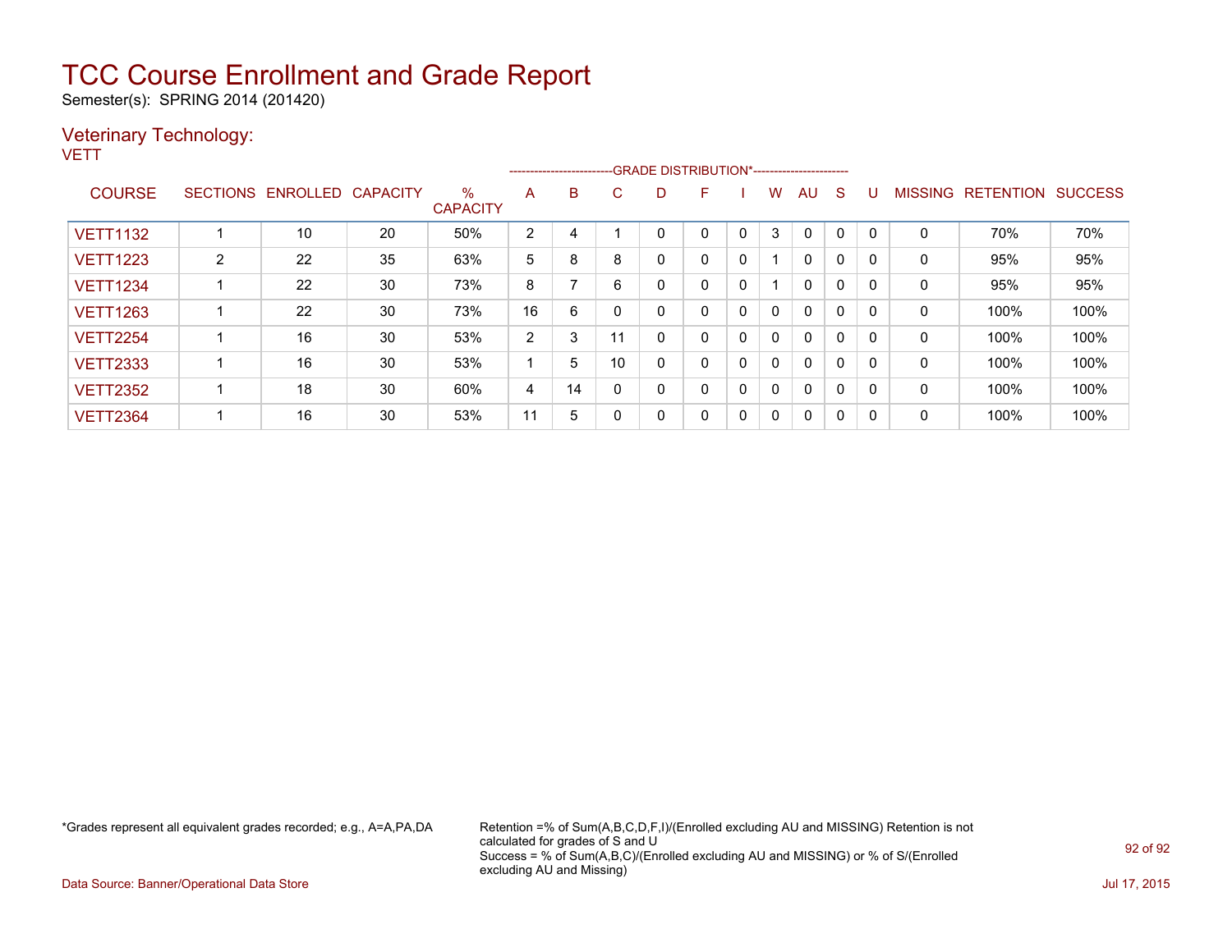# TCC Course Enrollment and Grade Report

Semester(s): SPRING 2014 (201420)

## Veterinary Technology:

VETT

| COURSE | SECTIONS | ENROLLED | CAPACITY | % CAPACITY | A | B | C | D | F | I | W | AU | S | U | MISSING | RETENTION | SUCCESS |
|---|---|---|---|---|---|---|---|---|---|---|---|---|---|---|---|---|---|
| | | | | | GRADE DISTRIBUTION* | | | | | | | | | | | | |
| VETT1132 | 1 | 10 | 20 | 50% | 2 | 4 | 1 | 0 | 0 | 0 | 3 | 0 | 0 | 0 | 0 | 70% | 70% |
| VETT1223 | 2 | 22 | 35 | 63% | 5 | 8 | 8 | 0 | 0 | 0 | 1 | 0 | 0 | 0 | 0 | 95% | 95% |
| VETT1234 | 1 | 22 | 30 | 73% | 8 | 7 | 6 | 0 | 0 | 0 | 1 | 0 | 0 | 0 | 0 | 95% | 95% |
| VETT1263 | 1 | 22 | 30 | 73% | 16 | 6 | 0 | 0 | 0 | 0 | 0 | 0 | 0 | 0 | 0 | 100% | 100% |
| VETT2254 | 1 | 16 | 30 | 53% | 2 | 3 | 11 | 0 | 0 | 0 | 0 | 0 | 0 | 0 | 0 | 100% | 100% |
| VETT2333 | 1 | 16 | 30 | 53% | 1 | 5 | 10 | 0 | 0 | 0 | 0 | 0 | 0 | 0 | 0 | 100% | 100% |
| VETT2352 | 1 | 18 | 30 | 60% | 4 | 14 | 0 | 0 | 0 | 0 | 0 | 0 | 0 | 0 | 0 | 100% | 100% |
| VETT2364 | 1 | 16 | 30 | 53% | 11 | 5 | 0 | 0 | 0 | 0 | 0 | 0 | 0 | 0 | 0 | 100% | 100% |

*Grades represent all equivalent grades recorded; e.g., A=A,PA,DA

Retention =% of Sum(A,B,C,D,F,I)/(Enrolled excluding AU and MISSING) Retention is not calculated for grades of S and U
Success = % of Sum(A,B,C)/(Enrolled excluding AU and MISSING) or % of S/(Enrolled excluding AU and Missing)

Data Source: Banner/Operational Data Store

Jul 17, 2015